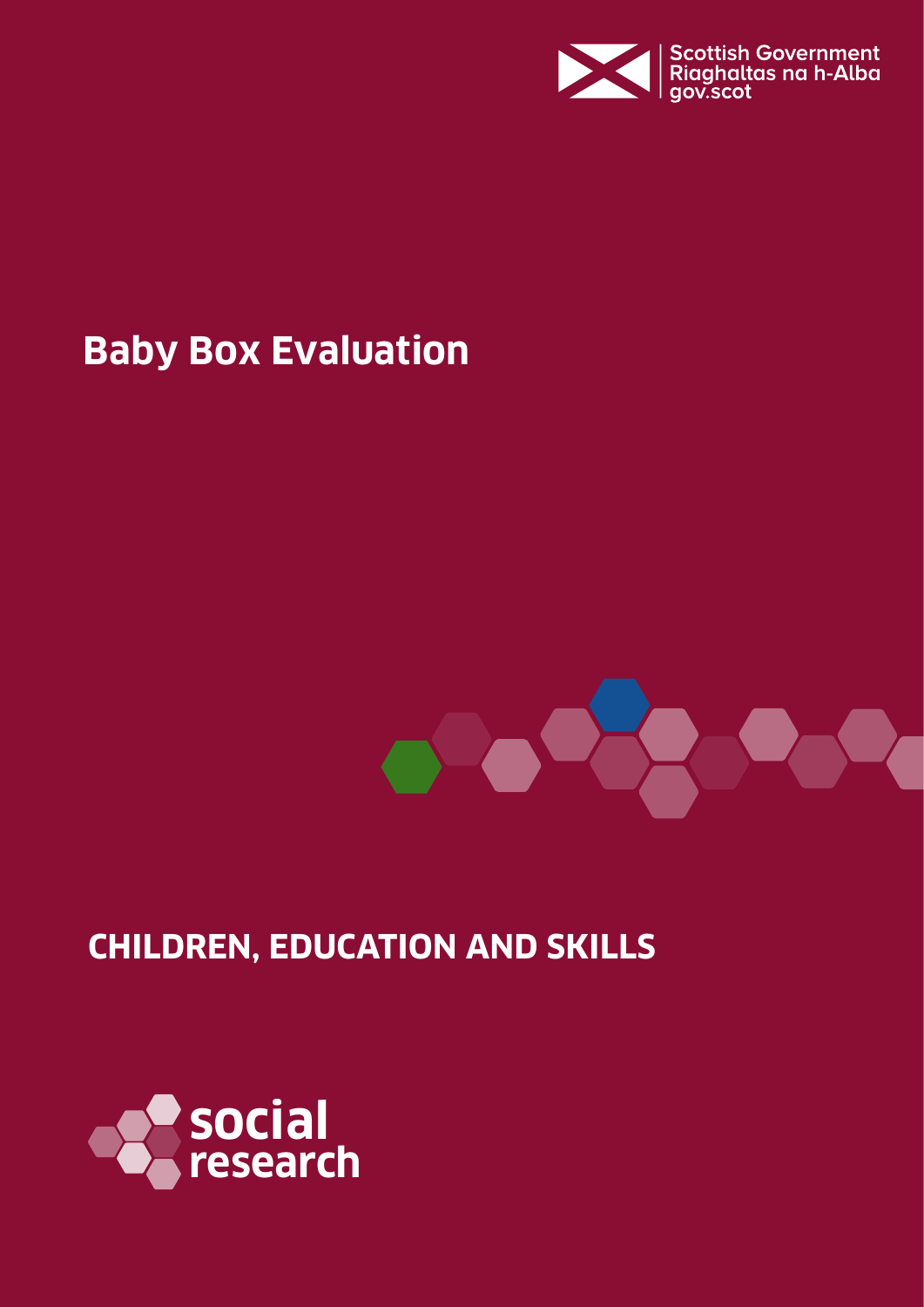Scottish Government
Riaghaltas na h-Alba
gov.scot

# Baby Box Evaluation

## CHILDREN, EDUCATION AND SKILLS

social research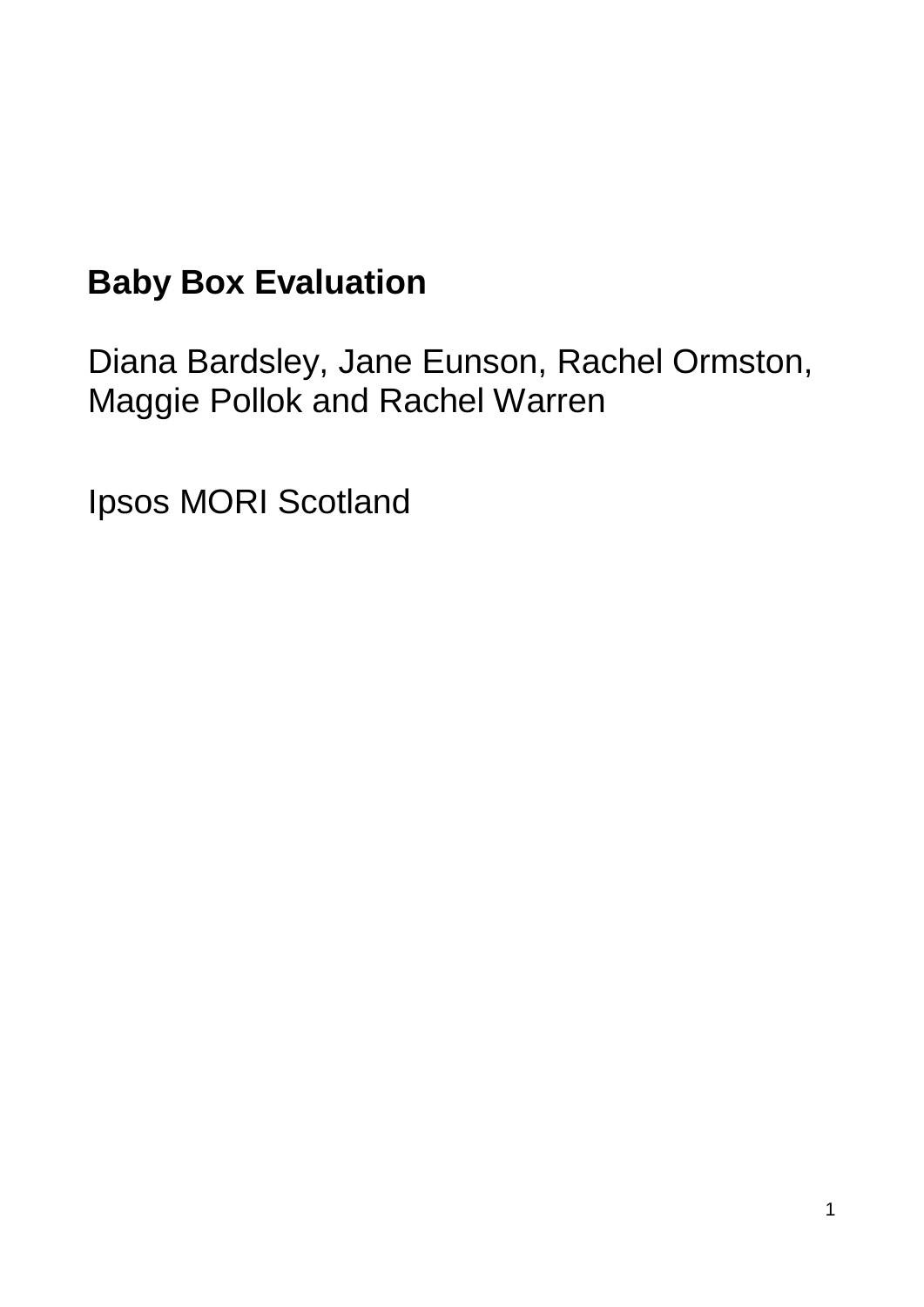# Baby Box Evaluation

Diana Bardsley, Jane Eunson, Rachel Ormston, Maggie Pollok and Rachel Warren

Ipsos MORI Scotland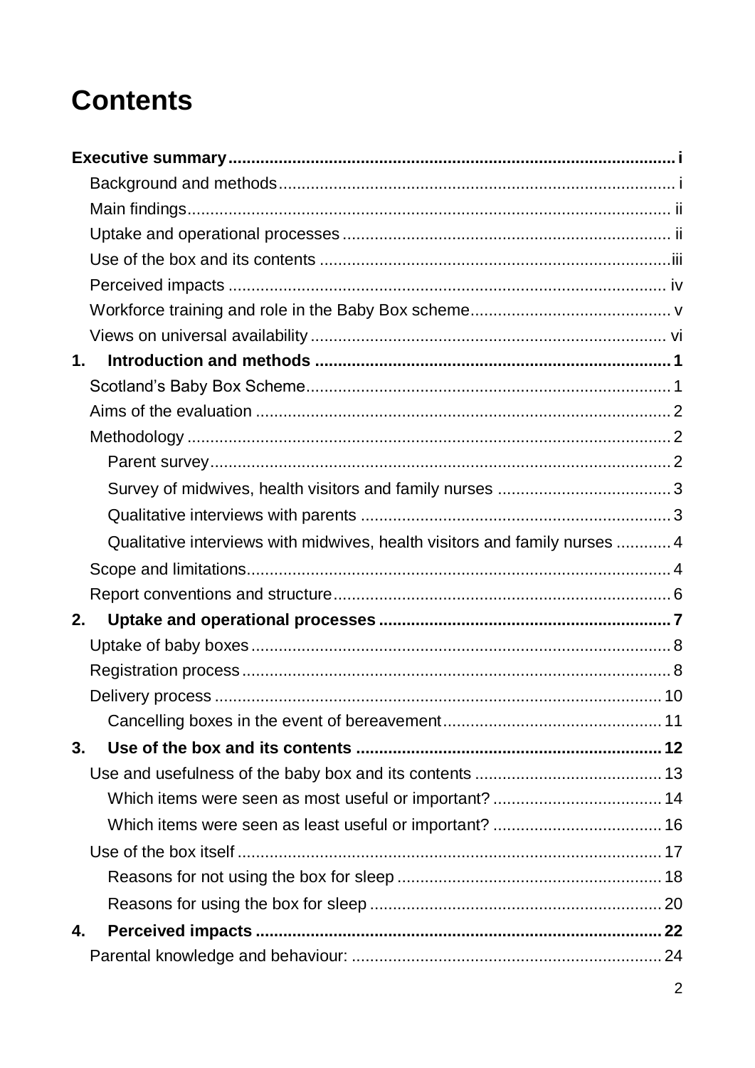# Contents

**Executive summary** .......... i

- Background and methods .......... i
- Main findings .......... ii
- Uptake and operational processes .......... ii
- Use of the box and its contents .......... iii
- Perceived impacts .......... iv
- Workforce training and role in the Baby Box scheme .......... v
- Views on universal availability .......... vi

**1. Introduction and methods** .......... 1

- Scotland's Baby Box Scheme .......... 1
- Aims of the evaluation .......... 2
- Methodology .......... 2
  - Parent survey .......... 2
  - Survey of midwives, health visitors and family nurses .......... 3
  - Qualitative interviews with parents .......... 3
  - Qualitative interviews with midwives, health visitors and family nurses .......... 4
- Scope and limitations .......... 4
- Report conventions and structure .......... 6

**2. Uptake and operational processes** .......... 7

- Uptake of baby boxes .......... 8
- Registration process .......... 8
- Delivery process .......... 10
  - Cancelling boxes in the event of bereavement .......... 11

**3. Use of the box and its contents** .......... 12

- Use and usefulness of the baby box and its contents .......... 13
  - Which items were seen as most useful or important? .......... 14
  - Which items were seen as least useful or important? .......... 16
- Use of the box itself .......... 17
  - Reasons for not using the box for sleep .......... 18
  - Reasons for using the box for sleep .......... 20

**4. Perceived impacts** .......... 22

- Parental knowledge and behaviour: .......... 24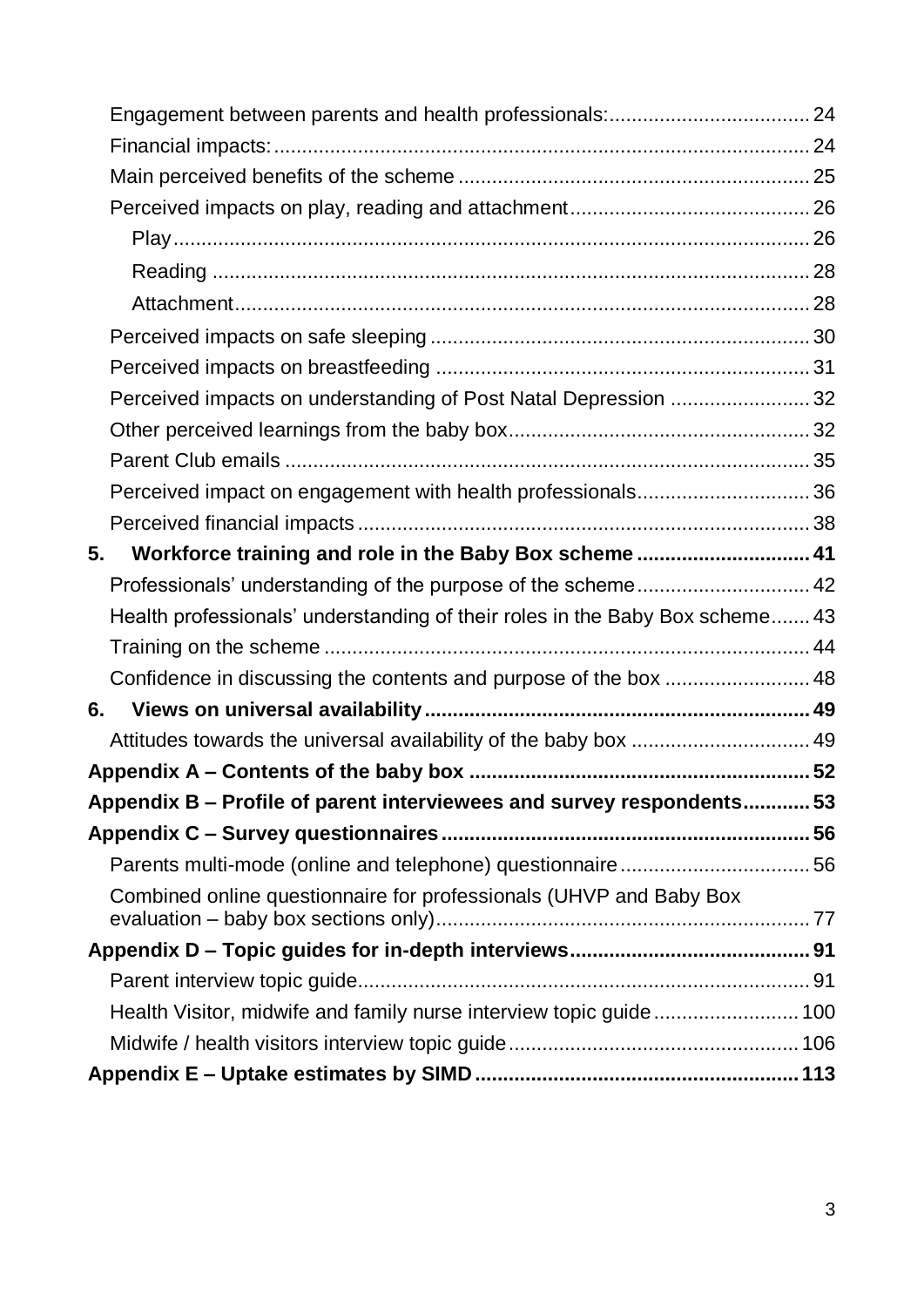Engagement between parents and health professionals: 24

Financial impacts: 24

Main perceived benefits of the scheme 25

Perceived impacts on play, reading and attachment 26

Play 26

Reading 28

Attachment 28

Perceived impacts on safe sleeping 30

Perceived impacts on breastfeeding 31

Perceived impacts on understanding of Post Natal Depression 32

Other perceived learnings from the baby box 32

Parent Club emails 35

Perceived impact on engagement with health professionals 36

Perceived financial impacts 38

**5. Workforce training and role in the Baby Box scheme 41**

Professionals' understanding of the purpose of the scheme 42

Health professionals' understanding of their roles in the Baby Box scheme 43

Training on the scheme 44

Confidence in discussing the contents and purpose of the box 48

**6. Views on universal availability 49**

Attitudes towards the universal availability of the baby box 49

**Appendix A – Contents of the baby box 52**

**Appendix B – Profile of parent interviewees and survey respondents 53**

**Appendix C – Survey questionnaires 56**

Parents multi-mode (online and telephone) questionnaire 56

Combined online questionnaire for professionals (UHVP and Baby Box evaluation – baby box sections only) 77

**Appendix D – Topic guides for in-depth interviews 91**

Parent interview topic guide 91

Health Visitor, midwife and family nurse interview topic guide 100

Midwife / health visitors interview topic guide 106

**Appendix E – Uptake estimates by SIMD 113**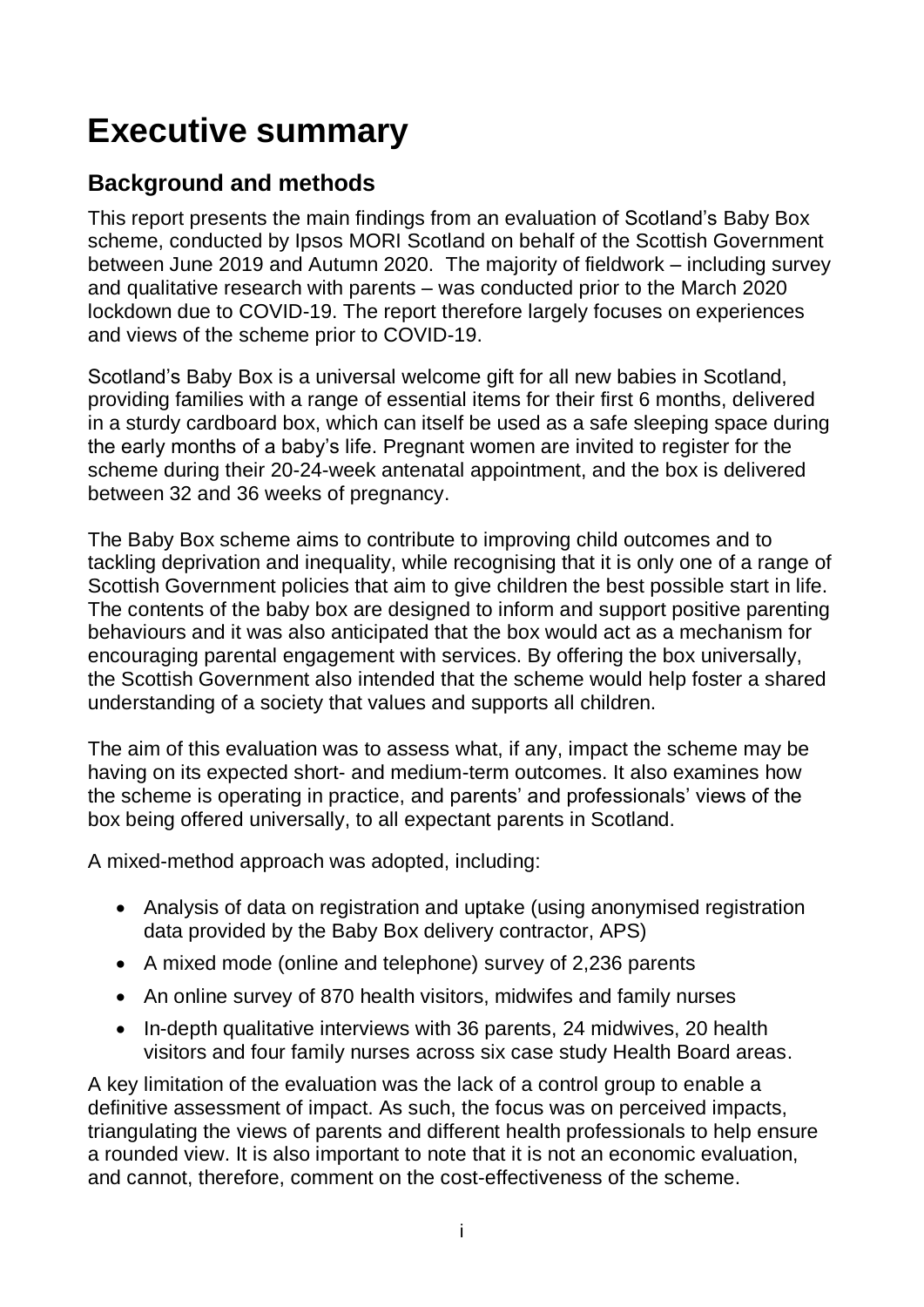# Executive summary

## Background and methods

This report presents the main findings from an evaluation of Scotland's Baby Box scheme, conducted by Ipsos MORI Scotland on behalf of the Scottish Government between June 2019 and Autumn 2020. The majority of fieldwork – including survey and qualitative research with parents – was conducted prior to the March 2020 lockdown due to COVID-19. The report therefore largely focuses on experiences and views of the scheme prior to COVID-19.

Scotland's Baby Box is a universal welcome gift for all new babies in Scotland, providing families with a range of essential items for their first 6 months, delivered in a sturdy cardboard box, which can itself be used as a safe sleeping space during the early months of a baby's life. Pregnant women are invited to register for the scheme during their 20-24-week antenatal appointment, and the box is delivered between 32 and 36 weeks of pregnancy.

The Baby Box scheme aims to contribute to improving child outcomes and to tackling deprivation and inequality, while recognising that it is only one of a range of Scottish Government policies that aim to give children the best possible start in life. The contents of the baby box are designed to inform and support positive parenting behaviours and it was also anticipated that the box would act as a mechanism for encouraging parental engagement with services. By offering the box universally, the Scottish Government also intended that the scheme would help foster a shared understanding of a society that values and supports all children.

The aim of this evaluation was to assess what, if any, impact the scheme may be having on its expected short- and medium-term outcomes. It also examines how the scheme is operating in practice, and parents' and professionals' views of the box being offered universally, to all expectant parents in Scotland.

A mixed-method approach was adopted, including:

- Analysis of data on registration and uptake (using anonymised registration data provided by the Baby Box delivery contractor, APS)
- A mixed mode (online and telephone) survey of 2,236 parents
- An online survey of 870 health visitors, midwifes and family nurses
- In-depth qualitative interviews with 36 parents, 24 midwives, 20 health visitors and four family nurses across six case study Health Board areas.

A key limitation of the evaluation was the lack of a control group to enable a definitive assessment of impact. As such, the focus was on perceived impacts, triangulating the views of parents and different health professionals to help ensure a rounded view. It is also important to note that it is not an economic evaluation, and cannot, therefore, comment on the cost-effectiveness of the scheme.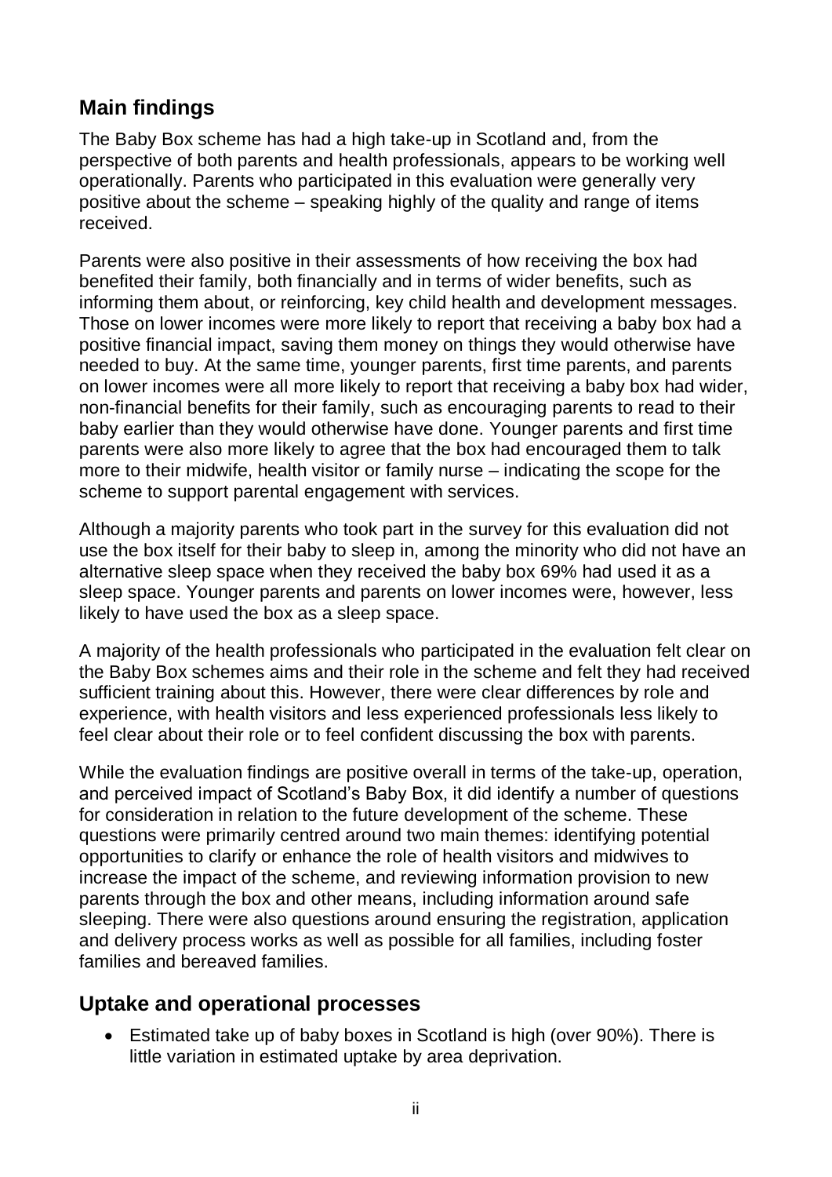## Main findings

The Baby Box scheme has had a high take-up in Scotland and, from the perspective of both parents and health professionals, appears to be working well operationally. Parents who participated in this evaluation were generally very positive about the scheme – speaking highly of the quality and range of items received.

Parents were also positive in their assessments of how receiving the box had benefited their family, both financially and in terms of wider benefits, such as informing them about, or reinforcing, key child health and development messages. Those on lower incomes were more likely to report that receiving a baby box had a positive financial impact, saving them money on things they would otherwise have needed to buy. At the same time, younger parents, first time parents, and parents on lower incomes were all more likely to report that receiving a baby box had wider, non-financial benefits for their family, such as encouraging parents to read to their baby earlier than they would otherwise have done. Younger parents and first time parents were also more likely to agree that the box had encouraged them to talk more to their midwife, health visitor or family nurse – indicating the scope for the scheme to support parental engagement with services.

Although a majority parents who took part in the survey for this evaluation did not use the box itself for their baby to sleep in, among the minority who did not have an alternative sleep space when they received the baby box 69% had used it as a sleep space. Younger parents and parents on lower incomes were, however, less likely to have used the box as a sleep space.

A majority of the health professionals who participated in the evaluation felt clear on the Baby Box schemes aims and their role in the scheme and felt they had received sufficient training about this. However, there were clear differences by role and experience, with health visitors and less experienced professionals less likely to feel clear about their role or to feel confident discussing the box with parents.

While the evaluation findings are positive overall in terms of the take-up, operation, and perceived impact of Scotland's Baby Box, it did identify a number of questions for consideration in relation to the future development of the scheme. These questions were primarily centred around two main themes: identifying potential opportunities to clarify or enhance the role of health visitors and midwives to increase the impact of the scheme, and reviewing information provision to new parents through the box and other means, including information around safe sleeping. There were also questions around ensuring the registration, application and delivery process works as well as possible for all families, including foster families and bereaved families.

## Uptake and operational processes

- Estimated take up of baby boxes in Scotland is high (over 90%). There is little variation in estimated uptake by area deprivation.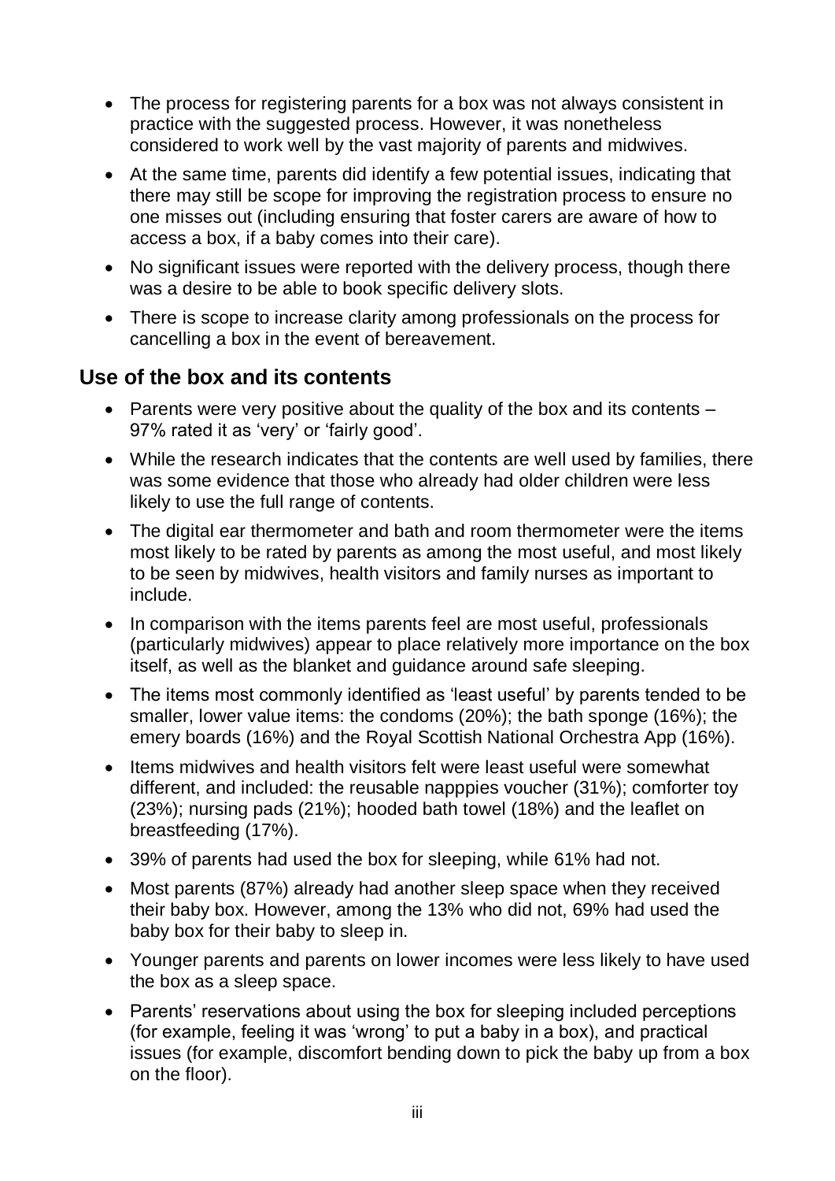- The process for registering parents for a box was not always consistent in practice with the suggested process. However, it was nonetheless considered to work well by the vast majority of parents and midwives.
- At the same time, parents did identify a few potential issues, indicating that there may still be scope for improving the registration process to ensure no one misses out (including ensuring that foster carers are aware of how to access a box, if a baby comes into their care).
- No significant issues were reported with the delivery process, though there was a desire to be able to book specific delivery slots.
- There is scope to increase clarity among professionals on the process for cancelling a box in the event of bereavement.

## Use of the box and its contents

- Parents were very positive about the quality of the box and its contents – 97% rated it as 'very' or 'fairly good'.
- While the research indicates that the contents are well used by families, there was some evidence that those who already had older children were less likely to use the full range of contents.
- The digital ear thermometer and bath and room thermometer were the items most likely to be rated by parents as among the most useful, and most likely to be seen by midwives, health visitors and family nurses as important to include.
- In comparison with the items parents feel are most useful, professionals (particularly midwives) appear to place relatively more importance on the box itself, as well as the blanket and guidance around safe sleeping.
- The items most commonly identified as 'least useful' by parents tended to be smaller, lower value items: the condoms (20%); the bath sponge (16%); the emery boards (16%) and the Royal Scottish National Orchestra App (16%).
- Items midwives and health visitors felt were least useful were somewhat different, and included: the reusable napppies voucher (31%); comforter toy (23%); nursing pads (21%); hooded bath towel (18%) and the leaflet on breastfeeding (17%).
- 39% of parents had used the box for sleeping, while 61% had not.
- Most parents (87%) already had another sleep space when they received their baby box. However, among the 13% who did not, 69% had used the baby box for their baby to sleep in.
- Younger parents and parents on lower incomes were less likely to have used the box as a sleep space.
- Parents' reservations about using the box for sleeping included perceptions (for example, feeling it was 'wrong' to put a baby in a box), and practical issues (for example, discomfort bending down to pick the baby up from a box on the floor).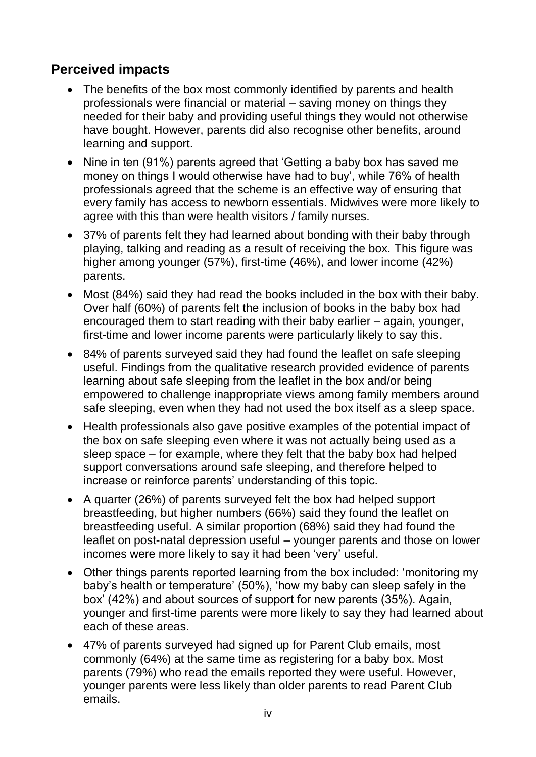## Perceived impacts

- The benefits of the box most commonly identified by parents and health professionals were financial or material – saving money on things they needed for their baby and providing useful things they would not otherwise have bought. However, parents did also recognise other benefits, around learning and support.
- Nine in ten (91%) parents agreed that 'Getting a baby box has saved me money on things I would otherwise have had to buy', while 76% of health professionals agreed that the scheme is an effective way of ensuring that every family has access to newborn essentials. Midwives were more likely to agree with this than were health visitors / family nurses.
- 37% of parents felt they had learned about bonding with their baby through playing, talking and reading as a result of receiving the box. This figure was higher among younger (57%), first-time (46%), and lower income (42%) parents.
- Most (84%) said they had read the books included in the box with their baby. Over half (60%) of parents felt the inclusion of books in the baby box had encouraged them to start reading with their baby earlier – again, younger, first-time and lower income parents were particularly likely to say this.
- 84% of parents surveyed said they had found the leaflet on safe sleeping useful. Findings from the qualitative research provided evidence of parents learning about safe sleeping from the leaflet in the box and/or being empowered to challenge inappropriate views among family members around safe sleeping, even when they had not used the box itself as a sleep space.
- Health professionals also gave positive examples of the potential impact of the box on safe sleeping even where it was not actually being used as a sleep space – for example, where they felt that the baby box had helped support conversations around safe sleeping, and therefore helped to increase or reinforce parents' understanding of this topic.
- A quarter (26%) of parents surveyed felt the box had helped support breastfeeding, but higher numbers (66%) said they found the leaflet on breastfeeding useful. A similar proportion (68%) said they had found the leaflet on post-natal depression useful – younger parents and those on lower incomes were more likely to say it had been 'very' useful.
- Other things parents reported learning from the box included: 'monitoring my baby's health or temperature' (50%), 'how my baby can sleep safely in the box' (42%) and about sources of support for new parents (35%). Again, younger and first-time parents were more likely to say they had learned about each of these areas.
- 47% of parents surveyed had signed up for Parent Club emails, most commonly (64%) at the same time as registering for a baby box. Most parents (79%) who read the emails reported they were useful. However, younger parents were less likely than older parents to read Parent Club emails.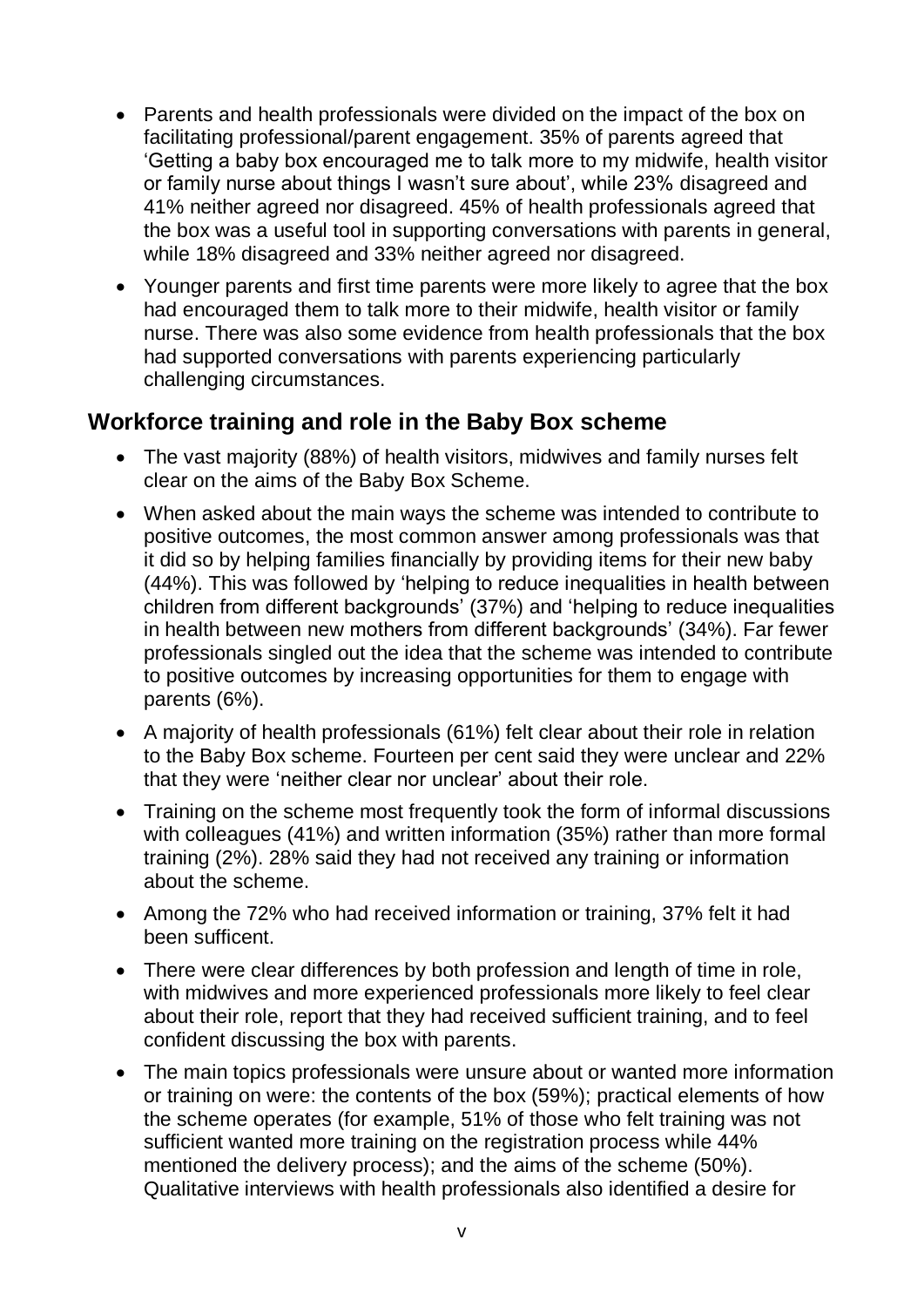- Parents and health professionals were divided on the impact of the box on facilitating professional/parent engagement. 35% of parents agreed that 'Getting a baby box encouraged me to talk more to my midwife, health visitor or family nurse about things I wasn't sure about', while 23% disagreed and 41% neither agreed nor disagreed. 45% of health professionals agreed that the box was a useful tool in supporting conversations with parents in general, while 18% disagreed and 33% neither agreed nor disagreed.
- Younger parents and first time parents were more likely to agree that the box had encouraged them to talk more to their midwife, health visitor or family nurse. There was also some evidence from health professionals that the box had supported conversations with parents experiencing particularly challenging circumstances.

## Workforce training and role in the Baby Box scheme

- The vast majority (88%) of health visitors, midwives and family nurses felt clear on the aims of the Baby Box Scheme.
- When asked about the main ways the scheme was intended to contribute to positive outcomes, the most common answer among professionals was that it did so by helping families financially by providing items for their new baby (44%). This was followed by 'helping to reduce inequalities in health between children from different backgrounds' (37%) and 'helping to reduce inequalities in health between new mothers from different backgrounds' (34%). Far fewer professionals singled out the idea that the scheme was intended to contribute to positive outcomes by increasing opportunities for them to engage with parents (6%).
- A majority of health professionals (61%) felt clear about their role in relation to the Baby Box scheme. Fourteen per cent said they were unclear and 22% that they were 'neither clear nor unclear' about their role.
- Training on the scheme most frequently took the form of informal discussions with colleagues (41%) and written information (35%) rather than more formal training (2%). 28% said they had not received any training or information about the scheme.
- Among the 72% who had received information or training, 37% felt it had been sufficent.
- There were clear differences by both profession and length of time in role, with midwives and more experienced professionals more likely to feel clear about their role, report that they had received sufficient training, and to feel confident discussing the box with parents.
- The main topics professionals were unsure about or wanted more information or training on were: the contents of the box (59%); practical elements of how the scheme operates (for example, 51% of those who felt training was not sufficient wanted more training on the registration process while 44% mentioned the delivery process); and the aims of the scheme (50%). Qualitative interviews with health professionals also identified a desire for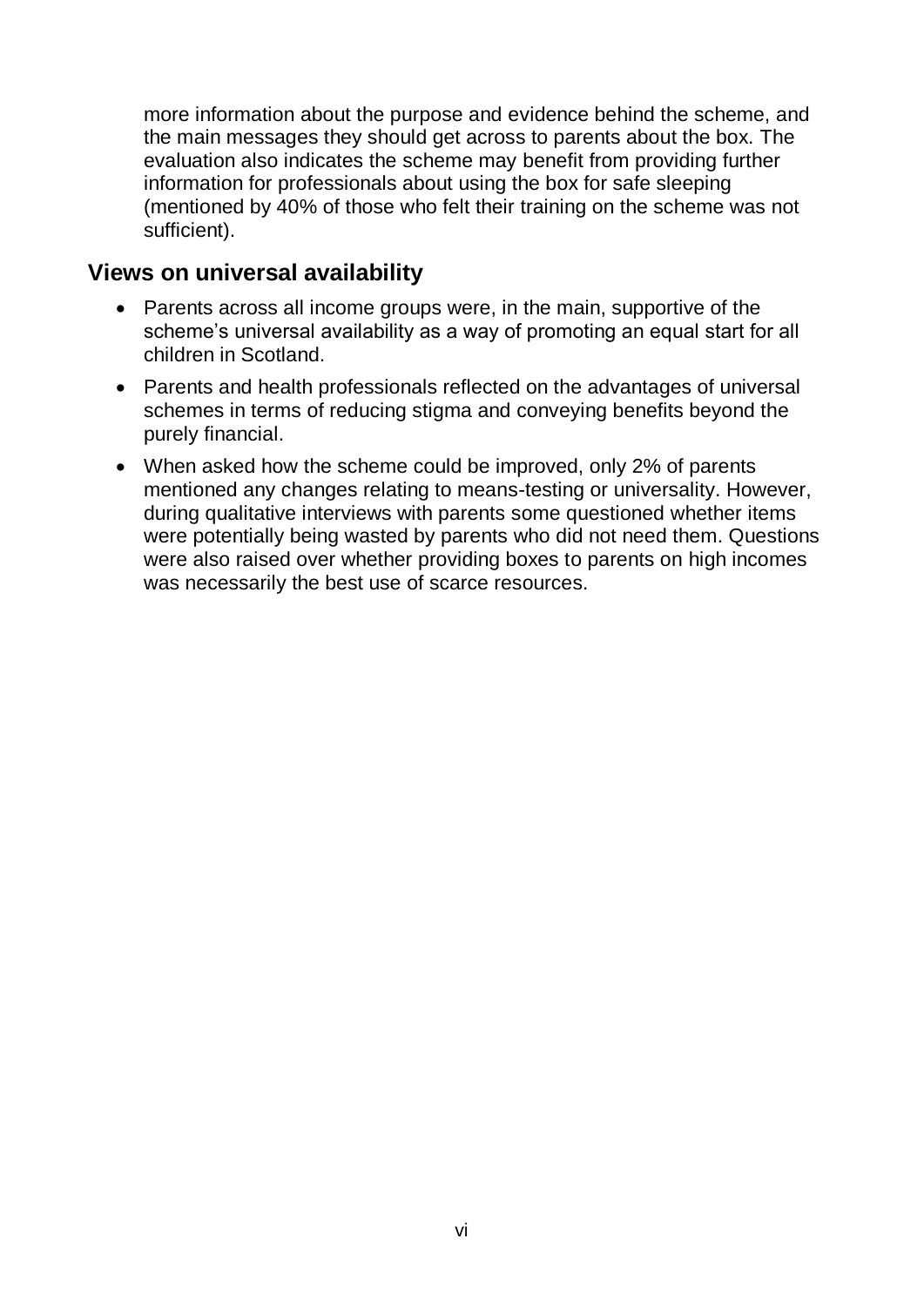more information about the purpose and evidence behind the scheme, and the main messages they should get across to parents about the box. The evaluation also indicates the scheme may benefit from providing further information for professionals about using the box for safe sleeping (mentioned by 40% of those who felt their training on the scheme was not sufficient).

## Views on universal availability

- Parents across all income groups were, in the main, supportive of the scheme's universal availability as a way of promoting an equal start for all children in Scotland.
- Parents and health professionals reflected on the advantages of universal schemes in terms of reducing stigma and conveying benefits beyond the purely financial.
- When asked how the scheme could be improved, only 2% of parents mentioned any changes relating to means-testing or universality. However, during qualitative interviews with parents some questioned whether items were potentially being wasted by parents who did not need them. Questions were also raised over whether providing boxes to parents on high incomes was necessarily the best use of scarce resources.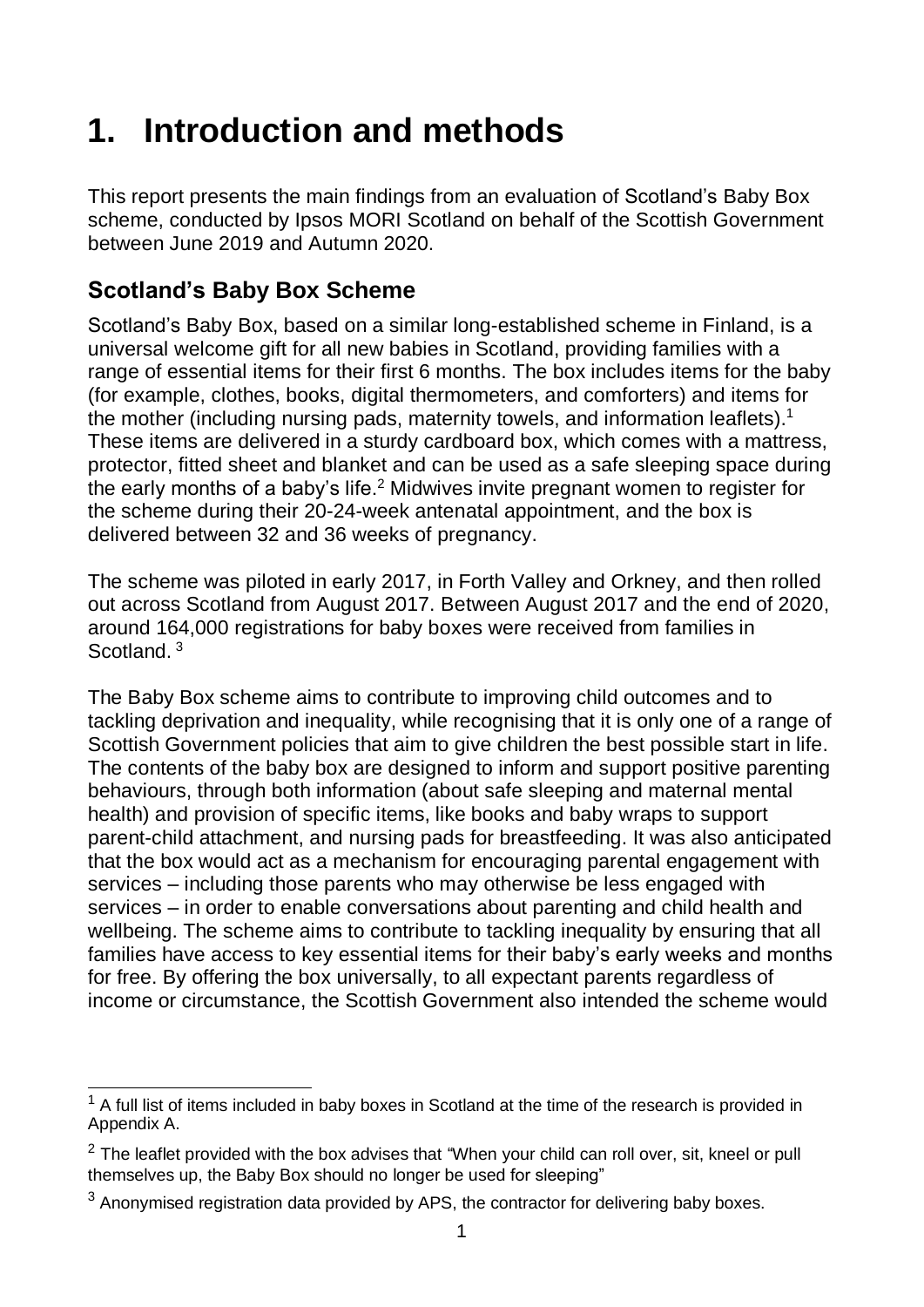# 1. Introduction and methods

This report presents the main findings from an evaluation of Scotland's Baby Box scheme, conducted by Ipsos MORI Scotland on behalf of the Scottish Government between June 2019 and Autumn 2020.

## Scotland's Baby Box Scheme

Scotland's Baby Box, based on a similar long-established scheme in Finland, is a universal welcome gift for all new babies in Scotland, providing families with a range of essential items for their first 6 months. The box includes items for the baby (for example, clothes, books, digital thermometers, and comforters) and items for the mother (including nursing pads, maternity towels, and information leaflets).[1] These items are delivered in a sturdy cardboard box, which comes with a mattress, protector, fitted sheet and blanket and can be used as a safe sleeping space during the early months of a baby's life.[2] Midwives invite pregnant women to register for the scheme during their 20-24-week antenatal appointment, and the box is delivered between 32 and 36 weeks of pregnancy.

The scheme was piloted in early 2017, in Forth Valley and Orkney, and then rolled out across Scotland from August 2017. Between August 2017 and the end of 2020, around 164,000 registrations for baby boxes were received from families in Scotland. [3]

The Baby Box scheme aims to contribute to improving child outcomes and to tackling deprivation and inequality, while recognising that it is only one of a range of Scottish Government policies that aim to give children the best possible start in life. The contents of the baby box are designed to inform and support positive parenting behaviours, through both information (about safe sleeping and maternal mental health) and provision of specific items, like books and baby wraps to support parent-child attachment, and nursing pads for breastfeeding. It was also anticipated that the box would act as a mechanism for encouraging parental engagement with services – including those parents who may otherwise be less engaged with services – in order to enable conversations about parenting and child health and wellbeing. The scheme aims to contribute to tackling inequality by ensuring that all families have access to key essential items for their baby's early weeks and months for free. By offering the box universally, to all expectant parents regardless of income or circumstance, the Scottish Government also intended the scheme would

---

[1] A full list of items included in baby boxes in Scotland at the time of the research is provided in Appendix A.

[2] The leaflet provided with the box advises that "When your child can roll over, sit, kneel or pull themselves up, the Baby Box should no longer be used for sleeping"

[3] Anonymised registration data provided by APS, the contractor for delivering baby boxes.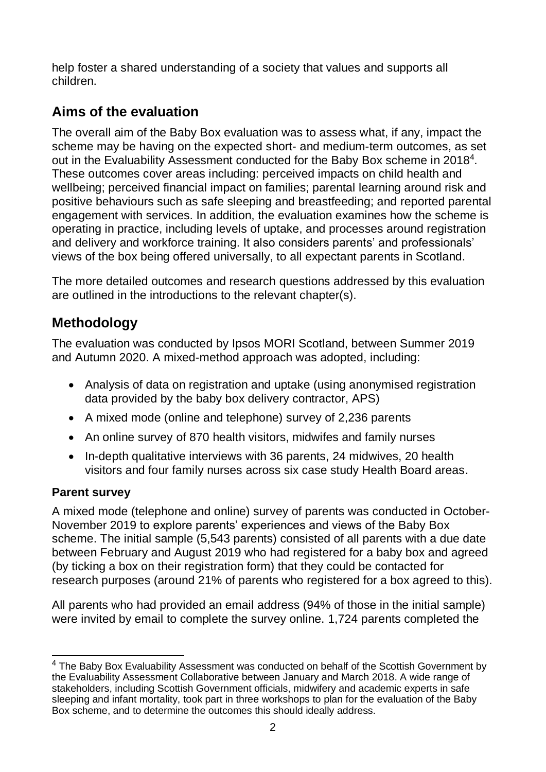help foster a shared understanding of a society that values and supports all children.

## Aims of the evaluation

The overall aim of the Baby Box evaluation was to assess what, if any, impact the scheme may be having on the expected short- and medium-term outcomes, as set out in the Evaluability Assessment conducted for the Baby Box scheme in 2018[4]. These outcomes cover areas including: perceived impacts on child health and wellbeing; perceived financial impact on families; parental learning around risk and positive behaviours such as safe sleeping and breastfeeding; and reported parental engagement with services. In addition, the evaluation examines how the scheme is operating in practice, including levels of uptake, and processes around registration and delivery and workforce training. It also considers parents' and professionals' views of the box being offered universally, to all expectant parents in Scotland.

The more detailed outcomes and research questions addressed by this evaluation are outlined in the introductions to the relevant chapter(s).

## Methodology

The evaluation was conducted by Ipsos MORI Scotland, between Summer 2019 and Autumn 2020. A mixed-method approach was adopted, including:

- Analysis of data on registration and uptake (using anonymised registration data provided by the baby box delivery contractor, APS)
- A mixed mode (online and telephone) survey of 2,236 parents
- An online survey of 870 health visitors, midwifes and family nurses
- In-depth qualitative interviews with 36 parents, 24 midwives, 20 health visitors and four family nurses across six case study Health Board areas.

### Parent survey

A mixed mode (telephone and online) survey of parents was conducted in October-November 2019 to explore parents' experiences and views of the Baby Box scheme. The initial sample (5,543 parents) consisted of all parents with a due date between February and August 2019 who had registered for a baby box and agreed (by ticking a box on their registration form) that they could be contacted for research purposes (around 21% of parents who registered for a box agreed to this).

All parents who had provided an email address (94% of those in the initial sample) were invited by email to complete the survey online. 1,724 parents completed the

[4] The Baby Box Evaluability Assessment was conducted on behalf of the Scottish Government by the Evaluability Assessment Collaborative between January and March 2018. A wide range of stakeholders, including Scottish Government officials, midwifery and academic experts in safe sleeping and infant mortality, took part in three workshops to plan for the evaluation of the Baby Box scheme, and to determine the outcomes this should ideally address.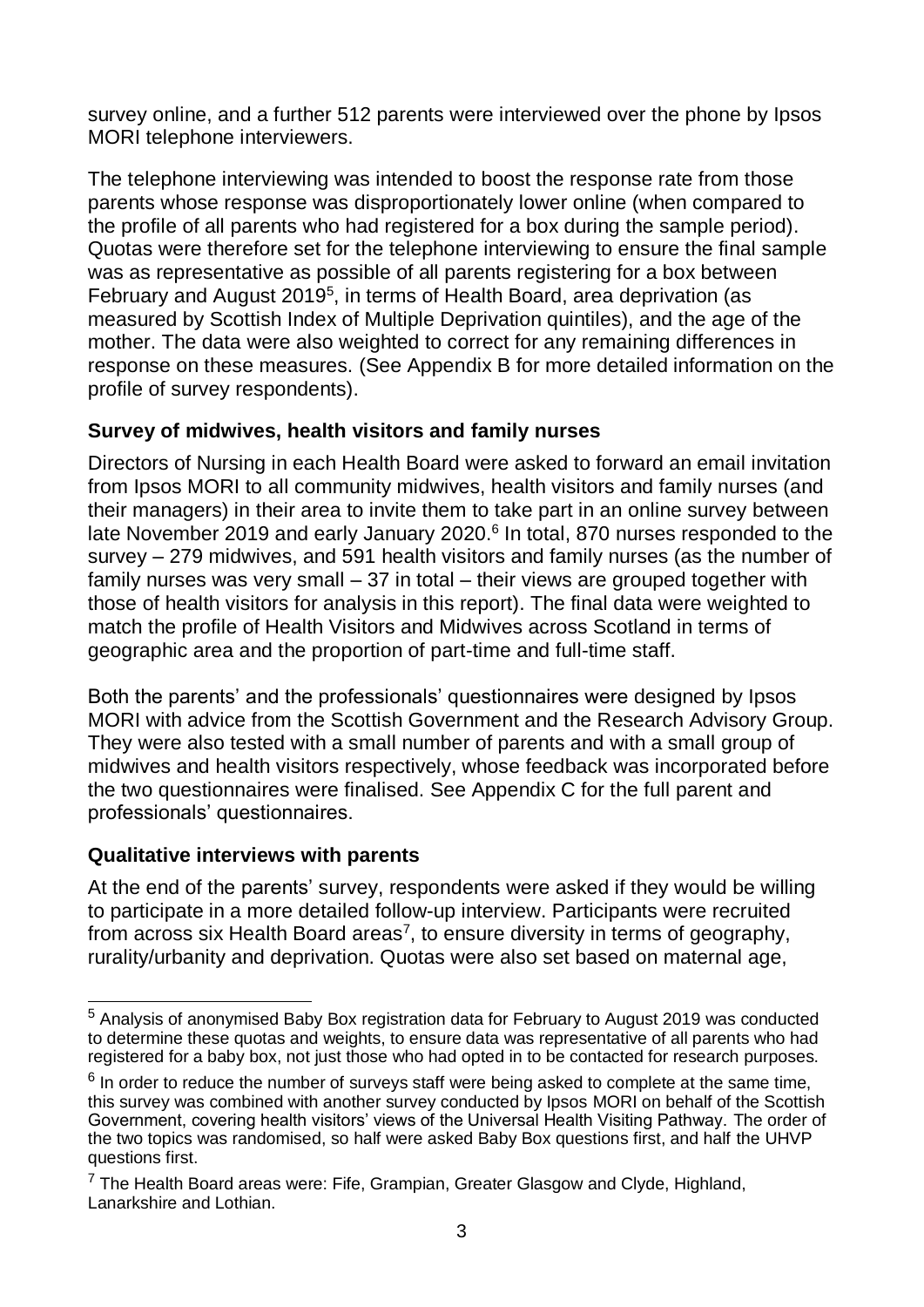survey online, and a further 512 parents were interviewed over the phone by Ipsos MORI telephone interviewers.

The telephone interviewing was intended to boost the response rate from those parents whose response was disproportionately lower online (when compared to the profile of all parents who had registered for a box during the sample period). Quotas were therefore set for the telephone interviewing to ensure the final sample was as representative as possible of all parents registering for a box between February and August 2019[5], in terms of Health Board, area deprivation (as measured by Scottish Index of Multiple Deprivation quintiles), and the age of the mother. The data were also weighted to correct for any remaining differences in response on these measures. (See Appendix B for more detailed information on the profile of survey respondents).

**Survey of midwives, health visitors and family nurses**

Directors of Nursing in each Health Board were asked to forward an email invitation from Ipsos MORI to all community midwives, health visitors and family nurses (and their managers) in their area to invite them to take part in an online survey between late November 2019 and early January 2020.[6] In total, 870 nurses responded to the survey – 279 midwives, and 591 health visitors and family nurses (as the number of family nurses was very small – 37 in total – their views are grouped together with those of health visitors for analysis in this report). The final data were weighted to match the profile of Health Visitors and Midwives across Scotland in terms of geographic area and the proportion of part-time and full-time staff.

Both the parents' and the professionals' questionnaires were designed by Ipsos MORI with advice from the Scottish Government and the Research Advisory Group. They were also tested with a small number of parents and with a small group of midwives and health visitors respectively, whose feedback was incorporated before the two questionnaires were finalised. See Appendix C for the full parent and professionals' questionnaires.

**Qualitative interviews with parents**

At the end of the parents' survey, respondents were asked if they would be willing to participate in a more detailed follow-up interview. Participants were recruited from across six Health Board areas[7], to ensure diversity in terms of geography, rurality/urbanity and deprivation. Quotas were also set based on maternal age,

---

[5] Analysis of anonymised Baby Box registration data for February to August 2019 was conducted to determine these quotas and weights, to ensure data was representative of all parents who had registered for a baby box, not just those who had opted in to be contacted for research purposes.

[6] In order to reduce the number of surveys staff were being asked to complete at the same time, this survey was combined with another survey conducted by Ipsos MORI on behalf of the Scottish Government, covering health visitors' views of the Universal Health Visiting Pathway. The order of the two topics was randomised, so half were asked Baby Box questions first, and half the UHVP questions first.

[7] The Health Board areas were: Fife, Grampian, Greater Glasgow and Clyde, Highland, Lanarkshire and Lothian.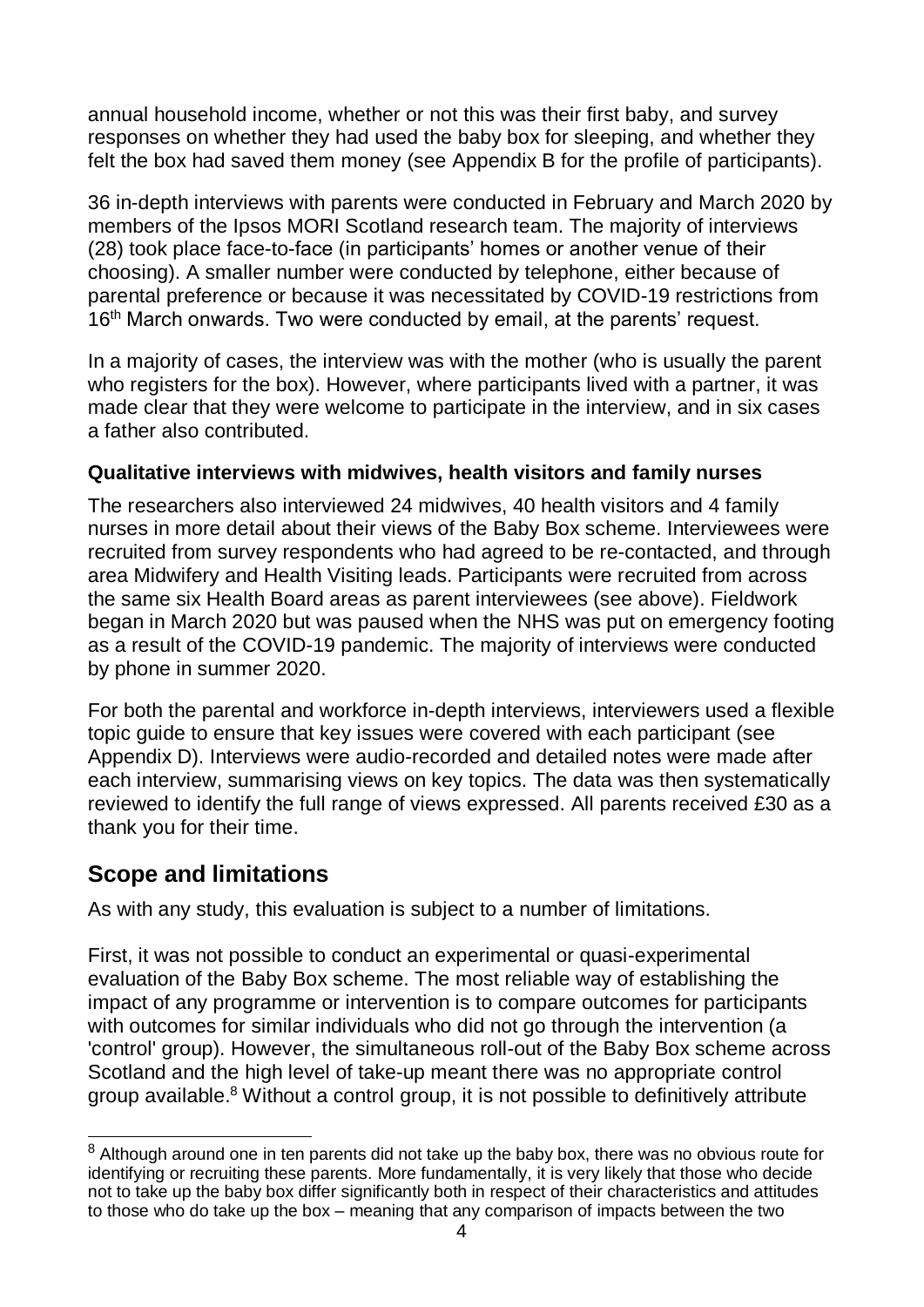annual household income, whether or not this was their first baby, and survey responses on whether they had used the baby box for sleeping, and whether they felt the box had saved them money (see Appendix B for the profile of participants).

36 in-depth interviews with parents were conducted in February and March 2020 by members of the Ipsos MORI Scotland research team. The majority of interviews (28) took place face-to-face (in participants' homes or another venue of their choosing). A smaller number were conducted by telephone, either because of parental preference or because it was necessitated by COVID-19 restrictions from 16th March onwards. Two were conducted by email, at the parents' request.

In a majority of cases, the interview was with the mother (who is usually the parent who registers for the box). However, where participants lived with a partner, it was made clear that they were welcome to participate in the interview, and in six cases a father also contributed.

### Qualitative interviews with midwives, health visitors and family nurses

The researchers also interviewed 24 midwives, 40 health visitors and 4 family nurses in more detail about their views of the Baby Box scheme. Interviewees were recruited from survey respondents who had agreed to be re-contacted, and through area Midwifery and Health Visiting leads. Participants were recruited from across the same six Health Board areas as parent interviewees (see above). Fieldwork began in March 2020 but was paused when the NHS was put on emergency footing as a result of the COVID-19 pandemic. The majority of interviews were conducted by phone in summer 2020.

For both the parental and workforce in-depth interviews, interviewers used a flexible topic guide to ensure that key issues were covered with each participant (see Appendix D). Interviews were audio-recorded and detailed notes were made after each interview, summarising views on key topics. The data was then systematically reviewed to identify the full range of views expressed. All parents received £30 as a thank you for their time.

## Scope and limitations

As with any study, this evaluation is subject to a number of limitations.

First, it was not possible to conduct an experimental or quasi-experimental evaluation of the Baby Box scheme. The most reliable way of establishing the impact of any programme or intervention is to compare outcomes for participants with outcomes for similar individuals who did not go through the intervention (a 'control' group). However, the simultaneous roll-out of the Baby Box scheme across Scotland and the high level of take-up meant there was no appropriate control group available.[8] Without a control group, it is not possible to definitively attribute

[8] Although around one in ten parents did not take up the baby box, there was no obvious route for identifying or recruiting these parents. More fundamentally, it is very likely that those who decide not to take up the baby box differ significantly both in respect of their characteristics and attitudes to those who do take up the box – meaning that any comparison of impacts between the two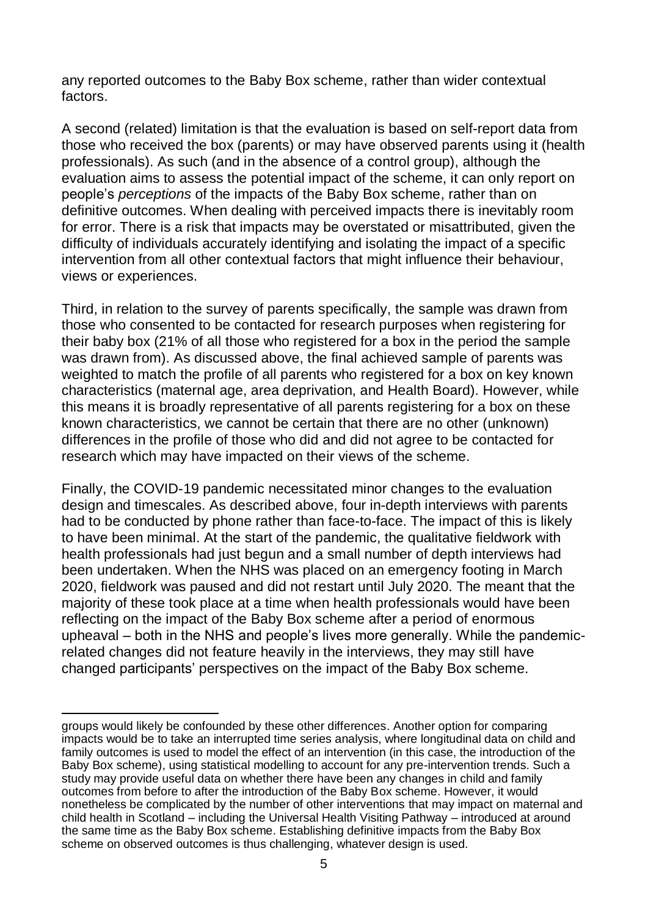any reported outcomes to the Baby Box scheme, rather than wider contextual factors.

A second (related) limitation is that the evaluation is based on self-report data from those who received the box (parents) or may have observed parents using it (health professionals). As such (and in the absence of a control group), although the evaluation aims to assess the potential impact of the scheme, it can only report on people's *perceptions* of the impacts of the Baby Box scheme, rather than on definitive outcomes. When dealing with perceived impacts there is inevitably room for error. There is a risk that impacts may be overstated or misattributed, given the difficulty of individuals accurately identifying and isolating the impact of a specific intervention from all other contextual factors that might influence their behaviour, views or experiences.

Third, in relation to the survey of parents specifically, the sample was drawn from those who consented to be contacted for research purposes when registering for their baby box (21% of all those who registered for a box in the period the sample was drawn from). As discussed above, the final achieved sample of parents was weighted to match the profile of all parents who registered for a box on key known characteristics (maternal age, area deprivation, and Health Board). However, while this means it is broadly representative of all parents registering for a box on these known characteristics, we cannot be certain that there are no other (unknown) differences in the profile of those who did and did not agree to be contacted for research which may have impacted on their views of the scheme.

Finally, the COVID-19 pandemic necessitated minor changes to the evaluation design and timescales. As described above, four in-depth interviews with parents had to be conducted by phone rather than face-to-face. The impact of this is likely to have been minimal. At the start of the pandemic, the qualitative fieldwork with health professionals had just begun and a small number of depth interviews had been undertaken. When the NHS was placed on an emergency footing in March 2020, fieldwork was paused and did not restart until July 2020. The meant that the majority of these took place at a time when health professionals would have been reflecting on the impact of the Baby Box scheme after a period of enormous upheaval – both in the NHS and people's lives more generally. While the pandemic-related changes did not feature heavily in the interviews, they may still have changed participants' perspectives on the impact of the Baby Box scheme.

---

groups would likely be confounded by these other differences. Another option for comparing impacts would be to take an interrupted time series analysis, where longitudinal data on child and family outcomes is used to model the effect of an intervention (in this case, the introduction of the Baby Box scheme), using statistical modelling to account for any pre-intervention trends. Such a study may provide useful data on whether there have been any changes in child and family outcomes from before to after the introduction of the Baby Box scheme. However, it would nonetheless be complicated by the number of other interventions that may impact on maternal and child health in Scotland – including the Universal Health Visiting Pathway – introduced at around the same time as the Baby Box scheme. Establishing definitive impacts from the Baby Box scheme on observed outcomes is thus challenging, whatever design is used.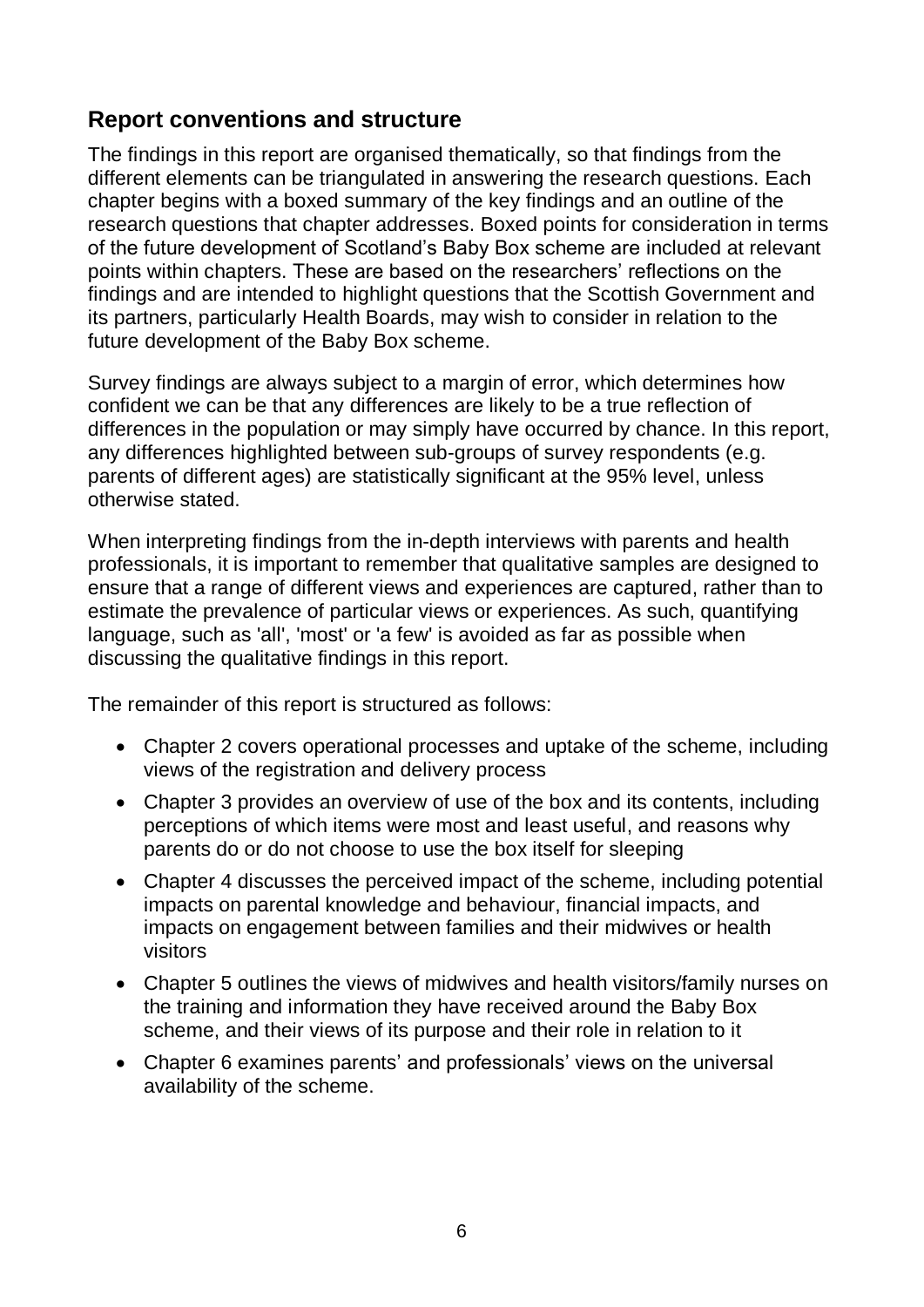## Report conventions and structure

The findings in this report are organised thematically, so that findings from the different elements can be triangulated in answering the research questions. Each chapter begins with a boxed summary of the key findings and an outline of the research questions that chapter addresses. Boxed points for consideration in terms of the future development of Scotland's Baby Box scheme are included at relevant points within chapters. These are based on the researchers' reflections on the findings and are intended to highlight questions that the Scottish Government and its partners, particularly Health Boards, may wish to consider in relation to the future development of the Baby Box scheme.

Survey findings are always subject to a margin of error, which determines how confident we can be that any differences are likely to be a true reflection of differences in the population or may simply have occurred by chance. In this report, any differences highlighted between sub-groups of survey respondents (e.g. parents of different ages) are statistically significant at the 95% level, unless otherwise stated.

When interpreting findings from the in-depth interviews with parents and health professionals, it is important to remember that qualitative samples are designed to ensure that a range of different views and experiences are captured, rather than to estimate the prevalence of particular views or experiences. As such, quantifying language, such as 'all', 'most' or 'a few' is avoided as far as possible when discussing the qualitative findings in this report.

The remainder of this report is structured as follows:

- Chapter 2 covers operational processes and uptake of the scheme, including views of the registration and delivery process
- Chapter 3 provides an overview of use of the box and its contents, including perceptions of which items were most and least useful, and reasons why parents do or do not choose to use the box itself for sleeping
- Chapter 4 discusses the perceived impact of the scheme, including potential impacts on parental knowledge and behaviour, financial impacts, and impacts on engagement between families and their midwives or health visitors
- Chapter 5 outlines the views of midwives and health visitors/family nurses on the training and information they have received around the Baby Box scheme, and their views of its purpose and their role in relation to it
- Chapter 6 examines parents' and professionals' views on the universal availability of the scheme.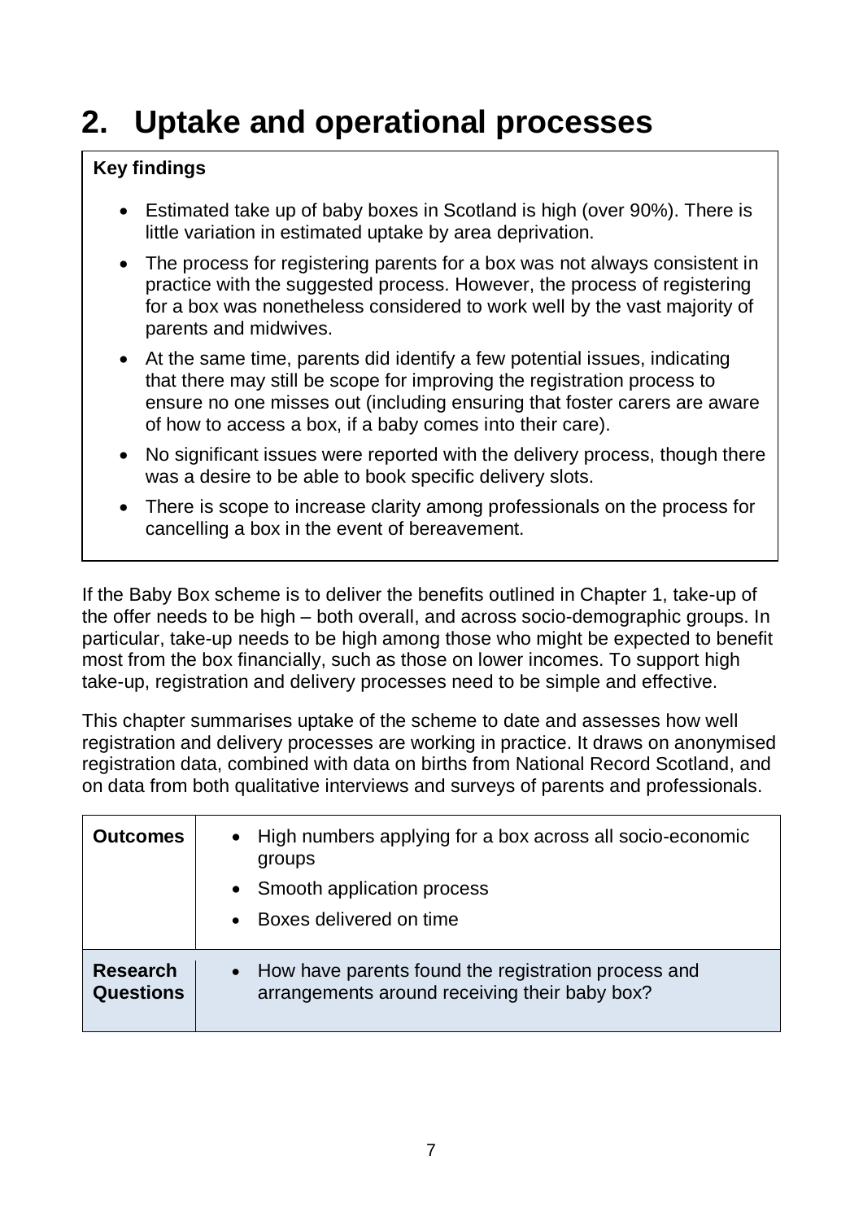# 2. Uptake and operational processes

**Key findings**

- Estimated take up of baby boxes in Scotland is high (over 90%). There is little variation in estimated uptake by area deprivation.
- The process for registering parents for a box was not always consistent in practice with the suggested process. However, the process of registering for a box was nonetheless considered to work well by the vast majority of parents and midwives.
- At the same time, parents did identify a few potential issues, indicating that there may still be scope for improving the registration process to ensure no one misses out (including ensuring that foster carers are aware of how to access a box, if a baby comes into their care).
- No significant issues were reported with the delivery process, though there was a desire to be able to book specific delivery slots.
- There is scope to increase clarity among professionals on the process for cancelling a box in the event of bereavement.

If the Baby Box scheme is to deliver the benefits outlined in Chapter 1, take-up of the offer needs to be high – both overall, and across socio-demographic groups. In particular, take-up needs to be high among those who might be expected to benefit most from the box financially, such as those on lower incomes. To support high take-up, registration and delivery processes need to be simple and effective.

This chapter summarises uptake of the scheme to date and assesses how well registration and delivery processes are working in practice. It draws on anonymised registration data, combined with data on births from National Record Scotland, and on data from both qualitative interviews and surveys of parents and professionals.

| | |
|---|---|
| **Outcomes** | • High numbers applying for a box across all socio-economic groups<br>• Smooth application process<br>• Boxes delivered on time |
| **Research Questions** | • How have parents found the registration process and arrangements around receiving their baby box? |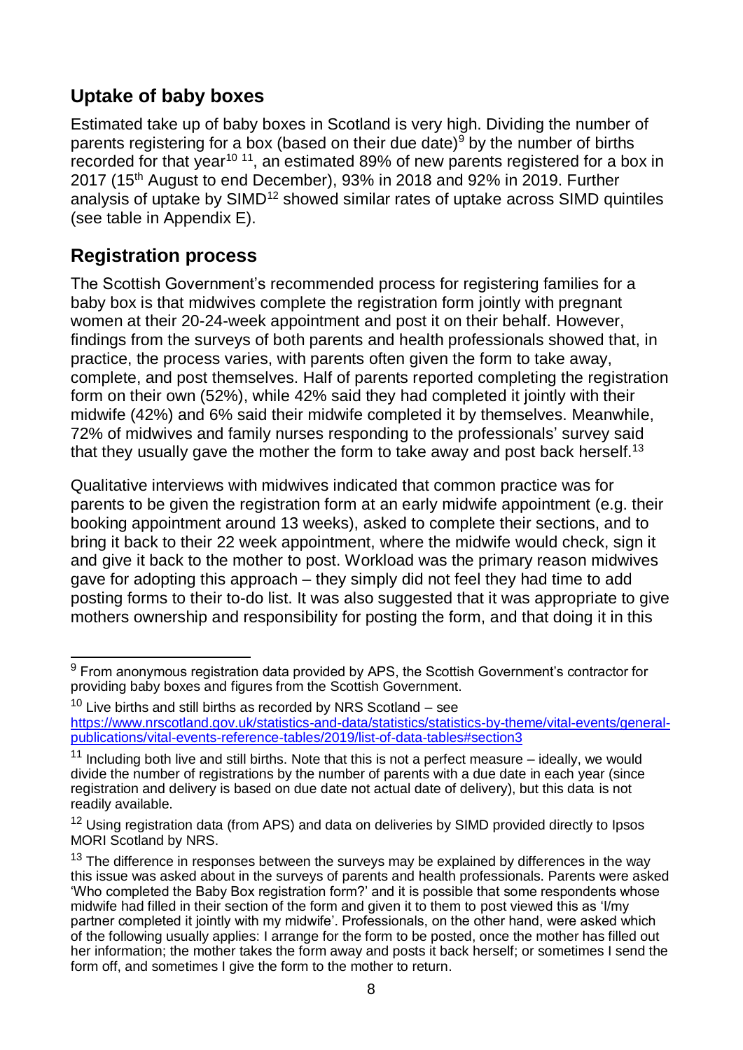## Uptake of baby boxes

Estimated take up of baby boxes in Scotland is very high. Dividing the number of parents registering for a box (based on their due date)[9] by the number of births recorded for that year[10] [11], an estimated 89% of new parents registered for a box in 2017 (15th August to end December), 93% in 2018 and 92% in 2019. Further analysis of uptake by SIMD[12] showed similar rates of uptake across SIMD quintiles (see table in Appendix E).

## Registration process

The Scottish Government's recommended process for registering families for a baby box is that midwives complete the registration form jointly with pregnant women at their 20-24-week appointment and post it on their behalf. However, findings from the surveys of both parents and health professionals showed that, in practice, the process varies, with parents often given the form to take away, complete, and post themselves. Half of parents reported completing the registration form on their own (52%), while 42% said they had completed it jointly with their midwife (42%) and 6% said their midwife completed it by themselves. Meanwhile, 72% of midwives and family nurses responding to the professionals' survey said that they usually gave the mother the form to take away and post back herself.[13]

Qualitative interviews with midwives indicated that common practice was for parents to be given the registration form at an early midwife appointment (e.g. their booking appointment around 13 weeks), asked to complete their sections, and to bring it back to their 22 week appointment, where the midwife would check, sign it and give it back to the mother to post. Workload was the primary reason midwives gave for adopting this approach – they simply did not feel they had time to add posting forms to their to-do list. It was also suggested that it was appropriate to give mothers ownership and responsibility for posting the form, and that doing it in this

---

[9] From anonymous registration data provided by APS, the Scottish Government's contractor for providing baby boxes and figures from the Scottish Government.

[10] Live births and still births as recorded by NRS Scotland – see https://www.nrscotland.gov.uk/statistics-and-data/statistics/statistics-by-theme/vital-events/general-publications/vital-events-reference-tables/2019/list-of-data-tables#section3

[11] Including both live and still births. Note that this is not a perfect measure – ideally, we would divide the number of registrations by the number of parents with a due date in each year (since registration and delivery is based on due date not actual date of delivery), but this data is not readily available.

[12] Using registration data (from APS) and data on deliveries by SIMD provided directly to Ipsos MORI Scotland by NRS.

[13] The difference in responses between the surveys may be explained by differences in the way this issue was asked about in the surveys of parents and health professionals. Parents were asked 'Who completed the Baby Box registration form?' and it is possible that some respondents whose midwife had filled in their section of the form and given it to them to post viewed this as 'I/my partner completed it jointly with my midwife'. Professionals, on the other hand, were asked which of the following usually applies: I arrange for the form to be posted, once the mother has filled out her information; the mother takes the form away and posts it back herself; or sometimes I send the form off, and sometimes I give the form to the mother to return.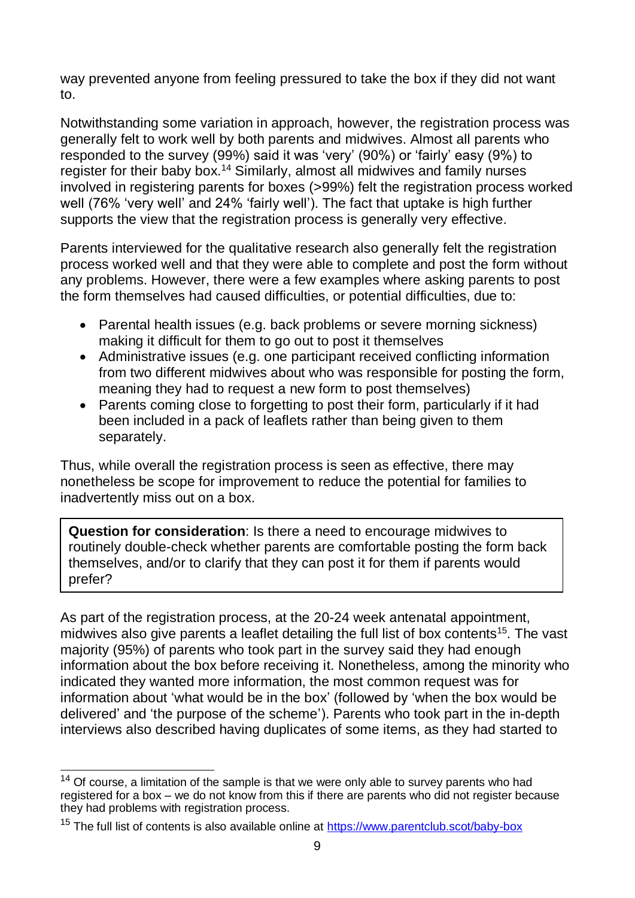way prevented anyone from feeling pressured to take the box if they did not want to.

Notwithstanding some variation in approach, however, the registration process was generally felt to work well by both parents and midwives. Almost all parents who responded to the survey (99%) said it was 'very' (90%) or 'fairly' easy (9%) to register for their baby box.[14] Similarly, almost all midwives and family nurses involved in registering parents for boxes (>99%) felt the registration process worked well (76% 'very well' and 24% 'fairly well'). The fact that uptake is high further supports the view that the registration process is generally very effective.

Parents interviewed for the qualitative research also generally felt the registration process worked well and that they were able to complete and post the form without any problems. However, there were a few examples where asking parents to post the form themselves had caused difficulties, or potential difficulties, due to:

- Parental health issues (e.g. back problems or severe morning sickness) making it difficult for them to go out to post it themselves
- Administrative issues (e.g. one participant received conflicting information from two different midwives about who was responsible for posting the form, meaning they had to request a new form to post themselves)
- Parents coming close to forgetting to post their form, particularly if it had been included in a pack of leaflets rather than being given to them separately.

Thus, while overall the registration process is seen as effective, there may nonetheless be scope for improvement to reduce the potential for families to inadvertently miss out on a box.

> **Question for consideration**: Is there a need to encourage midwives to routinely double-check whether parents are comfortable posting the form back themselves, and/or to clarify that they can post it for them if parents would prefer?

As part of the registration process, at the 20-24 week antenatal appointment, midwives also give parents a leaflet detailing the full list of box contents[15]. The vast majority (95%) of parents who took part in the survey said they had enough information about the box before receiving it. Nonetheless, among the minority who indicated they wanted more information, the most common request was for information about 'what would be in the box' (followed by 'when the box would be delivered' and 'the purpose of the scheme'). Parents who took part in the in-depth interviews also described having duplicates of some items, as they had started to

---

[14] Of course, a limitation of the sample is that we were only able to survey parents who had registered for a box – we do not know from this if there are parents who did not register because they had problems with registration process.

[15] The full list of contents is also available online at https://www.parentclub.scot/baby-box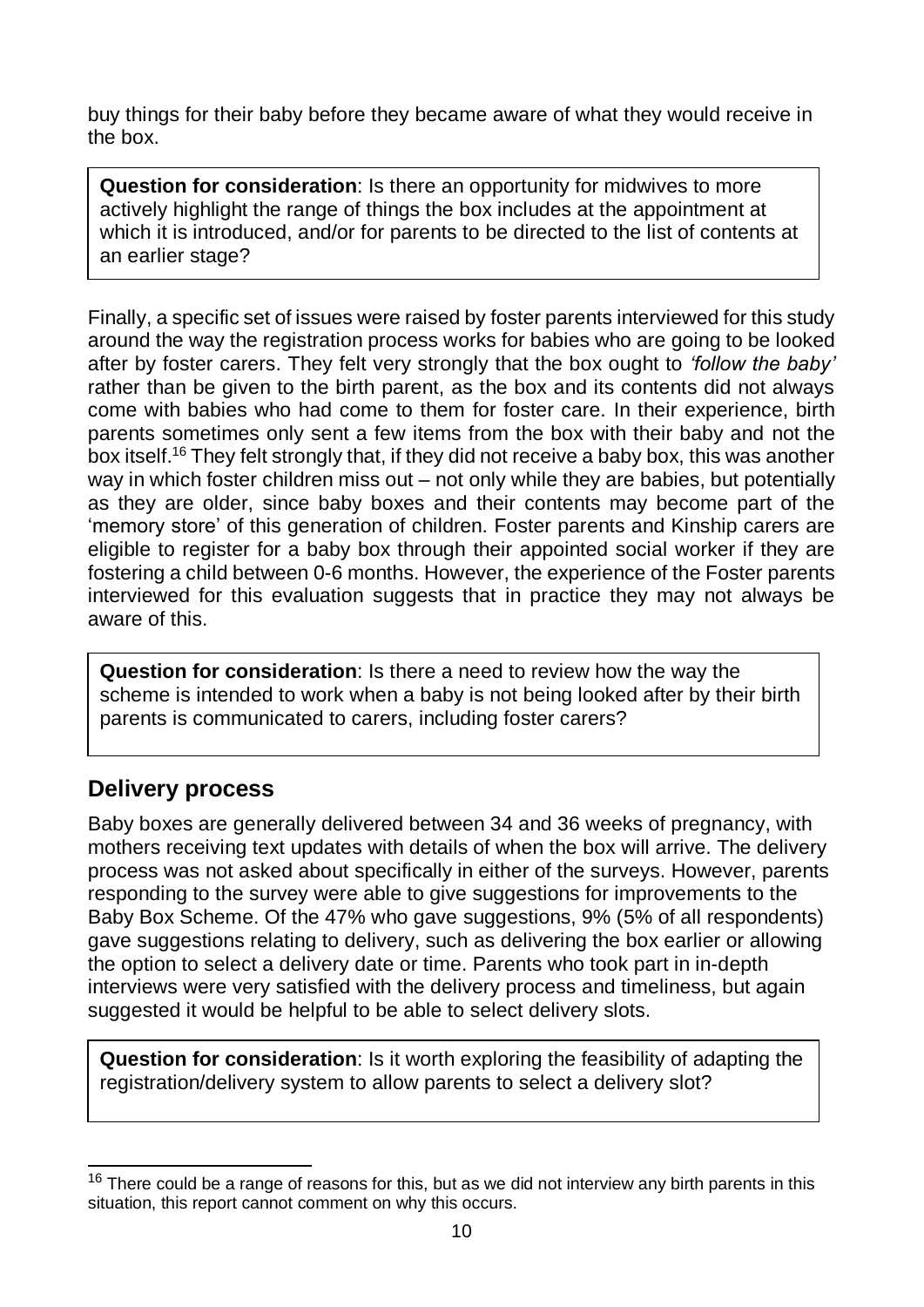buy things for their baby before they became aware of what they would receive in the box.

> **Question for consideration**: Is there an opportunity for midwives to more actively highlight the range of things the box includes at the appointment at which it is introduced, and/or for parents to be directed to the list of contents at an earlier stage?

Finally, a specific set of issues were raised by foster parents interviewed for this study around the way the registration process works for babies who are going to be looked after by foster carers. They felt very strongly that the box ought to *'follow the baby'* rather than be given to the birth parent, as the box and its contents did not always come with babies who had come to them for foster care. In their experience, birth parents sometimes only sent a few items from the box with their baby and not the box itself.[16] They felt strongly that, if they did not receive a baby box, this was another way in which foster children miss out – not only while they are babies, but potentially as they are older, since baby boxes and their contents may become part of the 'memory store' of this generation of children. Foster parents and Kinship carers are eligible to register for a baby box through their appointed social worker if they are fostering a child between 0-6 months. However, the experience of the Foster parents interviewed for this evaluation suggests that in practice they may not always be aware of this.

> **Question for consideration**: Is there a need to review how the way the scheme is intended to work when a baby is not being looked after by their birth parents is communicated to carers, including foster carers?

## Delivery process

Baby boxes are generally delivered between 34 and 36 weeks of pregnancy, with mothers receiving text updates with details of when the box will arrive. The delivery process was not asked about specifically in either of the surveys. However, parents responding to the survey were able to give suggestions for improvements to the Baby Box Scheme. Of the 47% who gave suggestions, 9% (5% of all respondents) gave suggestions relating to delivery, such as delivering the box earlier or allowing the option to select a delivery date or time. Parents who took part in in-depth interviews were very satisfied with the delivery process and timeliness, but again suggested it would be helpful to be able to select delivery slots.

> **Question for consideration**: Is it worth exploring the feasibility of adapting the registration/delivery system to allow parents to select a delivery slot?

---

[16] There could be a range of reasons for this, but as we did not interview any birth parents in this situation, this report cannot comment on why this occurs.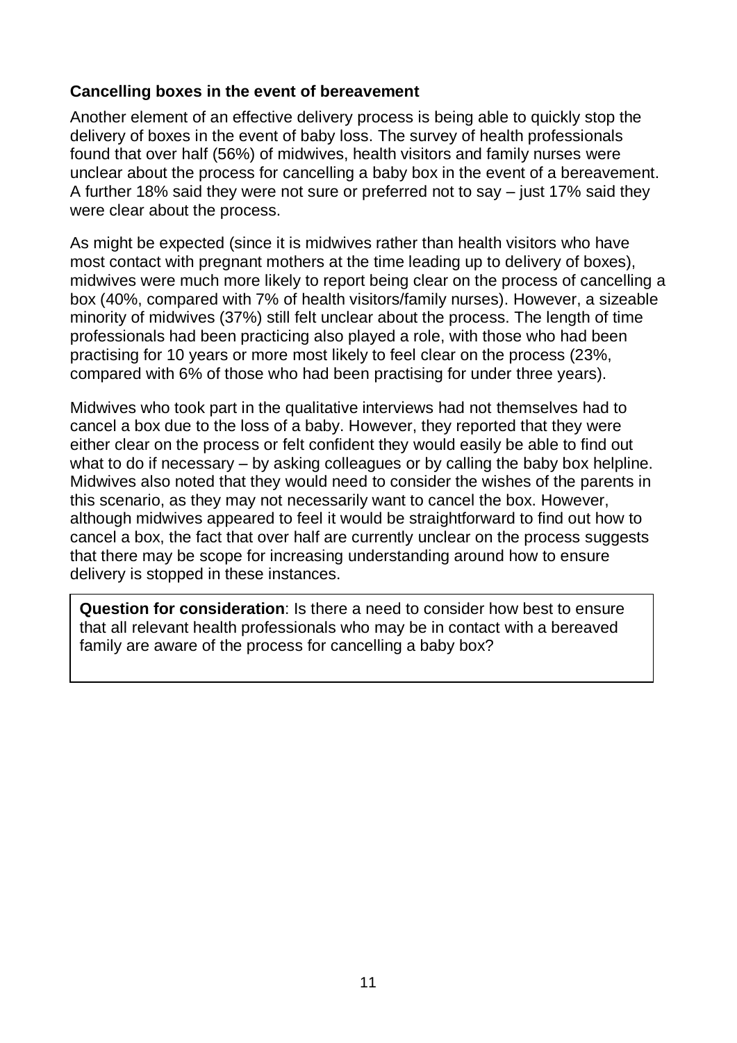### Cancelling boxes in the event of bereavement

Another element of an effective delivery process is being able to quickly stop the delivery of boxes in the event of baby loss. The survey of health professionals found that over half (56%) of midwives, health visitors and family nurses were unclear about the process for cancelling a baby box in the event of a bereavement. A further 18% said they were not sure or preferred not to say – just 17% said they were clear about the process.

As might be expected (since it is midwives rather than health visitors who have most contact with pregnant mothers at the time leading up to delivery of boxes), midwives were much more likely to report being clear on the process of cancelling a box (40%, compared with 7% of health visitors/family nurses). However, a sizeable minority of midwives (37%) still felt unclear about the process. The length of time professionals had been practicing also played a role, with those who had been practising for 10 years or more most likely to feel clear on the process (23%, compared with 6% of those who had been practising for under three years).

Midwives who took part in the qualitative interviews had not themselves had to cancel a box due to the loss of a baby. However, they reported that they were either clear on the process or felt confident they would easily be able to find out what to do if necessary – by asking colleagues or by calling the baby box helpline. Midwives also noted that they would need to consider the wishes of the parents in this scenario, as they may not necessarily want to cancel the box. However, although midwives appeared to feel it would be straightforward to find out how to cancel a box, the fact that over half are currently unclear on the process suggests that there may be scope for increasing understanding around how to ensure delivery is stopped in these instances.

**Question for consideration**: Is there a need to consider how best to ensure that all relevant health professionals who may be in contact with a bereaved family are aware of the process for cancelling a baby box?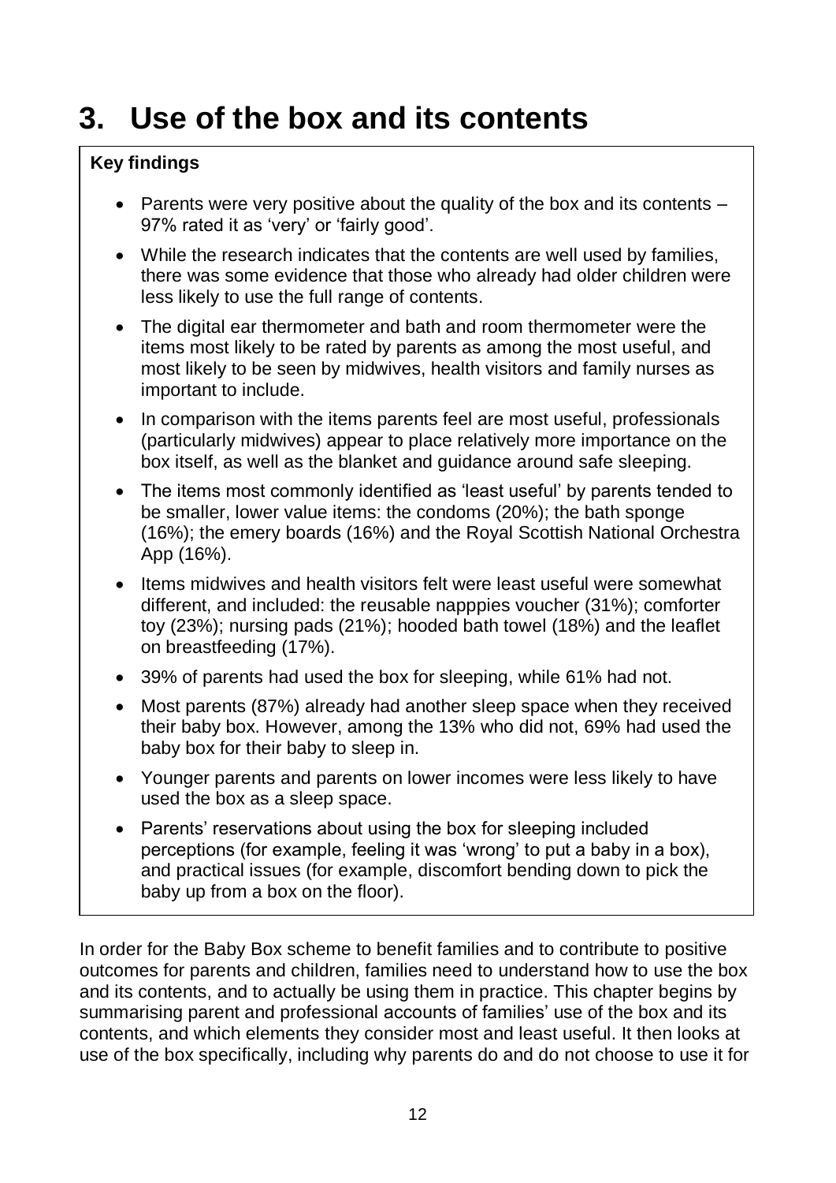# 3. Use of the box and its contents

**Key findings**

- Parents were very positive about the quality of the box and its contents – 97% rated it as 'very' or 'fairly good'.
- While the research indicates that the contents are well used by families, there was some evidence that those who already had older children were less likely to use the full range of contents.
- The digital ear thermometer and bath and room thermometer were the items most likely to be rated by parents as among the most useful, and most likely to be seen by midwives, health visitors and family nurses as important to include.
- In comparison with the items parents feel are most useful, professionals (particularly midwives) appear to place relatively more importance on the box itself, as well as the blanket and guidance around safe sleeping.
- The items most commonly identified as 'least useful' by parents tended to be smaller, lower value items: the condoms (20%); the bath sponge (16%); the emery boards (16%) and the Royal Scottish National Orchestra App (16%).
- Items midwives and health visitors felt were least useful were somewhat different, and included: the reusable napppies voucher (31%); comforter toy (23%); nursing pads (21%); hooded bath towel (18%) and the leaflet on breastfeeding (17%).
- 39% of parents had used the box for sleeping, while 61% had not.
- Most parents (87%) already had another sleep space when they received their baby box. However, among the 13% who did not, 69% had used the baby box for their baby to sleep in.
- Younger parents and parents on lower incomes were less likely to have used the box as a sleep space.
- Parents' reservations about using the box for sleeping included perceptions (for example, feeling it was 'wrong' to put a baby in a box), and practical issues (for example, discomfort bending down to pick the baby up from a box on the floor).

In order for the Baby Box scheme to benefit families and to contribute to positive outcomes for parents and children, families need to understand how to use the box and its contents, and to actually be using them in practice. This chapter begins by summarising parent and professional accounts of families' use of the box and its contents, and which elements they consider most and least useful. It then looks at use of the box specifically, including why parents do and do not choose to use it for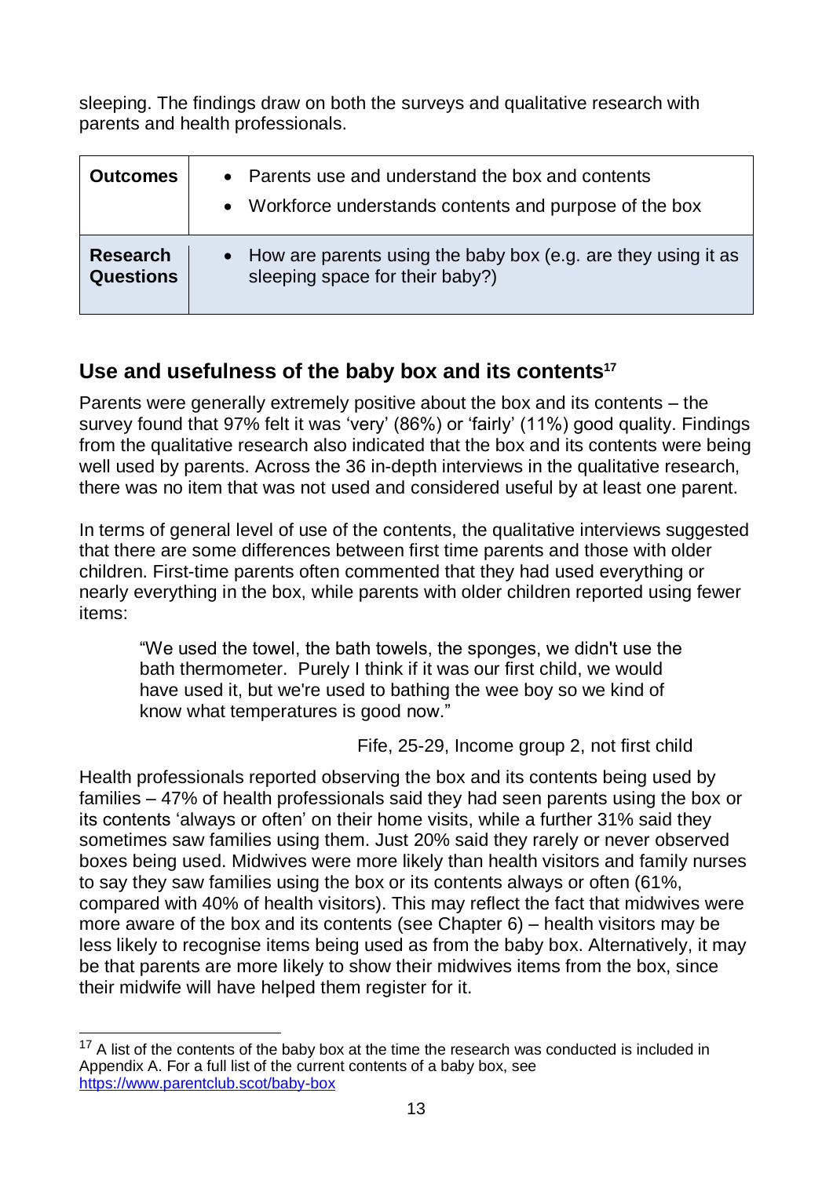sleeping. The findings draw on both the surveys and qualitative research with parents and health professionals.

| **Outcomes** | • Parents use and understand the box and contents<br>• Workforce understands contents and purpose of the box |
|---|---|
| **Research Questions** | • How are parents using the baby box (e.g. are they using it as sleeping space for their baby?) |

## Use and usefulness of the baby box and its contents[17]

Parents were generally extremely positive about the box and its contents – the survey found that 97% felt it was 'very' (86%) or 'fairly' (11%) good quality. Findings from the qualitative research also indicated that the box and its contents were being well used by parents. Across the 36 in-depth interviews in the qualitative research, there was no item that was not used and considered useful by at least one parent.

In terms of general level of use of the contents, the qualitative interviews suggested that there are some differences between first time parents and those with older children. First-time parents often commented that they had used everything or nearly everything in the box, while parents with older children reported using fewer items:

> "We used the towel, the bath towels, the sponges, we didn't use the bath thermometer. Purely I think if it was our first child, we would have used it, but we're used to bathing the wee boy so we kind of know what temperatures is good now."
>
> Fife, 25-29, Income group 2, not first child

Health professionals reported observing the box and its contents being used by families – 47% of health professionals said they had seen parents using the box or its contents 'always or often' on their home visits, while a further 31% said they sometimes saw families using them. Just 20% said they rarely or never observed boxes being used. Midwives were more likely than health visitors and family nurses to say they saw families using the box or its contents always or often (61%, compared with 40% of health visitors). This may reflect the fact that midwives were more aware of the box and its contents (see Chapter 6) – health visitors may be less likely to recognise items being used as from the baby box. Alternatively, it may be that parents are more likely to show their midwives items from the box, since their midwife will have helped them register for it.

---

[17] A list of the contents of the baby box at the time the research was conducted is included in Appendix A. For a full list of the current contents of a baby box, see https://www.parentclub.scot/baby-box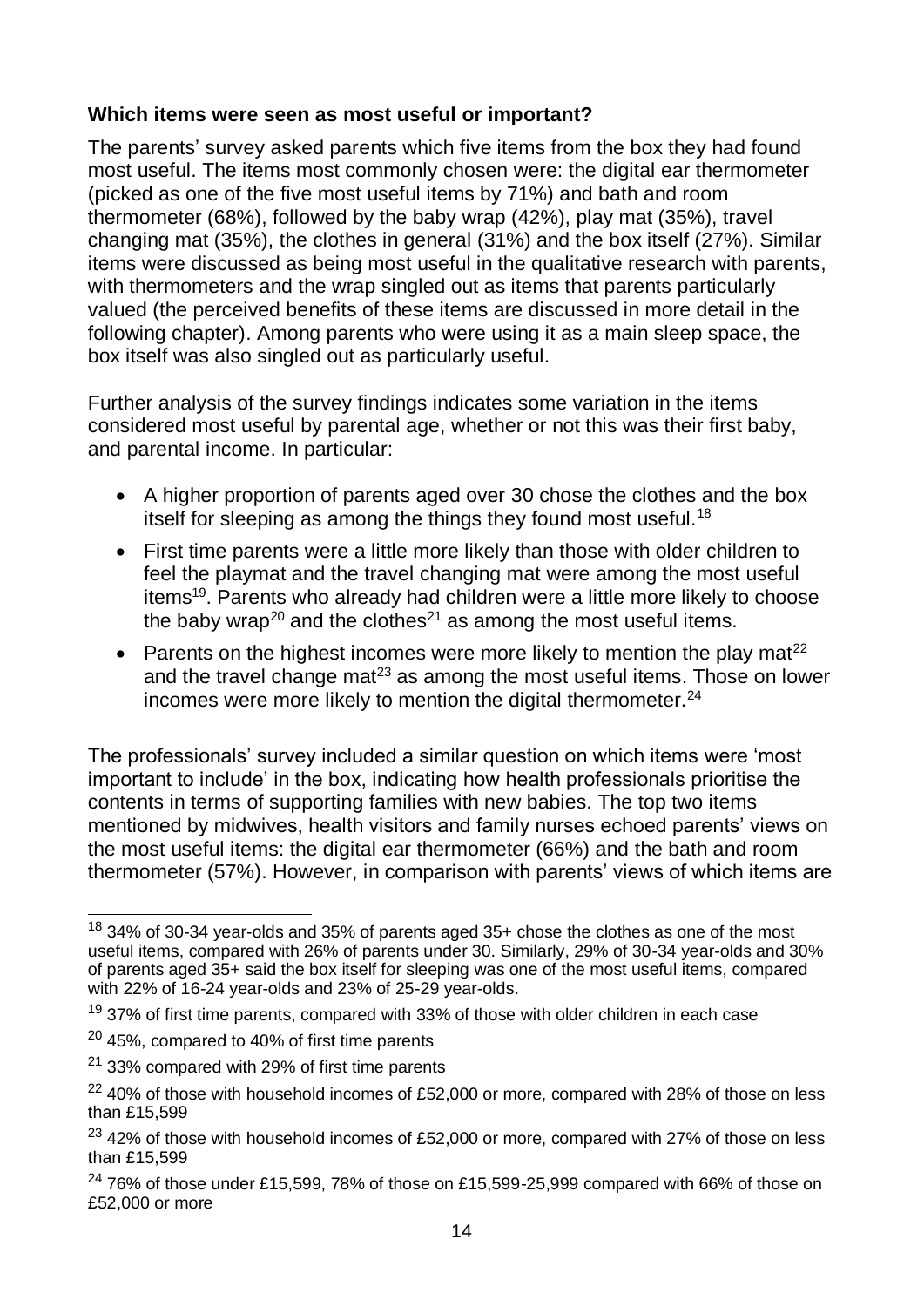**Which items were seen as most useful or important?**

The parents' survey asked parents which five items from the box they had found most useful. The items most commonly chosen were: the digital ear thermometer (picked as one of the five most useful items by 71%) and bath and room thermometer (68%), followed by the baby wrap (42%), play mat (35%), travel changing mat (35%), the clothes in general (31%) and the box itself (27%). Similar items were discussed as being most useful in the qualitative research with parents, with thermometers and the wrap singled out as items that parents particularly valued (the perceived benefits of these items are discussed in more detail in the following chapter). Among parents who were using it as a main sleep space, the box itself was also singled out as particularly useful.

Further analysis of the survey findings indicates some variation in the items considered most useful by parental age, whether or not this was their first baby, and parental income. In particular:

- A higher proportion of parents aged over 30 chose the clothes and the box itself for sleeping as among the things they found most useful.[18]
- First time parents were a little more likely than those with older children to feel the playmat and the travel changing mat were among the most useful items[19]. Parents who already had children were a little more likely to choose the baby wrap[20] and the clothes[21] as among the most useful items.
- Parents on the highest incomes were more likely to mention the play mat[22] and the travel change mat[23] as among the most useful items. Those on lower incomes were more likely to mention the digital thermometer.[24]

The professionals' survey included a similar question on which items were 'most important to include' in the box, indicating how health professionals prioritise the contents in terms of supporting families with new babies. The top two items mentioned by midwives, health visitors and family nurses echoed parents' views on the most useful items: the digital ear thermometer (66%) and the bath and room thermometer (57%). However, in comparison with parents' views of which items are

---

[18] 34% of 30-34 year-olds and 35% of parents aged 35+ chose the clothes as one of the most useful items, compared with 26% of parents under 30. Similarly, 29% of 30-34 year-olds and 30% of parents aged 35+ said the box itself for sleeping was one of the most useful items, compared with 22% of 16-24 year-olds and 23% of 25-29 year-olds.

[19] 37% of first time parents, compared with 33% of those with older children in each case

[20] 45%, compared to 40% of first time parents

[21] 33% compared with 29% of first time parents

[22] 40% of those with household incomes of £52,000 or more, compared with 28% of those on less than £15,599

[23] 42% of those with household incomes of £52,000 or more, compared with 27% of those on less than £15,599

[24] 76% of those under £15,599, 78% of those on £15,599-25,999 compared with 66% of those on £52,000 or more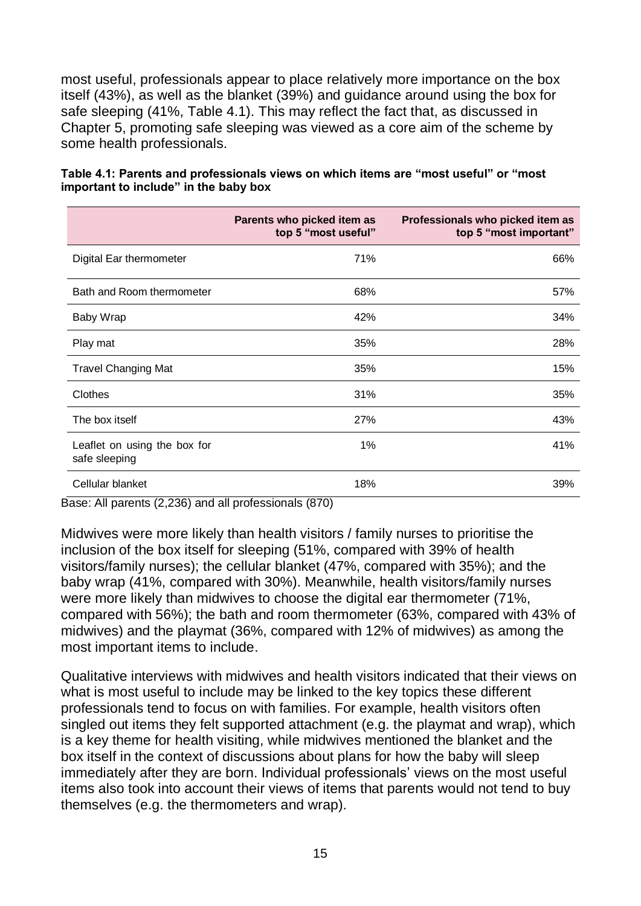most useful, professionals appear to place relatively more importance on the box itself (43%), as well as the blanket (39%) and guidance around using the box for safe sleeping (41%, Table 4.1). This may reflect the fact that, as discussed in Chapter 5, promoting safe sleeping was viewed as a core aim of the scheme by some health professionals.

**Table 4.1: Parents and professionals views on which items are "most useful" or "most important to include" in the baby box**

| | Parents who picked item as top 5 "most useful" | Professionals who picked item as top 5 "most important" |
|---|---|---|
| Digital Ear thermometer | 71% | 66% |
| Bath and Room thermometer | 68% | 57% |
| Baby Wrap | 42% | 34% |
| Play mat | 35% | 28% |
| Travel Changing Mat | 35% | 15% |
| Clothes | 31% | 35% |
| The box itself | 27% | 43% |
| Leaflet on using the box for safe sleeping | 1% | 41% |
| Cellular blanket | 18% | 39% |

Base: All parents (2,236) and all professionals (870)

Midwives were more likely than health visitors / family nurses to prioritise the inclusion of the box itself for sleeping (51%, compared with 39% of health visitors/family nurses); the cellular blanket (47%, compared with 35%); and the baby wrap (41%, compared with 30%). Meanwhile, health visitors/family nurses were more likely than midwives to choose the digital ear thermometer (71%, compared with 56%); the bath and room thermometer (63%, compared with 43% of midwives) and the playmat (36%, compared with 12% of midwives) as among the most important items to include.

Qualitative interviews with midwives and health visitors indicated that their views on what is most useful to include may be linked to the key topics these different professionals tend to focus on with families. For example, health visitors often singled out items they felt supported attachment (e.g. the playmat and wrap), which is a key theme for health visiting, while midwives mentioned the blanket and the box itself in the context of discussions about plans for how the baby will sleep immediately after they are born. Individual professionals' views on the most useful items also took into account their views of items that parents would not tend to buy themselves (e.g. the thermometers and wrap).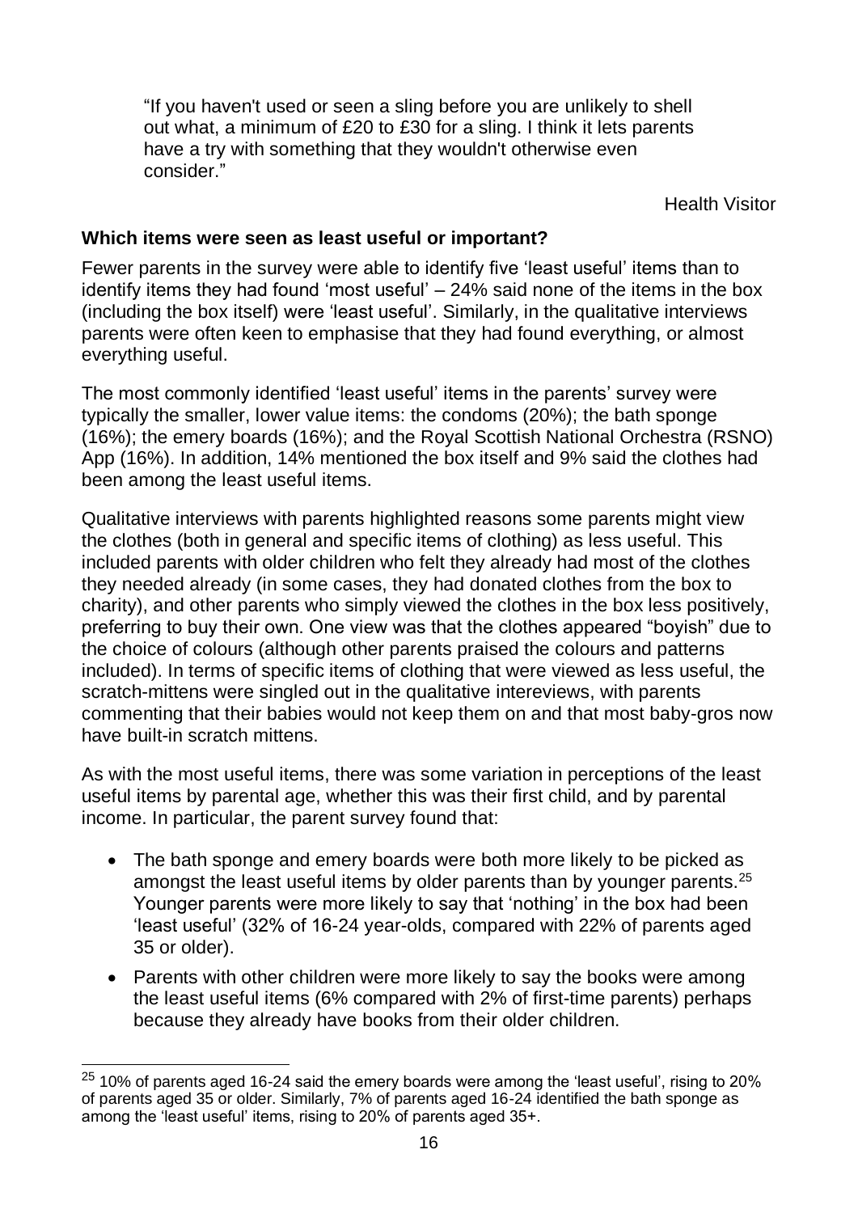> "If you haven't used or seen a sling before you are unlikely to shell out what, a minimum of £20 to £30 for a sling. I think it lets parents have a try with something that they wouldn't otherwise even consider."
>
> Health Visitor

**Which items were seen as least useful or important?**

Fewer parents in the survey were able to identify five 'least useful' items than to identify items they had found 'most useful' – 24% said none of the items in the box (including the box itself) were 'least useful'. Similarly, in the qualitative interviews parents were often keen to emphasise that they had found everything, or almost everything useful.

The most commonly identified 'least useful' items in the parents' survey were typically the smaller, lower value items: the condoms (20%); the bath sponge (16%); the emery boards (16%); and the Royal Scottish National Orchestra (RSNO) App (16%). In addition, 14% mentioned the box itself and 9% said the clothes had been among the least useful items.

Qualitative interviews with parents highlighted reasons some parents might view the clothes (both in general and specific items of clothing) as less useful. This included parents with older children who felt they already had most of the clothes they needed already (in some cases, they had donated clothes from the box to charity), and other parents who simply viewed the clothes in the box less positively, preferring to buy their own. One view was that the clothes appeared "boyish" due to the choice of colours (although other parents praised the colours and patterns included). In terms of specific items of clothing that were viewed as less useful, the scratch-mittens were singled out in the qualitative intereviews, with parents commenting that their babies would not keep them on and that most baby-gros now have built-in scratch mittens.

As with the most useful items, there was some variation in perceptions of the least useful items by parental age, whether this was their first child, and by parental income. In particular, the parent survey found that:

- The bath sponge and emery boards were both more likely to be picked as amongst the least useful items by older parents than by younger parents.[25] Younger parents were more likely to say that 'nothing' in the box had been 'least useful' (32% of 16-24 year-olds, compared with 22% of parents aged 35 or older).
- Parents with other children were more likely to say the books were among the least useful items (6% compared with 2% of first-time parents) perhaps because they already have books from their older children.

---

[25] 10% of parents aged 16-24 said the emery boards were among the 'least useful', rising to 20% of parents aged 35 or older. Similarly, 7% of parents aged 16-24 identified the bath sponge as among the 'least useful' items, rising to 20% of parents aged 35+.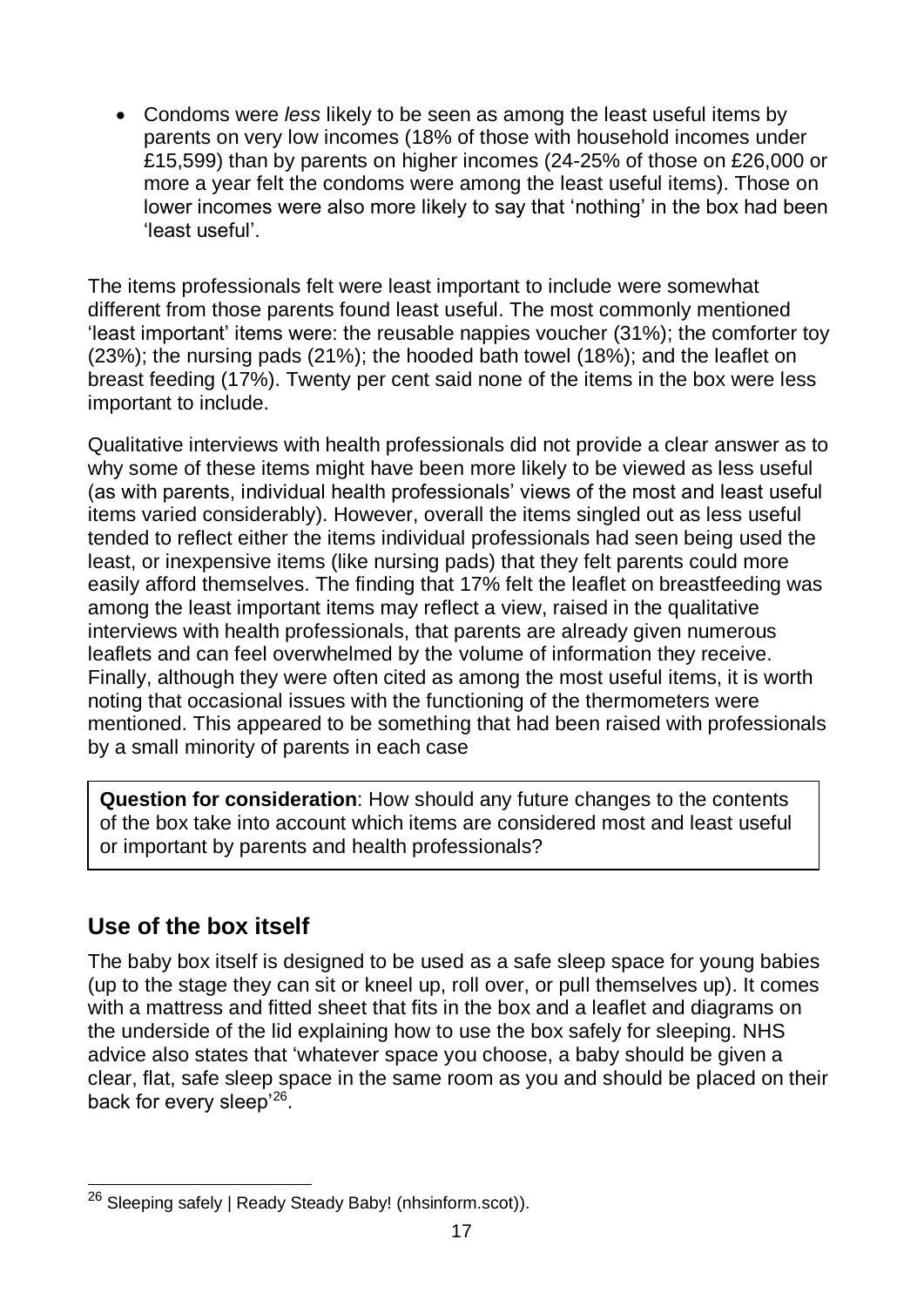- Condoms were *less* likely to be seen as among the least useful items by parents on very low incomes (18% of those with household incomes under £15,599) than by parents on higher incomes (24-25% of those on £26,000 or more a year felt the condoms were among the least useful items). Those on lower incomes were also more likely to say that 'nothing' in the box had been 'least useful'.

The items professionals felt were least important to include were somewhat different from those parents found least useful. The most commonly mentioned 'least important' items were: the reusable nappies voucher (31%); the comforter toy (23%); the nursing pads (21%); the hooded bath towel (18%); and the leaflet on breast feeding (17%). Twenty per cent said none of the items in the box were less important to include.

Qualitative interviews with health professionals did not provide a clear answer as to why some of these items might have been more likely to be viewed as less useful (as with parents, individual health professionals' views of the most and least useful items varied considerably). However, overall the items singled out as less useful tended to reflect either the items individual professionals had seen being used the least, or inexpensive items (like nursing pads) that they felt parents could more easily afford themselves. The finding that 17% felt the leaflet on breastfeeding was among the least important items may reflect a view, raised in the qualitative interviews with health professionals, that parents are already given numerous leaflets and can feel overwhelmed by the volume of information they receive. Finally, although they were often cited as among the most useful items, it is worth noting that occasional issues with the functioning of the thermometers were mentioned. This appeared to be something that had been raised with professionals by a small minority of parents in each case

> **Question for consideration**: How should any future changes to the contents of the box take into account which items are considered most and least useful or important by parents and health professionals?

## Use of the box itself

The baby box itself is designed to be used as a safe sleep space for young babies (up to the stage they can sit or kneel up, roll over, or pull themselves up). It comes with a mattress and fitted sheet that fits in the box and a leaflet and diagrams on the underside of the lid explaining how to use the box safely for sleeping. NHS advice also states that 'whatever space you choose, a baby should be given a clear, flat, safe sleep space in the same room as you and should be placed on their back for every sleep'[26].

[26] Sleeping safely | Ready Steady Baby! (nhsinform.scot)).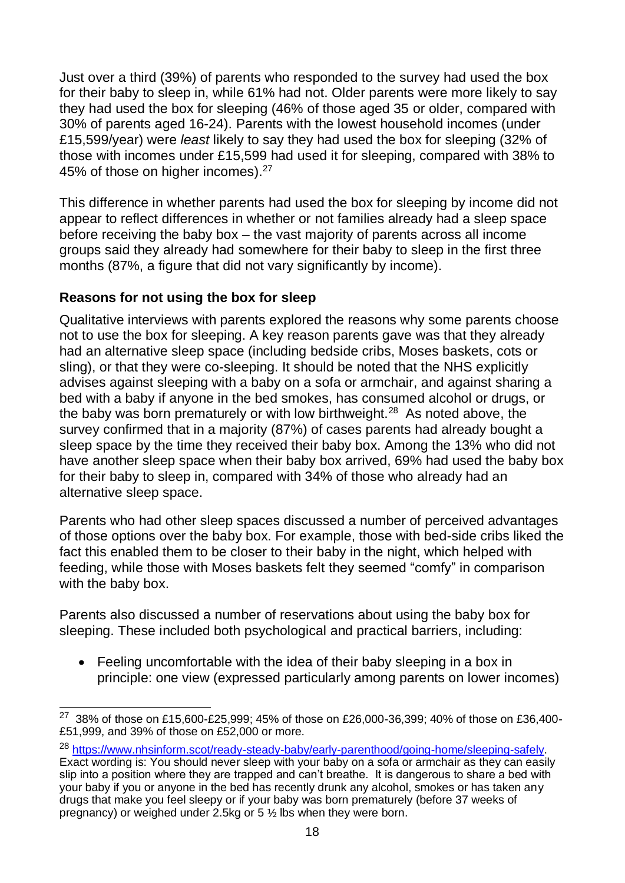Just over a third (39%) of parents who responded to the survey had used the box for their baby to sleep in, while 61% had not. Older parents were more likely to say they had used the box for sleeping (46% of those aged 35 or older, compared with 30% of parents aged 16-24). Parents with the lowest household incomes (under £15,599/year) were *least* likely to say they had used the box for sleeping (32% of those with incomes under £15,599 had used it for sleeping, compared with 38% to 45% of those on higher incomes).[27]

This difference in whether parents had used the box for sleeping by income did not appear to reflect differences in whether or not families already had a sleep space before receiving the baby box – the vast majority of parents across all income groups said they already had somewhere for their baby to sleep in the first three months (87%, a figure that did not vary significantly by income).

**Reasons for not using the box for sleep**

Qualitative interviews with parents explored the reasons why some parents choose not to use the box for sleeping. A key reason parents gave was that they already had an alternative sleep space (including bedside cribs, Moses baskets, cots or sling), or that they were co-sleeping. It should be noted that the NHS explicitly advises against sleeping with a baby on a sofa or armchair, and against sharing a bed with a baby if anyone in the bed smokes, has consumed alcohol or drugs, or the baby was born prematurely or with low birthweight.[28] As noted above, the survey confirmed that in a majority (87%) of cases parents had already bought a sleep space by the time they received their baby box. Among the 13% who did not have another sleep space when their baby box arrived, 69% had used the baby box for their baby to sleep in, compared with 34% of those who already had an alternative sleep space.

Parents who had other sleep spaces discussed a number of perceived advantages of those options over the baby box. For example, those with bed-side cribs liked the fact this enabled them to be closer to their baby in the night, which helped with feeding, while those with Moses baskets felt they seemed "comfy" in comparison with the baby box.

Parents also discussed a number of reservations about using the baby box for sleeping. These included both psychological and practical barriers, including:

- Feeling uncomfortable with the idea of their baby sleeping in a box in principle: one view (expressed particularly among parents on lower incomes)

---

[27] 38% of those on £15,600-£25,999; 45% of those on £26,000-36,399; 40% of those on £36,400-£51,999, and 39% of those on £52,000 or more.

[28] https://www.nhsinform.scot/ready-steady-baby/early-parenthood/going-home/sleeping-safely. Exact wording is: You should never sleep with your baby on a sofa or armchair as they can easily slip into a position where they are trapped and can't breathe. It is dangerous to share a bed with your baby if you or anyone in the bed has recently drunk any alcohol, smokes or has taken any drugs that make you feel sleepy or if your baby was born prematurely (before 37 weeks of pregnancy) or weighed under 2.5kg or 5 ½ lbs when they were born.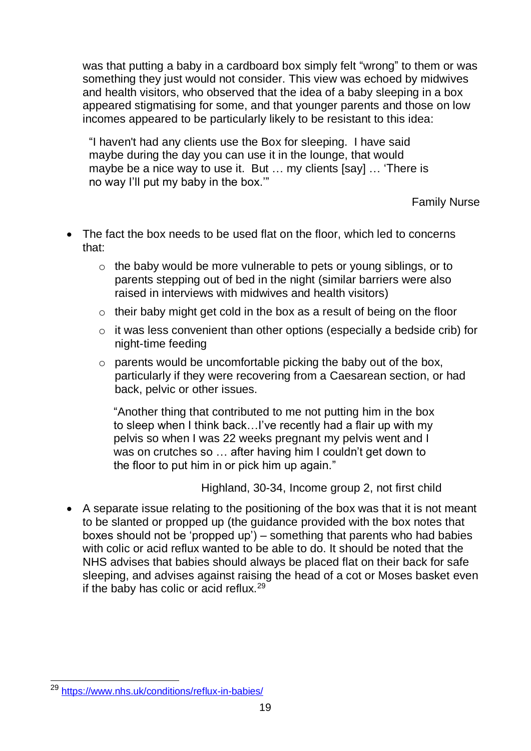was that putting a baby in a cardboard box simply felt "wrong" to them or was something they just would not consider. This view was echoed by midwives and health visitors, who observed that the idea of a baby sleeping in a box appeared stigmatising for some, and that younger parents and those on low incomes appeared to be particularly likely to be resistant to this idea:

> "I haven't had any clients use the Box for sleeping. I have said maybe during the day you can use it in the lounge, that would maybe be a nice way to use it. But … my clients [say] … 'There is no way I'll put my baby in the box.'"
>
> Family Nurse

- The fact the box needs to be used flat on the floor, which led to concerns that:
  - the baby would be more vulnerable to pets or young siblings, or to parents stepping out of bed in the night (similar barriers were also raised in interviews with midwives and health visitors)
  - their baby might get cold in the box as a result of being on the floor
  - it was less convenient than other options (especially a bedside crib) for night-time feeding
  - parents would be uncomfortable picking the baby out of the box, particularly if they were recovering from a Caesarean section, or had back, pelvic or other issues.

  > "Another thing that contributed to me not putting him in the box to sleep when I think back…I've recently had a flair up with my pelvis so when I was 22 weeks pregnant my pelvis went and I was on crutches so … after having him I couldn't get down to the floor to put him in or pick him up again."
  >
  > Highland, 30-34, Income group 2, not first child

- A separate issue relating to the positioning of the box was that it is not meant to be slanted or propped up (the guidance provided with the box notes that boxes should not be 'propped up') – something that parents who had babies with colic or acid reflux wanted to be able to do. It should be noted that the NHS advises that babies should always be placed flat on their back for safe sleeping, and advises against raising the head of a cot or Moses basket even if the baby has colic or acid reflux.[29]

[29] https://www.nhs.uk/conditions/reflux-in-babies/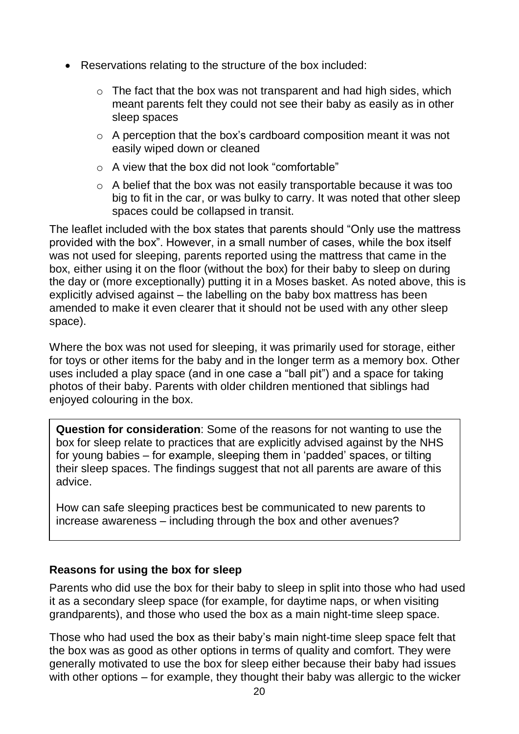- Reservations relating to the structure of the box included:
  - The fact that the box was not transparent and had high sides, which meant parents felt they could not see their baby as easily as in other sleep spaces
  - A perception that the box's cardboard composition meant it was not easily wiped down or cleaned
  - A view that the box did not look "comfortable"
  - A belief that the box was not easily transportable because it was too big to fit in the car, or was bulky to carry. It was noted that other sleep spaces could be collapsed in transit.

The leaflet included with the box states that parents should "Only use the mattress provided with the box". However, in a small number of cases, while the box itself was not used for sleeping, parents reported using the mattress that came in the box, either using it on the floor (without the box) for their baby to sleep on during the day or (more exceptionally) putting it in a Moses basket. As noted above, this is explicitly advised against – the labelling on the baby box mattress has been amended to make it even clearer that it should not be used with any other sleep space).

Where the box was not used for sleeping, it was primarily used for storage, either for toys or other items for the baby and in the longer term as a memory box. Other uses included a play space (and in one case a "ball pit") and a space for taking photos of their baby. Parents with older children mentioned that siblings had enjoyed colouring in the box.

> **Question for consideration**: Some of the reasons for not wanting to use the box for sleep relate to practices that are explicitly advised against by the NHS for young babies – for example, sleeping them in 'padded' spaces, or tilting their sleep spaces. The findings suggest that not all parents are aware of this advice.
>
> How can safe sleeping practices best be communicated to new parents to increase awareness – including through the box and other avenues?

### Reasons for using the box for sleep

Parents who did use the box for their baby to sleep in split into those who had used it as a secondary sleep space (for example, for daytime naps, or when visiting grandparents), and those who used the box as a main night-time sleep space.

Those who had used the box as their baby's main night-time sleep space felt that the box was as good as other options in terms of quality and comfort. They were generally motivated to use the box for sleep either because their baby had issues with other options – for example, they thought their baby was allergic to the wicker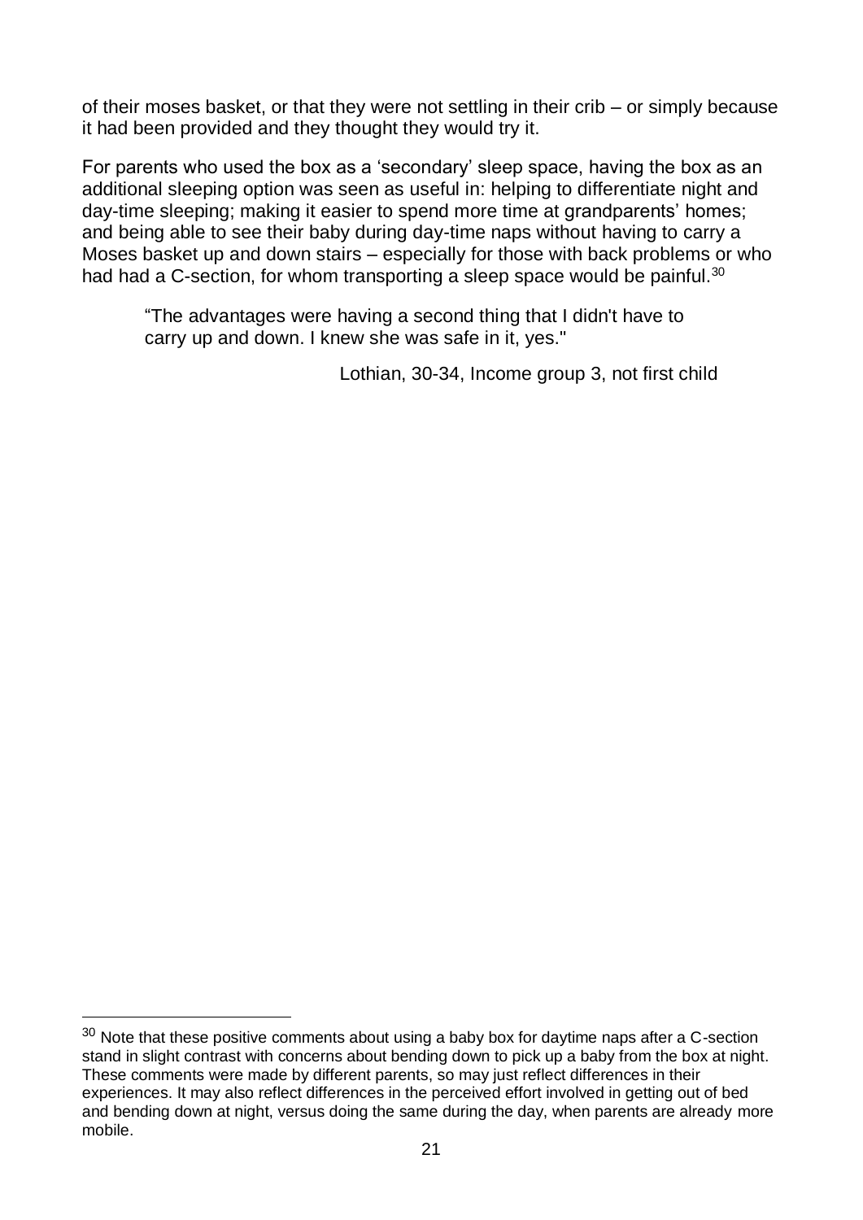of their moses basket, or that they were not settling in their crib – or simply because it had been provided and they thought they would try it.

For parents who used the box as a 'secondary' sleep space, having the box as an additional sleeping option was seen as useful in: helping to differentiate night and day-time sleeping; making it easier to spend more time at grandparents' homes; and being able to see their baby during day-time naps without having to carry a Moses basket up and down stairs – especially for those with back problems or who had had a C-section, for whom transporting a sleep space would be painful.[30]

> "The advantages were having a second thing that I didn't have to carry up and down. I knew she was safe in it, yes."
>
> Lothian, 30-34, Income group 3, not first child

[30] Note that these positive comments about using a baby box for daytime naps after a C-section stand in slight contrast with concerns about bending down to pick up a baby from the box at night. These comments were made by different parents, so may just reflect differences in their experiences. It may also reflect differences in the perceived effort involved in getting out of bed and bending down at night, versus doing the same during the day, when parents are already more mobile.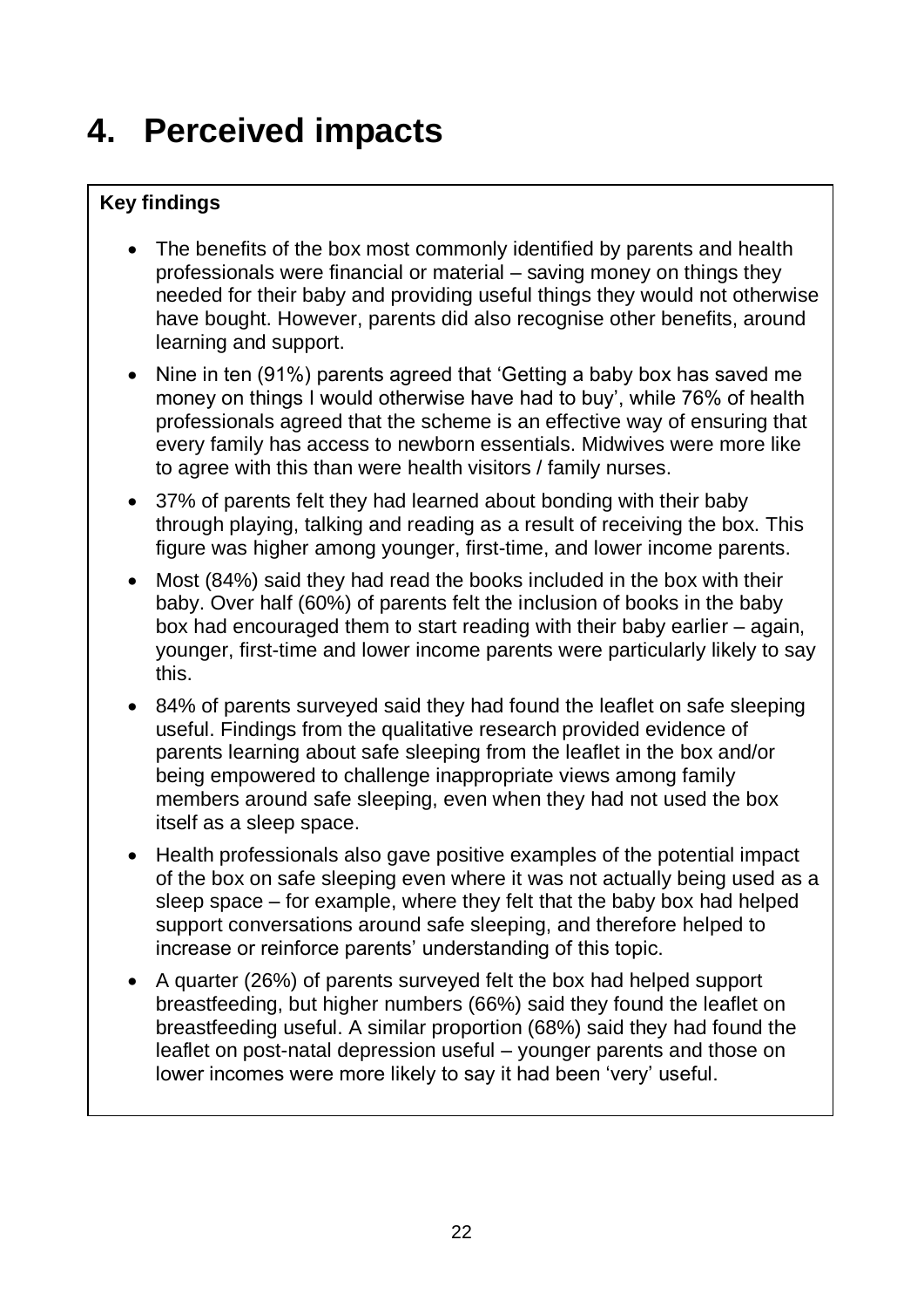# 4. Perceived impacts

**Key findings**

- The benefits of the box most commonly identified by parents and health professionals were financial or material – saving money on things they needed for their baby and providing useful things they would not otherwise have bought. However, parents did also recognise other benefits, around learning and support.
- Nine in ten (91%) parents agreed that 'Getting a baby box has saved me money on things I would otherwise have had to buy', while 76% of health professionals agreed that the scheme is an effective way of ensuring that every family has access to newborn essentials. Midwives were more like to agree with this than were health visitors / family nurses.
- 37% of parents felt they had learned about bonding with their baby through playing, talking and reading as a result of receiving the box. This figure was higher among younger, first-time, and lower income parents.
- Most (84%) said they had read the books included in the box with their baby. Over half (60%) of parents felt the inclusion of books in the baby box had encouraged them to start reading with their baby earlier – again, younger, first-time and lower income parents were particularly likely to say this.
- 84% of parents surveyed said they had found the leaflet on safe sleeping useful. Findings from the qualitative research provided evidence of parents learning about safe sleeping from the leaflet in the box and/or being empowered to challenge inappropriate views among family members around safe sleeping, even when they had not used the box itself as a sleep space.
- Health professionals also gave positive examples of the potential impact of the box on safe sleeping even where it was not actually being used as a sleep space – for example, where they felt that the baby box had helped support conversations around safe sleeping, and therefore helped to increase or reinforce parents' understanding of this topic.
- A quarter (26%) of parents surveyed felt the box had helped support breastfeeding, but higher numbers (66%) said they found the leaflet on breastfeeding useful. A similar proportion (68%) said they had found the leaflet on post-natal depression useful – younger parents and those on lower incomes were more likely to say it had been 'very' useful.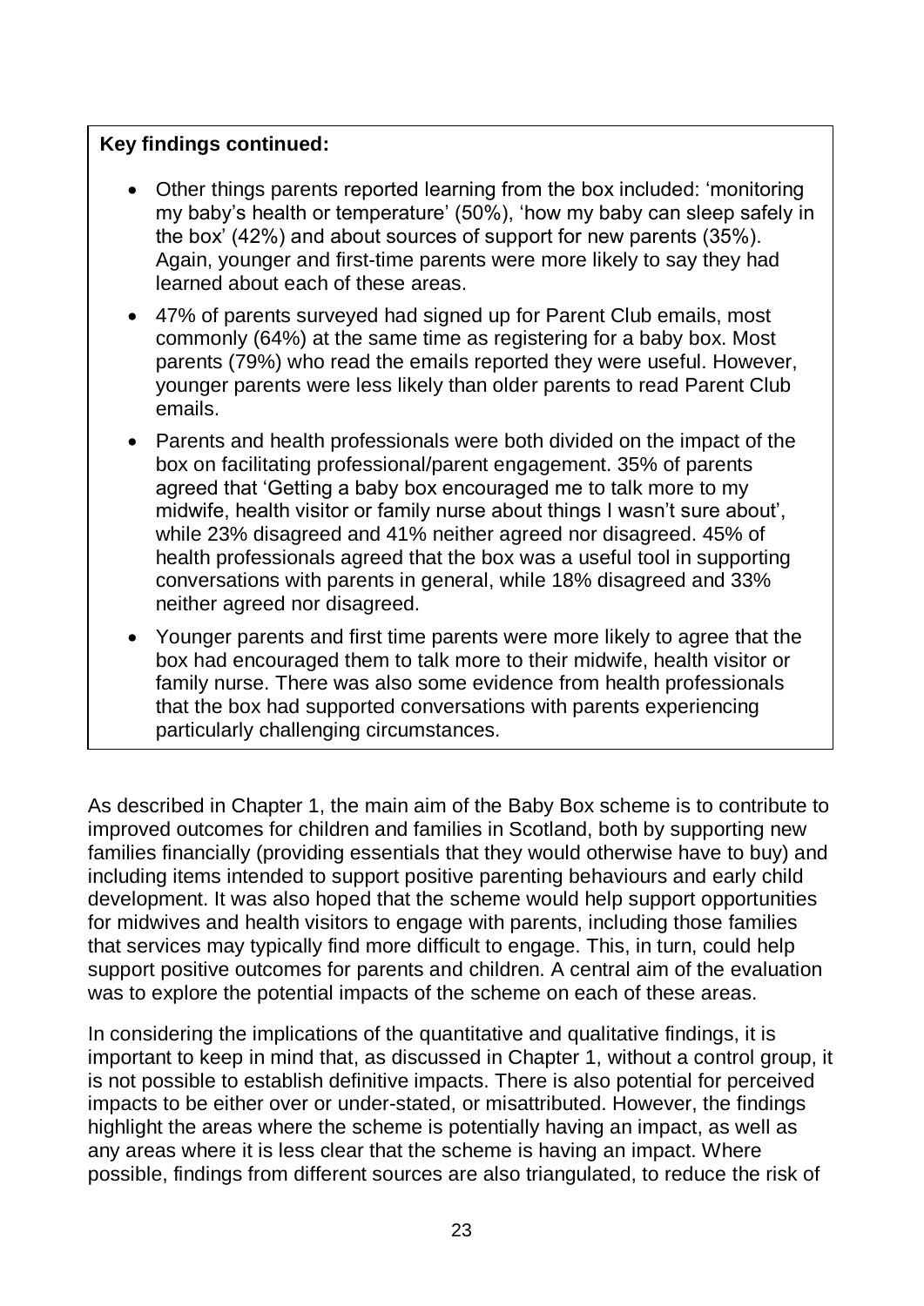**Key findings continued:**

- Other things parents reported learning from the box included: 'monitoring my baby's health or temperature' (50%), 'how my baby can sleep safely in the box' (42%) and about sources of support for new parents (35%). Again, younger and first-time parents were more likely to say they had learned about each of these areas.
- 47% of parents surveyed had signed up for Parent Club emails, most commonly (64%) at the same time as registering for a baby box. Most parents (79%) who read the emails reported they were useful. However, younger parents were less likely than older parents to read Parent Club emails.
- Parents and health professionals were both divided on the impact of the box on facilitating professional/parent engagement. 35% of parents agreed that 'Getting a baby box encouraged me to talk more to my midwife, health visitor or family nurse about things I wasn't sure about', while 23% disagreed and 41% neither agreed nor disagreed. 45% of health professionals agreed that the box was a useful tool in supporting conversations with parents in general, while 18% disagreed and 33% neither agreed nor disagreed.
- Younger parents and first time parents were more likely to agree that the box had encouraged them to talk more to their midwife, health visitor or family nurse. There was also some evidence from health professionals that the box had supported conversations with parents experiencing particularly challenging circumstances.

As described in Chapter 1, the main aim of the Baby Box scheme is to contribute to improved outcomes for children and families in Scotland, both by supporting new families financially (providing essentials that they would otherwise have to buy) and including items intended to support positive parenting behaviours and early child development. It was also hoped that the scheme would help support opportunities for midwives and health visitors to engage with parents, including those families that services may typically find more difficult to engage. This, in turn, could help support positive outcomes for parents and children. A central aim of the evaluation was to explore the potential impacts of the scheme on each of these areas.

In considering the implications of the quantitative and qualitative findings, it is important to keep in mind that, as discussed in Chapter 1, without a control group, it is not possible to establish definitive impacts. There is also potential for perceived impacts to be either over or under-stated, or misattributed. However, the findings highlight the areas where the scheme is potentially having an impact, as well as any areas where it is less clear that the scheme is having an impact. Where possible, findings from different sources are also triangulated, to reduce the risk of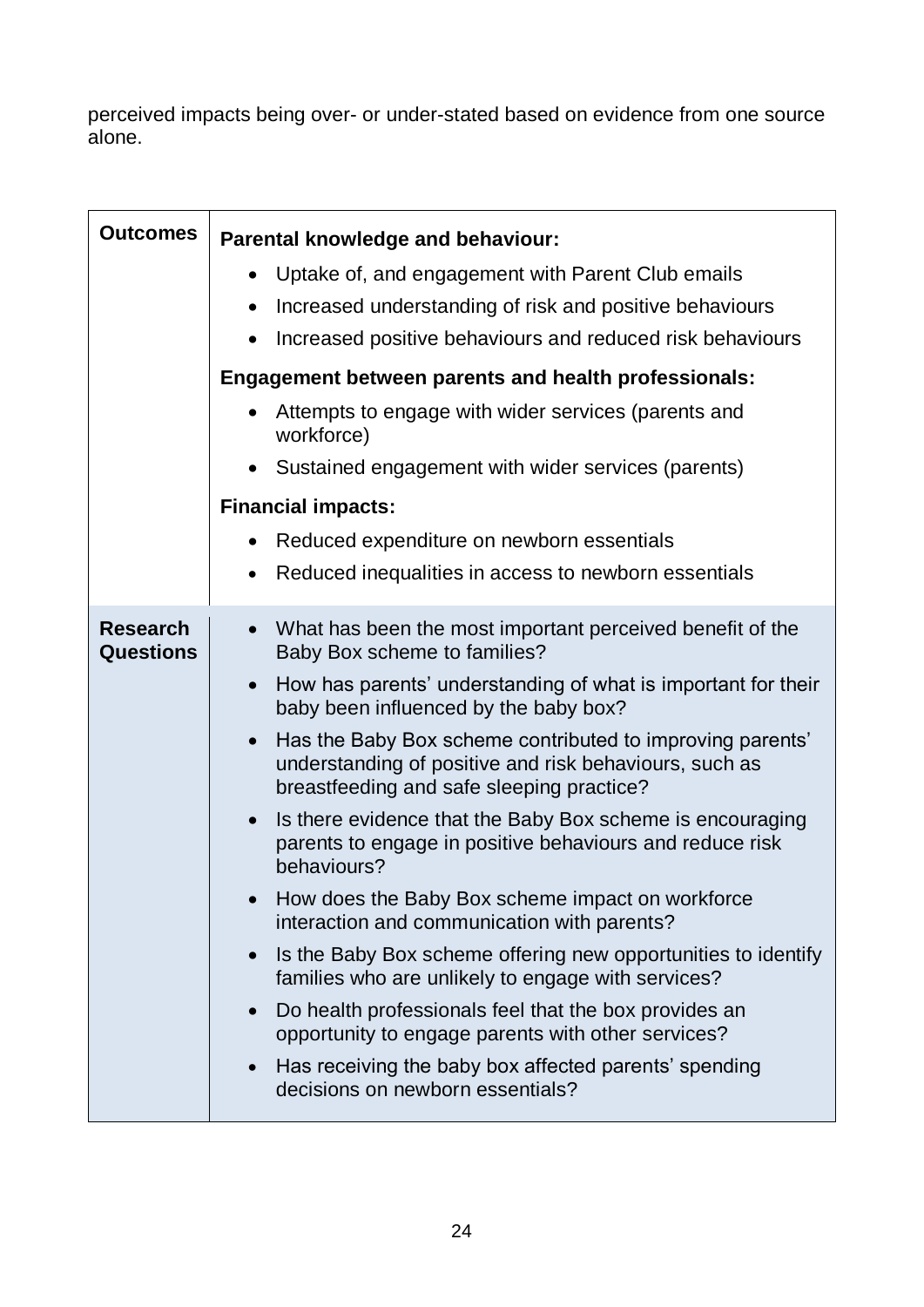perceived impacts being over- or under-stated based on evidence from one source alone.

| | |
|---|---|
| **Outcomes** | **Parental knowledge and behaviour:**<br>• Uptake of, and engagement with Parent Club emails<br>• Increased understanding of risk and positive behaviours<br>• Increased positive behaviours and reduced risk behaviours<br>**Engagement between parents and health professionals:**<br>• Attempts to engage with wider services (parents and workforce)<br>• Sustained engagement with wider services (parents)<br>**Financial impacts:**<br>• Reduced expenditure on newborn essentials<br>• Reduced inequalities in access to newborn essentials |
| **Research Questions** | • What has been the most important perceived benefit of the Baby Box scheme to families?<br>• How has parents' understanding of what is important for their baby been influenced by the baby box?<br>• Has the Baby Box scheme contributed to improving parents' understanding of positive and risk behaviours, such as breastfeeding and safe sleeping practice?<br>• Is there evidence that the Baby Box scheme is encouraging parents to engage in positive behaviours and reduce risk behaviours?<br>• How does the Baby Box scheme impact on workforce interaction and communication with parents?<br>• Is the Baby Box scheme offering new opportunities to identify families who are unlikely to engage with services?<br>• Do health professionals feel that the box provides an opportunity to engage parents with other services?<br>• Has receiving the baby box affected parents' spending decisions on newborn essentials? |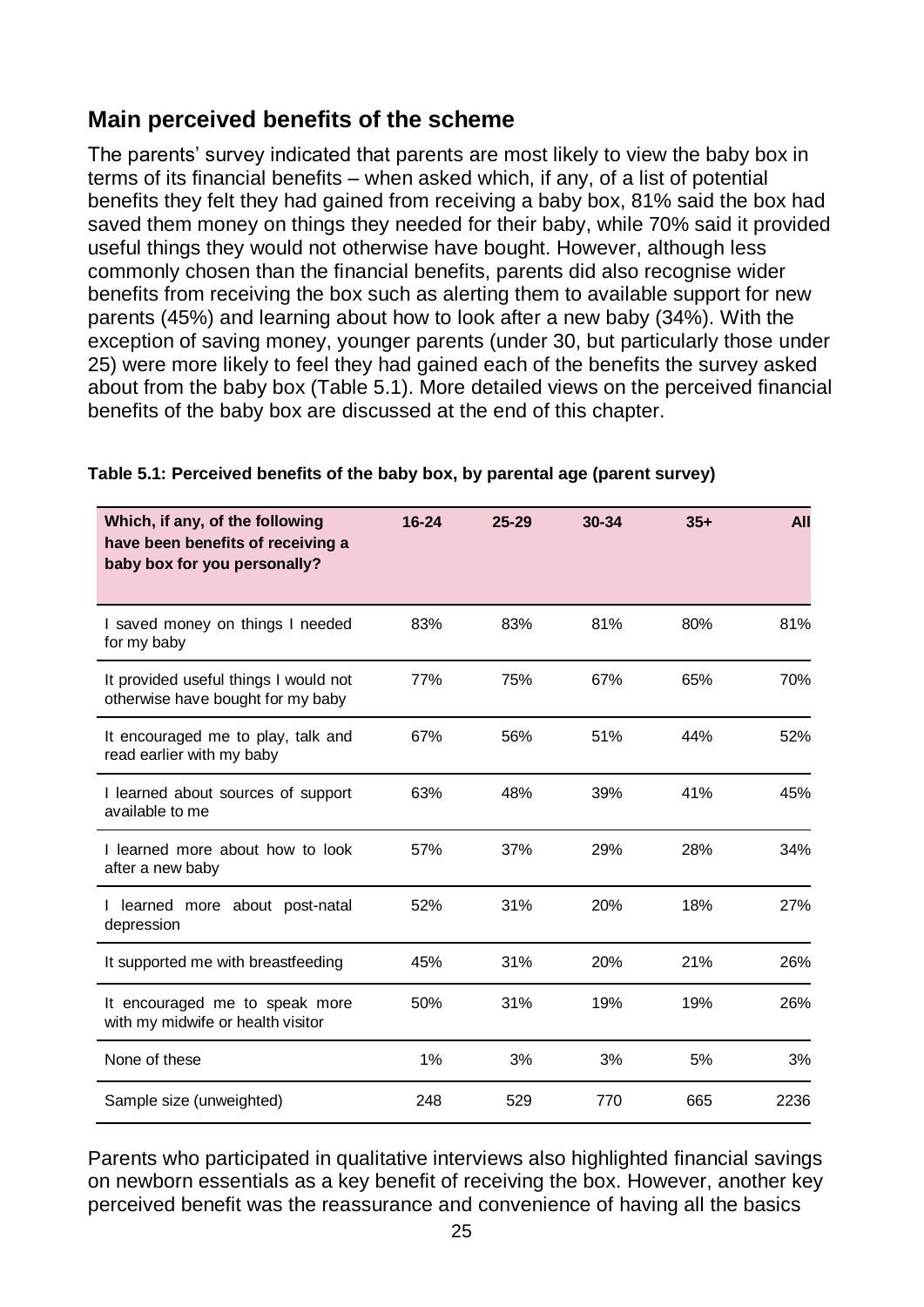## Main perceived benefits of the scheme

The parents' survey indicated that parents are most likely to view the baby box in terms of its financial benefits – when asked which, if any, of a list of potential benefits they felt they had gained from receiving a baby box, 81% said the box had saved them money on things they needed for their baby, while 70% said it provided useful things they would not otherwise have bought. However, although less commonly chosen than the financial benefits, parents did also recognise wider benefits from receiving the box such as alerting them to available support for new parents (45%) and learning about how to look after a new baby (34%). With the exception of saving money, younger parents (under 30, but particularly those under 25) were more likely to feel they had gained each of the benefits the survey asked about from the baby box (Table 5.1). More detailed views on the perceived financial benefits of the baby box are discussed at the end of this chapter.

**Table 5.1: Perceived benefits of the baby box, by parental age (parent survey)**

| Which, if any, of the following have been benefits of receiving a baby box for you personally? | 16-24 | 25-29 | 30-34 | 35+ | All |
|---|---|---|---|---|---|
| I saved money on things I needed for my baby | 83% | 83% | 81% | 80% | 81% |
| It provided useful things I would not otherwise have bought for my baby | 77% | 75% | 67% | 65% | 70% |
| It encouraged me to play, talk and read earlier with my baby | 67% | 56% | 51% | 44% | 52% |
| I learned about sources of support available to me | 63% | 48% | 39% | 41% | 45% |
| I learned more about how to look after a new baby | 57% | 37% | 29% | 28% | 34% |
| I learned more about post-natal depression | 52% | 31% | 20% | 18% | 27% |
| It supported me with breastfeeding | 45% | 31% | 20% | 21% | 26% |
| It encouraged me to speak more with my midwife or health visitor | 50% | 31% | 19% | 19% | 26% |
| None of these | 1% | 3% | 3% | 5% | 3% |
| Sample size (unweighted) | 248 | 529 | 770 | 665 | 2236 |

Parents who participated in qualitative interviews also highlighted financial savings on newborn essentials as a key benefit of receiving the box. However, another key perceived benefit was the reassurance and convenience of having all the basics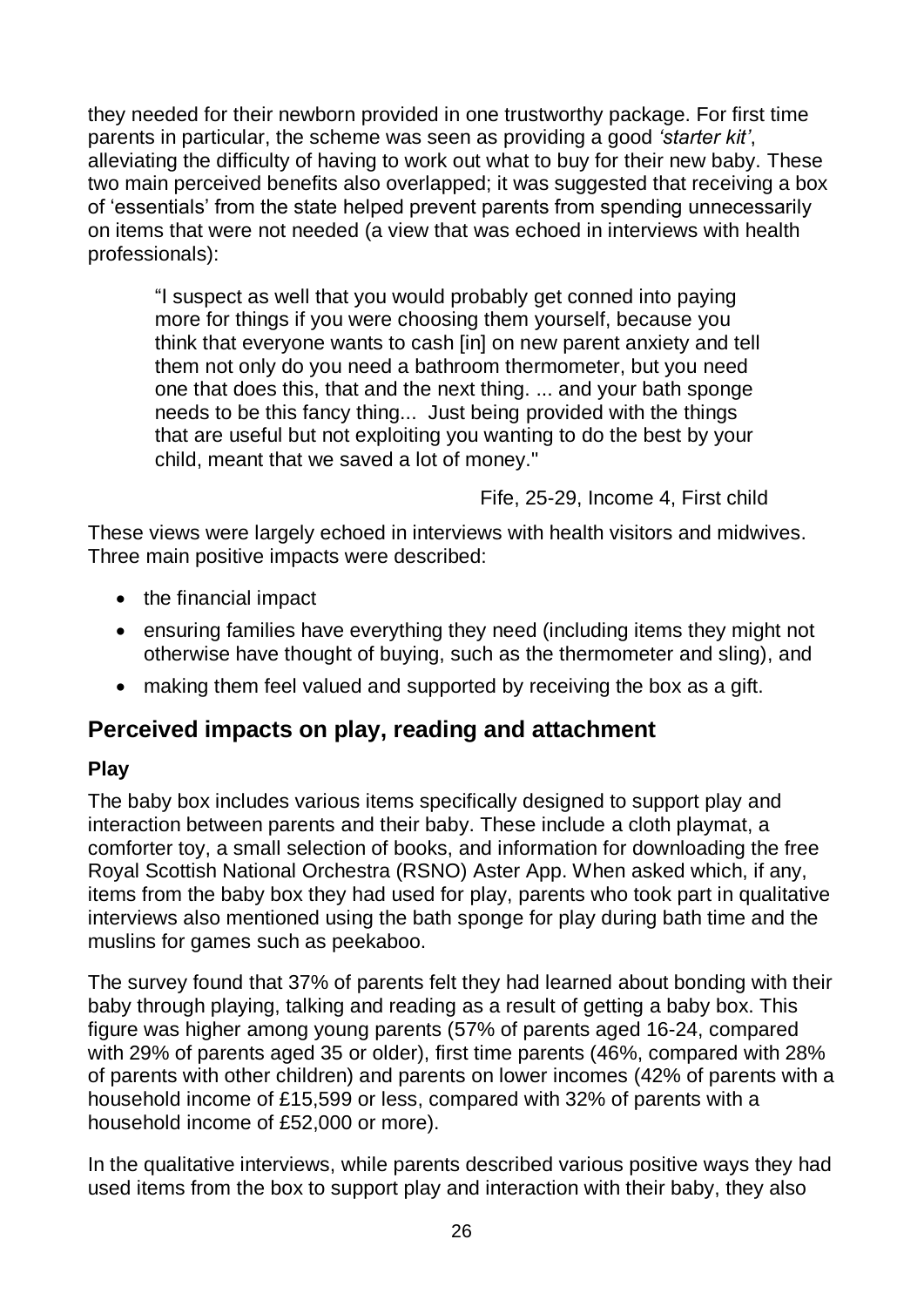they needed for their newborn provided in one trustworthy package. For first time parents in particular, the scheme was seen as providing a good *'starter kit'*, alleviating the difficulty of having to work out what to buy for their new baby. These two main perceived benefits also overlapped; it was suggested that receiving a box of 'essentials' from the state helped prevent parents from spending unnecessarily on items that were not needed (a view that was echoed in interviews with health professionals):

> "I suspect as well that you would probably get conned into paying more for things if you were choosing them yourself, because you think that everyone wants to cash [in] on new parent anxiety and tell them not only do you need a bathroom thermometer, but you need one that does this, that and the next thing. ... and your bath sponge needs to be this fancy thing... Just being provided with the things that are useful but not exploiting you wanting to do the best by your child, meant that we saved a lot of money."
>
> Fife, 25-29, Income 4, First child

These views were largely echoed in interviews with health visitors and midwives. Three main positive impacts were described:

- the financial impact
- ensuring families have everything they need (including items they might not otherwise have thought of buying, such as the thermometer and sling), and
- making them feel valued and supported by receiving the box as a gift.

## Perceived impacts on play, reading and attachment

### Play

The baby box includes various items specifically designed to support play and interaction between parents and their baby. These include a cloth playmat, a comforter toy, a small selection of books, and information for downloading the free Royal Scottish National Orchestra (RSNO) Aster App. When asked which, if any, items from the baby box they had used for play, parents who took part in qualitative interviews also mentioned using the bath sponge for play during bath time and the muslins for games such as peekaboo.

The survey found that 37% of parents felt they had learned about bonding with their baby through playing, talking and reading as a result of getting a baby box. This figure was higher among young parents (57% of parents aged 16-24, compared with 29% of parents aged 35 or older), first time parents (46%, compared with 28% of parents with other children) and parents on lower incomes (42% of parents with a household income of £15,599 or less, compared with 32% of parents with a household income of £52,000 or more).

In the qualitative interviews, while parents described various positive ways they had used items from the box to support play and interaction with their baby, they also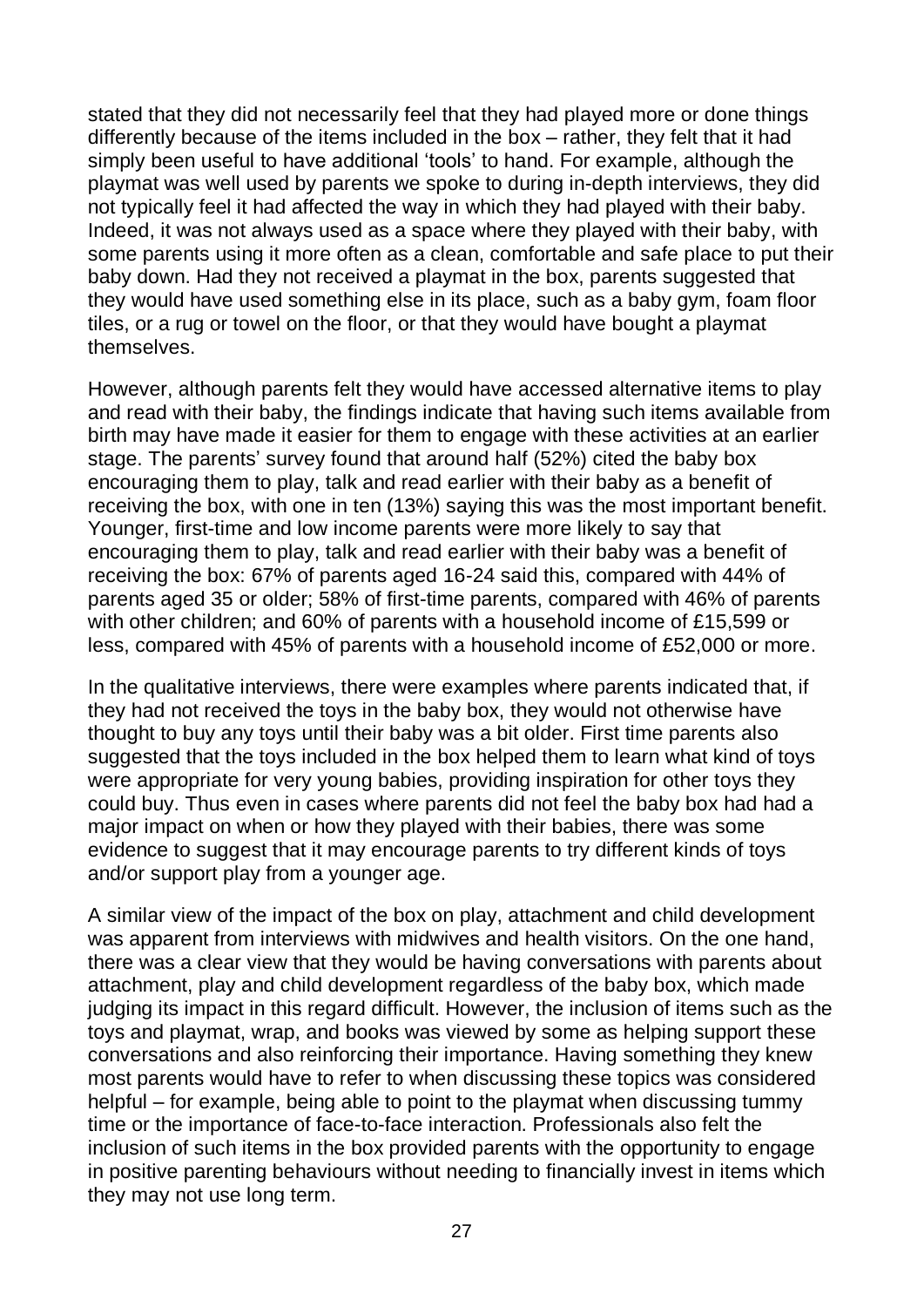stated that they did not necessarily feel that they had played more or done things differently because of the items included in the box – rather, they felt that it had simply been useful to have additional 'tools' to hand. For example, although the playmat was well used by parents we spoke to during in-depth interviews, they did not typically feel it had affected the way in which they had played with their baby. Indeed, it was not always used as a space where they played with their baby, with some parents using it more often as a clean, comfortable and safe place to put their baby down. Had they not received a playmat in the box, parents suggested that they would have used something else in its place, such as a baby gym, foam floor tiles, or a rug or towel on the floor, or that they would have bought a playmat themselves.

However, although parents felt they would have accessed alternative items to play and read with their baby, the findings indicate that having such items available from birth may have made it easier for them to engage with these activities at an earlier stage. The parents' survey found that around half (52%) cited the baby box encouraging them to play, talk and read earlier with their baby as a benefit of receiving the box, with one in ten (13%) saying this was the most important benefit. Younger, first-time and low income parents were more likely to say that encouraging them to play, talk and read earlier with their baby was a benefit of receiving the box: 67% of parents aged 16-24 said this, compared with 44% of parents aged 35 or older; 58% of first-time parents, compared with 46% of parents with other children; and 60% of parents with a household income of £15,599 or less, compared with 45% of parents with a household income of £52,000 or more.

In the qualitative interviews, there were examples where parents indicated that, if they had not received the toys in the baby box, they would not otherwise have thought to buy any toys until their baby was a bit older. First time parents also suggested that the toys included in the box helped them to learn what kind of toys were appropriate for very young babies, providing inspiration for other toys they could buy. Thus even in cases where parents did not feel the baby box had had a major impact on when or how they played with their babies, there was some evidence to suggest that it may encourage parents to try different kinds of toys and/or support play from a younger age.

A similar view of the impact of the box on play, attachment and child development was apparent from interviews with midwives and health visitors. On the one hand, there was a clear view that they would be having conversations with parents about attachment, play and child development regardless of the baby box, which made judging its impact in this regard difficult. However, the inclusion of items such as the toys and playmat, wrap, and books was viewed by some as helping support these conversations and also reinforcing their importance. Having something they knew most parents would have to refer to when discussing these topics was considered helpful – for example, being able to point to the playmat when discussing tummy time or the importance of face-to-face interaction. Professionals also felt the inclusion of such items in the box provided parents with the opportunity to engage in positive parenting behaviours without needing to financially invest in items which they may not use long term.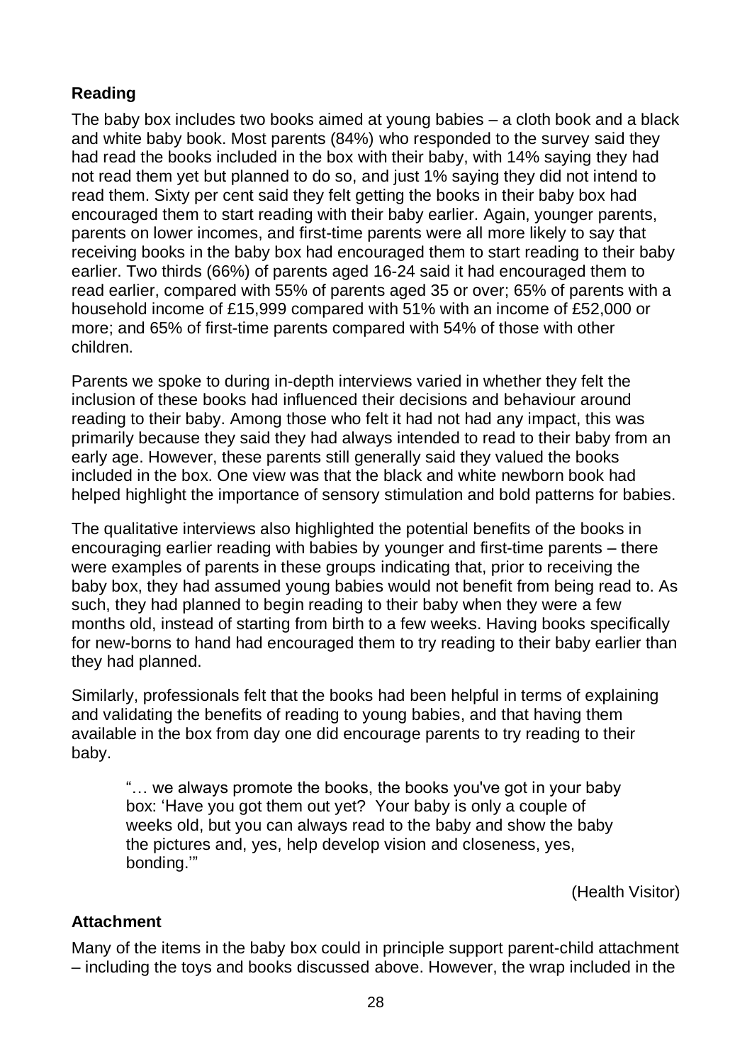**Reading**

The baby box includes two books aimed at young babies – a cloth book and a black and white baby book. Most parents (84%) who responded to the survey said they had read the books included in the box with their baby, with 14% saying they had not read them yet but planned to do so, and just 1% saying they did not intend to read them. Sixty per cent said they felt getting the books in their baby box had encouraged them to start reading with their baby earlier. Again, younger parents, parents on lower incomes, and first-time parents were all more likely to say that receiving books in the baby box had encouraged them to start reading to their baby earlier. Two thirds (66%) of parents aged 16-24 said it had encouraged them to read earlier, compared with 55% of parents aged 35 or over; 65% of parents with a household income of £15,999 compared with 51% with an income of £52,000 or more; and 65% of first-time parents compared with 54% of those with other children.

Parents we spoke to during in-depth interviews varied in whether they felt the inclusion of these books had influenced their decisions and behaviour around reading to their baby. Among those who felt it had not had any impact, this was primarily because they said they had always intended to read to their baby from an early age. However, these parents still generally said they valued the books included in the box. One view was that the black and white newborn book had helped highlight the importance of sensory stimulation and bold patterns for babies.

The qualitative interviews also highlighted the potential benefits of the books in encouraging earlier reading with babies by younger and first-time parents – there were examples of parents in these groups indicating that, prior to receiving the baby box, they had assumed young babies would not benefit from being read to. As such, they had planned to begin reading to their baby when they were a few months old, instead of starting from birth to a few weeks. Having books specifically for new-borns to hand had encouraged them to try reading to their baby earlier than they had planned.

Similarly, professionals felt that the books had been helpful in terms of explaining and validating the benefits of reading to young babies, and that having them available in the box from day one did encourage parents to try reading to their baby.

> "… we always promote the books, the books you've got in your baby box: 'Have you got them out yet? Your baby is only a couple of weeks old, but you can always read to the baby and show the baby the pictures and, yes, help develop vision and closeness, yes, bonding.'"
>
> (Health Visitor)

**Attachment**

Many of the items in the baby box could in principle support parent-child attachment – including the toys and books discussed above. However, the wrap included in the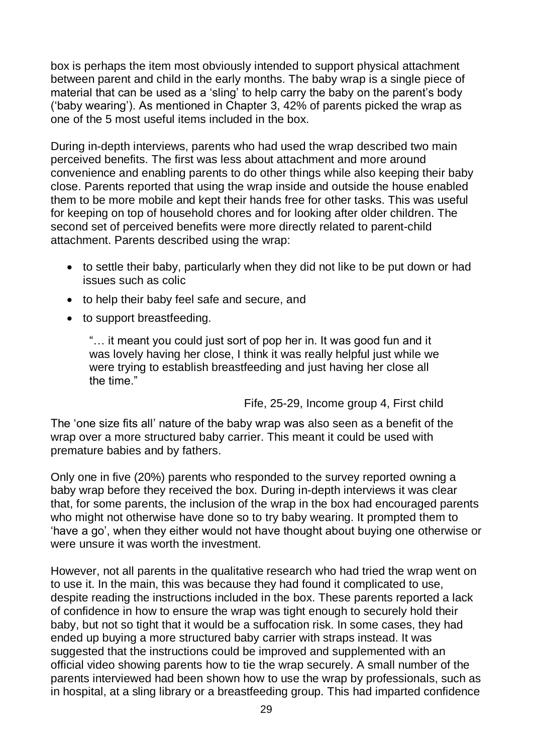box is perhaps the item most obviously intended to support physical attachment between parent and child in the early months. The baby wrap is a single piece of material that can be used as a 'sling' to help carry the baby on the parent's body ('baby wearing'). As mentioned in Chapter 3, 42% of parents picked the wrap as one of the 5 most useful items included in the box.

During in-depth interviews, parents who had used the wrap described two main perceived benefits. The first was less about attachment and more around convenience and enabling parents to do other things while also keeping their baby close. Parents reported that using the wrap inside and outside the house enabled them to be more mobile and kept their hands free for other tasks. This was useful for keeping on top of household chores and for looking after older children. The second set of perceived benefits were more directly related to parent-child attachment. Parents described using the wrap:

- to settle their baby, particularly when they did not like to be put down or had issues such as colic
- to help their baby feel safe and secure, and
- to support breastfeeding.

> "… it meant you could just sort of pop her in. It was good fun and it was lovely having her close, I think it was really helpful just while we were trying to establish breastfeeding and just having her close all the time."
>
> Fife, 25-29, Income group 4, First child

The 'one size fits all' nature of the baby wrap was also seen as a benefit of the wrap over a more structured baby carrier. This meant it could be used with premature babies and by fathers.

Only one in five (20%) parents who responded to the survey reported owning a baby wrap before they received the box. During in-depth interviews it was clear that, for some parents, the inclusion of the wrap in the box had encouraged parents who might not otherwise have done so to try baby wearing. It prompted them to 'have a go', when they either would not have thought about buying one otherwise or were unsure it was worth the investment.

However, not all parents in the qualitative research who had tried the wrap went on to use it. In the main, this was because they had found it complicated to use, despite reading the instructions included in the box. These parents reported a lack of confidence in how to ensure the wrap was tight enough to securely hold their baby, but not so tight that it would be a suffocation risk. In some cases, they had ended up buying a more structured baby carrier with straps instead. It was suggested that the instructions could be improved and supplemented with an official video showing parents how to tie the wrap securely. A small number of the parents interviewed had been shown how to use the wrap by professionals, such as in hospital, at a sling library or a breastfeeding group. This had imparted confidence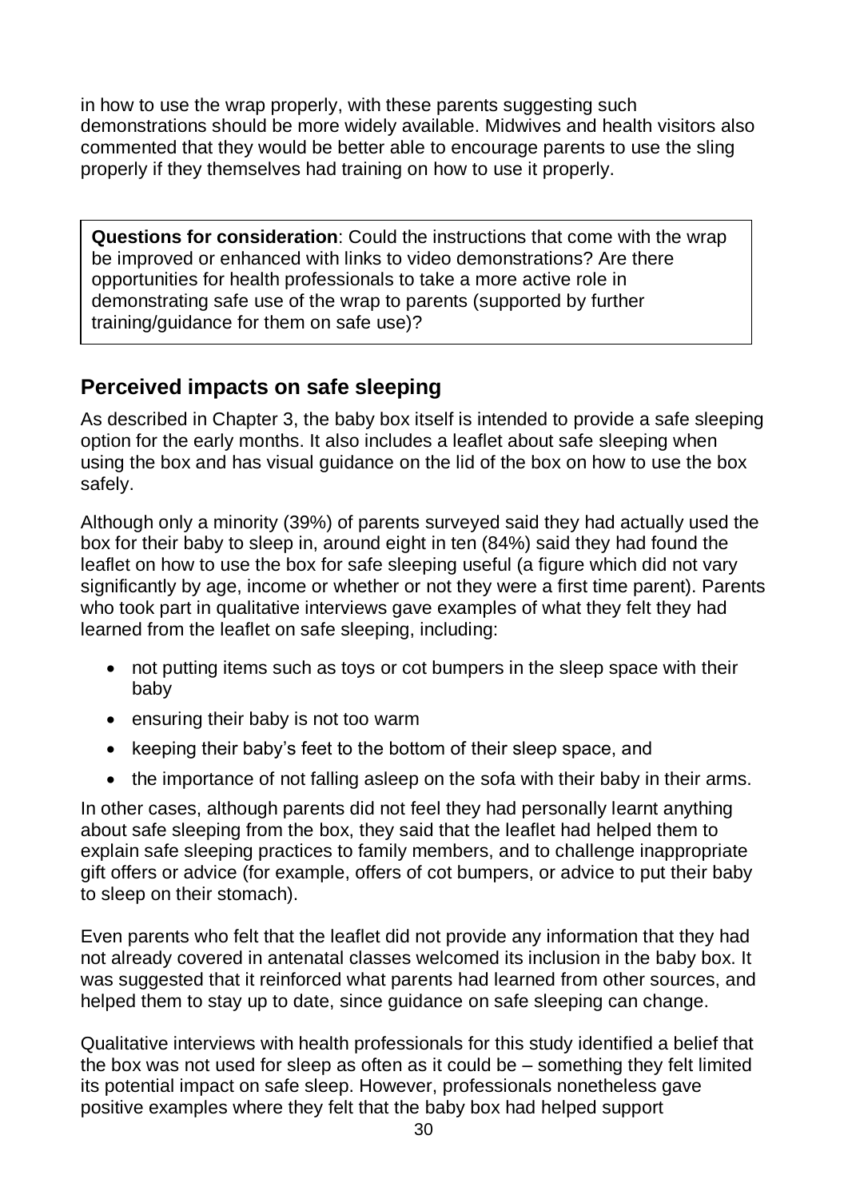in how to use the wrap properly, with these parents suggesting such demonstrations should be more widely available. Midwives and health visitors also commented that they would be better able to encourage parents to use the sling properly if they themselves had training on how to use it properly.

> **Questions for consideration**: Could the instructions that come with the wrap be improved or enhanced with links to video demonstrations? Are there opportunities for health professionals to take a more active role in demonstrating safe use of the wrap to parents (supported by further training/guidance for them on safe use)?

## Perceived impacts on safe sleeping

As described in Chapter 3, the baby box itself is intended to provide a safe sleeping option for the early months. It also includes a leaflet about safe sleeping when using the box and has visual guidance on the lid of the box on how to use the box safely.

Although only a minority (39%) of parents surveyed said they had actually used the box for their baby to sleep in, around eight in ten (84%) said they had found the leaflet on how to use the box for safe sleeping useful (a figure which did not vary significantly by age, income or whether or not they were a first time parent). Parents who took part in qualitative interviews gave examples of what they felt they had learned from the leaflet on safe sleeping, including:

- not putting items such as toys or cot bumpers in the sleep space with their baby
- ensuring their baby is not too warm
- keeping their baby's feet to the bottom of their sleep space, and
- the importance of not falling asleep on the sofa with their baby in their arms.

In other cases, although parents did not feel they had personally learnt anything about safe sleeping from the box, they said that the leaflet had helped them to explain safe sleeping practices to family members, and to challenge inappropriate gift offers or advice (for example, offers of cot bumpers, or advice to put their baby to sleep on their stomach).

Even parents who felt that the leaflet did not provide any information that they had not already covered in antenatal classes welcomed its inclusion in the baby box. It was suggested that it reinforced what parents had learned from other sources, and helped them to stay up to date, since guidance on safe sleeping can change.

Qualitative interviews with health professionals for this study identified a belief that the box was not used for sleep as often as it could be – something they felt limited its potential impact on safe sleep. However, professionals nonetheless gave positive examples where they felt that the baby box had helped support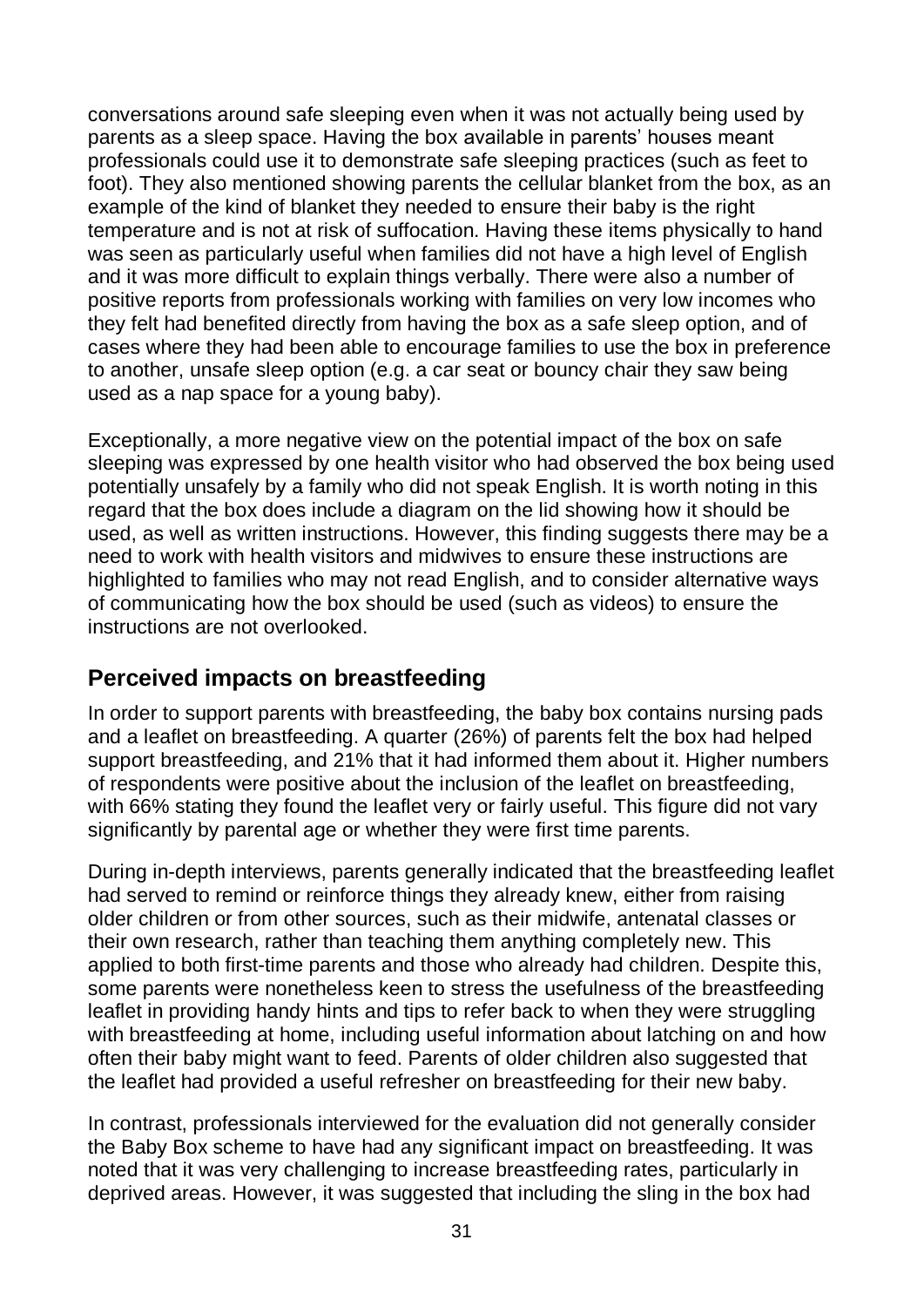conversations around safe sleeping even when it was not actually being used by parents as a sleep space. Having the box available in parents' houses meant professionals could use it to demonstrate safe sleeping practices (such as feet to foot). They also mentioned showing parents the cellular blanket from the box, as an example of the kind of blanket they needed to ensure their baby is the right temperature and is not at risk of suffocation. Having these items physically to hand was seen as particularly useful when families did not have a high level of English and it was more difficult to explain things verbally. There were also a number of positive reports from professionals working with families on very low incomes who they felt had benefited directly from having the box as a safe sleep option, and of cases where they had been able to encourage families to use the box in preference to another, unsafe sleep option (e.g. a car seat or bouncy chair they saw being used as a nap space for a young baby).

Exceptionally, a more negative view on the potential impact of the box on safe sleeping was expressed by one health visitor who had observed the box being used potentially unsafely by a family who did not speak English. It is worth noting in this regard that the box does include a diagram on the lid showing how it should be used, as well as written instructions. However, this finding suggests there may be a need to work with health visitors and midwives to ensure these instructions are highlighted to families who may not read English, and to consider alternative ways of communicating how the box should be used (such as videos) to ensure the instructions are not overlooked.

## Perceived impacts on breastfeeding

In order to support parents with breastfeeding, the baby box contains nursing pads and a leaflet on breastfeeding. A quarter (26%) of parents felt the box had helped support breastfeeding, and 21% that it had informed them about it. Higher numbers of respondents were positive about the inclusion of the leaflet on breastfeeding, with 66% stating they found the leaflet very or fairly useful. This figure did not vary significantly by parental age or whether they were first time parents.

During in-depth interviews, parents generally indicated that the breastfeeding leaflet had served to remind or reinforce things they already knew, either from raising older children or from other sources, such as their midwife, antenatal classes or their own research, rather than teaching them anything completely new. This applied to both first-time parents and those who already had children. Despite this, some parents were nonetheless keen to stress the usefulness of the breastfeeding leaflet in providing handy hints and tips to refer back to when they were struggling with breastfeeding at home, including useful information about latching on and how often their baby might want to feed. Parents of older children also suggested that the leaflet had provided a useful refresher on breastfeeding for their new baby.

In contrast, professionals interviewed for the evaluation did not generally consider the Baby Box scheme to have had any significant impact on breastfeeding. It was noted that it was very challenging to increase breastfeeding rates, particularly in deprived areas. However, it was suggested that including the sling in the box had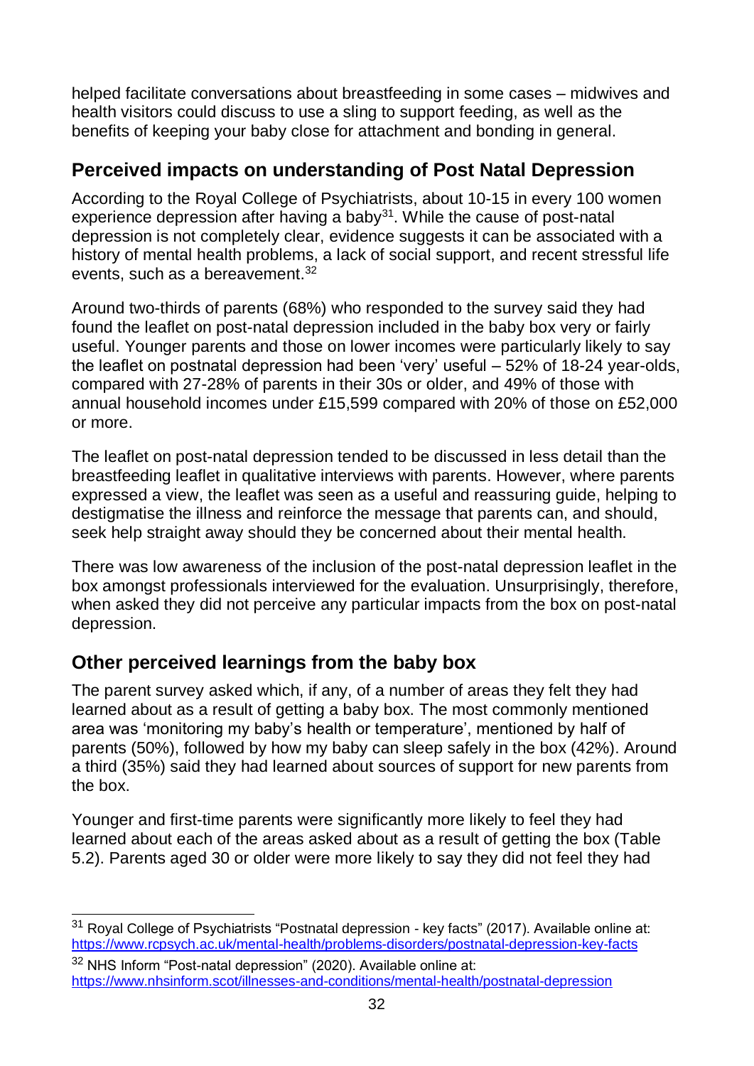helped facilitate conversations about breastfeeding in some cases – midwives and health visitors could discuss to use a sling to support feeding, as well as the benefits of keeping your baby close for attachment and bonding in general.

## Perceived impacts on understanding of Post Natal Depression

According to the Royal College of Psychiatrists, about 10-15 in every 100 women experience depression after having a baby[31]. While the cause of post-natal depression is not completely clear, evidence suggests it can be associated with a history of mental health problems, a lack of social support, and recent stressful life events, such as a bereavement.[32]

Around two-thirds of parents (68%) who responded to the survey said they had found the leaflet on post-natal depression included in the baby box very or fairly useful. Younger parents and those on lower incomes were particularly likely to say the leaflet on postnatal depression had been 'very' useful – 52% of 18-24 year-olds, compared with 27-28% of parents in their 30s or older, and 49% of those with annual household incomes under £15,599 compared with 20% of those on £52,000 or more.

The leaflet on post-natal depression tended to be discussed in less detail than the breastfeeding leaflet in qualitative interviews with parents. However, where parents expressed a view, the leaflet was seen as a useful and reassuring guide, helping to destigmatise the illness and reinforce the message that parents can, and should, seek help straight away should they be concerned about their mental health.

There was low awareness of the inclusion of the post-natal depression leaflet in the box amongst professionals interviewed for the evaluation. Unsurprisingly, therefore, when asked they did not perceive any particular impacts from the box on post-natal depression.

## Other perceived learnings from the baby box

The parent survey asked which, if any, of a number of areas they felt they had learned about as a result of getting a baby box. The most commonly mentioned area was 'monitoring my baby's health or temperature', mentioned by half of parents (50%), followed by how my baby can sleep safely in the box (42%). Around a third (35%) said they had learned about sources of support for new parents from the box.

Younger and first-time parents were significantly more likely to feel they had learned about each of the areas asked about as a result of getting the box (Table 5.2). Parents aged 30 or older were more likely to say they did not feel they had

---

[31] Royal College of Psychiatrists "Postnatal depression - key facts" (2017). Available online at: https://www.rcpsych.ac.uk/mental-health/problems-disorders/postnatal-depression-key-facts

[32] NHS Inform "Post-natal depression" (2020). Available online at: https://www.nhsinform.scot/illnesses-and-conditions/mental-health/postnatal-depression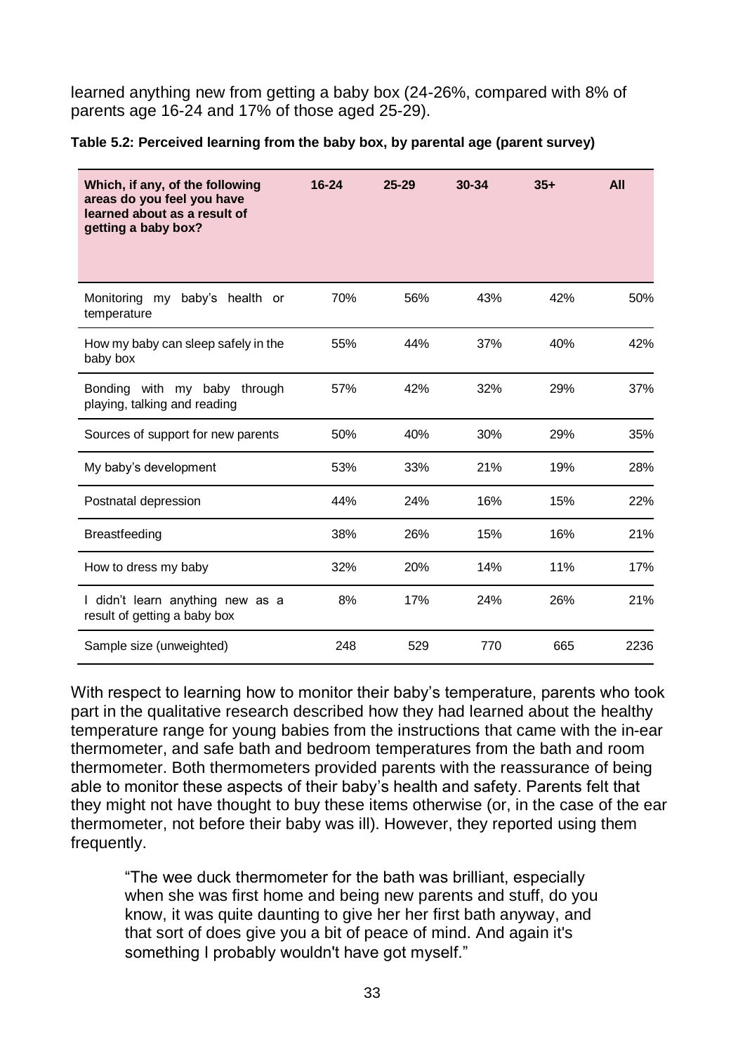learned anything new from getting a baby box (24-26%, compared with 8% of parents age 16-24 and 17% of those aged 25-29).

**Table 5.2: Perceived learning from the baby box, by parental age (parent survey)**

| Which, if any, of the following areas do you feel you have learned about as a result of getting a baby box? | 16-24 | 25-29 | 30-34 | 35+ | All |
|---|---|---|---|---|---|
| Monitoring my baby's health or temperature | 70% | 56% | 43% | 42% | 50% |
| How my baby can sleep safely in the baby box | 55% | 44% | 37% | 40% | 42% |
| Bonding with my baby through playing, talking and reading | 57% | 42% | 32% | 29% | 37% |
| Sources of support for new parents | 50% | 40% | 30% | 29% | 35% |
| My baby's development | 53% | 33% | 21% | 19% | 28% |
| Postnatal depression | 44% | 24% | 16% | 15% | 22% |
| Breastfeeding | 38% | 26% | 15% | 16% | 21% |
| How to dress my baby | 32% | 20% | 14% | 11% | 17% |
| I didn't learn anything new as a result of getting a baby box | 8% | 17% | 24% | 26% | 21% |
| Sample size (unweighted) | 248 | 529 | 770 | 665 | 2236 |

With respect to learning how to monitor their baby's temperature, parents who took part in the qualitative research described how they had learned about the healthy temperature range for young babies from the instructions that came with the in-ear thermometer, and safe bath and bedroom temperatures from the bath and room thermometer. Both thermometers provided parents with the reassurance of being able to monitor these aspects of their baby's health and safety. Parents felt that they might not have thought to buy these items otherwise (or, in the case of the ear thermometer, not before their baby was ill). However, they reported using them frequently.

> "The wee duck thermometer for the bath was brilliant, especially when she was first home and being new parents and stuff, do you know, it was quite daunting to give her her first bath anyway, and that sort of does give you a bit of peace of mind. And again it's something I probably wouldn't have got myself."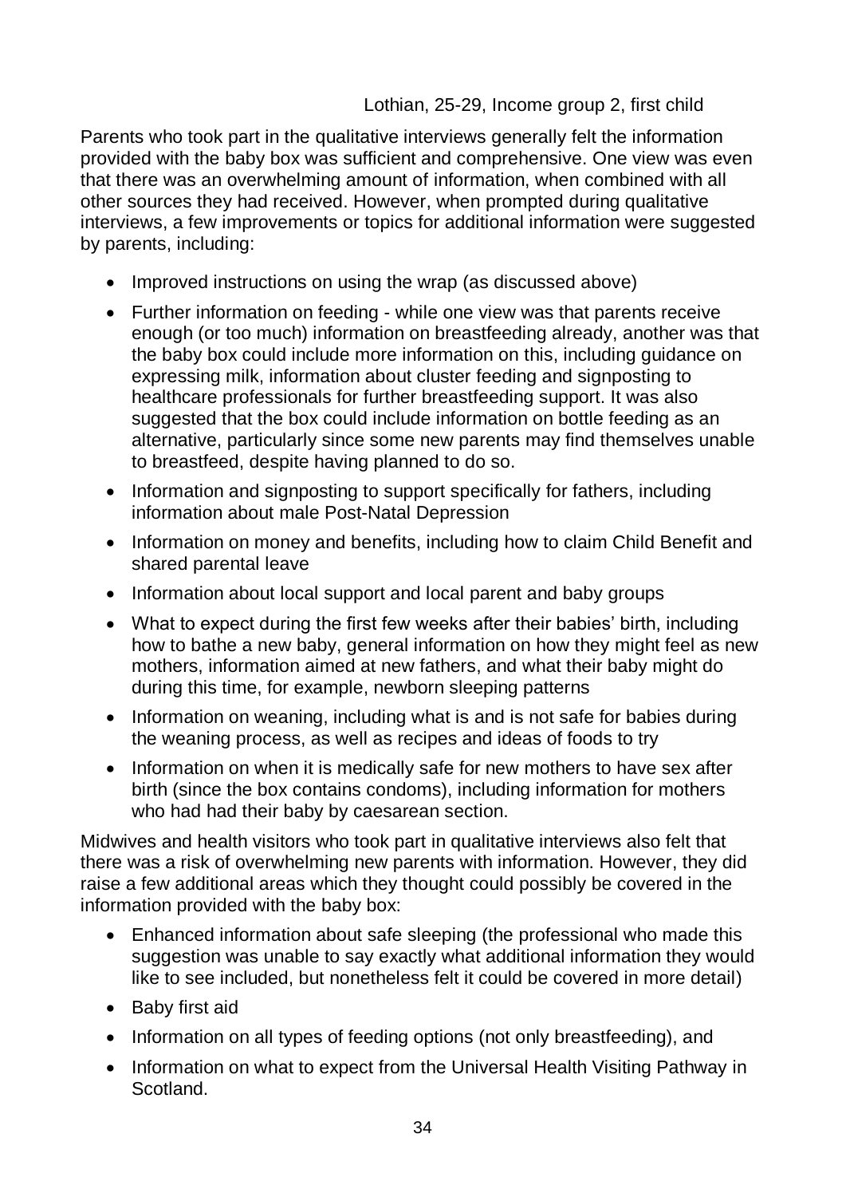Lothian, 25-29, Income group 2, first child

Parents who took part in the qualitative interviews generally felt the information provided with the baby box was sufficient and comprehensive. One view was even that there was an overwhelming amount of information, when combined with all other sources they had received. However, when prompted during qualitative interviews, a few improvements or topics for additional information were suggested by parents, including:

- Improved instructions on using the wrap (as discussed above)
- Further information on feeding - while one view was that parents receive enough (or too much) information on breastfeeding already, another was that the baby box could include more information on this, including guidance on expressing milk, information about cluster feeding and signposting to healthcare professionals for further breastfeeding support. It was also suggested that the box could include information on bottle feeding as an alternative, particularly since some new parents may find themselves unable to breastfeed, despite having planned to do so.
- Information and signposting to support specifically for fathers, including information about male Post-Natal Depression
- Information on money and benefits, including how to claim Child Benefit and shared parental leave
- Information about local support and local parent and baby groups
- What to expect during the first few weeks after their babies' birth, including how to bathe a new baby, general information on how they might feel as new mothers, information aimed at new fathers, and what their baby might do during this time, for example, newborn sleeping patterns
- Information on weaning, including what is and is not safe for babies during the weaning process, as well as recipes and ideas of foods to try
- Information on when it is medically safe for new mothers to have sex after birth (since the box contains condoms), including information for mothers who had had their baby by caesarean section.

Midwives and health visitors who took part in qualitative interviews also felt that there was a risk of overwhelming new parents with information. However, they did raise a few additional areas which they thought could possibly be covered in the information provided with the baby box:

- Enhanced information about safe sleeping (the professional who made this suggestion was unable to say exactly what additional information they would like to see included, but nonetheless felt it could be covered in more detail)
- Baby first aid
- Information on all types of feeding options (not only breastfeeding), and
- Information on what to expect from the Universal Health Visiting Pathway in Scotland.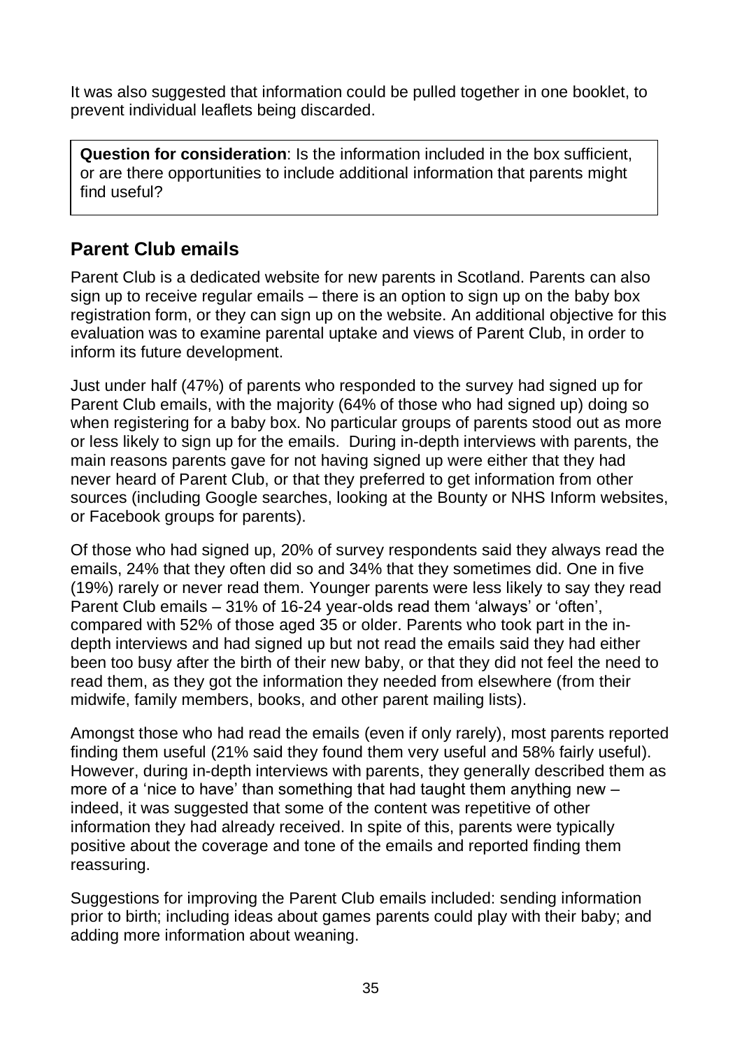It was also suggested that information could be pulled together in one booklet, to prevent individual leaflets being discarded.

> **Question for consideration**: Is the information included in the box sufficient, or are there opportunities to include additional information that parents might find useful?

## Parent Club emails

Parent Club is a dedicated website for new parents in Scotland. Parents can also sign up to receive regular emails – there is an option to sign up on the baby box registration form, or they can sign up on the website. An additional objective for this evaluation was to examine parental uptake and views of Parent Club, in order to inform its future development.

Just under half (47%) of parents who responded to the survey had signed up for Parent Club emails, with the majority (64% of those who had signed up) doing so when registering for a baby box. No particular groups of parents stood out as more or less likely to sign up for the emails. During in-depth interviews with parents, the main reasons parents gave for not having signed up were either that they had never heard of Parent Club, or that they preferred to get information from other sources (including Google searches, looking at the Bounty or NHS Inform websites, or Facebook groups for parents).

Of those who had signed up, 20% of survey respondents said they always read the emails, 24% that they often did so and 34% that they sometimes did. One in five (19%) rarely or never read them. Younger parents were less likely to say they read Parent Club emails – 31% of 16-24 year-olds read them 'always' or 'often', compared with 52% of those aged 35 or older. Parents who took part in the in-depth interviews and had signed up but not read the emails said they had either been too busy after the birth of their new baby, or that they did not feel the need to read them, as they got the information they needed from elsewhere (from their midwife, family members, books, and other parent mailing lists).

Amongst those who had read the emails (even if only rarely), most parents reported finding them useful (21% said they found them very useful and 58% fairly useful). However, during in-depth interviews with parents, they generally described them as more of a 'nice to have' than something that had taught them anything new – indeed, it was suggested that some of the content was repetitive of other information they had already received. In spite of this, parents were typically positive about the coverage and tone of the emails and reported finding them reassuring.

Suggestions for improving the Parent Club emails included: sending information prior to birth; including ideas about games parents could play with their baby; and adding more information about weaning.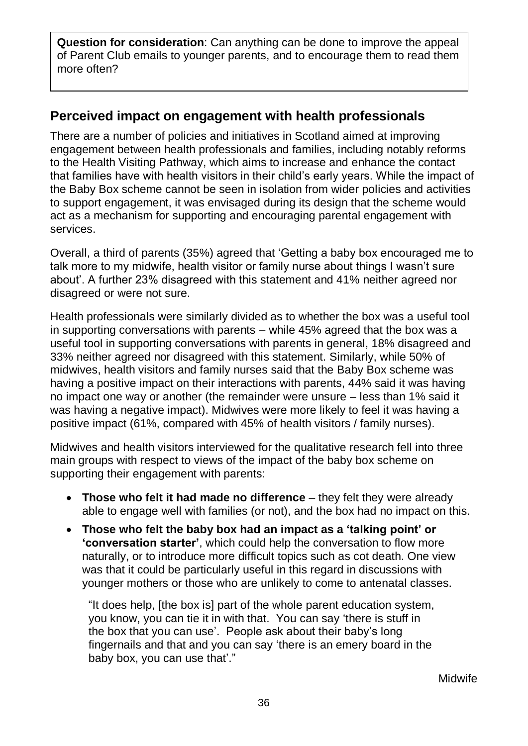**Question for consideration**: Can anything can be done to improve the appeal of Parent Club emails to younger parents, and to encourage them to read them more often?

## Perceived impact on engagement with health professionals

There are a number of policies and initiatives in Scotland aimed at improving engagement between health professionals and families, including notably reforms to the Health Visiting Pathway, which aims to increase and enhance the contact that families have with health visitors in their child's early years. While the impact of the Baby Box scheme cannot be seen in isolation from wider policies and activities to support engagement, it was envisaged during its design that the scheme would act as a mechanism for supporting and encouraging parental engagement with services.

Overall, a third of parents (35%) agreed that 'Getting a baby box encouraged me to talk more to my midwife, health visitor or family nurse about things I wasn't sure about'. A further 23% disagreed with this statement and 41% neither agreed nor disagreed or were not sure.

Health professionals were similarly divided as to whether the box was a useful tool in supporting conversations with parents – while 45% agreed that the box was a useful tool in supporting conversations with parents in general, 18% disagreed and 33% neither agreed nor disagreed with this statement. Similarly, while 50% of midwives, health visitors and family nurses said that the Baby Box scheme was having a positive impact on their interactions with parents, 44% said it was having no impact one way or another (the remainder were unsure – less than 1% said it was having a negative impact). Midwives were more likely to feel it was having a positive impact (61%, compared with 45% of health visitors / family nurses).

Midwives and health visitors interviewed for the qualitative research fell into three main groups with respect to views of the impact of the baby box scheme on supporting their engagement with parents:

- **Those who felt it had made no difference** – they felt they were already able to engage well with families (or not), and the box had no impact on this.
- **Those who felt the baby box had an impact as a 'talking point' or 'conversation starter'**, which could help the conversation to flow more naturally, or to introduce more difficult topics such as cot death. One view was that it could be particularly useful in this regard in discussions with younger mothers or those who are unlikely to come to antenatal classes.

> "It does help, [the box is] part of the whole parent education system, you know, you can tie it in with that. You can say 'there is stuff in the box that you can use'. People ask about their baby's long fingernails and that and you can say 'there is an emery board in the baby box, you can use that'."
>
> Midwife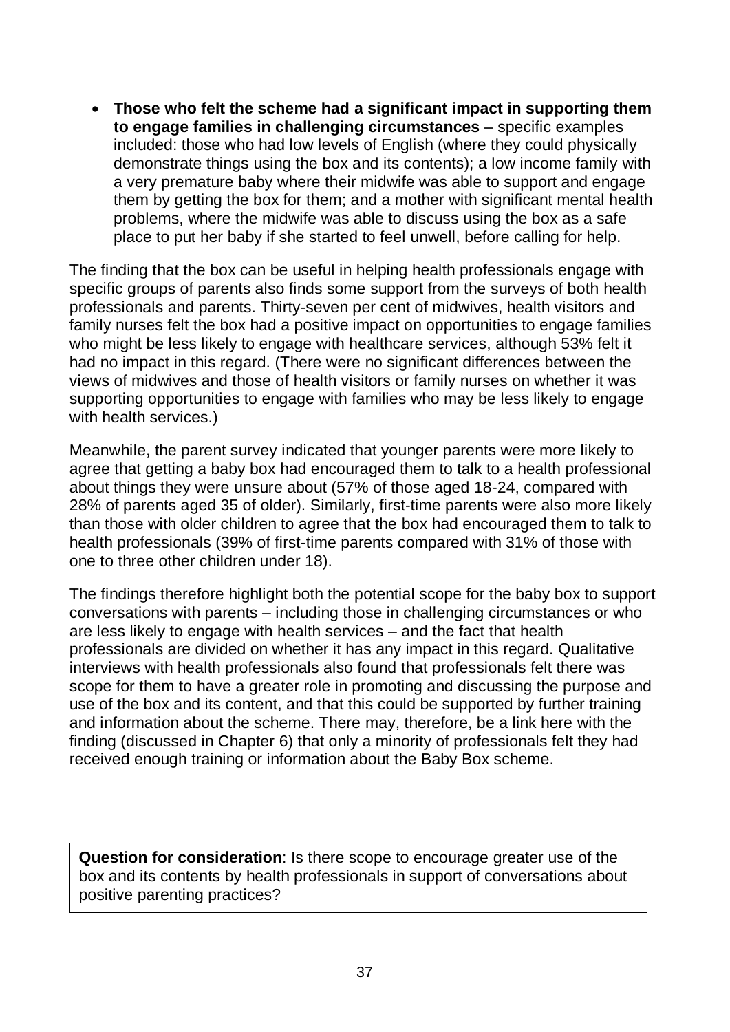- **Those who felt the scheme had a significant impact in supporting them to engage families in challenging circumstances** – specific examples included: those who had low levels of English (where they could physically demonstrate things using the box and its contents); a low income family with a very premature baby where their midwife was able to support and engage them by getting the box for them; and a mother with significant mental health problems, where the midwife was able to discuss using the box as a safe place to put her baby if she started to feel unwell, before calling for help.

The finding that the box can be useful in helping health professionals engage with specific groups of parents also finds some support from the surveys of both health professionals and parents. Thirty-seven per cent of midwives, health visitors and family nurses felt the box had a positive impact on opportunities to engage families who might be less likely to engage with healthcare services, although 53% felt it had no impact in this regard. (There were no significant differences between the views of midwives and those of health visitors or family nurses on whether it was supporting opportunities to engage with families who may be less likely to engage with health services.)

Meanwhile, the parent survey indicated that younger parents were more likely to agree that getting a baby box had encouraged them to talk to a health professional about things they were unsure about (57% of those aged 18-24, compared with 28% of parents aged 35 of older). Similarly, first-time parents were also more likely than those with older children to agree that the box had encouraged them to talk to health professionals (39% of first-time parents compared with 31% of those with one to three other children under 18).

The findings therefore highlight both the potential scope for the baby box to support conversations with parents – including those in challenging circumstances or who are less likely to engage with health services – and the fact that health professionals are divided on whether it has any impact in this regard. Qualitative interviews with health professionals also found that professionals felt there was scope for them to have a greater role in promoting and discussing the purpose and use of the box and its content, and that this could be supported by further training and information about the scheme. There may, therefore, be a link here with the finding (discussed in Chapter 6) that only a minority of professionals felt they had received enough training or information about the Baby Box scheme.

**Question for consideration**: Is there scope to encourage greater use of the box and its contents by health professionals in support of conversations about positive parenting practices?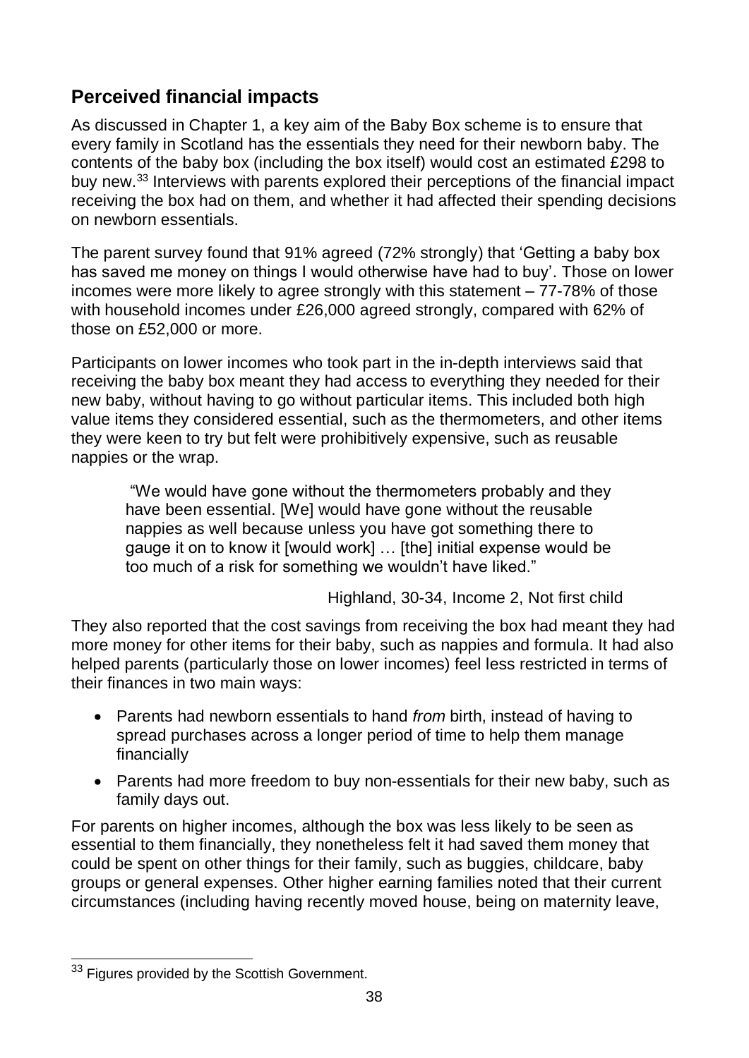## Perceived financial impacts

As discussed in Chapter 1, a key aim of the Baby Box scheme is to ensure that every family in Scotland has the essentials they need for their newborn baby. The contents of the baby box (including the box itself) would cost an estimated £298 to buy new.[33] Interviews with parents explored their perceptions of the financial impact receiving the box had on them, and whether it had affected their spending decisions on newborn essentials.

The parent survey found that 91% agreed (72% strongly) that 'Getting a baby box has saved me money on things I would otherwise have had to buy'. Those on lower incomes were more likely to agree strongly with this statement – 77-78% of those with household incomes under £26,000 agreed strongly, compared with 62% of those on £52,000 or more.

Participants on lower incomes who took part in the in-depth interviews said that receiving the baby box meant they had access to everything they needed for their new baby, without having to go without particular items. This included both high value items they considered essential, such as the thermometers, and other items they were keen to try but felt were prohibitively expensive, such as reusable nappies or the wrap.

> "We would have gone without the thermometers probably and they have been essential. [We] would have gone without the reusable nappies as well because unless you have got something there to gauge it on to know it [would work] … [the] initial expense would be too much of a risk for something we wouldn't have liked."
>
> Highland, 30-34, Income 2, Not first child

They also reported that the cost savings from receiving the box had meant they had more money for other items for their baby, such as nappies and formula. It had also helped parents (particularly those on lower incomes) feel less restricted in terms of their finances in two main ways:

- Parents had newborn essentials to hand *from* birth, instead of having to spread purchases across a longer period of time to help them manage financially
- Parents had more freedom to buy non-essentials for their new baby, such as family days out.

For parents on higher incomes, although the box was less likely to be seen as essential to them financially, they nonetheless felt it had saved them money that could be spent on other things for their family, such as buggies, childcare, baby groups or general expenses. Other higher earning families noted that their current circumstances (including having recently moved house, being on maternity leave,

[33] Figures provided by the Scottish Government.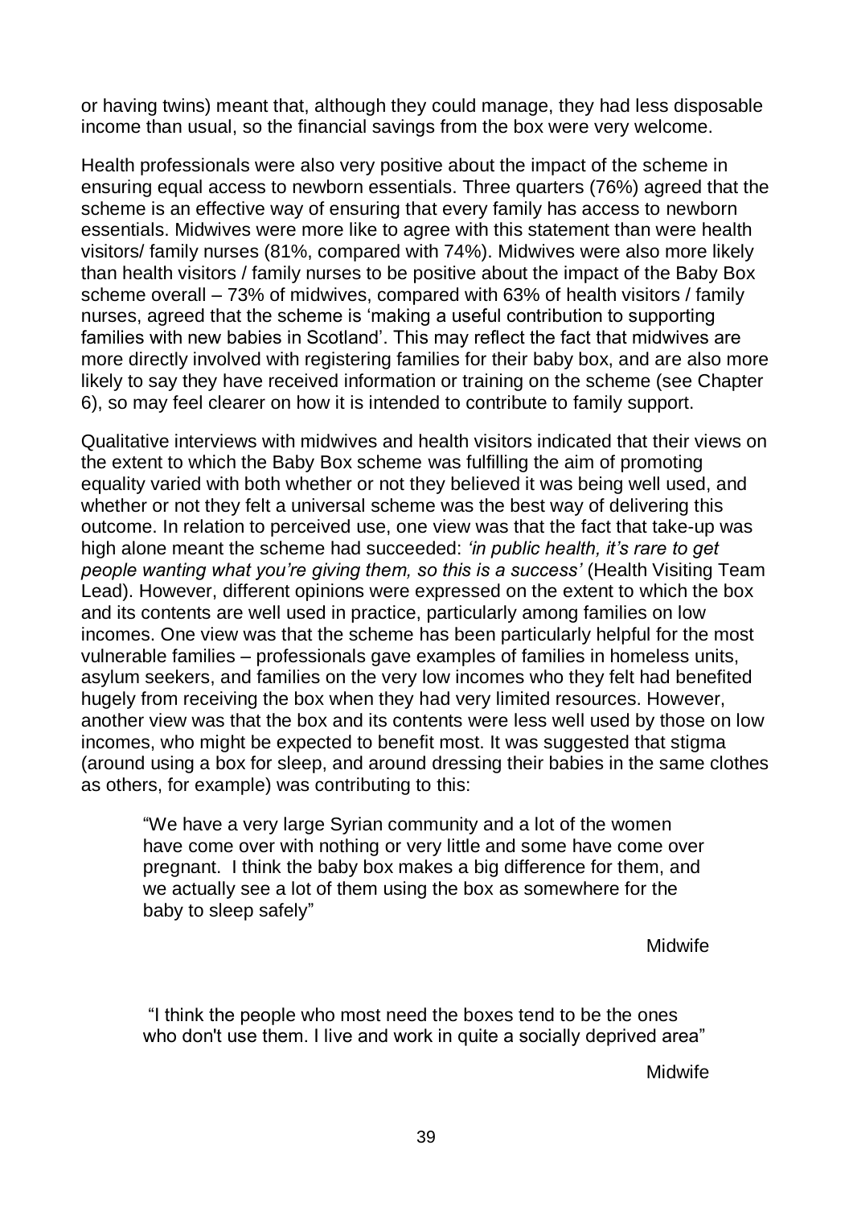or having twins) meant that, although they could manage, they had less disposable income than usual, so the financial savings from the box were very welcome.

Health professionals were also very positive about the impact of the scheme in ensuring equal access to newborn essentials. Three quarters (76%) agreed that the scheme is an effective way of ensuring that every family has access to newborn essentials. Midwives were more like to agree with this statement than were health visitors/ family nurses (81%, compared with 74%). Midwives were also more likely than health visitors / family nurses to be positive about the impact of the Baby Box scheme overall – 73% of midwives, compared with 63% of health visitors / family nurses, agreed that the scheme is 'making a useful contribution to supporting families with new babies in Scotland'. This may reflect the fact that midwives are more directly involved with registering families for their baby box, and are also more likely to say they have received information or training on the scheme (see Chapter 6), so may feel clearer on how it is intended to contribute to family support.

Qualitative interviews with midwives and health visitors indicated that their views on the extent to which the Baby Box scheme was fulfilling the aim of promoting equality varied with both whether or not they believed it was being well used, and whether or not they felt a universal scheme was the best way of delivering this outcome. In relation to perceived use, one view was that the fact that take-up was high alone meant the scheme had succeeded: *'in public health, it's rare to get people wanting what you're giving them, so this is a success'* (Health Visiting Team Lead). However, different opinions were expressed on the extent to which the box and its contents are well used in practice, particularly among families on low incomes. One view was that the scheme has been particularly helpful for the most vulnerable families – professionals gave examples of families in homeless units, asylum seekers, and families on the very low incomes who they felt had benefited hugely from receiving the box when they had very limited resources. However, another view was that the box and its contents were less well used by those on low incomes, who might be expected to benefit most. It was suggested that stigma (around using a box for sleep, and around dressing their babies in the same clothes as others, for example) was contributing to this:

> "We have a very large Syrian community and a lot of the women have come over with nothing or very little and some have come over pregnant. I think the baby box makes a big difference for them, and we actually see a lot of them using the box as somewhere for the baby to sleep safely"
>
> Midwife

> "I think the people who most need the boxes tend to be the ones who don't use them. I live and work in quite a socially deprived area"
>
> Midwife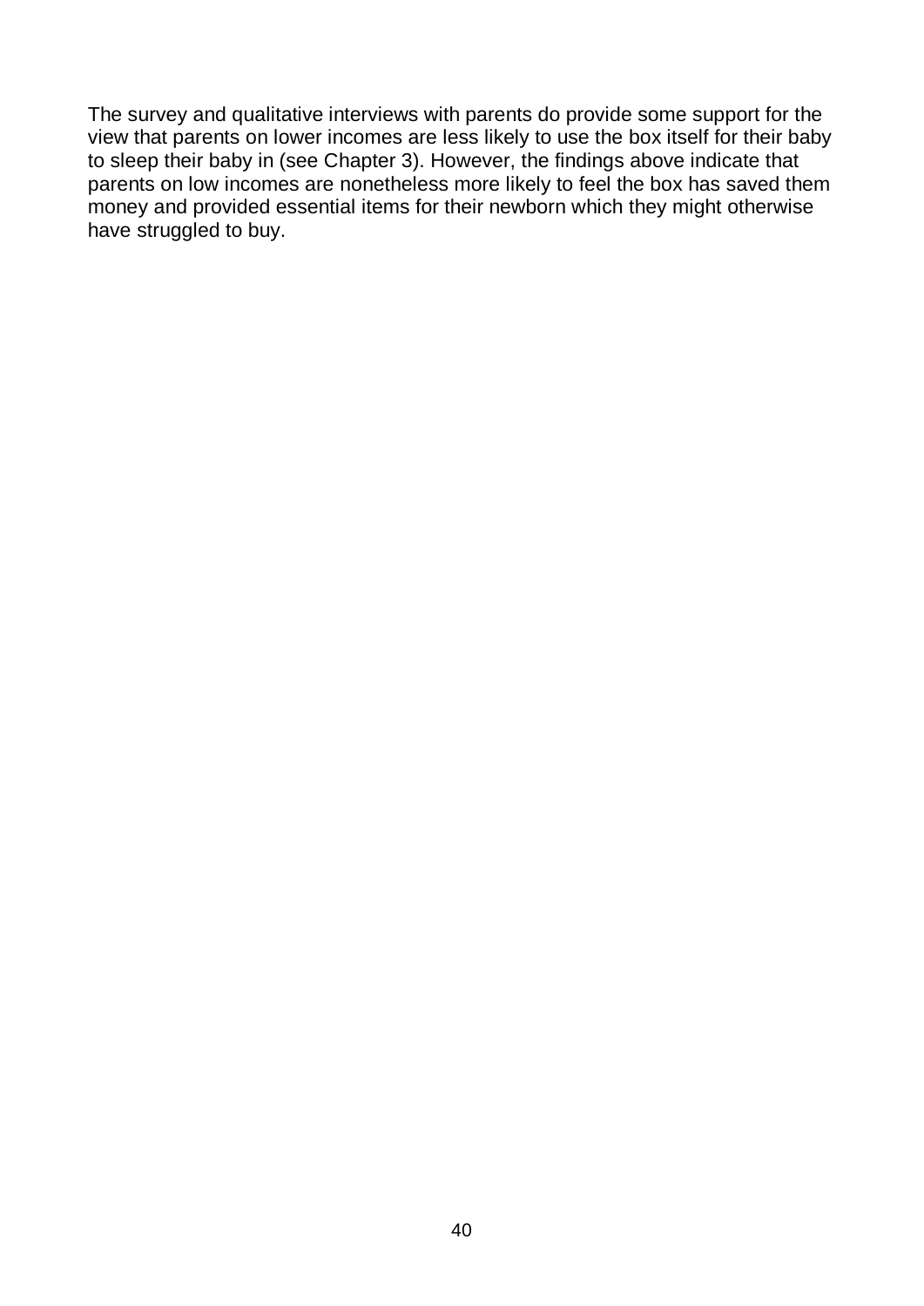The survey and qualitative interviews with parents do provide some support for the view that parents on lower incomes are less likely to use the box itself for their baby to sleep their baby in (see Chapter 3). However, the findings above indicate that parents on low incomes are nonetheless more likely to feel the box has saved them money and provided essential items for their newborn which they might otherwise have struggled to buy.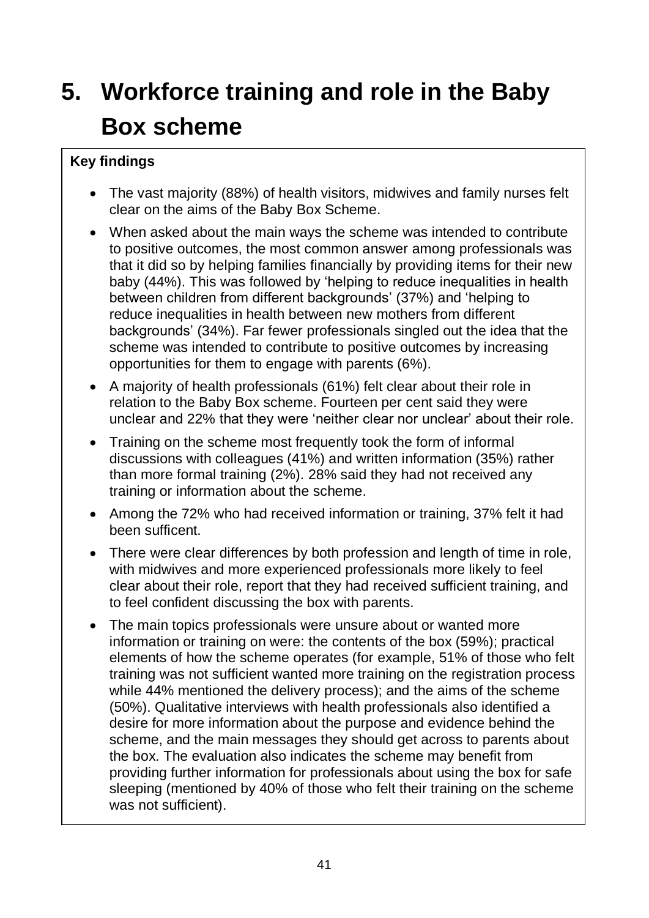# 5. Workforce training and role in the Baby Box scheme

**Key findings**

- The vast majority (88%) of health visitors, midwives and family nurses felt clear on the aims of the Baby Box Scheme.
- When asked about the main ways the scheme was intended to contribute to positive outcomes, the most common answer among professionals was that it did so by helping families financially by providing items for their new baby (44%). This was followed by 'helping to reduce inequalities in health between children from different backgrounds' (37%) and 'helping to reduce inequalities in health between new mothers from different backgrounds' (34%). Far fewer professionals singled out the idea that the scheme was intended to contribute to positive outcomes by increasing opportunities for them to engage with parents (6%).
- A majority of health professionals (61%) felt clear about their role in relation to the Baby Box scheme. Fourteen per cent said they were unclear and 22% that they were 'neither clear nor unclear' about their role.
- Training on the scheme most frequently took the form of informal discussions with colleagues (41%) and written information (35%) rather than more formal training (2%). 28% said they had not received any training or information about the scheme.
- Among the 72% who had received information or training, 37% felt it had been sufficent.
- There were clear differences by both profession and length of time in role, with midwives and more experienced professionals more likely to feel clear about their role, report that they had received sufficient training, and to feel confident discussing the box with parents.
- The main topics professionals were unsure about or wanted more information or training on were: the contents of the box (59%); practical elements of how the scheme operates (for example, 51% of those who felt training was not sufficient wanted more training on the registration process while 44% mentioned the delivery process); and the aims of the scheme (50%). Qualitative interviews with health professionals also identified a desire for more information about the purpose and evidence behind the scheme, and the main messages they should get across to parents about the box. The evaluation also indicates the scheme may benefit from providing further information for professionals about using the box for safe sleeping (mentioned by 40% of those who felt their training on the scheme was not sufficient).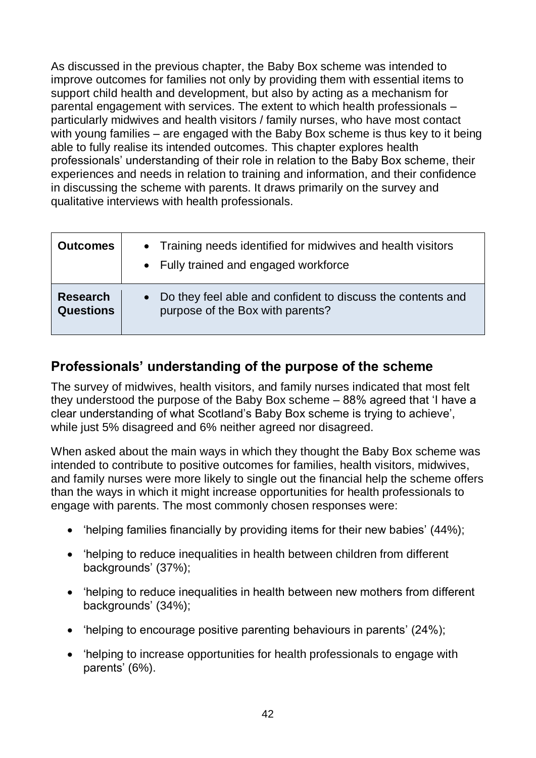As discussed in the previous chapter, the Baby Box scheme was intended to improve outcomes for families not only by providing them with essential items to support child health and development, but also by acting as a mechanism for parental engagement with services. The extent to which health professionals – particularly midwives and health visitors / family nurses, who have most contact with young families – are engaged with the Baby Box scheme is thus key to it being able to fully realise its intended outcomes. This chapter explores health professionals' understanding of their role in relation to the Baby Box scheme, their experiences and needs in relation to training and information, and their confidence in discussing the scheme with parents. It draws primarily on the survey and qualitative interviews with health professionals.

| | |
|---|---|
| **Outcomes** | • Training needs identified for midwives and health visitors<br>• Fully trained and engaged workforce |
| **Research Questions** | • Do they feel able and confident to discuss the contents and purpose of the Box with parents? |

## Professionals' understanding of the purpose of the scheme

The survey of midwives, health visitors, and family nurses indicated that most felt they understood the purpose of the Baby Box scheme – 88% agreed that 'I have a clear understanding of what Scotland's Baby Box scheme is trying to achieve', while just 5% disagreed and 6% neither agreed nor disagreed.

When asked about the main ways in which they thought the Baby Box scheme was intended to contribute to positive outcomes for families, health visitors, midwives, and family nurses were more likely to single out the financial help the scheme offers than the ways in which it might increase opportunities for health professionals to engage with parents. The most commonly chosen responses were:

- 'helping families financially by providing items for their new babies' (44%);
- 'helping to reduce inequalities in health between children from different backgrounds' (37%);
- 'helping to reduce inequalities in health between new mothers from different backgrounds' (34%);
- 'helping to encourage positive parenting behaviours in parents' (24%);
- 'helping to increase opportunities for health professionals to engage with parents' (6%).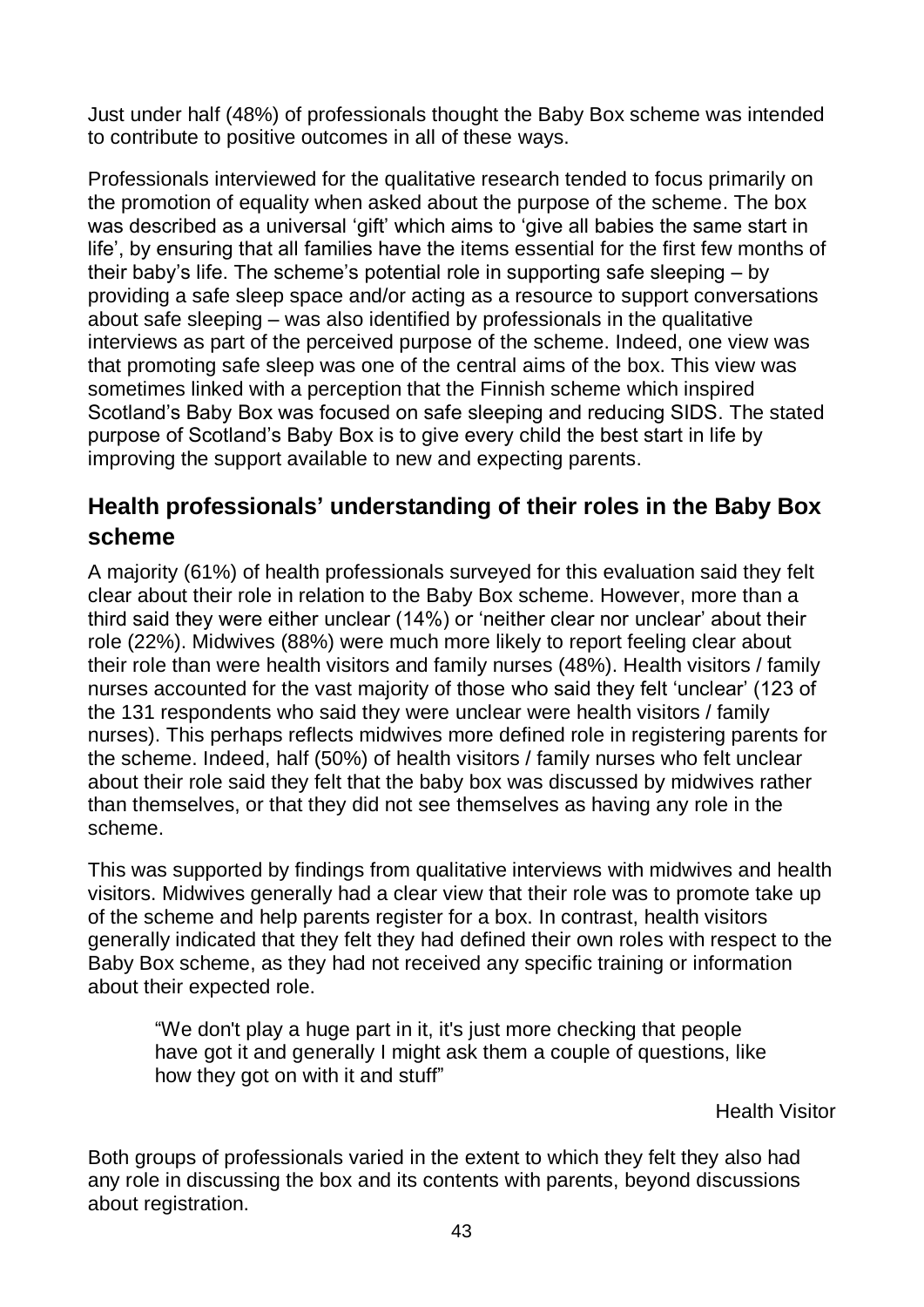Just under half (48%) of professionals thought the Baby Box scheme was intended to contribute to positive outcomes in all of these ways.

Professionals interviewed for the qualitative research tended to focus primarily on the promotion of equality when asked about the purpose of the scheme. The box was described as a universal 'gift' which aims to 'give all babies the same start in life', by ensuring that all families have the items essential for the first few months of their baby's life. The scheme's potential role in supporting safe sleeping – by providing a safe sleep space and/or acting as a resource to support conversations about safe sleeping – was also identified by professionals in the qualitative interviews as part of the perceived purpose of the scheme. Indeed, one view was that promoting safe sleep was one of the central aims of the box. This view was sometimes linked with a perception that the Finnish scheme which inspired Scotland's Baby Box was focused on safe sleeping and reducing SIDS. The stated purpose of Scotland's Baby Box is to give every child the best start in life by improving the support available to new and expecting parents.

## Health professionals' understanding of their roles in the Baby Box scheme

A majority (61%) of health professionals surveyed for this evaluation said they felt clear about their role in relation to the Baby Box scheme. However, more than a third said they were either unclear (14%) or 'neither clear nor unclear' about their role (22%). Midwives (88%) were much more likely to report feeling clear about their role than were health visitors and family nurses (48%). Health visitors / family nurses accounted for the vast majority of those who said they felt 'unclear' (123 of the 131 respondents who said they were unclear were health visitors / family nurses). This perhaps reflects midwives more defined role in registering parents for the scheme. Indeed, half (50%) of health visitors / family nurses who felt unclear about their role said they felt that the baby box was discussed by midwives rather than themselves, or that they did not see themselves as having any role in the scheme.

This was supported by findings from qualitative interviews with midwives and health visitors. Midwives generally had a clear view that their role was to promote take up of the scheme and help parents register for a box. In contrast, health visitors generally indicated that they felt they had defined their own roles with respect to the Baby Box scheme, as they had not received any specific training or information about their expected role.

> "We don't play a huge part in it, it's just more checking that people have got it and generally I might ask them a couple of questions, like how they got on with it and stuff"
>
> Health Visitor

Both groups of professionals varied in the extent to which they felt they also had any role in discussing the box and its contents with parents, beyond discussions about registration.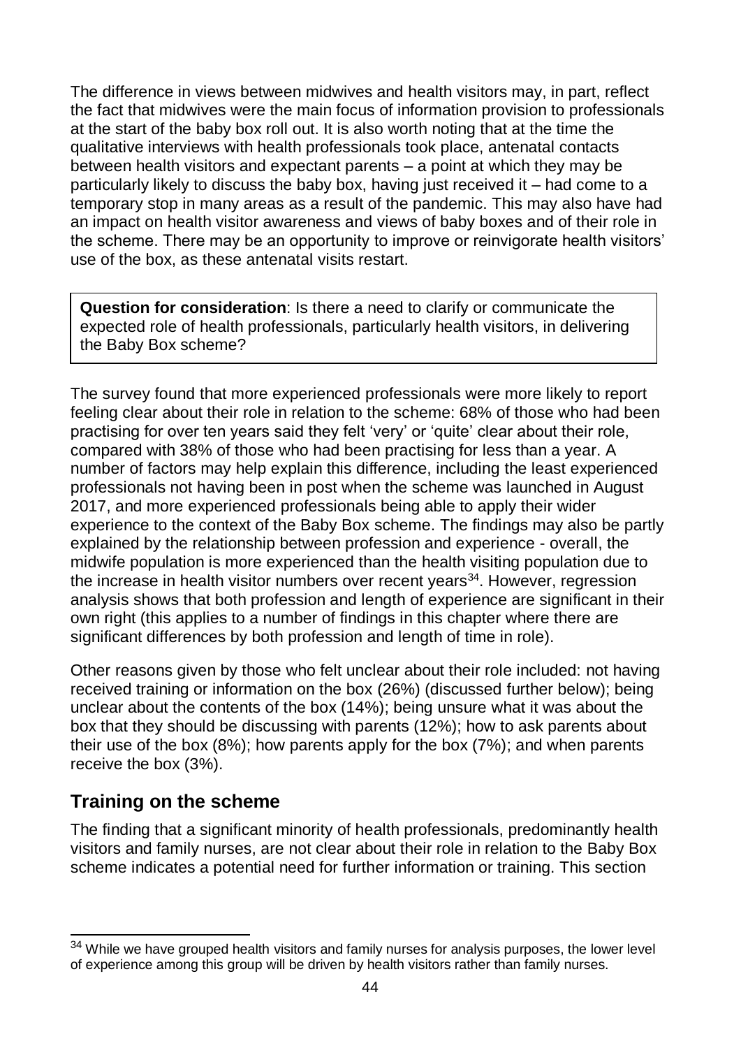The difference in views between midwives and health visitors may, in part, reflect the fact that midwives were the main focus of information provision to professionals at the start of the baby box roll out. It is also worth noting that at the time the qualitative interviews with health professionals took place, antenatal contacts between health visitors and expectant parents – a point at which they may be particularly likely to discuss the baby box, having just received it – had come to a temporary stop in many areas as a result of the pandemic. This may also have had an impact on health visitor awareness and views of baby boxes and of their role in the scheme. There may be an opportunity to improve or reinvigorate health visitors' use of the box, as these antenatal visits restart.

> **Question for consideration**: Is there a need to clarify or communicate the expected role of health professionals, particularly health visitors, in delivering the Baby Box scheme?

The survey found that more experienced professionals were more likely to report feeling clear about their role in relation to the scheme: 68% of those who had been practising for over ten years said they felt 'very' or 'quite' clear about their role, compared with 38% of those who had been practising for less than a year. A number of factors may help explain this difference, including the least experienced professionals not having been in post when the scheme was launched in August 2017, and more experienced professionals being able to apply their wider experience to the context of the Baby Box scheme. The findings may also be partly explained by the relationship between profession and experience - overall, the midwife population is more experienced than the health visiting population due to the increase in health visitor numbers over recent years[34]. However, regression analysis shows that both profession and length of experience are significant in their own right (this applies to a number of findings in this chapter where there are significant differences by both profession and length of time in role).

Other reasons given by those who felt unclear about their role included: not having received training or information on the box (26%) (discussed further below); being unclear about the contents of the box (14%); being unsure what it was about the box that they should be discussing with parents (12%); how to ask parents about their use of the box (8%); how parents apply for the box (7%); and when parents receive the box (3%).

## Training on the scheme

The finding that a significant minority of health professionals, predominantly health visitors and family nurses, are not clear about their role in relation to the Baby Box scheme indicates a potential need for further information or training. This section

[34] While we have grouped health visitors and family nurses for analysis purposes, the lower level of experience among this group will be driven by health visitors rather than family nurses.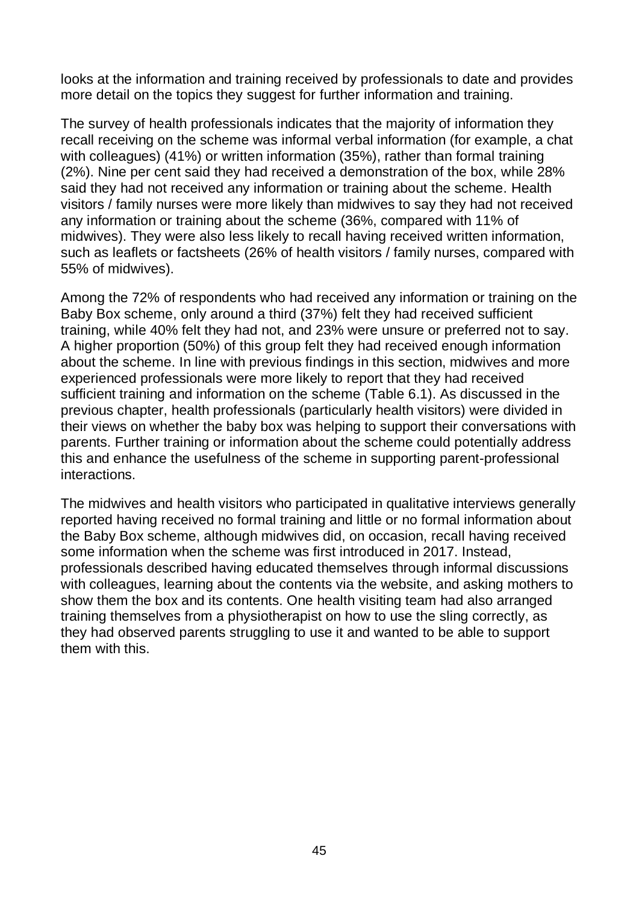looks at the information and training received by professionals to date and provides more detail on the topics they suggest for further information and training.

The survey of health professionals indicates that the majority of information they recall receiving on the scheme was informal verbal information (for example, a chat with colleagues) (41%) or written information (35%), rather than formal training (2%). Nine per cent said they had received a demonstration of the box, while 28% said they had not received any information or training about the scheme. Health visitors / family nurses were more likely than midwives to say they had not received any information or training about the scheme (36%, compared with 11% of midwives). They were also less likely to recall having received written information, such as leaflets or factsheets (26% of health visitors / family nurses, compared with 55% of midwives).

Among the 72% of respondents who had received any information or training on the Baby Box scheme, only around a third (37%) felt they had received sufficient training, while 40% felt they had not, and 23% were unsure or preferred not to say. A higher proportion (50%) of this group felt they had received enough information about the scheme. In line with previous findings in this section, midwives and more experienced professionals were more likely to report that they had received sufficient training and information on the scheme (Table 6.1). As discussed in the previous chapter, health professionals (particularly health visitors) were divided in their views on whether the baby box was helping to support their conversations with parents. Further training or information about the scheme could potentially address this and enhance the usefulness of the scheme in supporting parent-professional interactions.

The midwives and health visitors who participated in qualitative interviews generally reported having received no formal training and little or no formal information about the Baby Box scheme, although midwives did, on occasion, recall having received some information when the scheme was first introduced in 2017. Instead, professionals described having educated themselves through informal discussions with colleagues, learning about the contents via the website, and asking mothers to show them the box and its contents. One health visiting team had also arranged training themselves from a physiotherapist on how to use the sling correctly, as they had observed parents struggling to use it and wanted to be able to support them with this.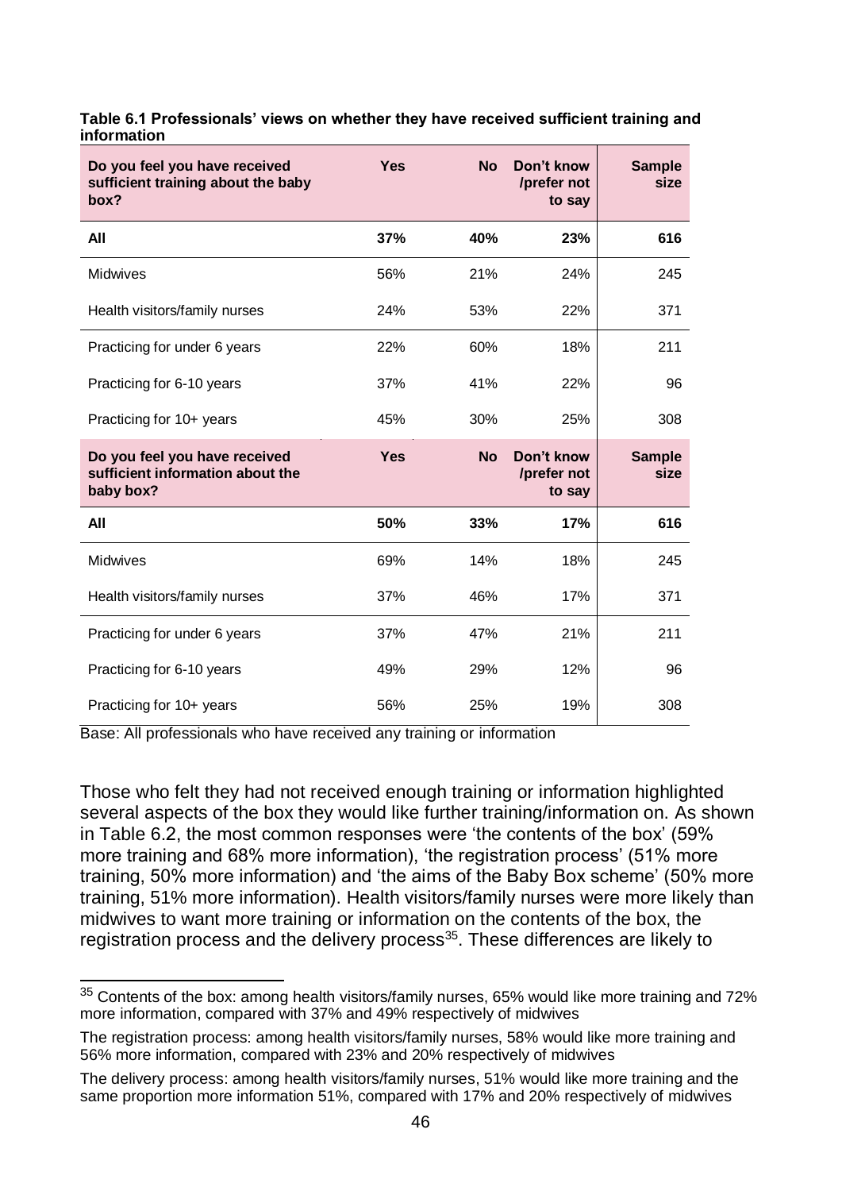**Table 6.1 Professionals' views on whether they have received sufficient training and information**

| Do you feel you have received sufficient training about the baby box? | Yes | No | Don't know /prefer not to say | Sample size |
|---|---|---|---|---|
| **All** | **37%** | **40%** | **23%** | **616** |
| Midwives | 56% | 21% | 24% | 245 |
| Health visitors/family nurses | 24% | 53% | 22% | 371 |
| Practicing for under 6 years | 22% | 60% | 18% | 211 |
| Practicing for 6-10 years | 37% | 41% | 22% | 96 |
| Practicing for 10+ years | 45% | 30% | 25% | 308 |
| **Do you feel you have received sufficient information about the baby box?** | **Yes** | **No** | **Don't know /prefer not to say** | **Sample size** |
| **All** | **50%** | **33%** | **17%** | **616** |
| Midwives | 69% | 14% | 18% | 245 |
| Health visitors/family nurses | 37% | 46% | 17% | 371 |
| Practicing for under 6 years | 37% | 47% | 21% | 211 |
| Practicing for 6-10 years | 49% | 29% | 12% | 96 |
| Practicing for 10+ years | 56% | 25% | 19% | 308 |

Base: All professionals who have received any training or information

Those who felt they had not received enough training or information highlighted several aspects of the box they would like further training/information on. As shown in Table 6.2, the most common responses were 'the contents of the box' (59% more training and 68% more information), 'the registration process' (51% more training, 50% more information) and 'the aims of the Baby Box scheme' (50% more training, 51% more information). Health visitors/family nurses were more likely than midwives to want more training or information on the contents of the box, the registration process and the delivery process[35]. These differences are likely to

[35] Contents of the box: among health visitors/family nurses, 65% would like more training and 72% more information, compared with 37% and 49% respectively of midwives

The registration process: among health visitors/family nurses, 58% would like more training and 56% more information, compared with 23% and 20% respectively of midwives

The delivery process: among health visitors/family nurses, 51% would like more training and the same proportion more information 51%, compared with 17% and 20% respectively of midwives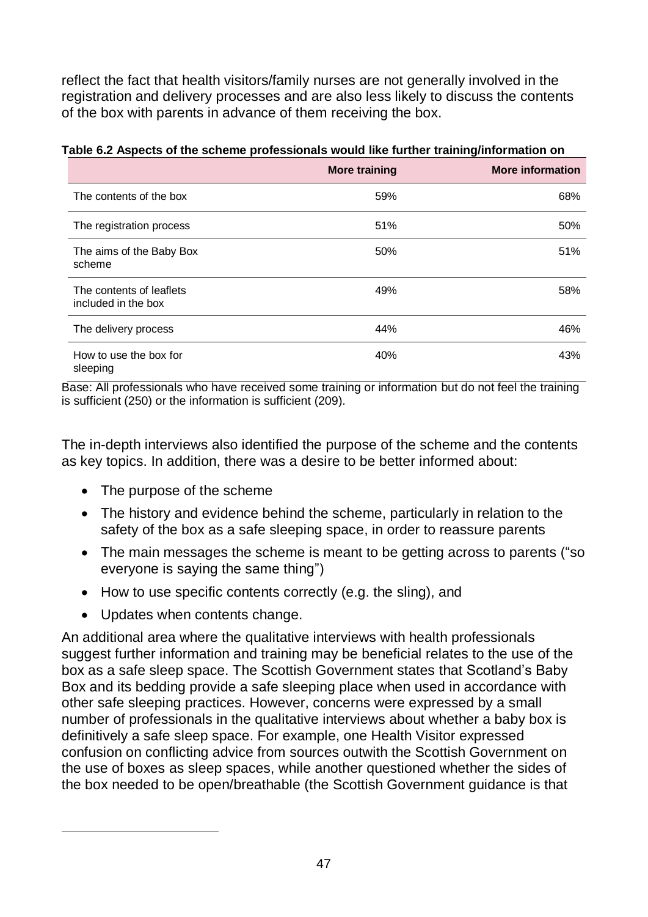reflect the fact that health visitors/family nurses are not generally involved in the registration and delivery processes and are also less likely to discuss the contents of the box with parents in advance of them receiving the box.

**Table 6.2 Aspects of the scheme professionals would like further training/information on**

| | More training | More information |
|---|---|---|
| The contents of the box | 59% | 68% |
| The registration process | 51% | 50% |
| The aims of the Baby Box scheme | 50% | 51% |
| The contents of leaflets included in the box | 49% | 58% |
| The delivery process | 44% | 46% |
| How to use the box for sleeping | 40% | 43% |

Base: All professionals who have received some training or information but do not feel the training is sufficient (250) or the information is sufficient (209).

The in-depth interviews also identified the purpose of the scheme and the contents as key topics. In addition, there was a desire to be better informed about:

- The purpose of the scheme
- The history and evidence behind the scheme, particularly in relation to the safety of the box as a safe sleeping space, in order to reassure parents
- The main messages the scheme is meant to be getting across to parents ("so everyone is saying the same thing")
- How to use specific contents correctly (e.g. the sling), and
- Updates when contents change.

An additional area where the qualitative interviews with health professionals suggest further information and training may be beneficial relates to the use of the box as a safe sleep space. The Scottish Government states that Scotland's Baby Box and its bedding provide a safe sleeping place when used in accordance with other safe sleeping practices. However, concerns were expressed by a small number of professionals in the qualitative interviews about whether a baby box is definitively a safe sleep space. For example, one Health Visitor expressed confusion on conflicting advice from sources outwith the Scottish Government on the use of boxes as sleep spaces, while another questioned whether the sides of the box needed to be open/breathable (the Scottish Government guidance is that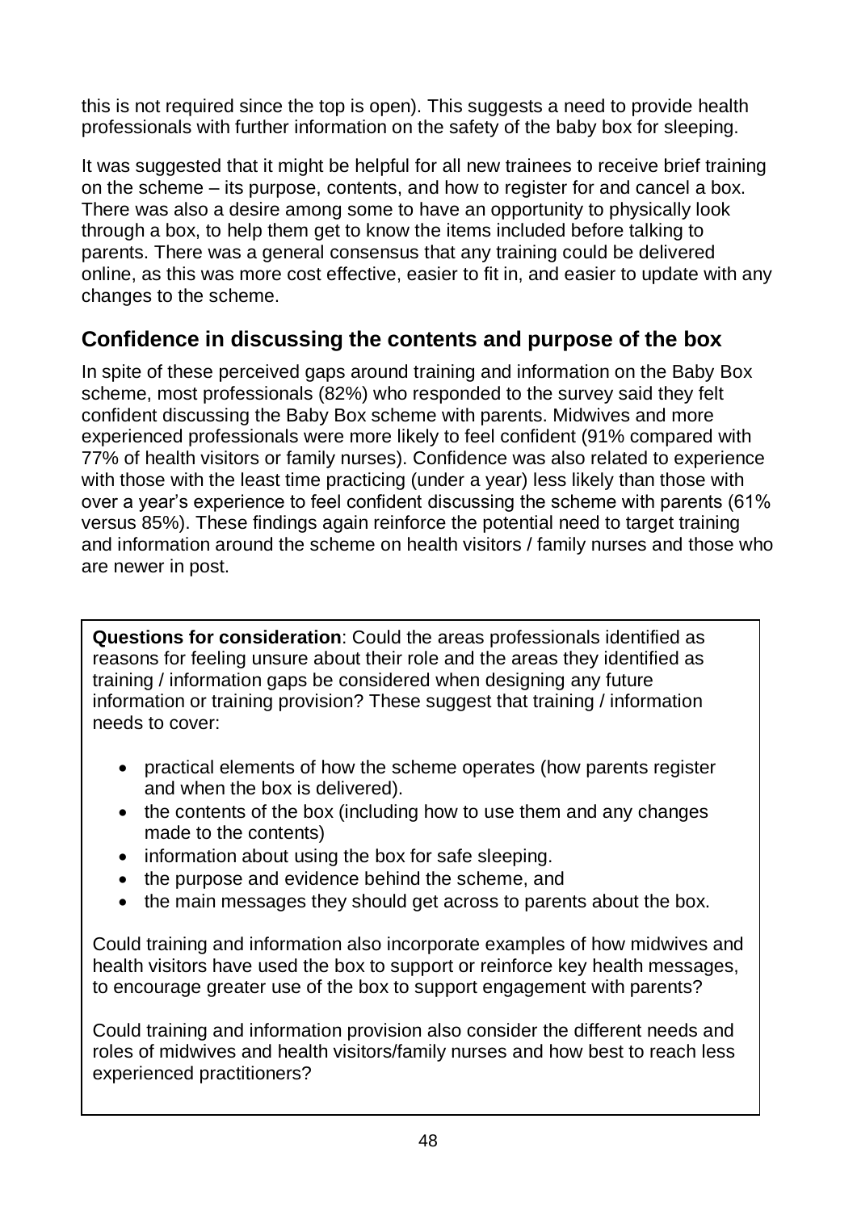this is not required since the top is open). This suggests a need to provide health professionals with further information on the safety of the baby box for sleeping.

It was suggested that it might be helpful for all new trainees to receive brief training on the scheme – its purpose, contents, and how to register for and cancel a box. There was also a desire among some to have an opportunity to physically look through a box, to help them get to know the items included before talking to parents. There was a general consensus that any training could be delivered online, as this was more cost effective, easier to fit in, and easier to update with any changes to the scheme.

## Confidence in discussing the contents and purpose of the box

In spite of these perceived gaps around training and information on the Baby Box scheme, most professionals (82%) who responded to the survey said they felt confident discussing the Baby Box scheme with parents. Midwives and more experienced professionals were more likely to feel confident (91% compared with 77% of health visitors or family nurses). Confidence was also related to experience with those with the least time practicing (under a year) less likely than those with over a year's experience to feel confident discussing the scheme with parents (61% versus 85%). These findings again reinforce the potential need to target training and information around the scheme on health visitors / family nurses and those who are newer in post.

**Questions for consideration**: Could the areas professionals identified as reasons for feeling unsure about their role and the areas they identified as training / information gaps be considered when designing any future information or training provision? These suggest that training / information needs to cover:

- practical elements of how the scheme operates (how parents register and when the box is delivered).
- the contents of the box (including how to use them and any changes made to the contents)
- information about using the box for safe sleeping.
- the purpose and evidence behind the scheme, and
- the main messages they should get across to parents about the box.

Could training and information also incorporate examples of how midwives and health visitors have used the box to support or reinforce key health messages, to encourage greater use of the box to support engagement with parents?

Could training and information provision also consider the different needs and roles of midwives and health visitors/family nurses and how best to reach less experienced practitioners?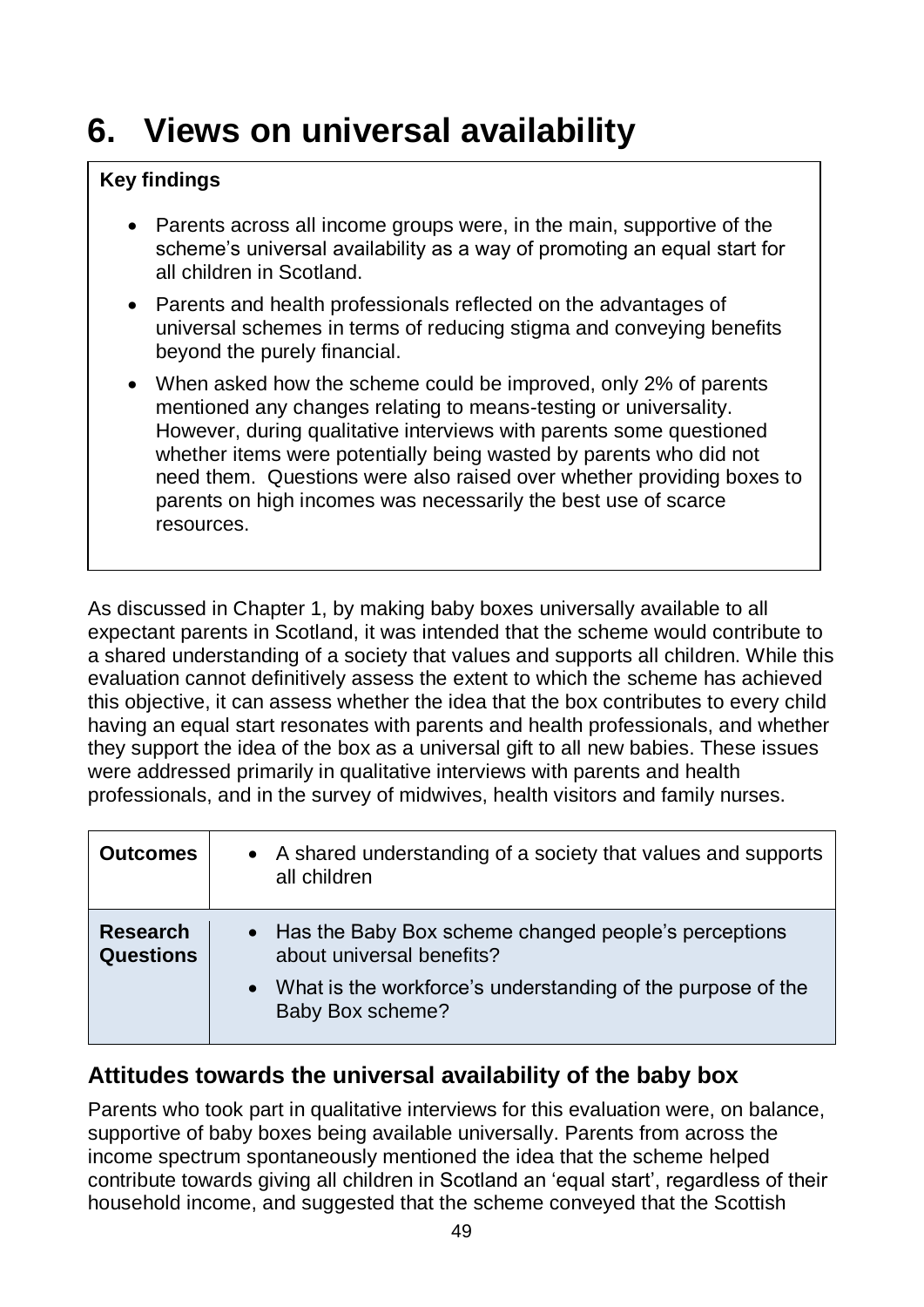# 6. Views on universal availability

**Key findings**

- Parents across all income groups were, in the main, supportive of the scheme's universal availability as a way of promoting an equal start for all children in Scotland.
- Parents and health professionals reflected on the advantages of universal schemes in terms of reducing stigma and conveying benefits beyond the purely financial.
- When asked how the scheme could be improved, only 2% of parents mentioned any changes relating to means-testing or universality. However, during qualitative interviews with parents some questioned whether items were potentially being wasted by parents who did not need them. Questions were also raised over whether providing boxes to parents on high incomes was necessarily the best use of scarce resources.

As discussed in Chapter 1, by making baby boxes universally available to all expectant parents in Scotland, it was intended that the scheme would contribute to a shared understanding of a society that values and supports all children. While this evaluation cannot definitively assess the extent to which the scheme has achieved this objective, it can assess whether the idea that the box contributes to every child having an equal start resonates with parents and health professionals, and whether they support the idea of the box as a universal gift to all new babies. These issues were addressed primarily in qualitative interviews with parents and health professionals, and in the survey of midwives, health visitors and family nurses.

| | |
|---|---|
| **Outcomes** | • A shared understanding of a society that values and supports all children |
| **Research Questions** | • Has the Baby Box scheme changed people's perceptions about universal benefits?<br>• What is the workforce's understanding of the purpose of the Baby Box scheme? |

## Attitudes towards the universal availability of the baby box

Parents who took part in qualitative interviews for this evaluation were, on balance, supportive of baby boxes being available universally. Parents from across the income spectrum spontaneously mentioned the idea that the scheme helped contribute towards giving all children in Scotland an 'equal start', regardless of their household income, and suggested that the scheme conveyed that the Scottish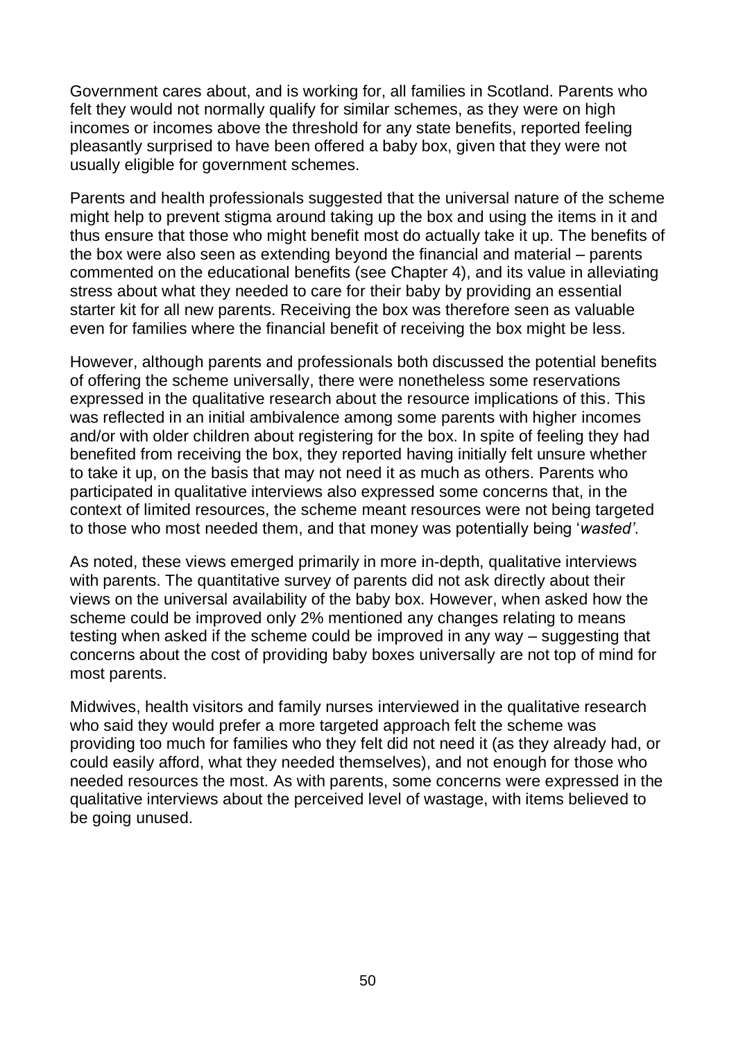Government cares about, and is working for, all families in Scotland. Parents who felt they would not normally qualify for similar schemes, as they were on high incomes or incomes above the threshold for any state benefits, reported feeling pleasantly surprised to have been offered a baby box, given that they were not usually eligible for government schemes.

Parents and health professionals suggested that the universal nature of the scheme might help to prevent stigma around taking up the box and using the items in it and thus ensure that those who might benefit most do actually take it up. The benefits of the box were also seen as extending beyond the financial and material – parents commented on the educational benefits (see Chapter 4), and its value in alleviating stress about what they needed to care for their baby by providing an essential starter kit for all new parents. Receiving the box was therefore seen as valuable even for families where the financial benefit of receiving the box might be less.

However, although parents and professionals both discussed the potential benefits of offering the scheme universally, there were nonetheless some reservations expressed in the qualitative research about the resource implications of this. This was reflected in an initial ambivalence among some parents with higher incomes and/or with older children about registering for the box. In spite of feeling they had benefited from receiving the box, they reported having initially felt unsure whether to take it up, on the basis that may not need it as much as others. Parents who participated in qualitative interviews also expressed some concerns that, in the context of limited resources, the scheme meant resources were not being targeted to those who most needed them, and that money was potentially being '*wasted'*.

As noted, these views emerged primarily in more in-depth, qualitative interviews with parents. The quantitative survey of parents did not ask directly about their views on the universal availability of the baby box. However, when asked how the scheme could be improved only 2% mentioned any changes relating to means testing when asked if the scheme could be improved in any way – suggesting that concerns about the cost of providing baby boxes universally are not top of mind for most parents.

Midwives, health visitors and family nurses interviewed in the qualitative research who said they would prefer a more targeted approach felt the scheme was providing too much for families who they felt did not need it (as they already had, or could easily afford, what they needed themselves), and not enough for those who needed resources the most. As with parents, some concerns were expressed in the qualitative interviews about the perceived level of wastage, with items believed to be going unused.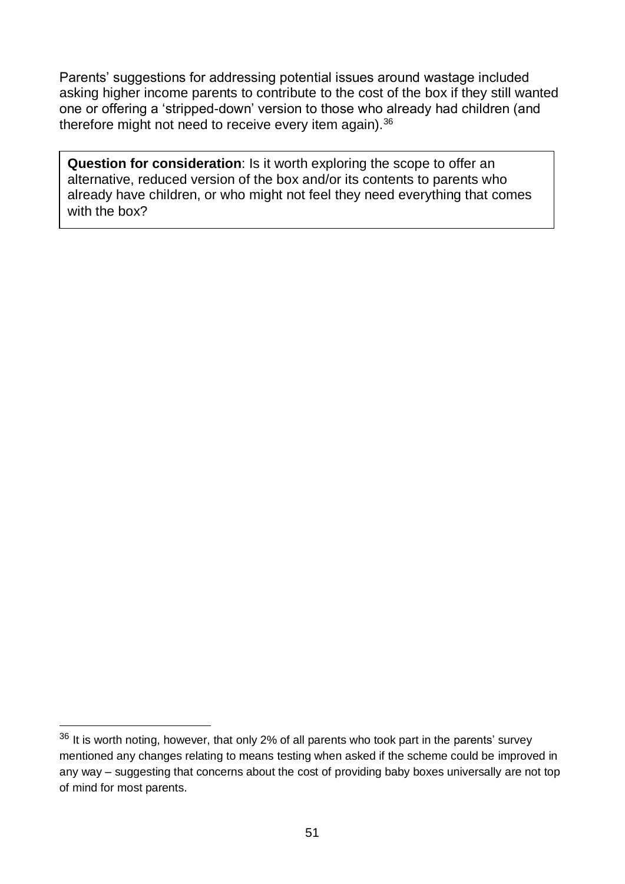Parents' suggestions for addressing potential issues around wastage included asking higher income parents to contribute to the cost of the box if they still wanted one or offering a 'stripped-down' version to those who already had children (and therefore might not need to receive every item again).[36]

> **Question for consideration**: Is it worth exploring the scope to offer an alternative, reduced version of the box and/or its contents to parents who already have children, or who might not feel they need everything that comes with the box?

---

[36] It is worth noting, however, that only 2% of all parents who took part in the parents' survey mentioned any changes relating to means testing when asked if the scheme could be improved in any way – suggesting that concerns about the cost of providing baby boxes universally are not top of mind for most parents.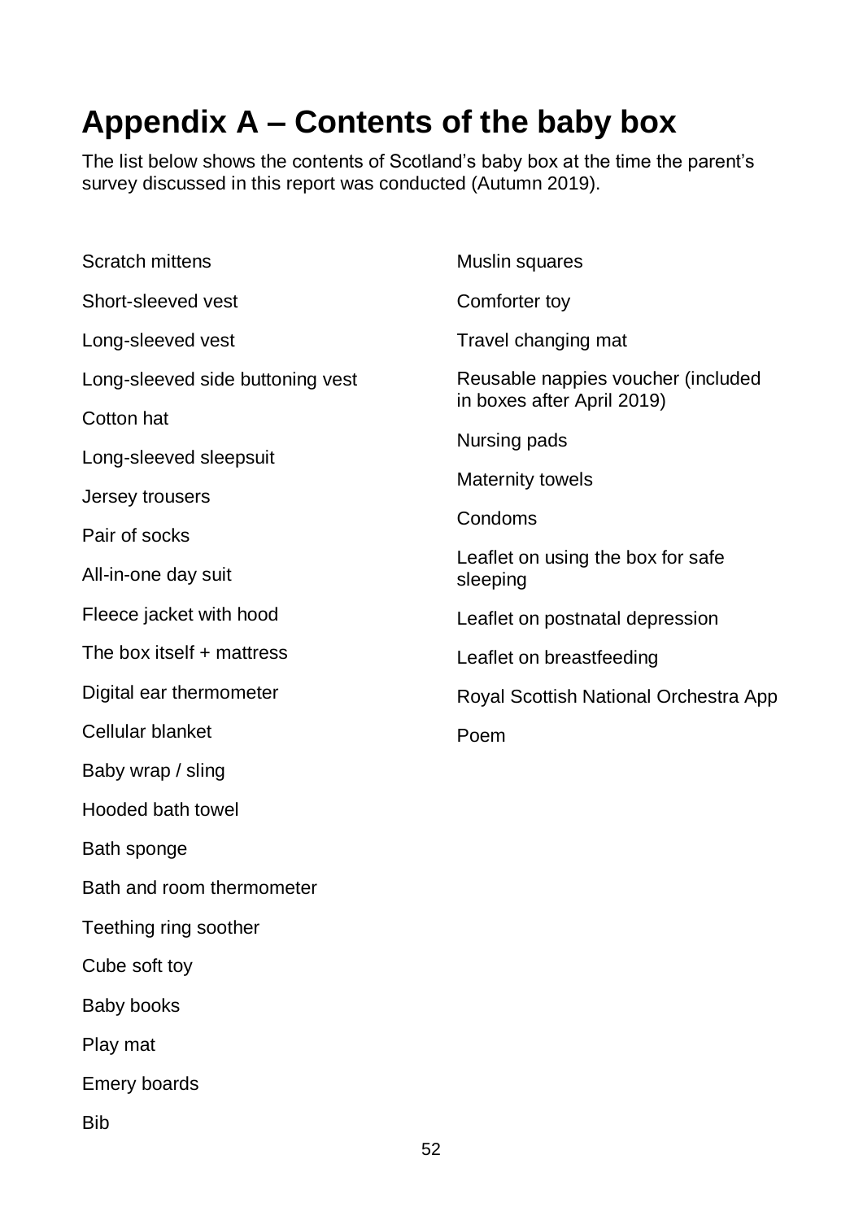# Appendix A – Contents of the baby box

The list below shows the contents of Scotland's baby box at the time the parent's survey discussed in this report was conducted (Autumn 2019).

Scratch mittens

Short-sleeved vest

Long-sleeved vest

Long-sleeved side buttoning vest

Cotton hat

Long-sleeved sleepsuit

Jersey trousers

Pair of socks

All-in-one day suit

Fleece jacket with hood

The box itself + mattress

Digital ear thermometer

Cellular blanket

Baby wrap / sling

Hooded bath towel

Bath sponge

Bath and room thermometer

Teething ring soother

Cube soft toy

Baby books

Play mat

Emery boards

Bib

Muslin squares

Comforter toy

Travel changing mat

Reusable nappies voucher (included in boxes after April 2019)

Nursing pads

Maternity towels

Condoms

Leaflet on using the box for safe sleeping

Leaflet on postnatal depression

Leaflet on breastfeeding

Royal Scottish National Orchestra App

Poem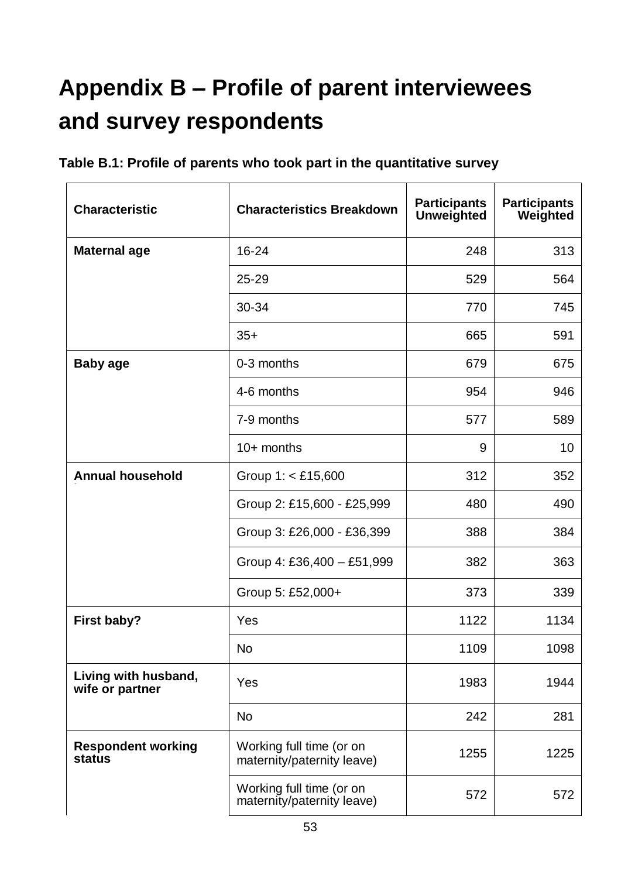# Appendix B – Profile of parent interviewees and survey respondents

**Table B.1: Profile of parents who took part in the quantitative survey**

| Characteristic | Characteristics Breakdown | Participants Unweighted | Participants Weighted |
|---|---|---|---|
| **Maternal age** | 16-24 | 248 | 313 |
| | 25-29 | 529 | 564 |
| | 30-34 | 770 | 745 |
| | 35+ | 665 | 591 |
| **Baby age** | 0-3 months | 679 | 675 |
| | 4-6 months | 954 | 946 |
| | 7-9 months | 577 | 589 |
| | 10+ months | 9 | 10 |
| **Annual household** | Group 1: < £15,600 | 312 | 352 |
| | Group 2: £15,600 - £25,999 | 480 | 490 |
| | Group 3: £26,000 - £36,399 | 388 | 384 |
| | Group 4: £36,400 – £51,999 | 382 | 363 |
| | Group 5: £52,000+ | 373 | 339 |
| **First baby?** | Yes | 1122 | 1134 |
| | No | 1109 | 1098 |
| **Living with husband, wife or partner** | Yes | 1983 | 1944 |
| | No | 242 | 281 |
| **Respondent working status** | Working full time (or on maternity/paternity leave) | 1255 | 1225 |
| | Working full time (or on maternity/paternity leave) | 572 | 572 |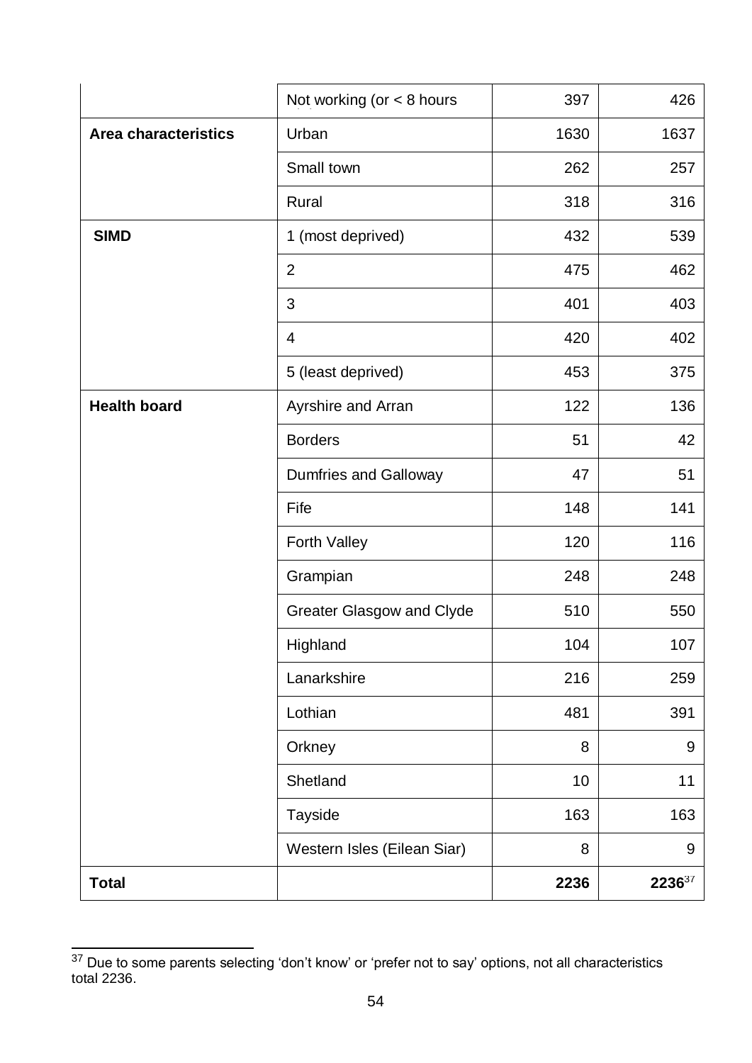| | | | |
|---|---|---|---|
| | Not working (or < 8 hours | 397 | 426 |
| **Area characteristics** | Urban | 1630 | 1637 |
| | Small town | 262 | 257 |
| | Rural | 318 | 316 |
| **SIMD** | 1 (most deprived) | 432 | 539 |
| | 2 | 475 | 462 |
| | 3 | 401 | 403 |
| | 4 | 420 | 402 |
| | 5 (least deprived) | 453 | 375 |
| **Health board** | Ayrshire and Arran | 122 | 136 |
| | Borders | 51 | 42 |
| | Dumfries and Galloway | 47 | 51 |
| | Fife | 148 | 141 |
| | Forth Valley | 120 | 116 |
| | Grampian | 248 | 248 |
| | Greater Glasgow and Clyde | 510 | 550 |
| | Highland | 104 | 107 |
| | Lanarkshire | 216 | 259 |
| | Lothian | 481 | 391 |
| | Orkney | 8 | 9 |
| | Shetland | 10 | 11 |
| | Tayside | 163 | 163 |
| | Western Isles (Eilean Siar) | 8 | 9 |
| **Total** | | **2236** | **2236**[37] |

[37] Due to some parents selecting 'don't know' or 'prefer not to say' options, not all characteristics total 2236.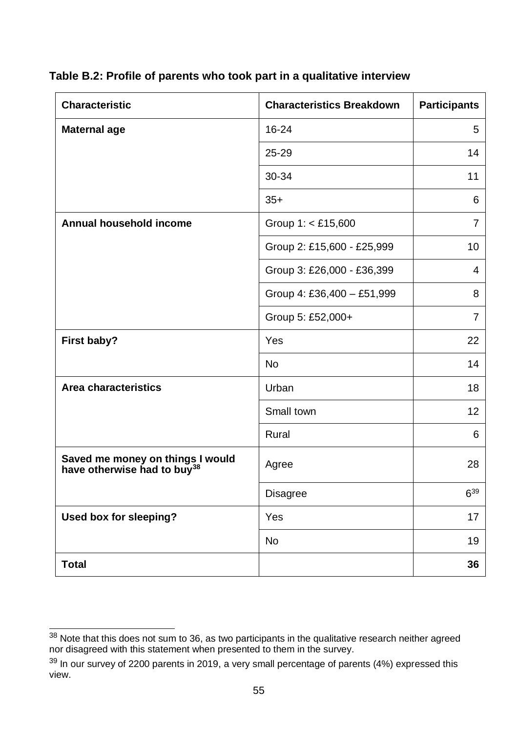**Table B.2: Profile of parents who took part in a qualitative interview**

| Characteristic | Characteristics Breakdown | Participants |
| --- | --- | --- |
| **Maternal age** | 16-24 | 5 |
| | 25-29 | 14 |
| | 30-34 | 11 |
| | 35+ | 6 |
| **Annual household income** | Group 1: < £15,600 | 7 |
| | Group 2: £15,600 - £25,999 | 10 |
| | Group 3: £26,000 - £36,399 | 4 |
| | Group 4: £36,400 – £51,999 | 8 |
| | Group 5: £52,000+ | 7 |
| **First baby?** | Yes | 22 |
| | No | 14 |
| **Area characteristics** | Urban | 18 |
| | Small town | 12 |
| | Rural | 6 |
| **Saved me money on things I would have otherwise had to buy**[38] | Agree | 28 |
| | Disagree | 6[39] |
| **Used box for sleeping?** | Yes | 17 |
| | No | 19 |
| **Total** | | **36** |

[38] Note that this does not sum to 36, as two participants in the qualitative research neither agreed nor disagreed with this statement when presented to them in the survey.

[39] In our survey of 2200 parents in 2019, a very small percentage of parents (4%) expressed this view.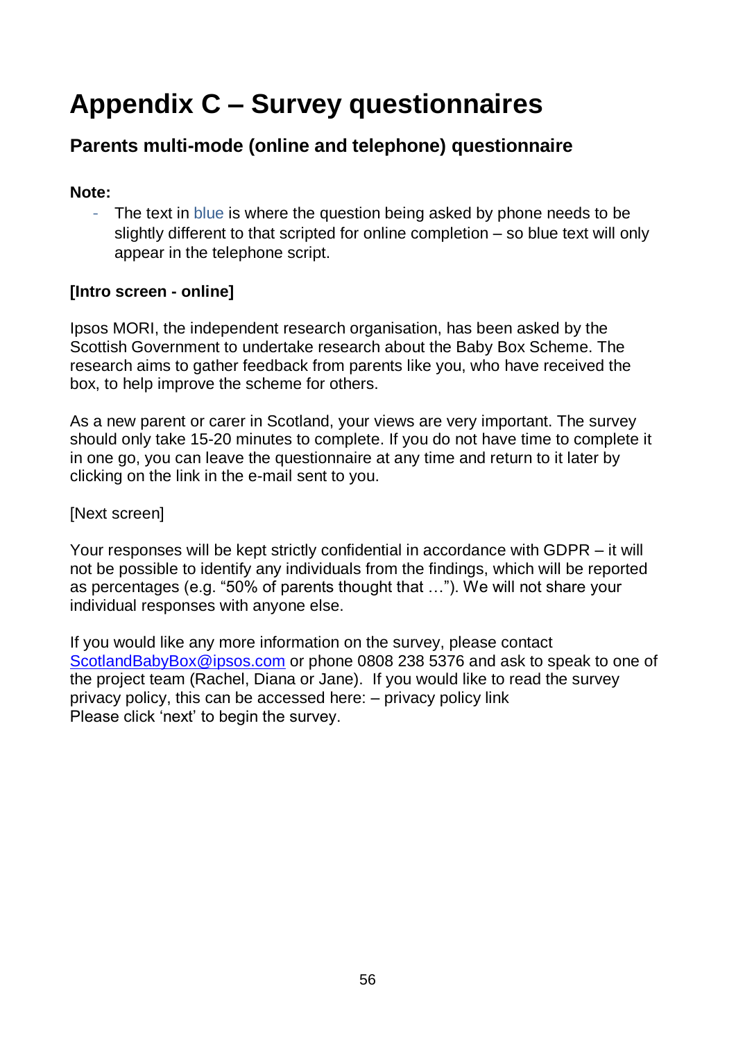# Appendix C – Survey questionnaires

## Parents multi-mode (online and telephone) questionnaire

**Note:**

- The text in blue is where the question being asked by phone needs to be slightly different to that scripted for online completion – so blue text will only appear in the telephone script.

**[Intro screen - online]**

Ipsos MORI, the independent research organisation, has been asked by the Scottish Government to undertake research about the Baby Box Scheme. The research aims to gather feedback from parents like you, who have received the box, to help improve the scheme for others.

As a new parent or carer in Scotland, your views are very important. The survey should only take 15-20 minutes to complete. If you do not have time to complete it in one go, you can leave the questionnaire at any time and return to it later by clicking on the link in the e-mail sent to you.

[Next screen]

Your responses will be kept strictly confidential in accordance with GDPR – it will not be possible to identify any individuals from the findings, which will be reported as percentages (e.g. "50% of parents thought that …"). We will not share your individual responses with anyone else.

If you would like any more information on the survey, please contact ScotlandBabyBox@ipsos.com or phone 0808 238 5376 and ask to speak to one of the project team (Rachel, Diana or Jane). If you would like to read the survey privacy policy, this can be accessed here: – privacy policy link
Please click 'next' to begin the survey.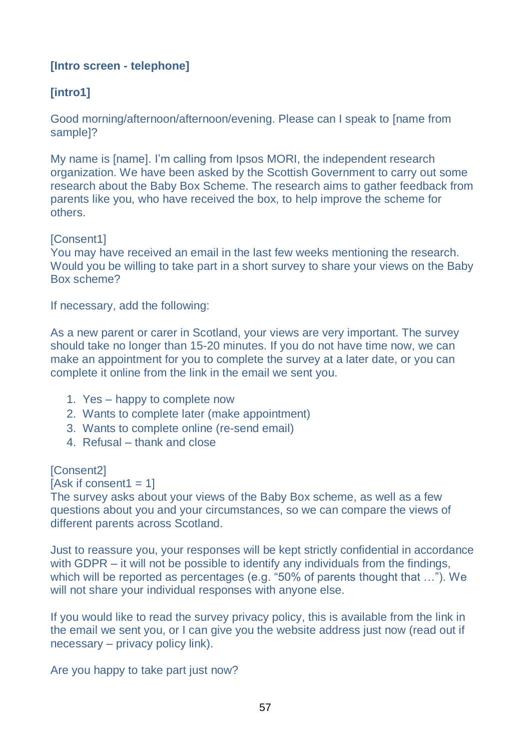**[Intro screen - telephone]**

**[intro1]**

Good morning/afternoon/afternoon/evening. Please can I speak to [name from sample]?

My name is [name]. I'm calling from Ipsos MORI, the independent research organization. We have been asked by the Scottish Government to carry out some research about the Baby Box Scheme. The research aims to gather feedback from parents like you, who have received the box, to help improve the scheme for others.

[Consent1]
You may have received an email in the last few weeks mentioning the research. Would you be willing to take part in a short survey to share your views on the Baby Box scheme?

If necessary, add the following:

As a new parent or carer in Scotland, your views are very important. The survey should take no longer than 15-20 minutes. If you do not have time now, we can make an appointment for you to complete the survey at a later date, or you can complete it online from the link in the email we sent you.

1. Yes – happy to complete now
2. Wants to complete later (make appointment)
3. Wants to complete online (re-send email)
4. Refusal – thank and close

[Consent2]
[Ask if consent1 = 1]
The survey asks about your views of the Baby Box scheme, as well as a few questions about you and your circumstances, so we can compare the views of different parents across Scotland.

Just to reassure you, your responses will be kept strictly confidential in accordance with GDPR – it will not be possible to identify any individuals from the findings, which will be reported as percentages (e.g. "50% of parents thought that …"). We will not share your individual responses with anyone else.

If you would like to read the survey privacy policy, this is available from the link in the email we sent you, or I can give you the website address just now (read out if necessary – privacy policy link).

Are you happy to take part just now?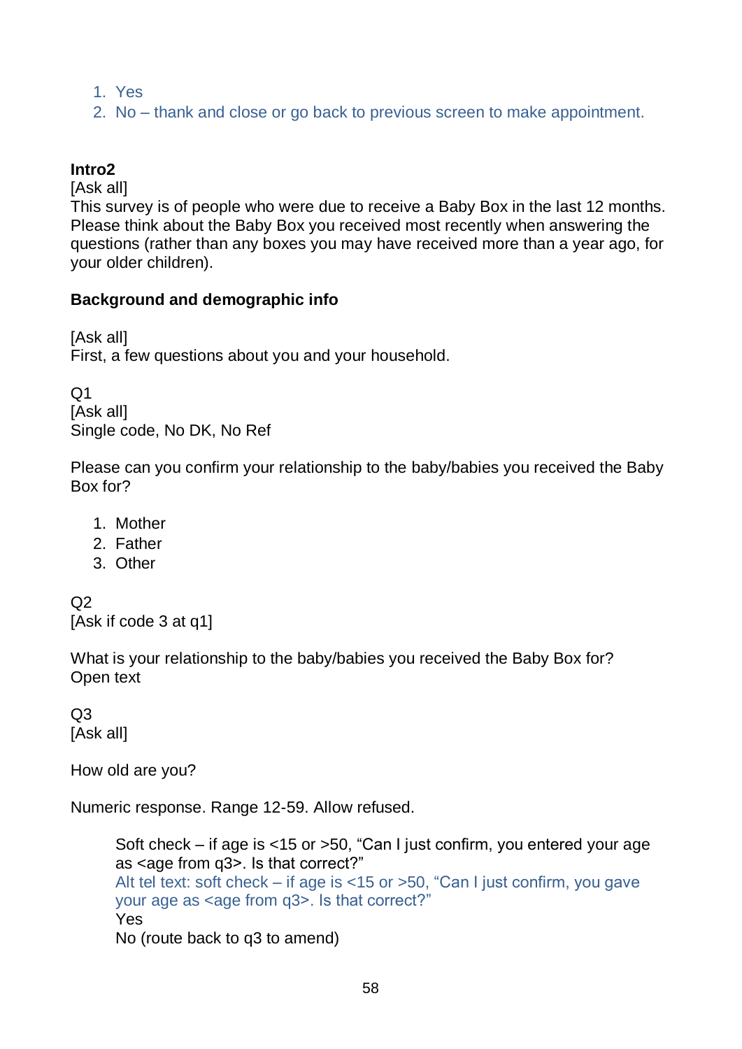1. Yes
2. No – thank and close or go back to previous screen to make appointment.

**Intro2**

[Ask all]

This survey is of people who were due to receive a Baby Box in the last 12 months. Please think about the Baby Box you received most recently when answering the questions (rather than any boxes you may have received more than a year ago, for your older children).

**Background and demographic info**

[Ask all]

First, a few questions about you and your household.

Q1

[Ask all]

Single code, No DK, No Ref

Please can you confirm your relationship to the baby/babies you received the Baby Box for?

1. Mother
2. Father
3. Other

Q2

[Ask if code 3 at q1]

What is your relationship to the baby/babies you received the Baby Box for?

Open text

Q3

[Ask all]

How old are you?

Numeric response. Range 12-59. Allow refused.

> Soft check – if age is <15 or >50, "Can I just confirm, you entered your age as <age from q3>. Is that correct?"
>
> Alt tel text: soft check – if age is <15 or >50, "Can I just confirm, you gave your age as <age from q3>. Is that correct?"
>
> Yes
>
> No (route back to q3 to amend)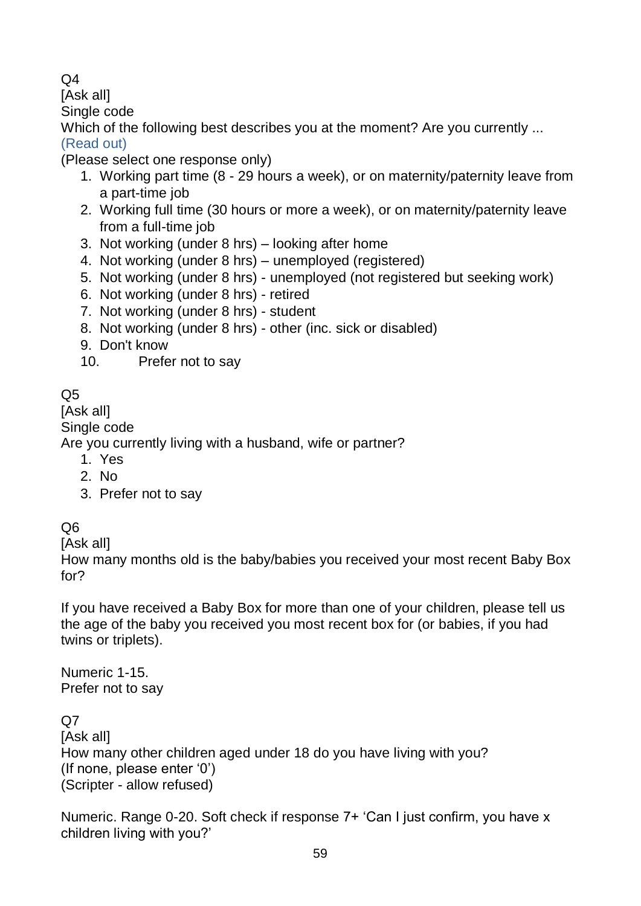Q4

[Ask all]

Single code

Which of the following best describes you at the moment? Are you currently ...

(Read out)

(Please select one response only)

1. Working part time (8 - 29 hours a week), or on maternity/paternity leave from a part-time job
2. Working full time (30 hours or more a week), or on maternity/paternity leave from a full-time job
3. Not working (under 8 hrs) – looking after home
4. Not working (under 8 hrs) – unemployed (registered)
5. Not working (under 8 hrs) - unemployed (not registered but seeking work)
6. Not working (under 8 hrs) - retired
7. Not working (under 8 hrs) - student
8. Not working (under 8 hrs) - other (inc. sick or disabled)
9. Don't know
10. Prefer not to say

Q5

[Ask all]

Single code

Are you currently living with a husband, wife or partner?

1. Yes
2. No
3. Prefer not to say

Q6

[Ask all]

How many months old is the baby/babies you received your most recent Baby Box for?

If you have received a Baby Box for more than one of your children, please tell us the age of the baby you received you most recent box for (or babies, if you had twins or triplets).

Numeric 1-15.

Prefer not to say

Q7

[Ask all]

How many other children aged under 18 do you have living with you?

(If none, please enter '0')

(Scripter - allow refused)

Numeric. Range 0-20. Soft check if response 7+ 'Can I just confirm, you have x children living with you?'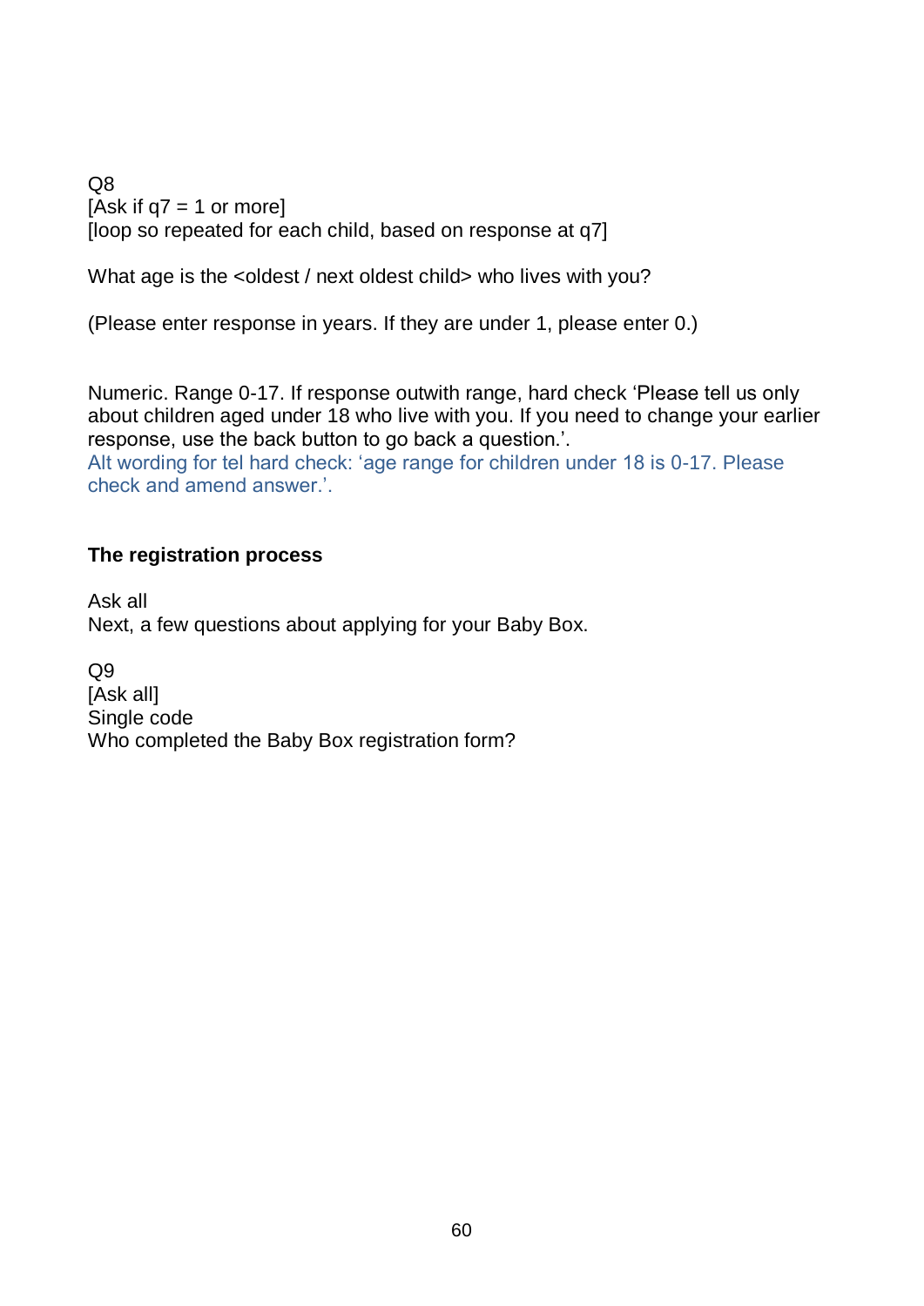Q8
[Ask if q7 = 1 or more]
[loop so repeated for each child, based on response at q7]

What age is the <oldest / next oldest child> who lives with you?

(Please enter response in years. If they are under 1, please enter 0.)

Numeric. Range 0-17. If response outwith range, hard check ‘Please tell us only about children aged under 18 who live with you. If you need to change your earlier response, use the back button to go back a question.’.
Alt wording for tel hard check: ‘age range for children under 18 is 0-17. Please check and amend answer.’.

**The registration process**

Ask all
Next, a few questions about applying for your Baby Box.

Q9
[Ask all]
Single code
Who completed the Baby Box registration form?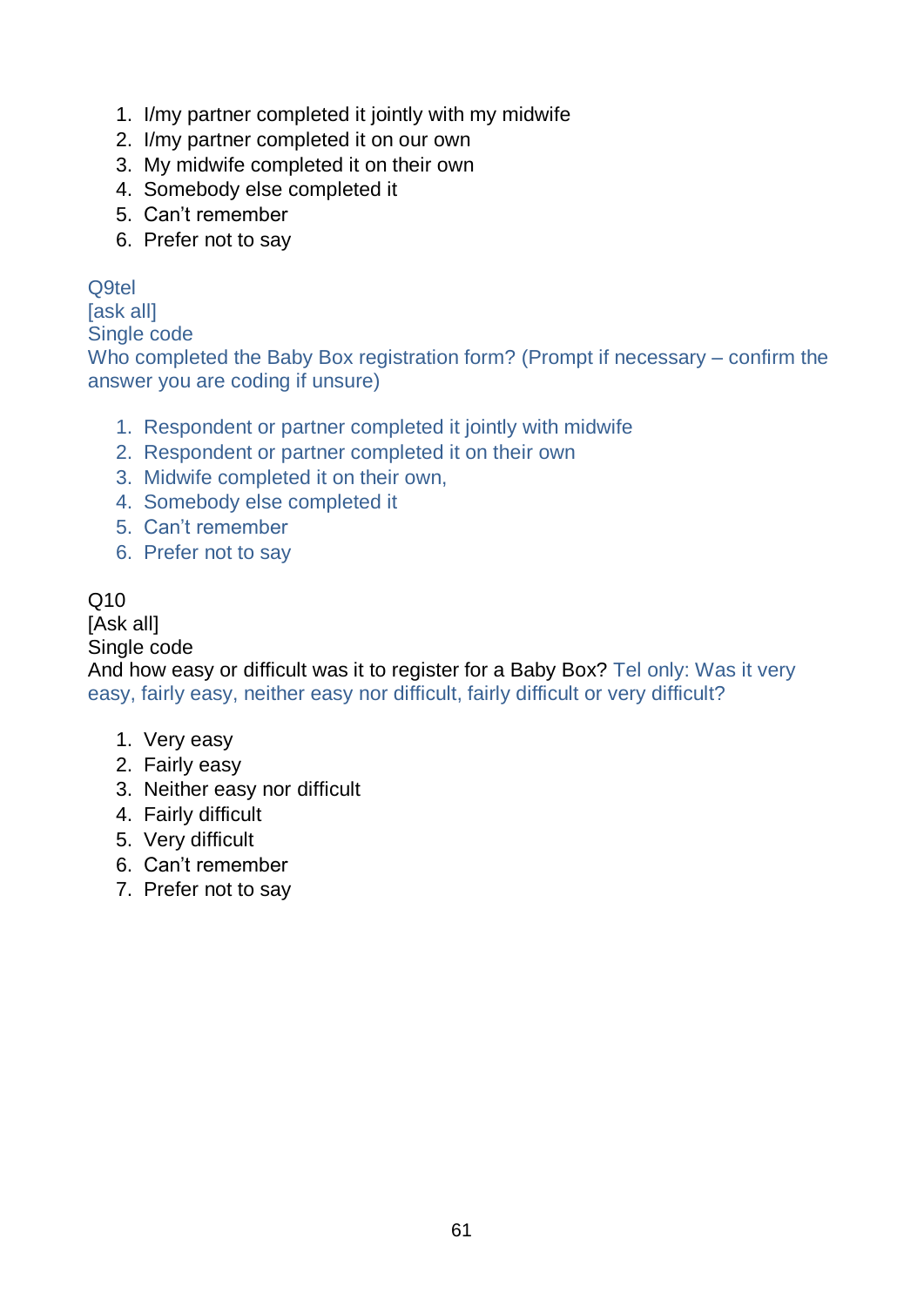1. I/my partner completed it jointly with my midwife
2. I/my partner completed it on our own
3. My midwife completed it on their own
4. Somebody else completed it
5. Can't remember
6. Prefer not to say

Q9tel
[ask all]
Single code
Who completed the Baby Box registration form? (Prompt if necessary – confirm the answer you are coding if unsure)

1. Respondent or partner completed it jointly with midwife
2. Respondent or partner completed it on their own
3. Midwife completed it on their own,
4. Somebody else completed it
5. Can't remember
6. Prefer not to say

Q10
[Ask all]
Single code
And how easy or difficult was it to register for a Baby Box? Tel only: Was it very easy, fairly easy, neither easy nor difficult, fairly difficult or very difficult?

1. Very easy
2. Fairly easy
3. Neither easy nor difficult
4. Fairly difficult
5. Very difficult
6. Can't remember
7. Prefer not to say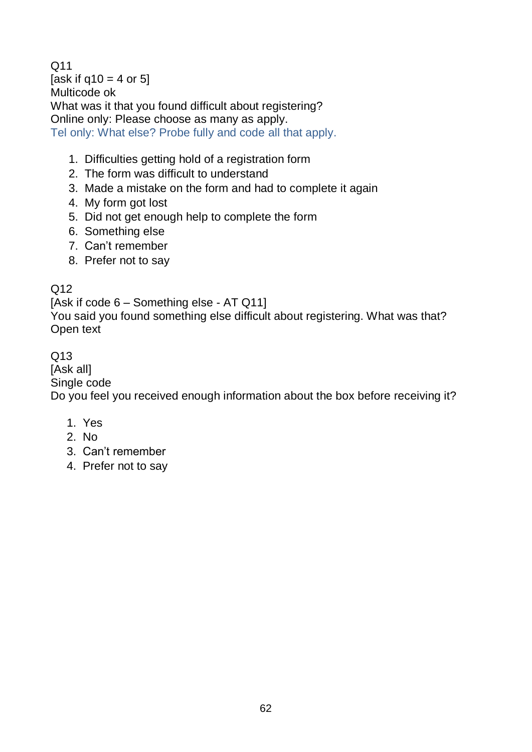Q11
[ask if q10 = 4 or 5]
Multicode ok
What was it that you found difficult about registering?
Online only: Please choose as many as apply.
Tel only: What else? Probe fully and code all that apply.

1. Difficulties getting hold of a registration form
2. The form was difficult to understand
3. Made a mistake on the form and had to complete it again
4. My form got lost
5. Did not get enough help to complete the form
6. Something else
7. Can’t remember
8. Prefer not to say

Q12
[Ask if code 6 – Something else - AT Q11]
You said you found something else difficult about registering. What was that?
Open text

Q13
[Ask all]
Single code
Do you feel you received enough information about the box before receiving it?

1. Yes
2. No
3. Can’t remember
4. Prefer not to say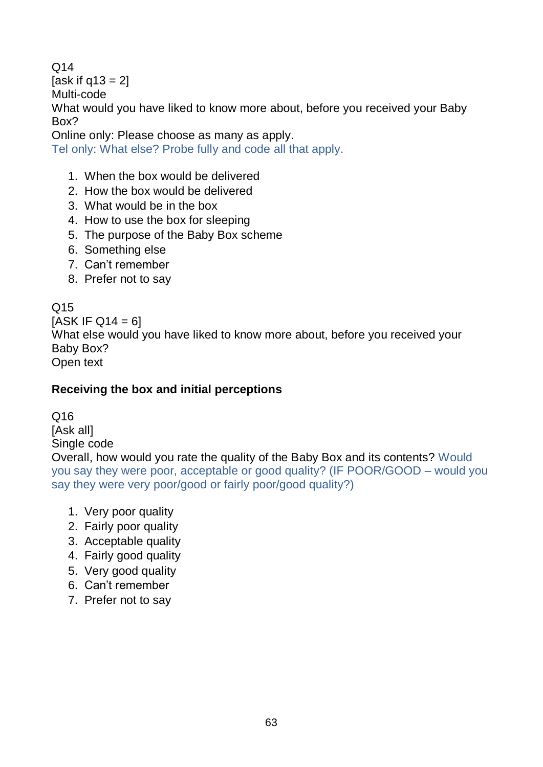Q14
[ask if q13 = 2]
Multi-code
What would you have liked to know more about, before you received your Baby Box?
Online only: Please choose as many as apply.
Tel only: What else? Probe fully and code all that apply.

1. When the box would be delivered
2. How the box would be delivered
3. What would be in the box
4. How to use the box for sleeping
5. The purpose of the Baby Box scheme
6. Something else
7. Can't remember
8. Prefer not to say

Q15
[ASK IF Q14 = 6]
What else would you have liked to know more about, before you received your Baby Box?
Open text

**Receiving the box and initial perceptions**

Q16
[Ask all]
Single code
Overall, how would you rate the quality of the Baby Box and its contents? Would you say they were poor, acceptable or good quality? (IF POOR/GOOD – would you say they were very poor/good or fairly poor/good quality?)

1. Very poor quality
2. Fairly poor quality
3. Acceptable quality
4. Fairly good quality
5. Very good quality
6. Can't remember
7. Prefer not to say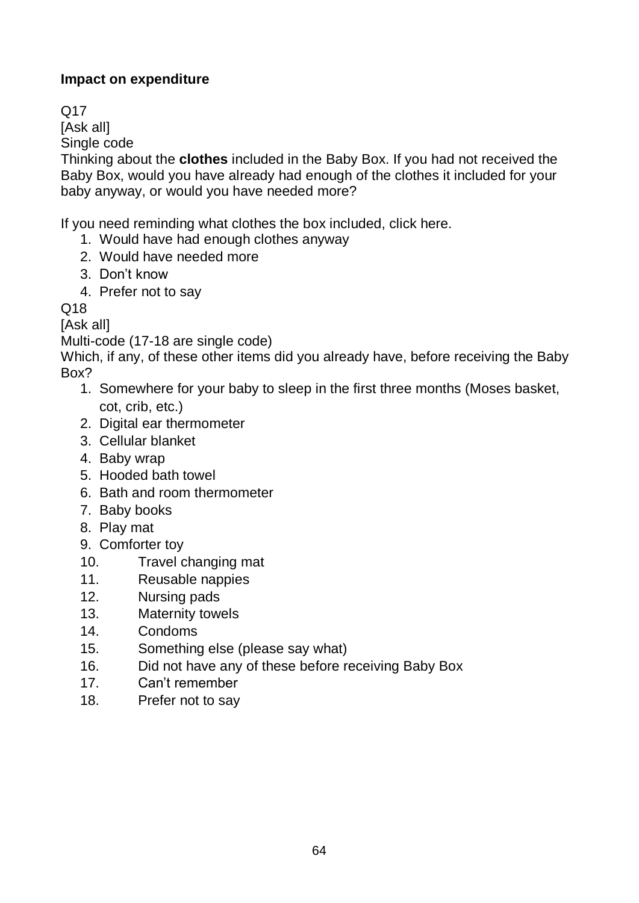**Impact on expenditure**

Q17

[Ask all]

Single code

Thinking about the **clothes** included in the Baby Box. If you had not received the Baby Box, would you have already had enough of the clothes it included for your baby anyway, or would you have needed more?

If you need reminding what clothes the box included, click here.

1. Would have had enough clothes anyway
2. Would have needed more
3. Don't know
4. Prefer not to say

Q18

[Ask all]

Multi-code (17-18 are single code)

Which, if any, of these other items did you already have, before receiving the Baby Box?

1. Somewhere for your baby to sleep in the first three months (Moses basket, cot, crib, etc.)
2. Digital ear thermometer
3. Cellular blanket
4. Baby wrap
5. Hooded bath towel
6. Bath and room thermometer
7. Baby books
8. Play mat
9. Comforter toy
10. Travel changing mat
11. Reusable nappies
12. Nursing pads
13. Maternity towels
14. Condoms
15. Something else (please say what)
16. Did not have any of these before receiving Baby Box
17. Can't remember
18. Prefer not to say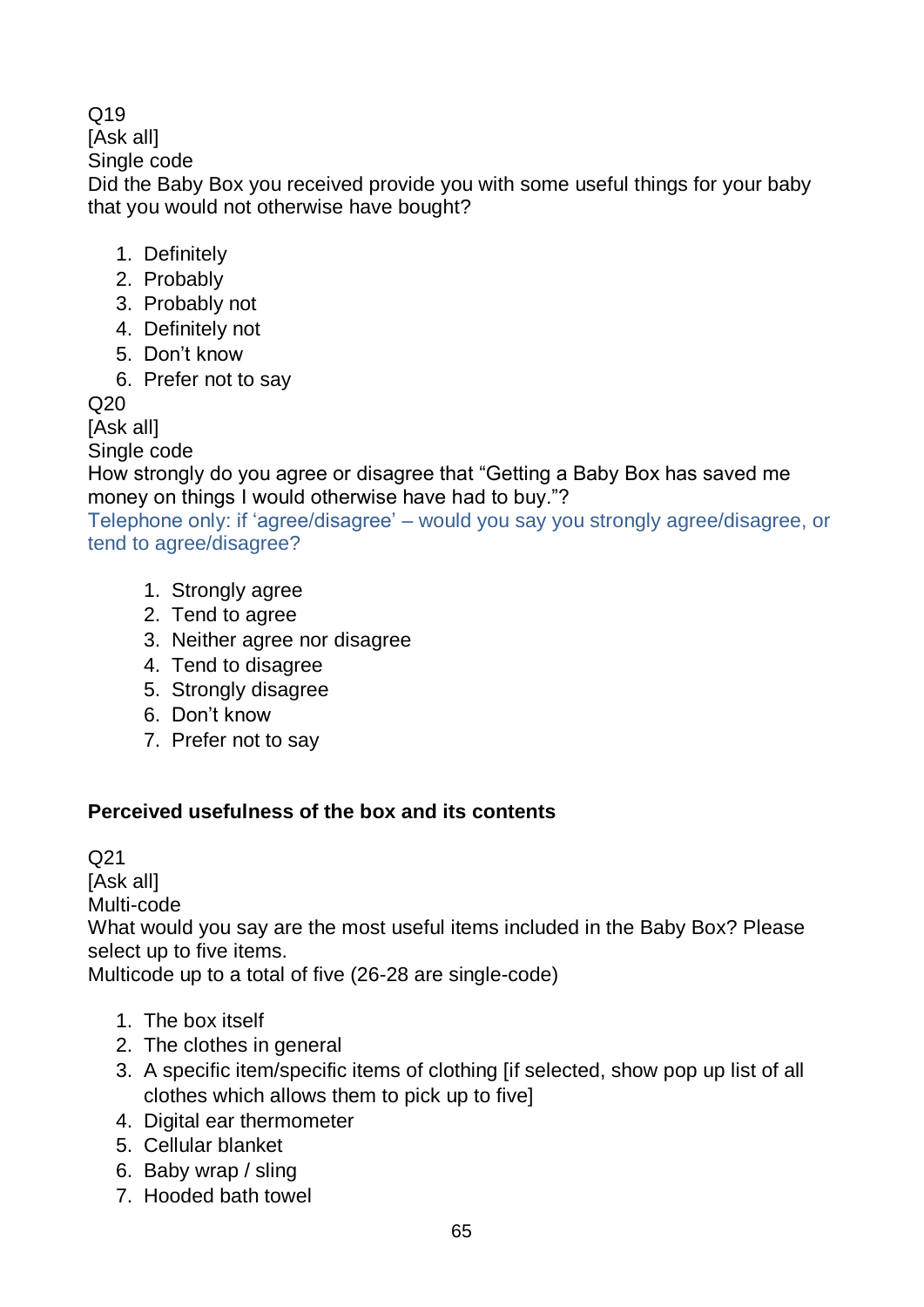Q19

[Ask all]

Single code

Did the Baby Box you received provide you with some useful things for your baby that you would not otherwise have bought?

1. Definitely
2. Probably
3. Probably not
4. Definitely not
5. Don't know
6. Prefer not to say

Q20

[Ask all]

Single code

How strongly do you agree or disagree that "Getting a Baby Box has saved me money on things I would otherwise have had to buy."?

Telephone only: if 'agree/disagree' – would you say you strongly agree/disagree, or tend to agree/disagree?

1. Strongly agree
2. Tend to agree
3. Neither agree nor disagree
4. Tend to disagree
5. Strongly disagree
6. Don't know
7. Prefer not to say

**Perceived usefulness of the box and its contents**

Q21

[Ask all]

Multi-code

What would you say are the most useful items included in the Baby Box? Please select up to five items.

Multicode up to a total of five (26-28 are single-code)

1. The box itself
2. The clothes in general
3. A specific item/specific items of clothing [if selected, show pop up list of all clothes which allows them to pick up to five]
4. Digital ear thermometer
5. Cellular blanket
6. Baby wrap / sling
7. Hooded bath towel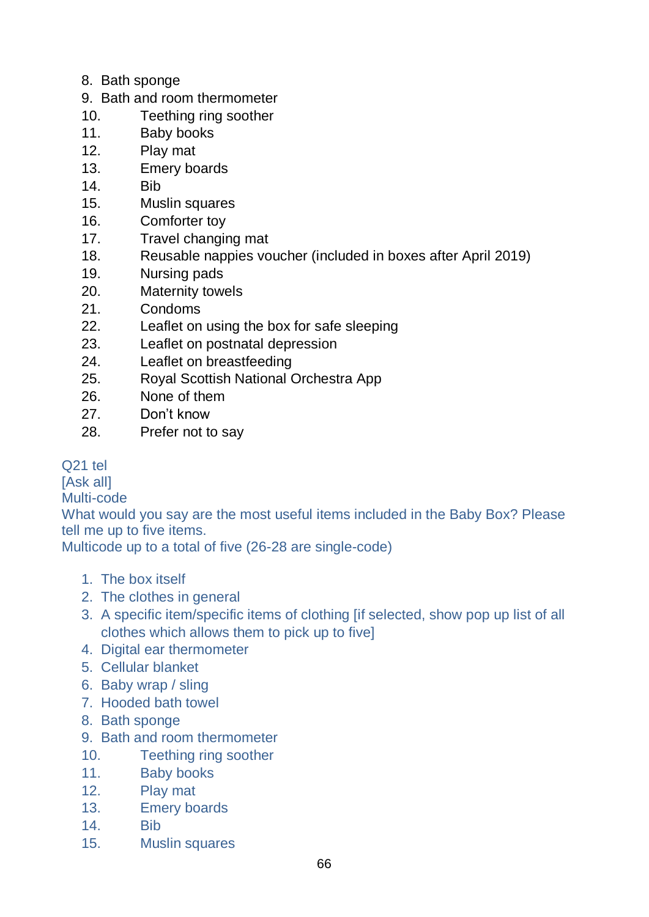8. Bath sponge
9. Bath and room thermometer
10. Teething ring soother
11. Baby books
12. Play mat
13. Emery boards
14. Bib
15. Muslin squares
16. Comforter toy
17. Travel changing mat
18. Reusable nappies voucher (included in boxes after April 2019)
19. Nursing pads
20. Maternity towels
21. Condoms
22. Leaflet on using the box for safe sleeping
23. Leaflet on postnatal depression
24. Leaflet on breastfeeding
25. Royal Scottish National Orchestra App
26. None of them
27. Don't know
28. Prefer not to say

Q21 tel
[Ask all]
Multi-code
What would you say are the most useful items included in the Baby Box? Please tell me up to five items.
Multicode up to a total of five (26-28 are single-code)

1. The box itself
2. The clothes in general
3. A specific item/specific items of clothing [if selected, show pop up list of all clothes which allows them to pick up to five]
4. Digital ear thermometer
5. Cellular blanket
6. Baby wrap / sling
7. Hooded bath towel
8. Bath sponge
9. Bath and room thermometer
10. Teething ring soother
11. Baby books
12. Play mat
13. Emery boards
14. Bib
15. Muslin squares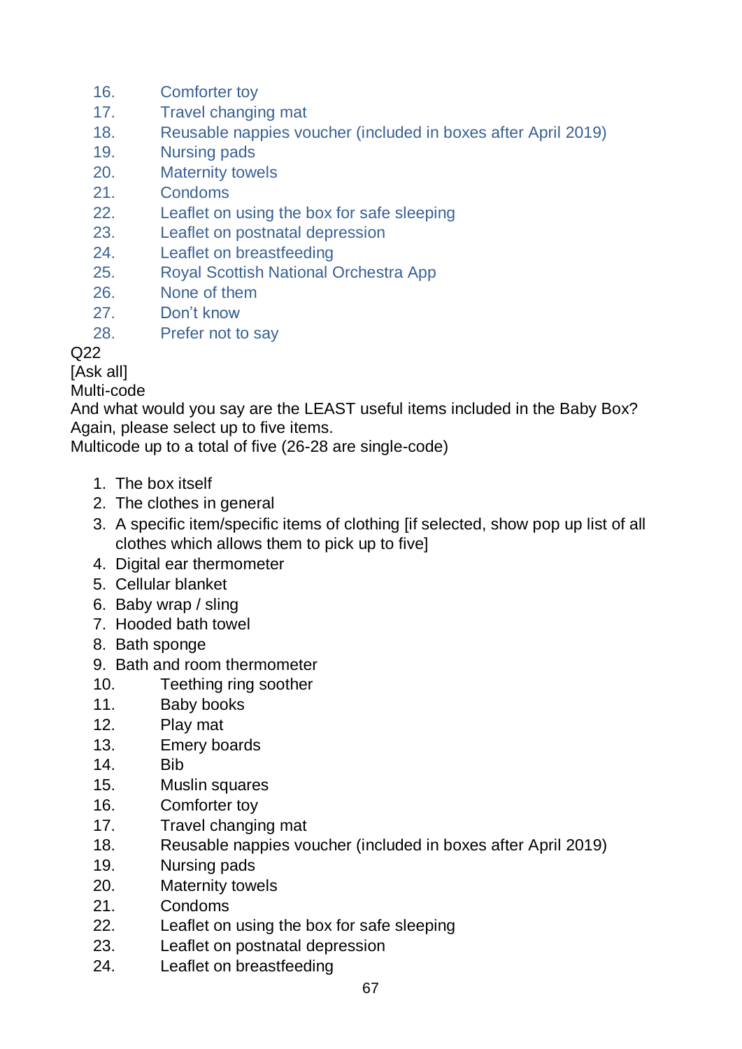16. Comforter toy
17. Travel changing mat
18. Reusable nappies voucher (included in boxes after April 2019)
19. Nursing pads
20. Maternity towels
21. Condoms
22. Leaflet on using the box for safe sleeping
23. Leaflet on postnatal depression
24. Leaflet on breastfeeding
25. Royal Scottish National Orchestra App
26. None of them
27. Don't know
28. Prefer not to say

Q22

[Ask all]

Multi-code

And what would you say are the LEAST useful items included in the Baby Box? Again, please select up to five items.

Multicode up to a total of five (26-28 are single-code)

1. The box itself
2. The clothes in general
3. A specific item/specific items of clothing [if selected, show pop up list of all clothes which allows them to pick up to five]
4. Digital ear thermometer
5. Cellular blanket
6. Baby wrap / sling
7. Hooded bath towel
8. Bath sponge
9. Bath and room thermometer
10. Teething ring soother
11. Baby books
12. Play mat
13. Emery boards
14. Bib
15. Muslin squares
16. Comforter toy
17. Travel changing mat
18. Reusable nappies voucher (included in boxes after April 2019)
19. Nursing pads
20. Maternity towels
21. Condoms
22. Leaflet on using the box for safe sleeping
23. Leaflet on postnatal depression
24. Leaflet on breastfeeding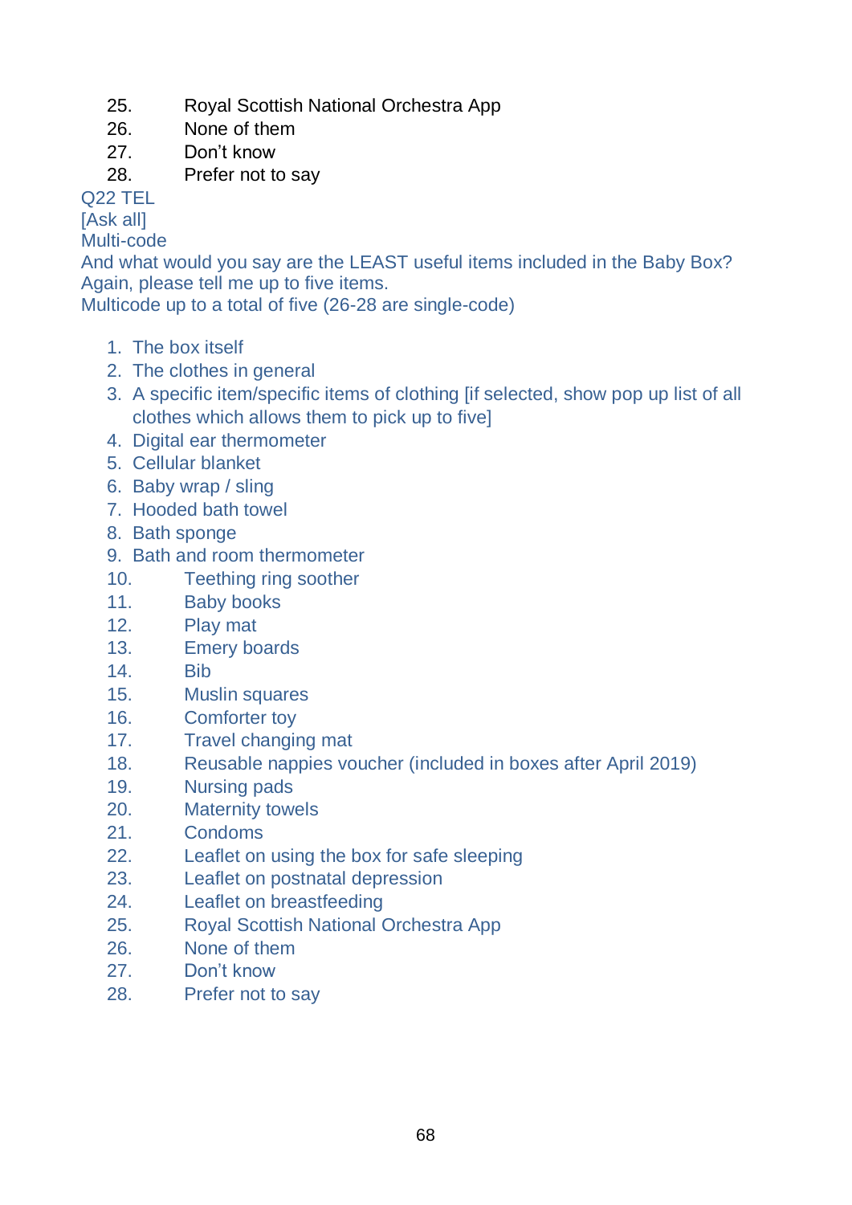25. Royal Scottish National Orchestra App
26. None of them
27. Don't know
28. Prefer not to say

Q22 TEL
[Ask all]
Multi-code
And what would you say are the LEAST useful items included in the Baby Box? Again, please tell me up to five items.
Multicode up to a total of five (26-28 are single-code)

1. The box itself
2. The clothes in general
3. A specific item/specific items of clothing [if selected, show pop up list of all clothes which allows them to pick up to five]
4. Digital ear thermometer
5. Cellular blanket
6. Baby wrap / sling
7. Hooded bath towel
8. Bath sponge
9. Bath and room thermometer
10. Teething ring soother
11. Baby books
12. Play mat
13. Emery boards
14. Bib
15. Muslin squares
16. Comforter toy
17. Travel changing mat
18. Reusable nappies voucher (included in boxes after April 2019)
19. Nursing pads
20. Maternity towels
21. Condoms
22. Leaflet on using the box for safe sleeping
23. Leaflet on postnatal depression
24. Leaflet on breastfeeding
25. Royal Scottish National Orchestra App
26. None of them
27. Don't know
28. Prefer not to say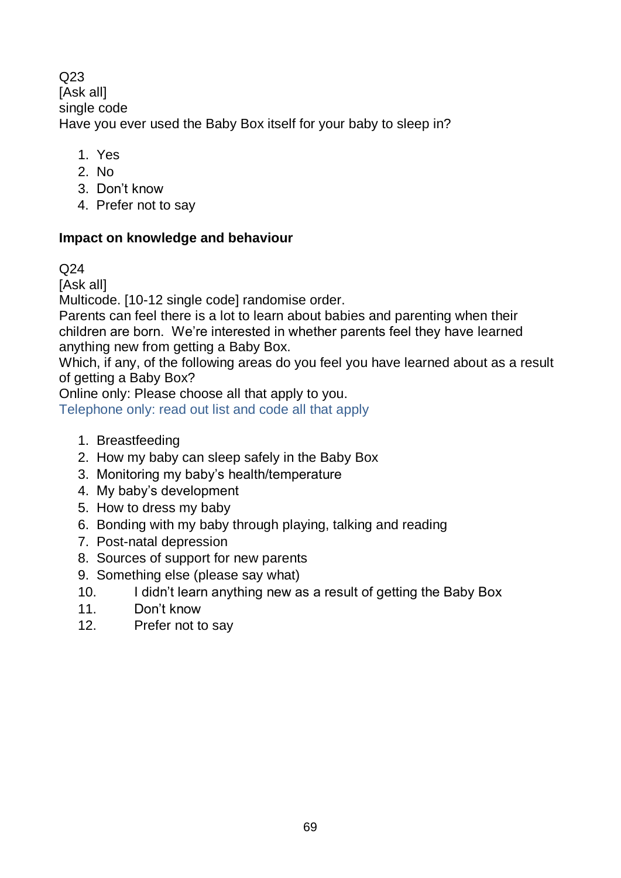Q23
[Ask all]
single code
Have you ever used the Baby Box itself for your baby to sleep in?

1. Yes
2. No
3. Don't know
4. Prefer not to say

**Impact on knowledge and behaviour**

Q24
[Ask all]
Multicode. [10-12 single code] randomise order.
Parents can feel there is a lot to learn about babies and parenting when their children are born. We're interested in whether parents feel they have learned anything new from getting a Baby Box.
Which, if any, of the following areas do you feel you have learned about as a result of getting a Baby Box?
Online only: Please choose all that apply to you.
Telephone only: read out list and code all that apply

1. Breastfeeding
2. How my baby can sleep safely in the Baby Box
3. Monitoring my baby's health/temperature
4. My baby's development
5. How to dress my baby
6. Bonding with my baby through playing, talking and reading
7. Post-natal depression
8. Sources of support for new parents
9. Something else (please say what)
10. I didn't learn anything new as a result of getting the Baby Box
11. Don't know
12. Prefer not to say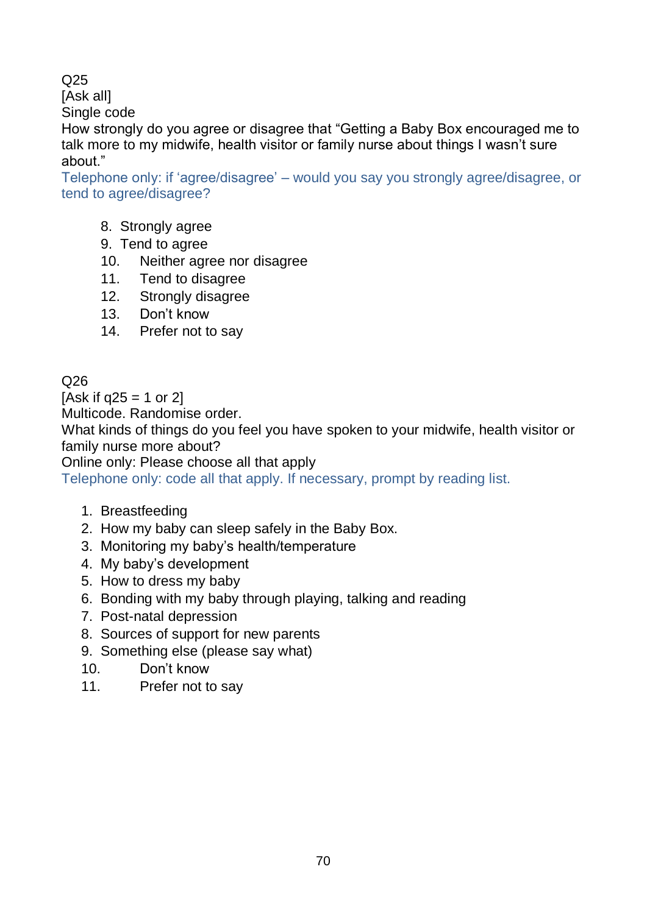Q25

[Ask all]

Single code

How strongly do you agree or disagree that "Getting a Baby Box encouraged me to talk more to my midwife, health visitor or family nurse about things I wasn't sure about."

Telephone only: if 'agree/disagree' – would you say you strongly agree/disagree, or tend to agree/disagree?

8. Strongly agree
9. Tend to agree
10. Neither agree nor disagree
11. Tend to disagree
12. Strongly disagree
13. Don't know
14. Prefer not to say

Q26

[Ask if q25 = 1 or 2]

Multicode. Randomise order.

What kinds of things do you feel you have spoken to your midwife, health visitor or family nurse more about?

Online only: Please choose all that apply

Telephone only: code all that apply. If necessary, prompt by reading list.

1. Breastfeeding
2. How my baby can sleep safely in the Baby Box.
3. Monitoring my baby's health/temperature
4. My baby's development
5. How to dress my baby
6. Bonding with my baby through playing, talking and reading
7. Post-natal depression
8. Sources of support for new parents
9. Something else (please say what)
10. Don't know
11. Prefer not to say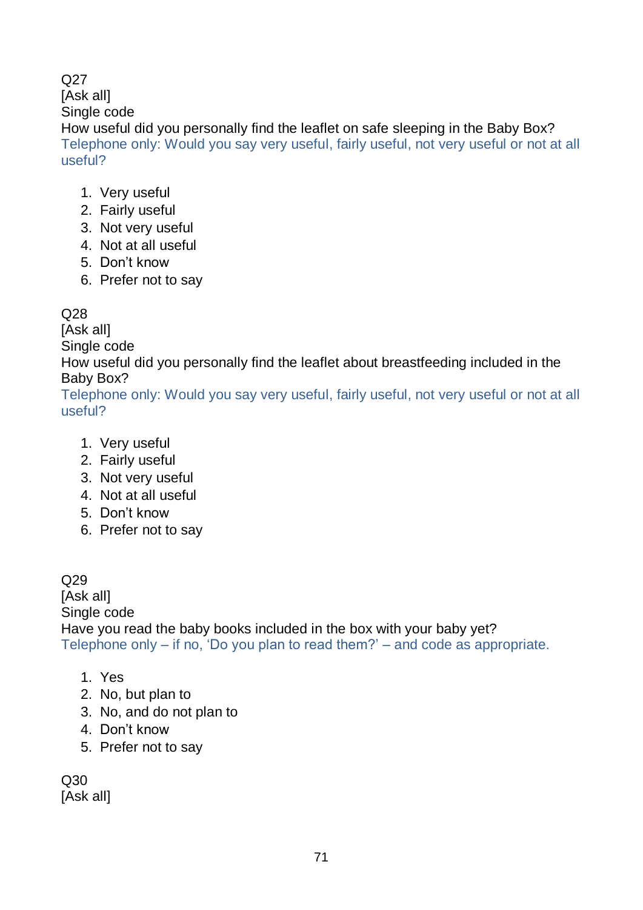Q27

[Ask all]

Single code

How useful did you personally find the leaflet on safe sleeping in the Baby Box?

Telephone only: Would you say very useful, fairly useful, not very useful or not at all useful?

1. Very useful
2. Fairly useful
3. Not very useful
4. Not at all useful
5. Don't know
6. Prefer not to say

Q28

[Ask all]

Single code

How useful did you personally find the leaflet about breastfeeding included in the Baby Box?

Telephone only: Would you say very useful, fairly useful, not very useful or not at all useful?

1. Very useful
2. Fairly useful
3. Not very useful
4. Not at all useful
5. Don't know
6. Prefer not to say

Q29

[Ask all]

Single code

Have you read the baby books included in the box with your baby yet?

Telephone only – if no, 'Do you plan to read them?' – and code as appropriate.

1. Yes
2. No, but plan to
3. No, and do not plan to
4. Don't know
5. Prefer not to say

Q30

[Ask all]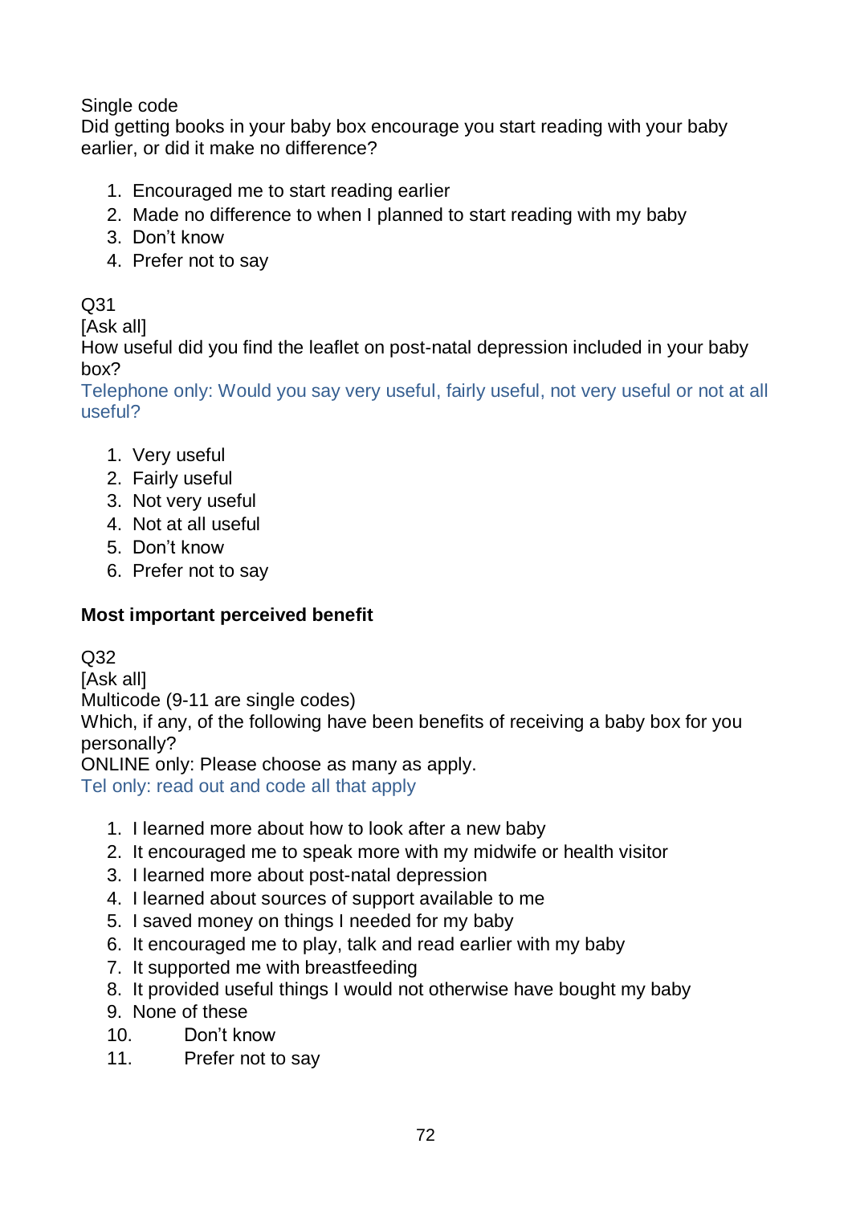Single code
Did getting books in your baby box encourage you start reading with your baby earlier, or did it make no difference?

1. Encouraged me to start reading earlier
2. Made no difference to when I planned to start reading with my baby
3. Don't know
4. Prefer not to say

Q31
[Ask all]
How useful did you find the leaflet on post-natal depression included in your baby box?
Telephone only: Would you say very useful, fairly useful, not very useful or not at all useful?

1. Very useful
2. Fairly useful
3. Not very useful
4. Not at all useful
5. Don't know
6. Prefer not to say

**Most important perceived benefit**

Q32
[Ask all]
Multicode (9-11 are single codes)
Which, if any, of the following have been benefits of receiving a baby box for you personally?
ONLINE only: Please choose as many as apply.
Tel only: read out and code all that apply

1. I learned more about how to look after a new baby
2. It encouraged me to speak more with my midwife or health visitor
3. I learned more about post-natal depression
4. I learned about sources of support available to me
5. I saved money on things I needed for my baby
6. It encouraged me to play, talk and read earlier with my baby
7. It supported me with breastfeeding
8. It provided useful things I would not otherwise have bought my baby
9. None of these
10. Don't know
11. Prefer not to say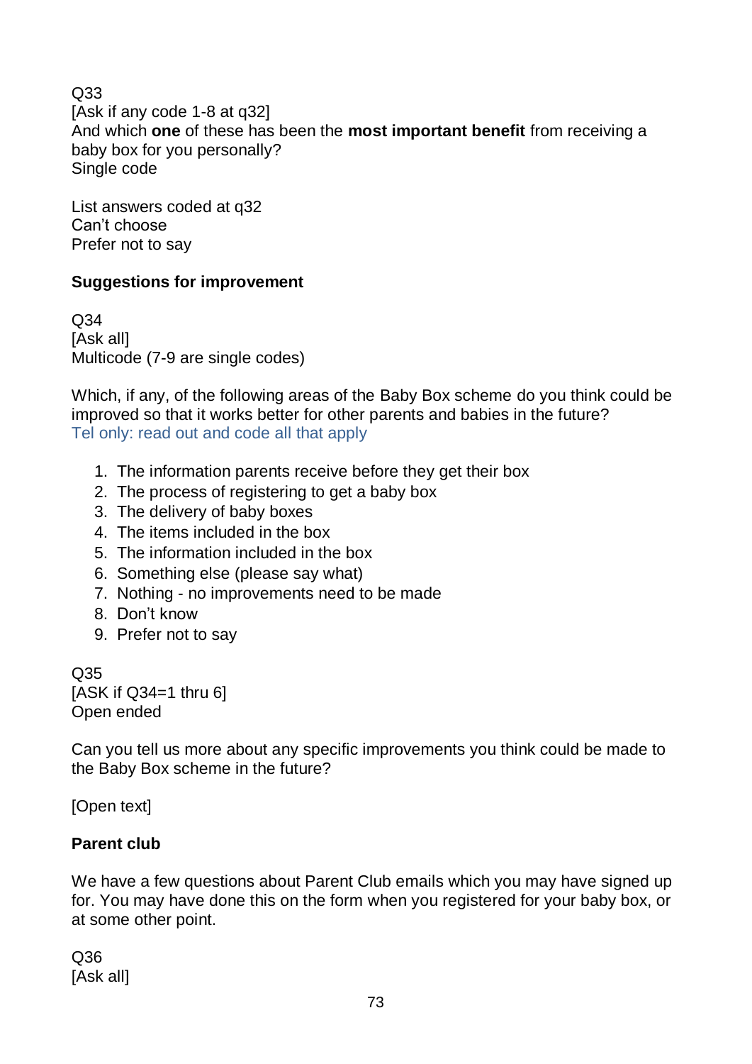Q33
[Ask if any code 1-8 at q32]
And which **one** of these has been the **most important benefit** from receiving a baby box for you personally?
Single code

List answers coded at q32
Can't choose
Prefer not to say

**Suggestions for improvement**

Q34
[Ask all]
Multicode (7-9 are single codes)

Which, if any, of the following areas of the Baby Box scheme do you think could be improved so that it works better for other parents and babies in the future?
Tel only: read out and code all that apply

1. The information parents receive before they get their box
2. The process of registering to get a baby box
3. The delivery of baby boxes
4. The items included in the box
5. The information included in the box
6. Something else (please say what)
7. Nothing - no improvements need to be made
8. Don't know
9. Prefer not to say

Q35
[ASK if Q34=1 thru 6]
Open ended

Can you tell us more about any specific improvements you think could be made to the Baby Box scheme in the future?

[Open text]

**Parent club**

We have a few questions about Parent Club emails which you may have signed up for. You may have done this on the form when you registered for your baby box, or at some other point.

Q36
[Ask all]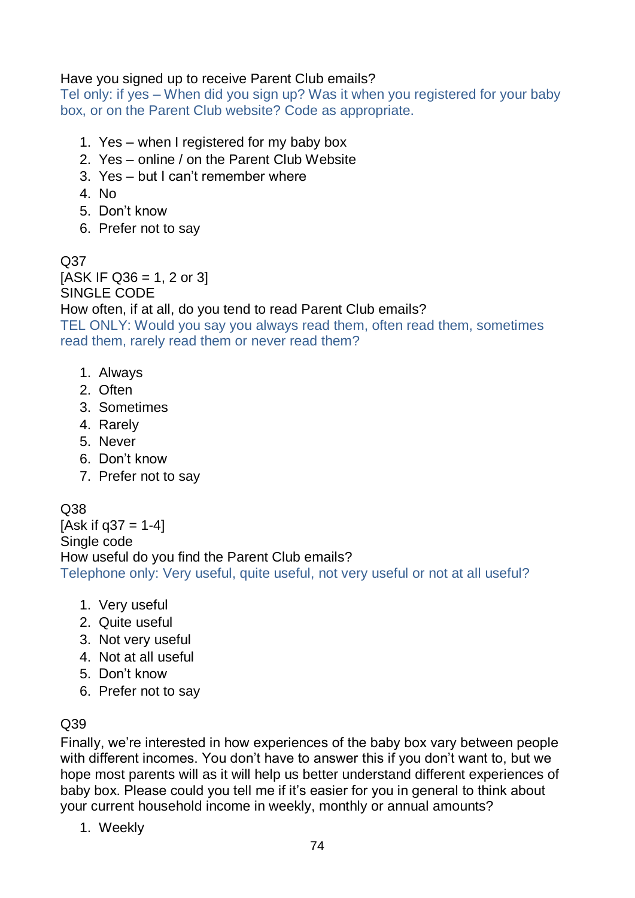Have you signed up to receive Parent Club emails?

Tel only: if yes – When did you sign up? Was it when you registered for your baby box, or on the Parent Club website? Code as appropriate.

1. Yes – when I registered for my baby box
2. Yes – online / on the Parent Club Website
3. Yes – but I can't remember where
4. No
5. Don't know
6. Prefer not to say

Q37

[ASK IF Q36 = 1, 2 or 3]

SINGLE CODE

How often, if at all, do you tend to read Parent Club emails?

TEL ONLY: Would you say you always read them, often read them, sometimes read them, rarely read them or never read them?

1. Always
2. Often
3. Sometimes
4. Rarely
5. Never
6. Don't know
7. Prefer not to say

Q38

[Ask if q37 = 1-4]

Single code

How useful do you find the Parent Club emails?

Telephone only: Very useful, quite useful, not very useful or not at all useful?

1. Very useful
2. Quite useful
3. Not very useful
4. Not at all useful
5. Don't know
6. Prefer not to say

Q39

Finally, we're interested in how experiences of the baby box vary between people with different incomes. You don't have to answer this if you don't want to, but we hope most parents will as it will help us better understand different experiences of baby box. Please could you tell me if it's easier for you in general to think about your current household income in weekly, monthly or annual amounts?

1. Weekly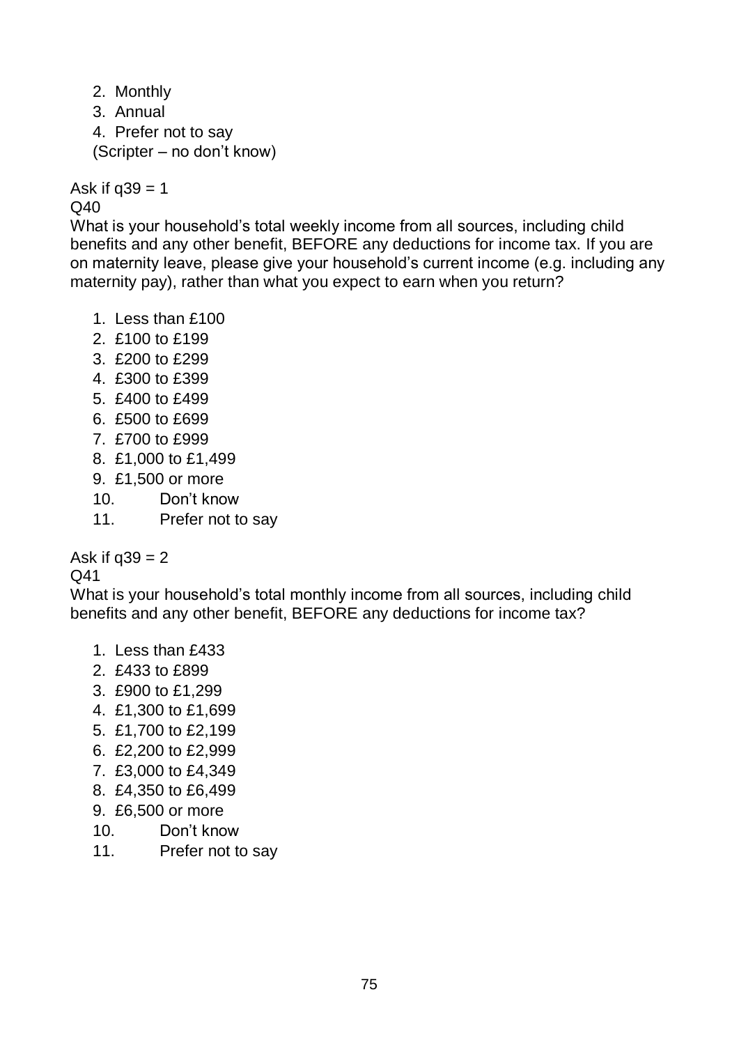2. Monthly
3. Annual
4. Prefer not to say

(Scripter – no don't know)

Ask if q39 = 1

Q40

What is your household's total weekly income from all sources, including child benefits and any other benefit, BEFORE any deductions for income tax. If you are on maternity leave, please give your household's current income (e.g. including any maternity pay), rather than what you expect to earn when you return?

1. Less than £100
2. £100 to £199
3. £200 to £299
4. £300 to £399
5. £400 to £499
6. £500 to £699
7. £700 to £999
8. £1,000 to £1,499
9. £1,500 or more
10. Don't know
11. Prefer not to say

Ask if q39 = 2

Q41

What is your household's total monthly income from all sources, including child benefits and any other benefit, BEFORE any deductions for income tax?

1. Less than £433
2. £433 to £899
3. £900 to £1,299
4. £1,300 to £1,699
5. £1,700 to £2,199
6. £2,200 to £2,999
7. £3,000 to £4,349
8. £4,350 to £6,499
9. £6,500 or more
10. Don't know
11. Prefer not to say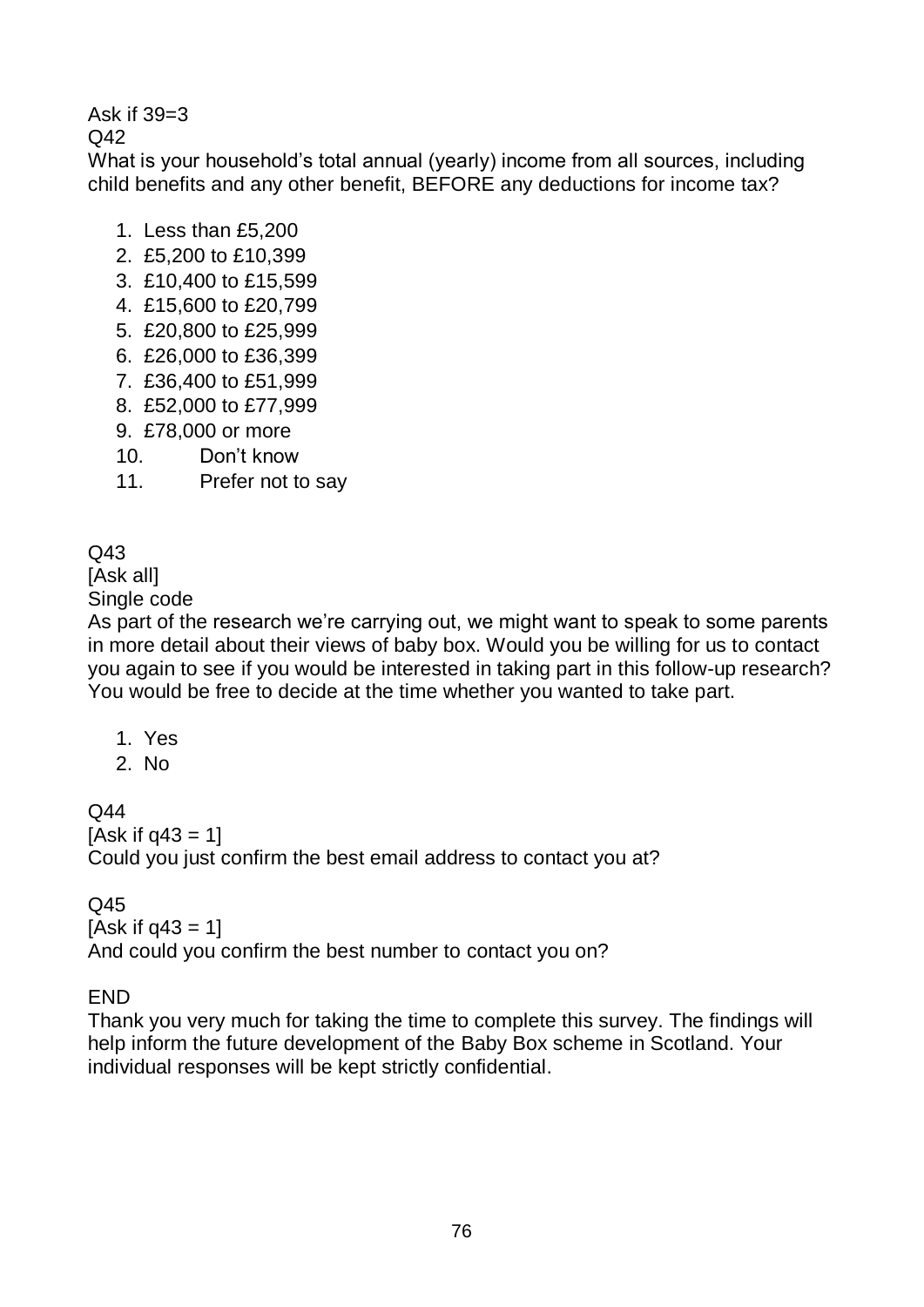Ask if 39=3

Q42

What is your household's total annual (yearly) income from all sources, including child benefits and any other benefit, BEFORE any deductions for income tax?

1. Less than £5,200
2. £5,200 to £10,399
3. £10,400 to £15,599
4. £15,600 to £20,799
5. £20,800 to £25,999
6. £26,000 to £36,399
7. £36,400 to £51,999
8. £52,000 to £77,999
9. £78,000 or more
10. Don't know
11. Prefer not to say

Q43

[Ask all]

Single code

As part of the research we're carrying out, we might want to speak to some parents in more detail about their views of baby box. Would you be willing for us to contact you again to see if you would be interested in taking part in this follow-up research? You would be free to decide at the time whether you wanted to take part.

1. Yes
2. No

Q44

[Ask if q43 = 1]

Could you just confirm the best email address to contact you at?

Q45

[Ask if q43 = 1]

And could you confirm the best number to contact you on?

END

Thank you very much for taking the time to complete this survey. The findings will help inform the future development of the Baby Box scheme in Scotland. Your individual responses will be kept strictly confidential.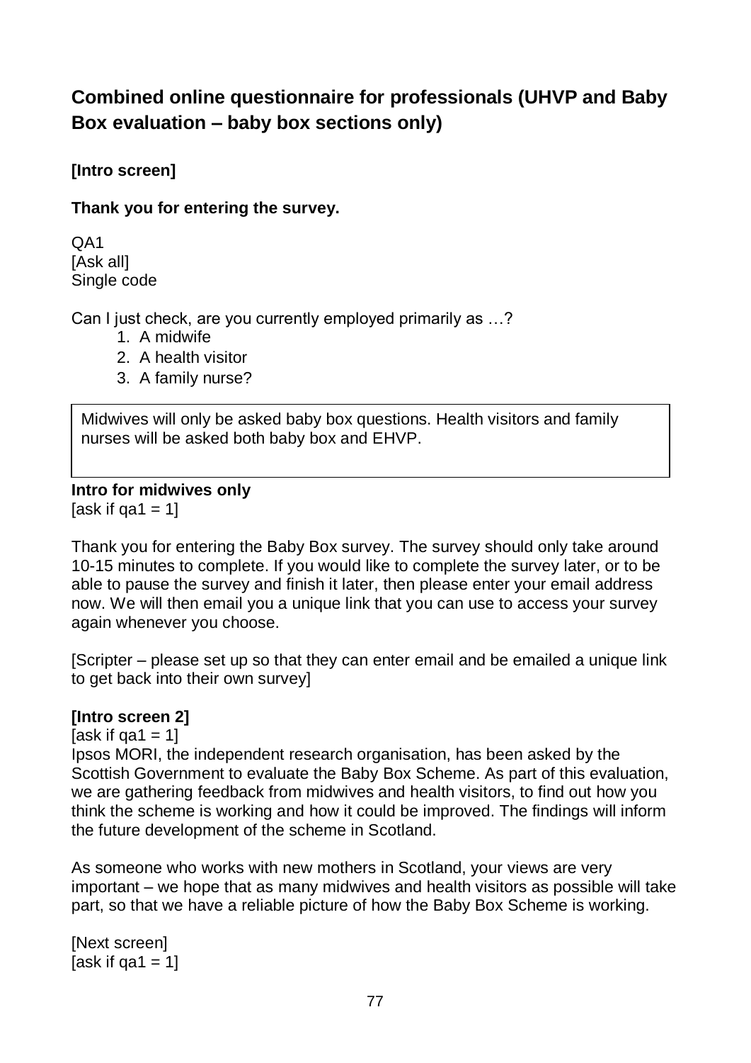## Combined online questionnaire for professionals (UHVP and Baby Box evaluation – baby box sections only)

**[Intro screen]**

**Thank you for entering the survey.**

QA1
[Ask all]
Single code

Can I just check, are you currently employed primarily as …?

1. A midwife
2. A health visitor
3. A family nurse?

| Midwives will only be asked baby box questions. Health visitors and family nurses will be asked both baby box and EHVP. |
|---|

**Intro for midwives only**
[ask if qa1 = 1]

Thank you for entering the Baby Box survey. The survey should only take around 10-15 minutes to complete. If you would like to complete the survey later, or to be able to pause the survey and finish it later, then please enter your email address now. We will then email you a unique link that you can use to access your survey again whenever you choose.

[Scripter – please set up so that they can enter email and be emailed a unique link to get back into their own survey]

**[Intro screen 2]**
[ask if qa1 = 1]
Ipsos MORI, the independent research organisation, has been asked by the Scottish Government to evaluate the Baby Box Scheme. As part of this evaluation, we are gathering feedback from midwives and health visitors, to find out how you think the scheme is working and how it could be improved. The findings will inform the future development of the scheme in Scotland.

As someone who works with new mothers in Scotland, your views are very important – we hope that as many midwives and health visitors as possible will take part, so that we have a reliable picture of how the Baby Box Scheme is working.

[Next screen]
[ask if qa1 = 1]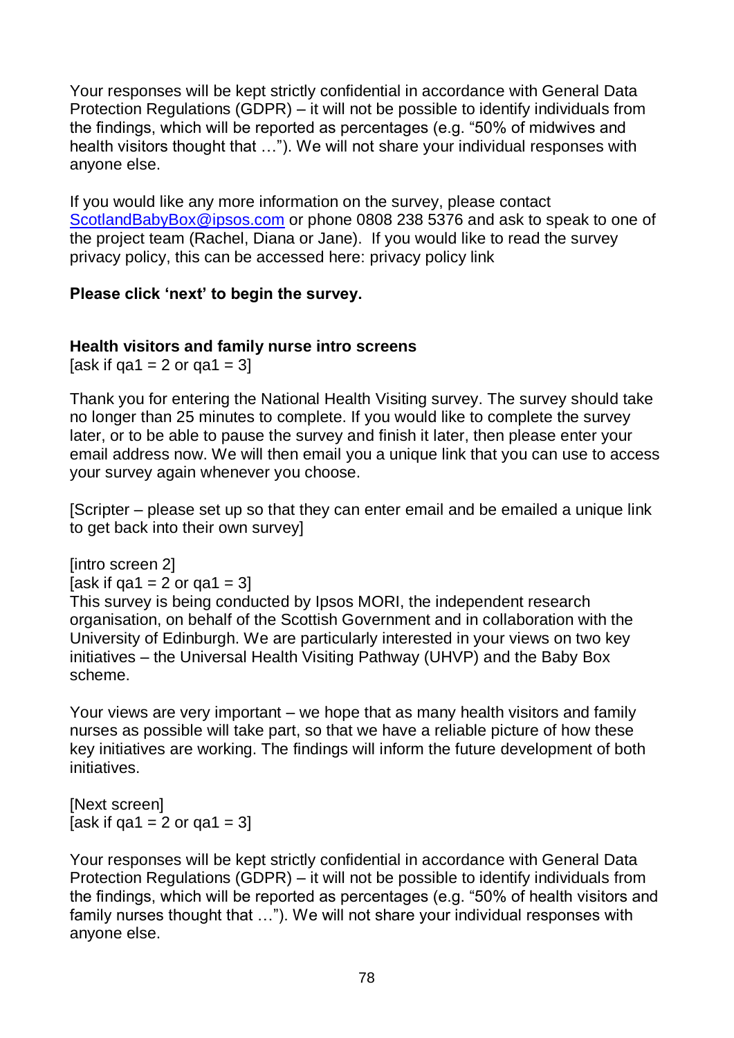Your responses will be kept strictly confidential in accordance with General Data Protection Regulations (GDPR) – it will not be possible to identify individuals from the findings, which will be reported as percentages (e.g. "50% of midwives and health visitors thought that …"). We will not share your individual responses with anyone else.

If you would like any more information on the survey, please contact ScotlandBabyBox@ipsos.com or phone 0808 238 5376 and ask to speak to one of the project team (Rachel, Diana or Jane). If you would like to read the survey privacy policy, this can be accessed here: privacy policy link

**Please click 'next' to begin the survey.**

**Health visitors and family nurse intro screens**

[ask if qa1 = 2 or qa1 = 3]

Thank you for entering the National Health Visiting survey. The survey should take no longer than 25 minutes to complete. If you would like to complete the survey later, or to be able to pause the survey and finish it later, then please enter your email address now. We will then email you a unique link that you can use to access your survey again whenever you choose.

[Scripter – please set up so that they can enter email and be emailed a unique link to get back into their own survey]

[intro screen 2]
[ask if qa1 = 2 or qa1 = 3]
This survey is being conducted by Ipsos MORI, the independent research organisation, on behalf of the Scottish Government and in collaboration with the University of Edinburgh. We are particularly interested in your views on two key initiatives – the Universal Health Visiting Pathway (UHVP) and the Baby Box scheme.

Your views are very important – we hope that as many health visitors and family nurses as possible will take part, so that we have a reliable picture of how these key initiatives are working. The findings will inform the future development of both initiatives.

[Next screen]
[ask if qa1 = 2 or qa1 = 3]

Your responses will be kept strictly confidential in accordance with General Data Protection Regulations (GDPR) – it will not be possible to identify individuals from the findings, which will be reported as percentages (e.g. "50% of health visitors and family nurses thought that …"). We will not share your individual responses with anyone else.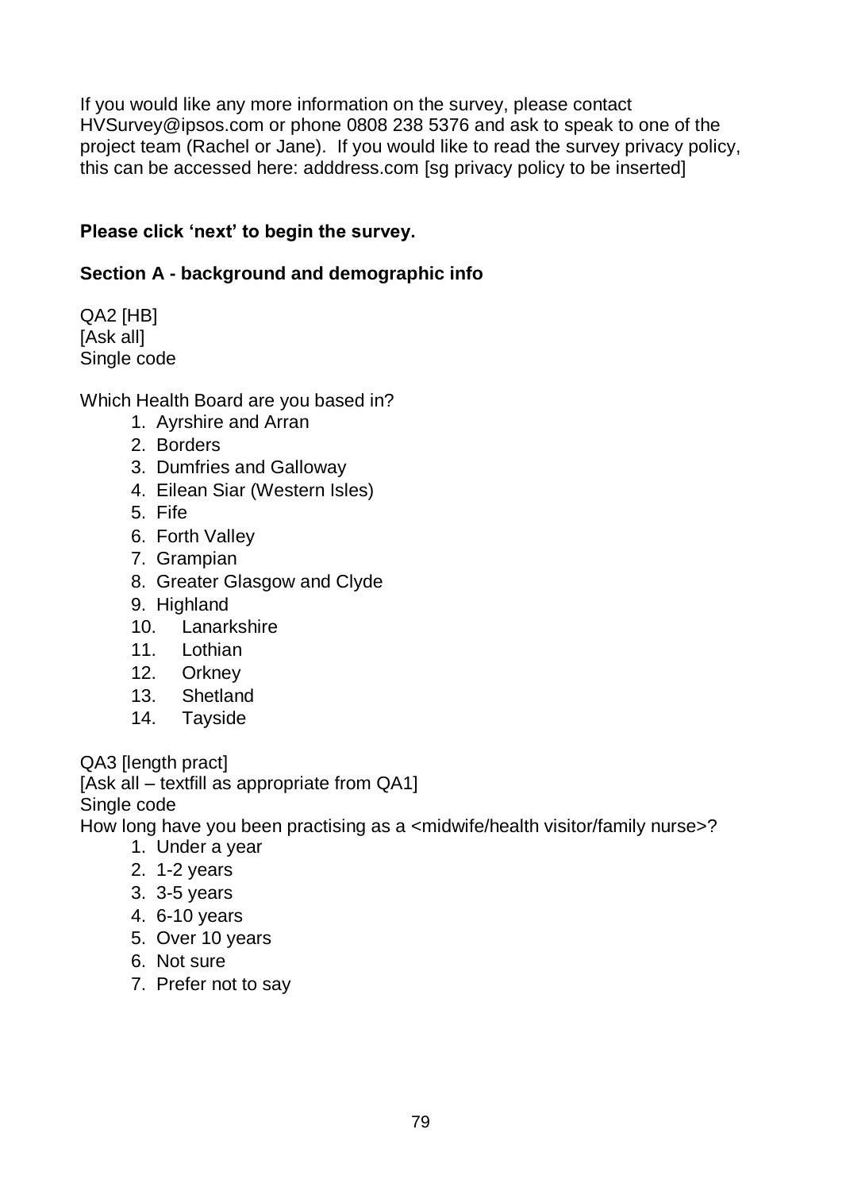If you would like any more information on the survey, please contact HVSurvey@ipsos.com or phone 0808 238 5376 and ask to speak to one of the project team (Rachel or Jane). If you would like to read the survey privacy policy, this can be accessed here: adddress.com [sg privacy policy to be inserted]

**Please click 'next' to begin the survey.**

**Section A - background and demographic info**

QA2 [HB]
[Ask all]
Single code

Which Health Board are you based in?

1. Ayrshire and Arran
2. Borders
3. Dumfries and Galloway
4. Eilean Siar (Western Isles)
5. Fife
6. Forth Valley
7. Grampian
8. Greater Glasgow and Clyde
9. Highland
10. Lanarkshire
11. Lothian
12. Orkney
13. Shetland
14. Tayside

QA3 [length pract]
[Ask all – textfill as appropriate from QA1]
Single code
How long have you been practising as a <midwife/health visitor/family nurse>?

1. Under a year
2. 1-2 years
3. 3-5 years
4. 6-10 years
5. Over 10 years
6. Not sure
7. Prefer not to say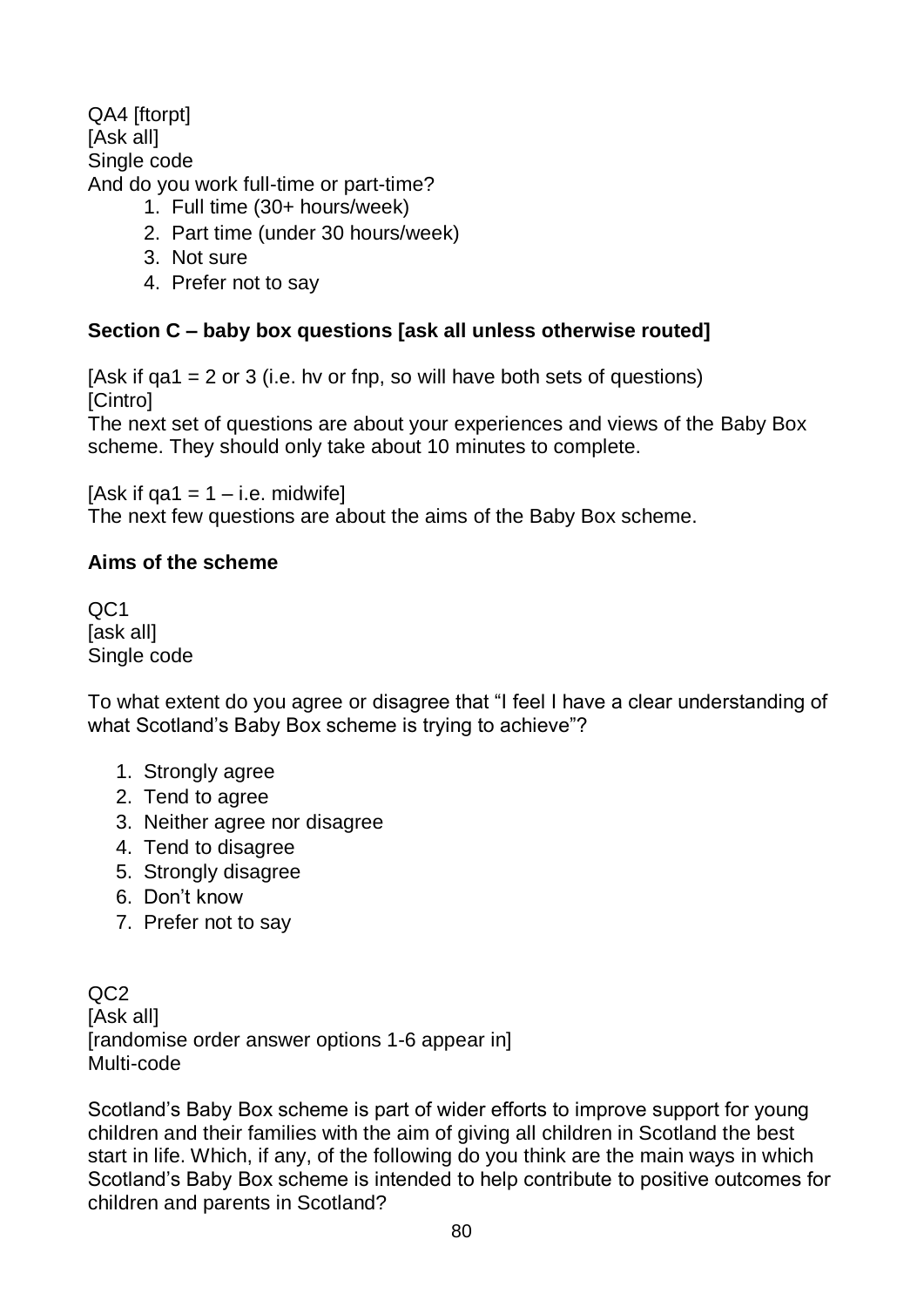QA4 [ftorpt]
[Ask all]
Single code
And do you work full-time or part-time?

1. Full time (30+ hours/week)
2. Part time (under 30 hours/week)
3. Not sure
4. Prefer not to say

**Section C – baby box questions [ask all unless otherwise routed]**

[Ask if qa1 = 2 or 3 (i.e. hv or fnp, so will have both sets of questions)
[Cintro]
The next set of questions are about your experiences and views of the Baby Box scheme. They should only take about 10 minutes to complete.

[Ask if qa1 = 1 – i.e. midwife]
The next few questions are about the aims of the Baby Box scheme.

**Aims of the scheme**

QC1
[ask all]
Single code

To what extent do you agree or disagree that "I feel I have a clear understanding of what Scotland's Baby Box scheme is trying to achieve"?

1. Strongly agree
2. Tend to agree
3. Neither agree nor disagree
4. Tend to disagree
5. Strongly disagree
6. Don't know
7. Prefer not to say

QC2
[Ask all]
[randomise order answer options 1-6 appear in]
Multi-code

Scotland's Baby Box scheme is part of wider efforts to improve support for young children and their families with the aim of giving all children in Scotland the best start in life. Which, if any, of the following do you think are the main ways in which Scotland's Baby Box scheme is intended to help contribute to positive outcomes for children and parents in Scotland?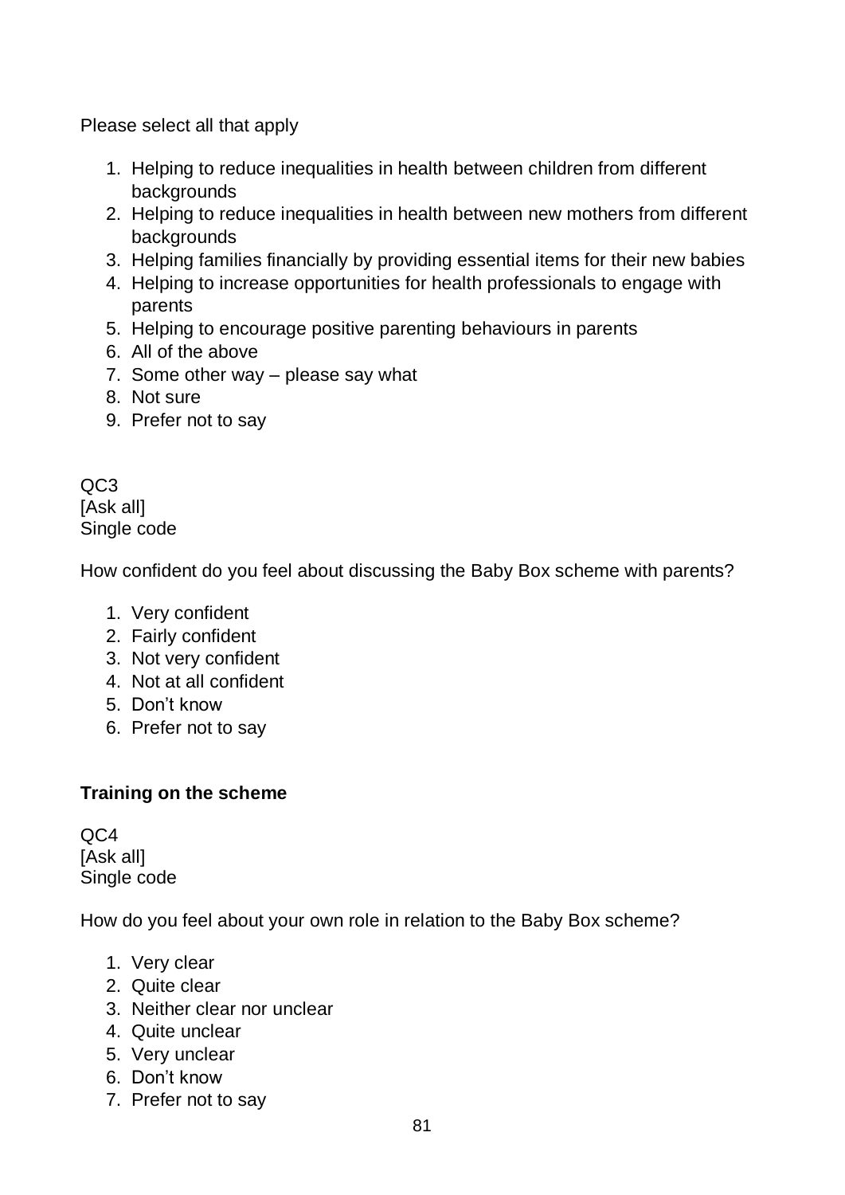Please select all that apply

1. Helping to reduce inequalities in health between children from different backgrounds
2. Helping to reduce inequalities in health between new mothers from different backgrounds
3. Helping families financially by providing essential items for their new babies
4. Helping to increase opportunities for health professionals to engage with parents
5. Helping to encourage positive parenting behaviours in parents
6. All of the above
7. Some other way – please say what
8. Not sure
9. Prefer not to say

QC3
[Ask all]
Single code

How confident do you feel about discussing the Baby Box scheme with parents?

1. Very confident
2. Fairly confident
3. Not very confident
4. Not at all confident
5. Don't know
6. Prefer not to say

**Training on the scheme**

QC4
[Ask all]
Single code

How do you feel about your own role in relation to the Baby Box scheme?

1. Very clear
2. Quite clear
3. Neither clear nor unclear
4. Quite unclear
5. Very unclear
6. Don't know
7. Prefer not to say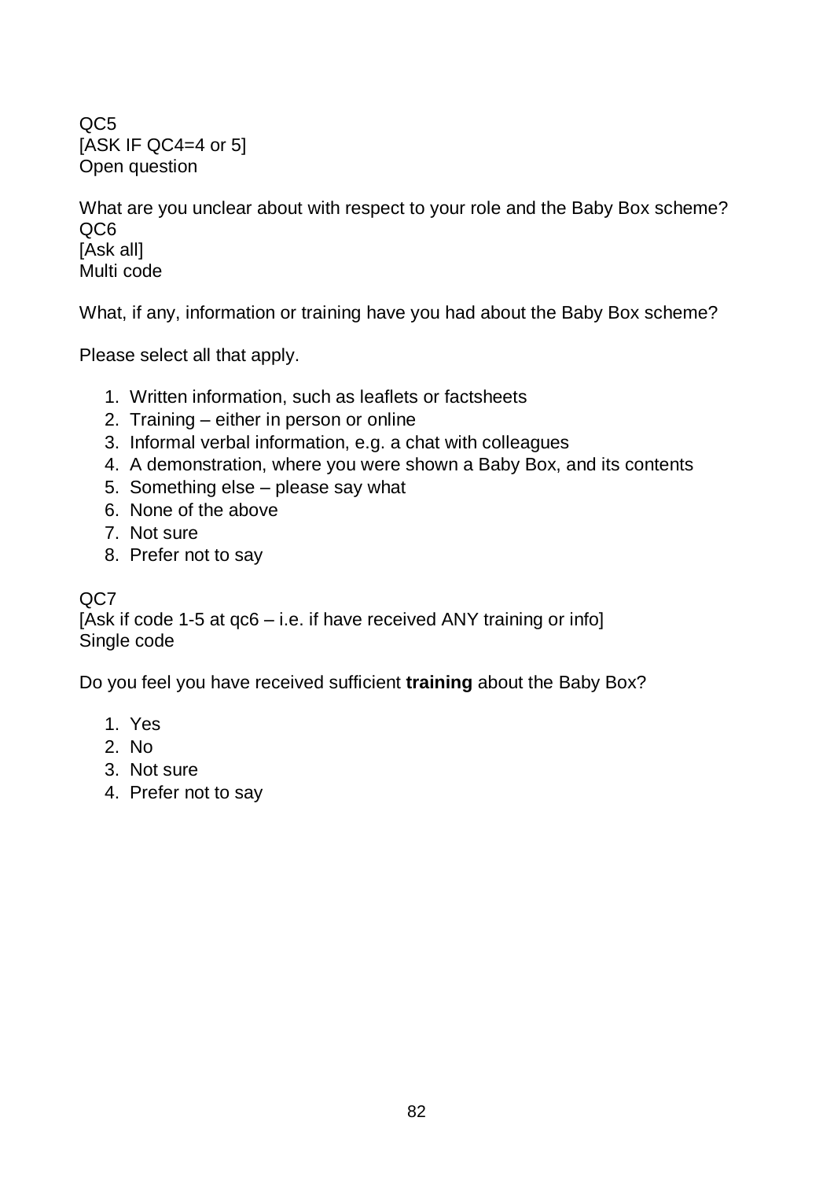QC5
[ASK IF QC4=4 or 5]
Open question

What are you unclear about with respect to your role and the Baby Box scheme?
QC6
[Ask all]
Multi code

What, if any, information or training have you had about the Baby Box scheme?

Please select all that apply.

1. Written information, such as leaflets or factsheets
2. Training – either in person or online
3. Informal verbal information, e.g. a chat with colleagues
4. A demonstration, where you were shown a Baby Box, and its contents
5. Something else – please say what
6. None of the above
7. Not sure
8. Prefer not to say

QC7
[Ask if code 1-5 at qc6 – i.e. if have received ANY training or info]
Single code

Do you feel you have received sufficient **training** about the Baby Box?

1. Yes
2. No
3. Not sure
4. Prefer not to say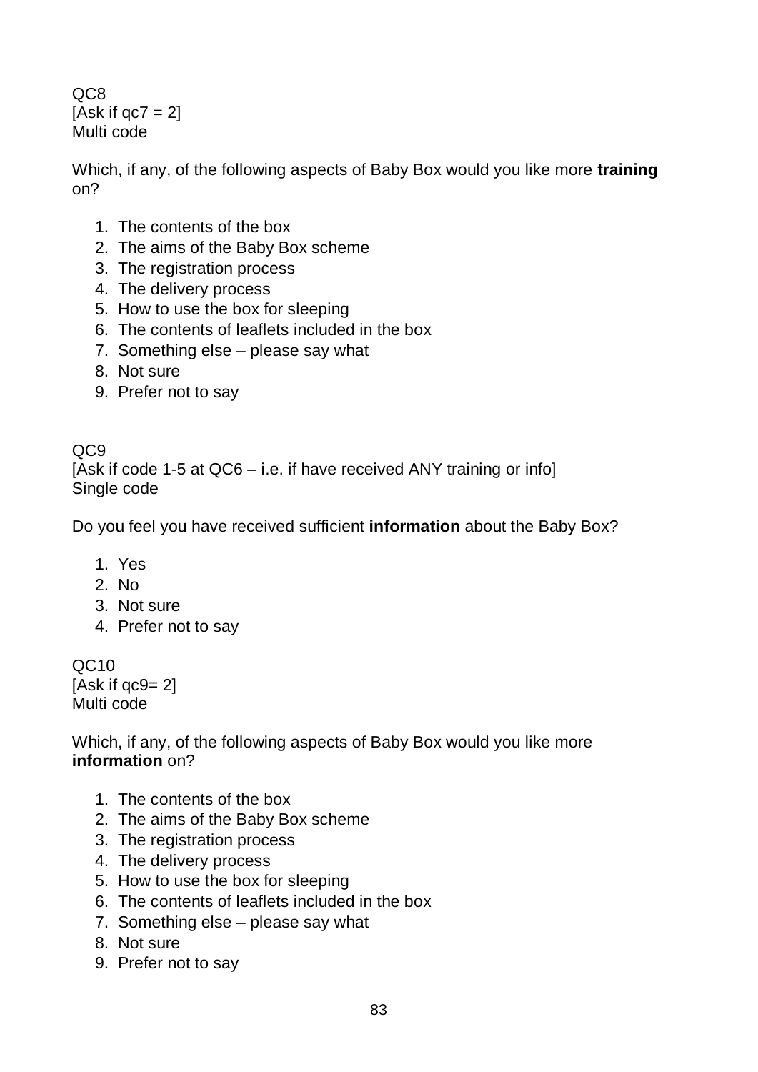QC8
[Ask if qc7 = 2]
Multi code

Which, if any, of the following aspects of Baby Box would you like more **training** on?

1. The contents of the box
2. The aims of the Baby Box scheme
3. The registration process
4. The delivery process
5. How to use the box for sleeping
6. The contents of leaflets included in the box
7. Something else – please say what
8. Not sure
9. Prefer not to say

QC9
[Ask if code 1-5 at QC6 – i.e. if have received ANY training or info]
Single code

Do you feel you have received sufficient **information** about the Baby Box?

1. Yes
2. No
3. Not sure
4. Prefer not to say

QC10
[Ask if qc9= 2]
Multi code

Which, if any, of the following aspects of Baby Box would you like more **information** on?

1. The contents of the box
2. The aims of the Baby Box scheme
3. The registration process
4. The delivery process
5. How to use the box for sleeping
6. The contents of leaflets included in the box
7. Something else – please say what
8. Not sure
9. Prefer not to say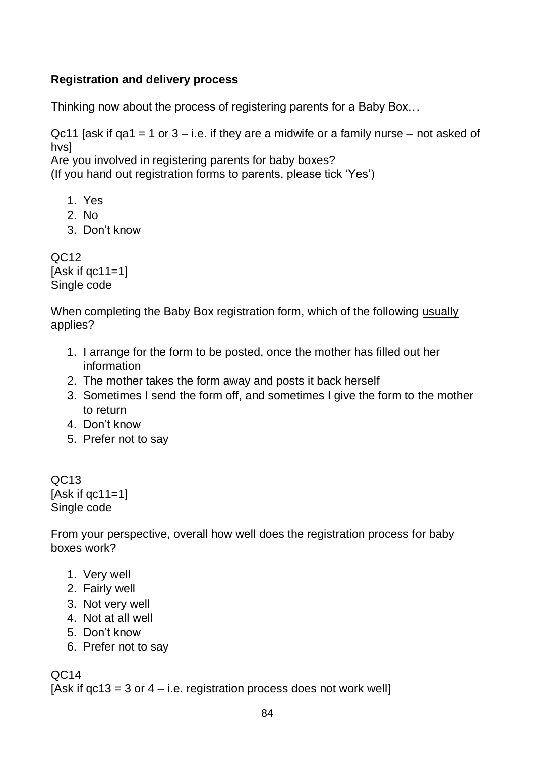**Registration and delivery process**

Thinking now about the process of registering parents for a Baby Box…

Qc11 [ask if qa1 = 1 or 3 – i.e. if they are a midwife or a family nurse – not asked of hvs]
Are you involved in registering parents for baby boxes?
(If you hand out registration forms to parents, please tick 'Yes')

1. Yes
2. No
3. Don't know

QC12
[Ask if qc11=1]
Single code

When completing the Baby Box registration form, which of the following <u>usually</u> applies?

1. I arrange for the form to be posted, once the mother has filled out her information
2. The mother takes the form away and posts it back herself
3. Sometimes I send the form off, and sometimes I give the form to the mother to return
4. Don't know
5. Prefer not to say

QC13
[Ask if qc11=1]
Single code

From your perspective, overall how well does the registration process for baby boxes work?

1. Very well
2. Fairly well
3. Not very well
4. Not at all well
5. Don't know
6. Prefer not to say

QC14
[Ask if qc13 = 3 or 4 – i.e. registration process does not work well]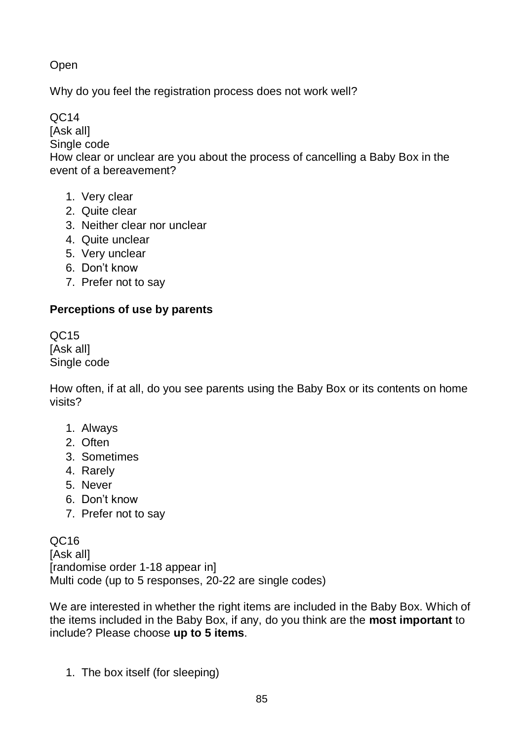Open

Why do you feel the registration process does not work well?

QC14
[Ask all]
Single code
How clear or unclear are you about the process of cancelling a Baby Box in the event of a bereavement?

1. Very clear
2. Quite clear
3. Neither clear nor unclear
4. Quite unclear
5. Very unclear
6. Don't know
7. Prefer not to say

**Perceptions of use by parents**

QC15
[Ask all]
Single code

How often, if at all, do you see parents using the Baby Box or its contents on home visits?

1. Always
2. Often
3. Sometimes
4. Rarely
5. Never
6. Don't know
7. Prefer not to say

QC16
[Ask all]
[randomise order 1-18 appear in]
Multi code (up to 5 responses, 20-22 are single codes)

We are interested in whether the right items are included in the Baby Box. Which of the items included in the Baby Box, if any, do you think are the **most important** to include? Please choose **up to 5 items**.

1. The box itself (for sleeping)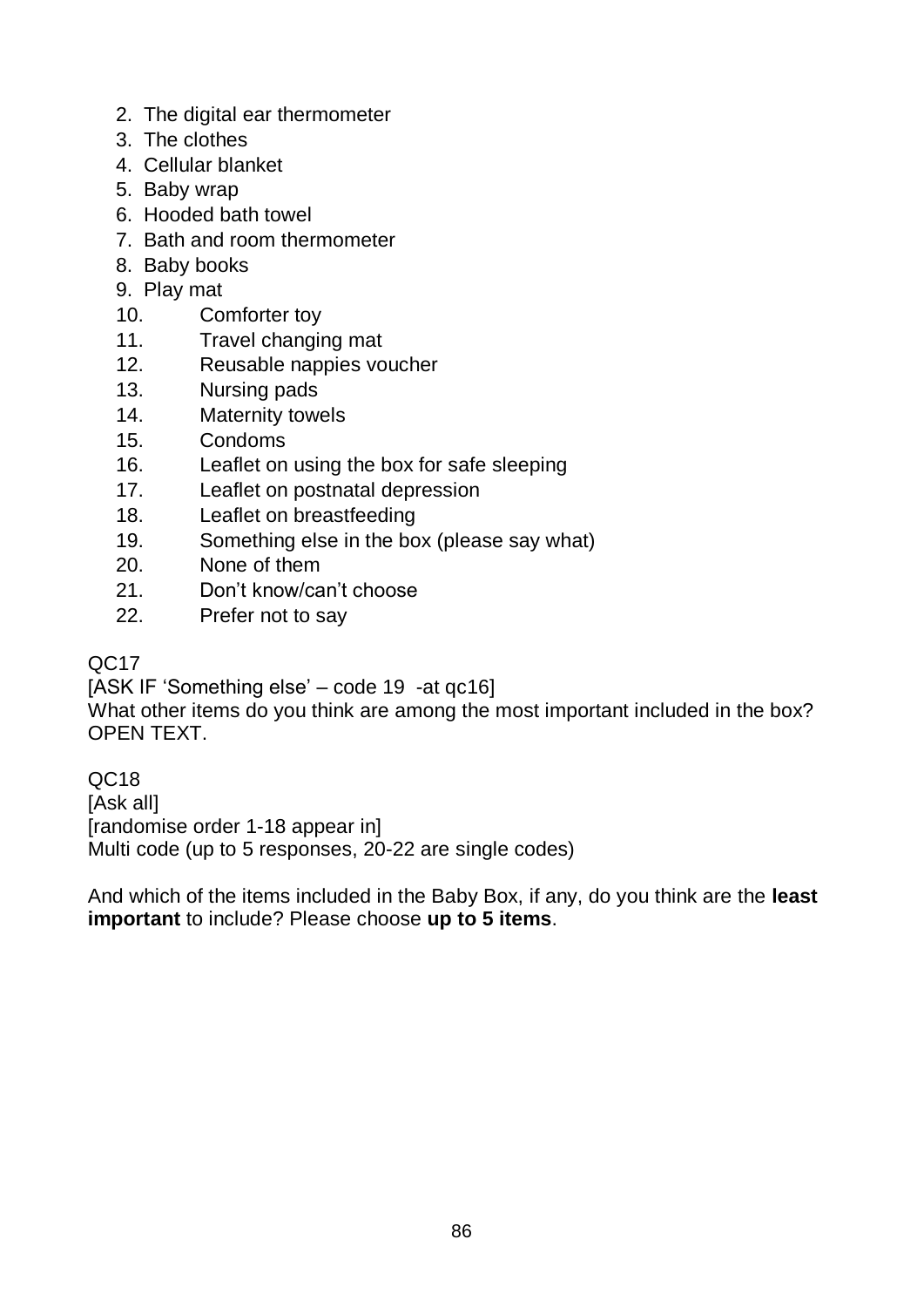2. The digital ear thermometer
3. The clothes
4. Cellular blanket
5. Baby wrap
6. Hooded bath towel
7. Bath and room thermometer
8. Baby books
9. Play mat
10. Comforter toy
11. Travel changing mat
12. Reusable nappies voucher
13. Nursing pads
14. Maternity towels
15. Condoms
16. Leaflet on using the box for safe sleeping
17. Leaflet on postnatal depression
18. Leaflet on breastfeeding
19. Something else in the box (please say what)
20. None of them
21. Don’t know/can’t choose
22. Prefer not to say

QC17

[ASK IF ‘Something else’ – code 19 -at qc16]

What other items do you think are among the most important included in the box? OPEN TEXT.

QC18

[Ask all]

[randomise order 1-18 appear in]

Multi code (up to 5 responses, 20-22 are single codes)

And which of the items included in the Baby Box, if any, do you think are the **least important** to include? Please choose **up to 5 items**.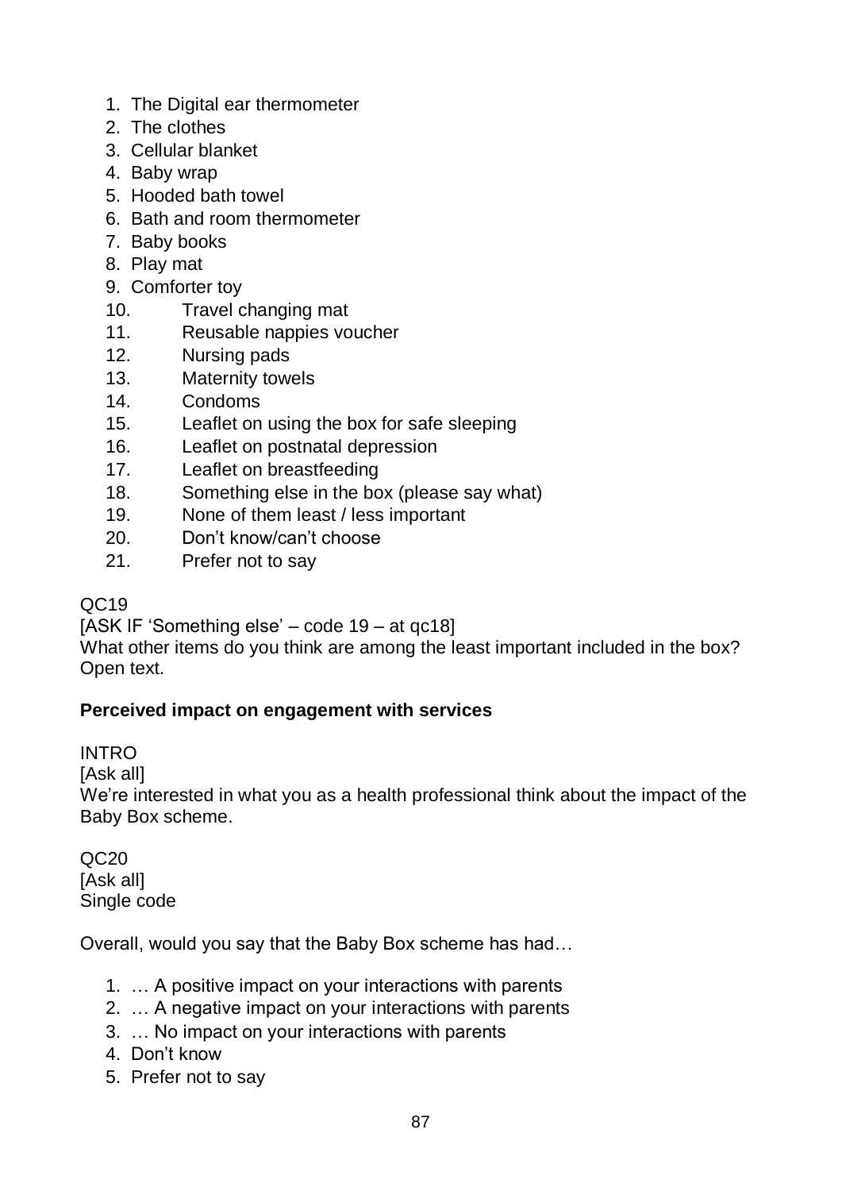1. The Digital ear thermometer
2. The clothes
3. Cellular blanket
4. Baby wrap
5. Hooded bath towel
6. Bath and room thermometer
7. Baby books
8. Play mat
9. Comforter toy
10. Travel changing mat
11. Reusable nappies voucher
12. Nursing pads
13. Maternity towels
14. Condoms
15. Leaflet on using the box for safe sleeping
16. Leaflet on postnatal depression
17. Leaflet on breastfeeding
18. Something else in the box (please say what)
19. None of them least / less important
20. Don't know/can't choose
21. Prefer not to say

QC19

[ASK IF 'Something else' – code 19 – at qc18]

What other items do you think are among the least important included in the box? Open text.

**Perceived impact on engagement with services**

INTRO

[Ask all]

We're interested in what you as a health professional think about the impact of the Baby Box scheme.

QC20

[Ask all]

Single code

Overall, would you say that the Baby Box scheme has had…

1. … A positive impact on your interactions with parents
2. … A negative impact on your interactions with parents
3. … No impact on your interactions with parents
4. Don't know
5. Prefer not to say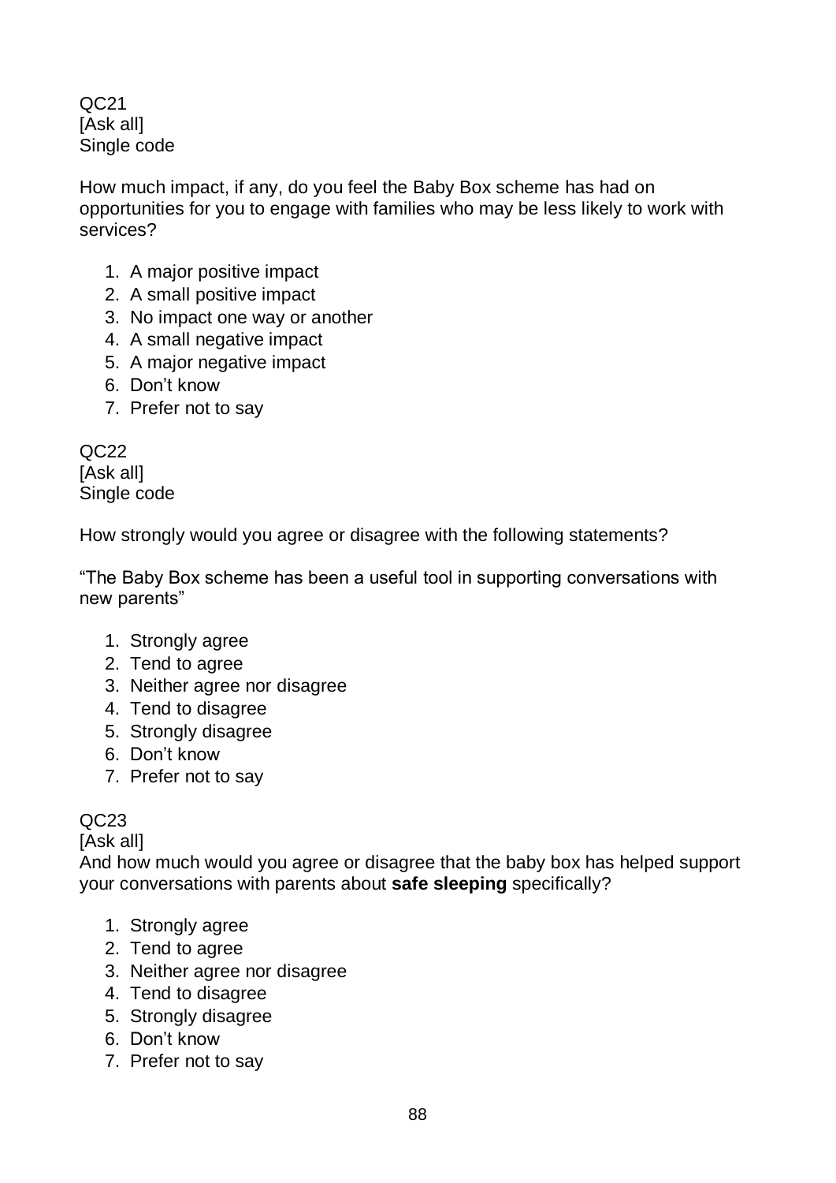QC21
[Ask all]
Single code

How much impact, if any, do you feel the Baby Box scheme has had on opportunities for you to engage with families who may be less likely to work with services?

1. A major positive impact
2. A small positive impact
3. No impact one way or another
4. A small negative impact
5. A major negative impact
6. Don't know
7. Prefer not to say

QC22
[Ask all]
Single code

How strongly would you agree or disagree with the following statements?

"The Baby Box scheme has been a useful tool in supporting conversations with new parents"

1. Strongly agree
2. Tend to agree
3. Neither agree nor disagree
4. Tend to disagree
5. Strongly disagree
6. Don't know
7. Prefer not to say

QC23
[Ask all]
And how much would you agree or disagree that the baby box has helped support your conversations with parents about **safe sleeping** specifically?

1. Strongly agree
2. Tend to agree
3. Neither agree nor disagree
4. Tend to disagree
5. Strongly disagree
6. Don't know
7. Prefer not to say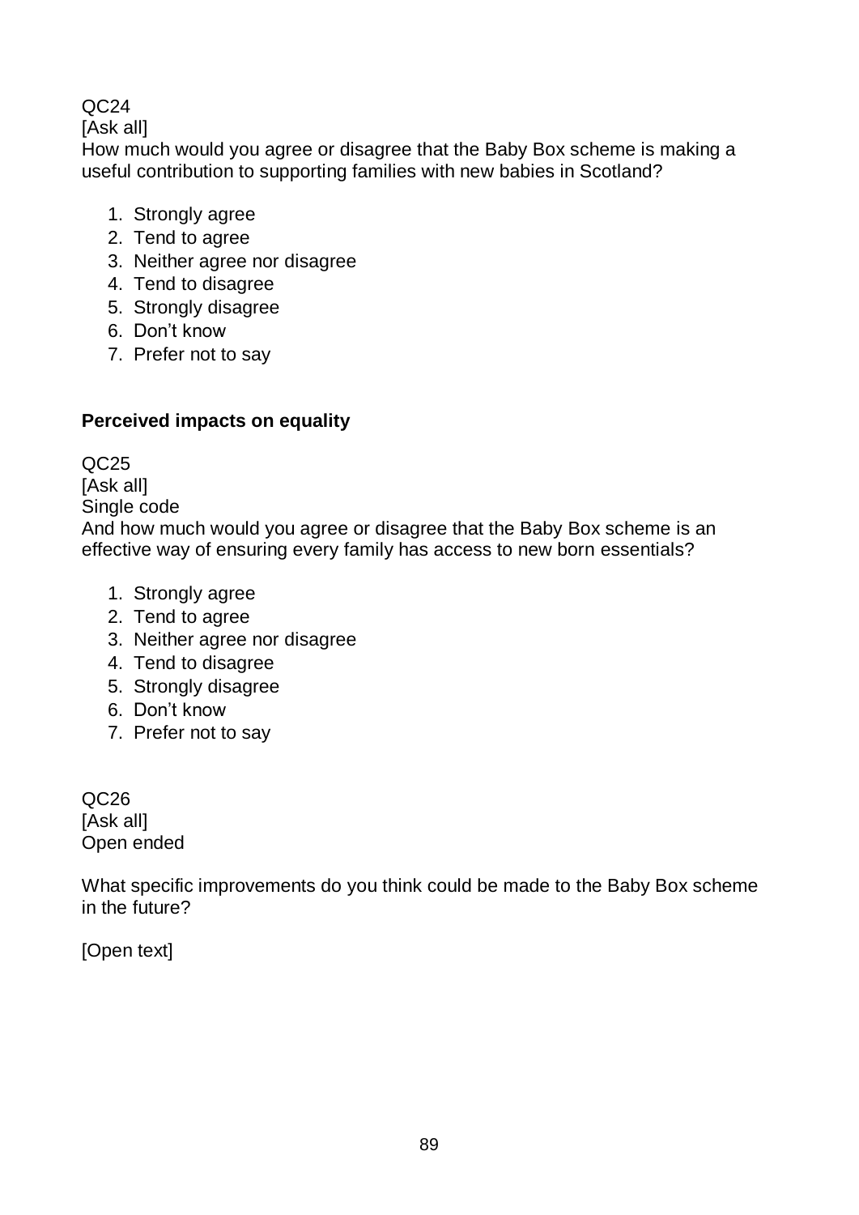QC24

[Ask all]

How much would you agree or disagree that the Baby Box scheme is making a useful contribution to supporting families with new babies in Scotland?

1. Strongly agree
2. Tend to agree
3. Neither agree nor disagree
4. Tend to disagree
5. Strongly disagree
6. Don't know
7. Prefer not to say

**Perceived impacts on equality**

QC25

[Ask all]

Single code

And how much would you agree or disagree that the Baby Box scheme is an effective way of ensuring every family has access to new born essentials?

1. Strongly agree
2. Tend to agree
3. Neither agree nor disagree
4. Tend to disagree
5. Strongly disagree
6. Don't know
7. Prefer not to say

QC26

[Ask all]

Open ended

What specific improvements do you think could be made to the Baby Box scheme in the future?

[Open text]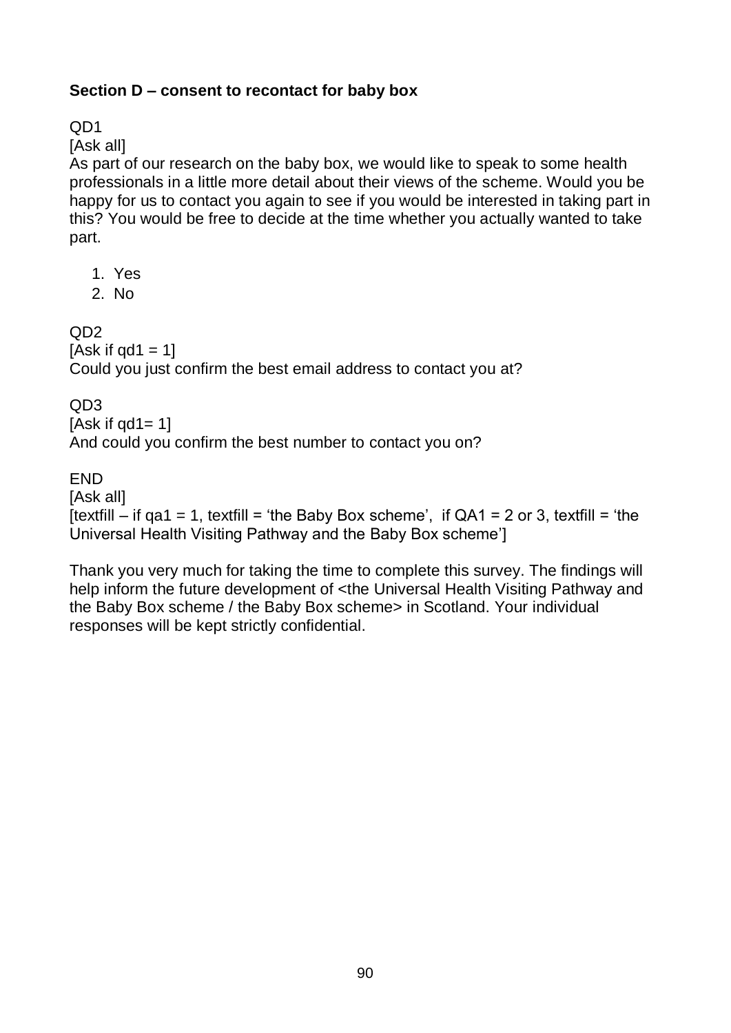**Section D – consent to recontact for baby box**

QD1

[Ask all]

As part of our research on the baby box, we would like to speak to some health professionals in a little more detail about their views of the scheme. Would you be happy for us to contact you again to see if you would be interested in taking part in this? You would be free to decide at the time whether you actually wanted to take part.

1. Yes
2. No

QD2

[Ask if qd1 = 1]

Could you just confirm the best email address to contact you at?

QD3

[Ask if qd1= 1]

And could you confirm the best number to contact you on?

END

[Ask all]

[textfill – if qa1 = 1, textfill = 'the Baby Box scheme', if QA1 = 2 or 3, textfill = 'the Universal Health Visiting Pathway and the Baby Box scheme']

Thank you very much for taking the time to complete this survey. The findings will help inform the future development of <the Universal Health Visiting Pathway and the Baby Box scheme / the Baby Box scheme> in Scotland. Your individual responses will be kept strictly confidential.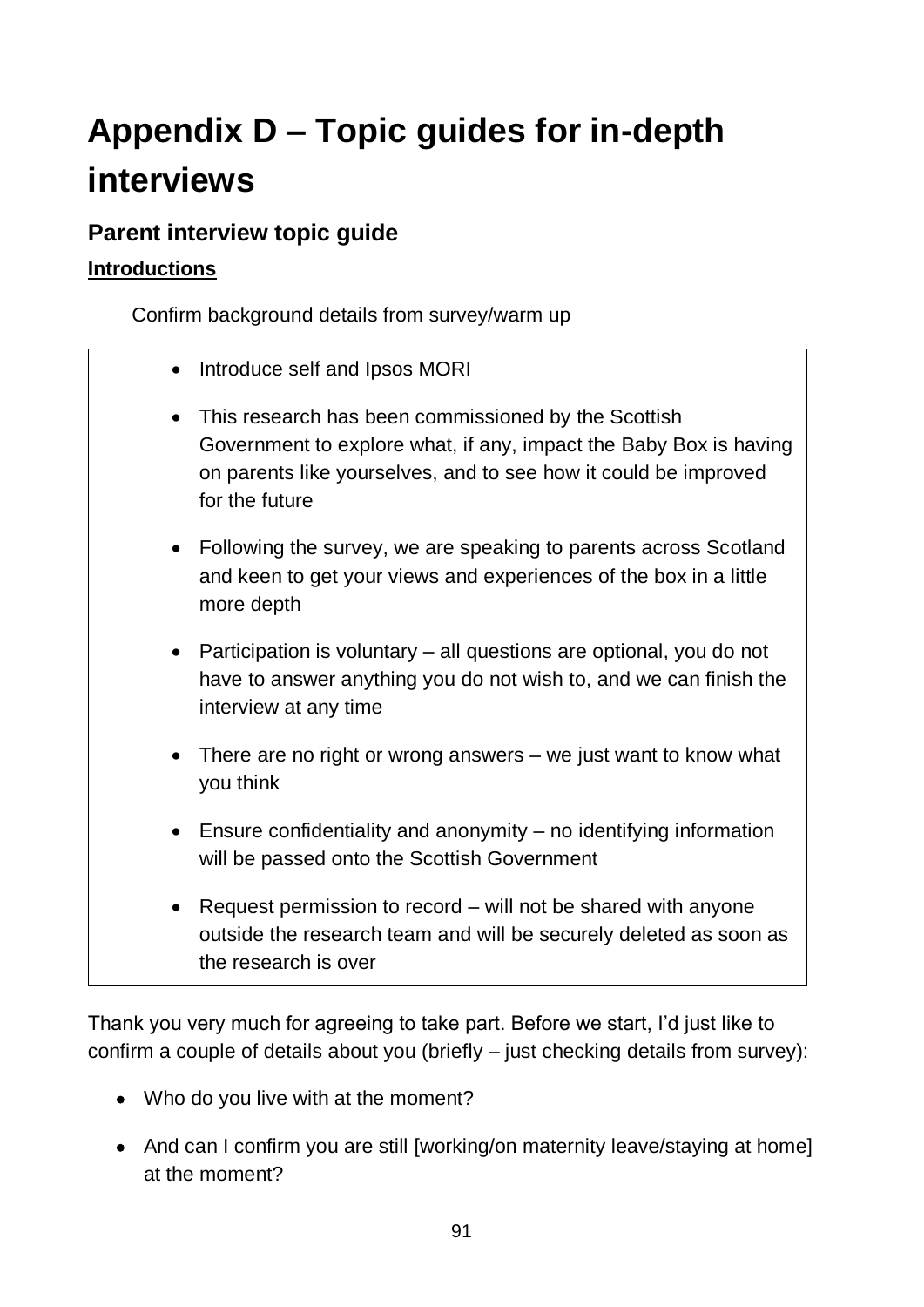# Appendix D – Topic guides for in-depth interviews

## Parent interview topic guide

### Introductions

Confirm background details from survey/warm up

- Introduce self and Ipsos MORI
- This research has been commissioned by the Scottish Government to explore what, if any, impact the Baby Box is having on parents like yourselves, and to see how it could be improved for the future
- Following the survey, we are speaking to parents across Scotland and keen to get your views and experiences of the box in a little more depth
- Participation is voluntary – all questions are optional, you do not have to answer anything you do not wish to, and we can finish the interview at any time
- There are no right or wrong answers – we just want to know what you think
- Ensure confidentiality and anonymity – no identifying information will be passed onto the Scottish Government
- Request permission to record – will not be shared with anyone outside the research team and will be securely deleted as soon as the research is over

Thank you very much for agreeing to take part. Before we start, I'd just like to confirm a couple of details about you (briefly – just checking details from survey):

- Who do you live with at the moment?
- And can I confirm you are still [working/on maternity leave/staying at home] at the moment?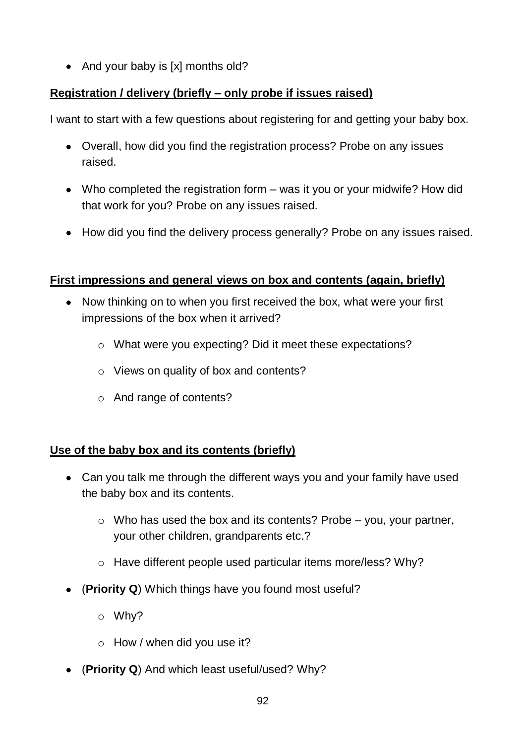- And your baby is [x] months old?

**Registration / delivery (briefly – only probe if issues raised)**

I want to start with a few questions about registering for and getting your baby box.

- Overall, how did you find the registration process? Probe on any issues raised.
- Who completed the registration form – was it you or your midwife? How did that work for you? Probe on any issues raised.
- How did you find the delivery process generally? Probe on any issues raised.

**First impressions and general views on box and contents (again, briefly)**

- Now thinking on to when you first received the box, what were your first impressions of the box when it arrived?
    - What were you expecting? Did it meet these expectations?
    - Views on quality of box and contents?
    - And range of contents?

**Use of the baby box and its contents (briefly)**

- Can you talk me through the different ways you and your family have used the baby box and its contents.
    - Who has used the box and its contents? Probe – you, your partner, your other children, grandparents etc.?
    - Have different people used particular items more/less? Why?
- (**Priority Q**) Which things have you found most useful?
    - Why?
    - How / when did you use it?
- (**Priority Q**) And which least useful/used? Why?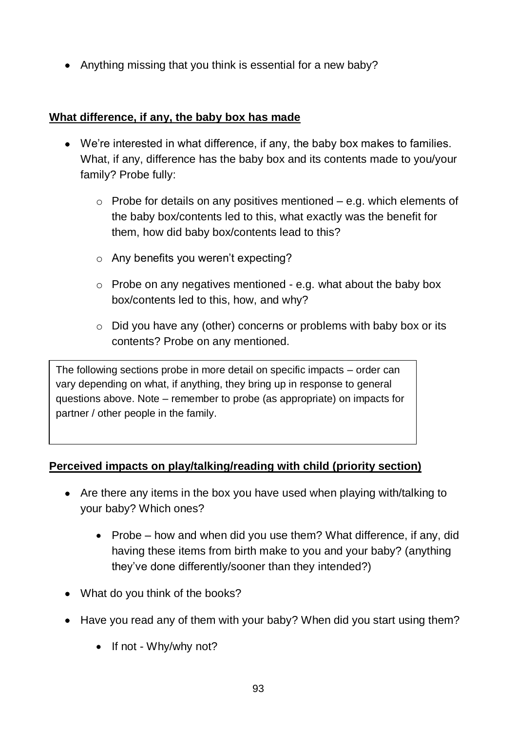- Anything missing that you think is essential for a new baby?

**<u>What difference, if any, the baby box has made</u>**

- We're interested in what difference, if any, the baby box makes to families. What, if any, difference has the baby box and its contents made to you/your family? Probe fully:
  - Probe for details on any positives mentioned – e.g. which elements of the baby box/contents led to this, what exactly was the benefit for them, how did baby box/contents lead to this?
  - Any benefits you weren't expecting?
  - Probe on any negatives mentioned - e.g. what about the baby box box/contents led to this, how, and why?
  - Did you have any (other) concerns or problems with baby box or its contents? Probe on any mentioned.

> The following sections probe in more detail on specific impacts – order can vary depending on what, if anything, they bring up in response to general questions above. Note – remember to probe (as appropriate) on impacts for partner / other people in the family.

**<u>Perceived impacts on play/talking/reading with child (priority section)</u>**

- Are there any items in the box you have used when playing with/talking to your baby? Which ones?
  - Probe – how and when did you use them? What difference, if any, did having these items from birth make to you and your baby? (anything they've done differently/sooner than they intended?)
- What do you think of the books?
- Have you read any of them with your baby? When did you start using them?
  - If not - Why/why not?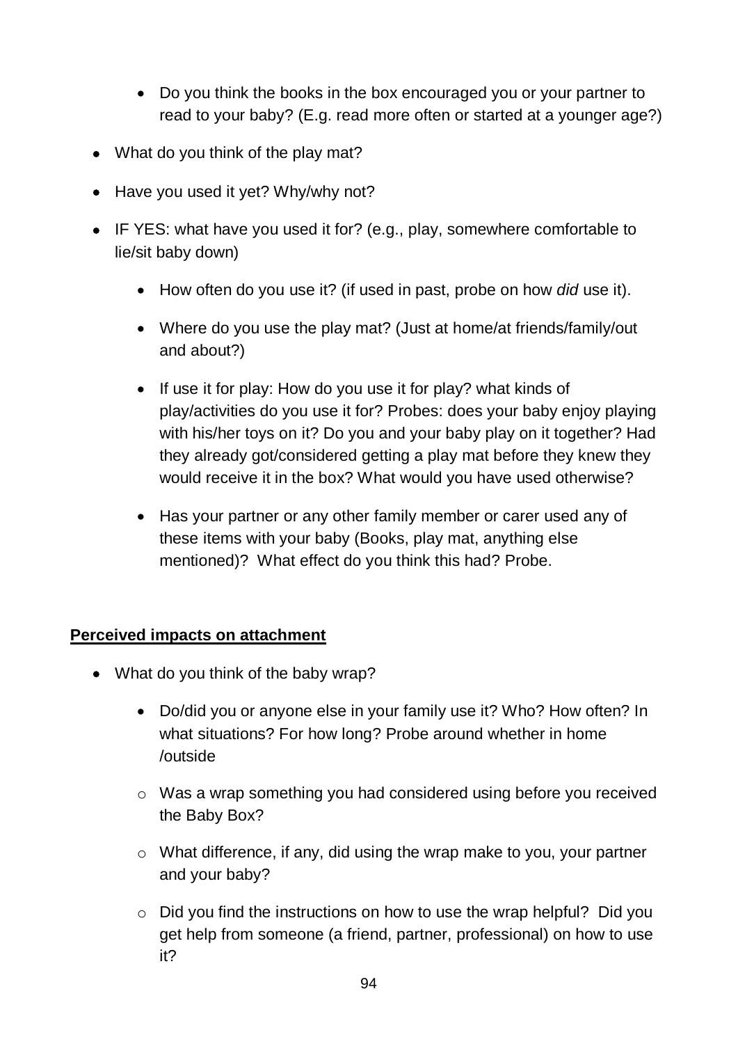- Do you think the books in the box encouraged you or your partner to read to your baby? (E.g. read more often or started at a younger age?)

- What do you think of the play mat?
- Have you used it yet? Why/why not?
- IF YES: what have you used it for? (e.g., play, somewhere comfortable to lie/sit baby down)
  - How often do you use it? (if used in past, probe on how *did* use it).
  - Where do you use the play mat? (Just at home/at friends/family/out and about?)
  - If use it for play: How do you use it for play? what kinds of play/activities do you use it for? Probes: does your baby enjoy playing with his/her toys on it? Do you and your baby play on it together? Had they already got/considered getting a play mat before they knew they would receive it in the box? What would you have used otherwise?
  - Has your partner or any other family member or carer used any of these items with your baby (Books, play mat, anything else mentioned)? What effect do you think this had? Probe.

**<u>Perceived impacts on attachment</u>**

- What do you think of the baby wrap?
  - Do/did you or anyone else in your family use it? Who? How often? In what situations? For how long? Probe around whether in home /outside
    - Was a wrap something you had considered using before you received the Baby Box?
    - What difference, if any, did using the wrap make to you, your partner and your baby?
    - Did you find the instructions on how to use the wrap helpful? Did you get help from someone (a friend, partner, professional) on how to use it?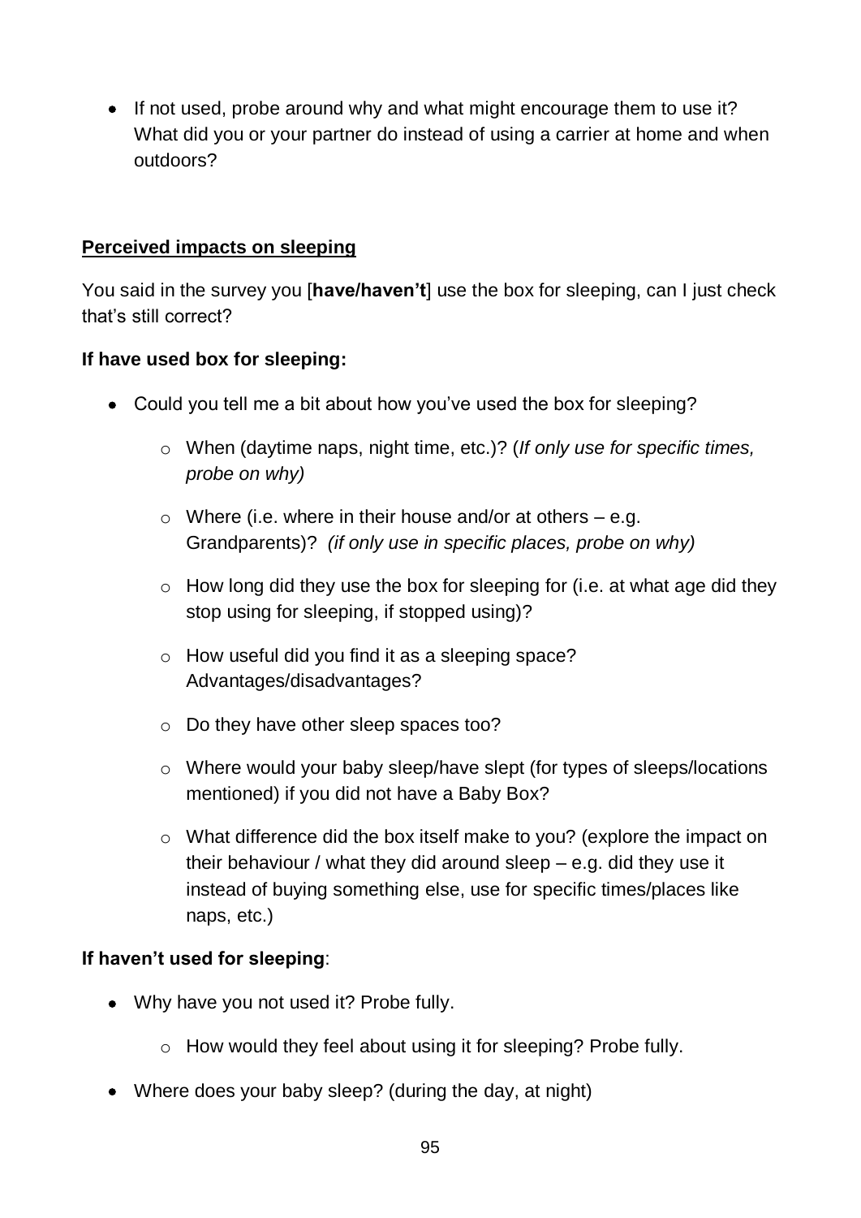- If not used, probe around why and what might encourage them to use it? What did you or your partner do instead of using a carrier at home and when outdoors?

**Perceived impacts on sleeping**

You said in the survey you [**have/haven't**] use the box for sleeping, can I just check that's still correct?

**If have used box for sleeping:**

- Could you tell me a bit about how you've used the box for sleeping?
    - When (daytime naps, night time, etc.)? (*If only use for specific times, probe on why)*
    - Where (i.e. where in their house and/or at others – e.g. Grandparents)? *(if only use in specific places, probe on why)*
    - How long did they use the box for sleeping for (i.e. at what age did they stop using for sleeping, if stopped using)?
    - How useful did you find it as a sleeping space? Advantages/disadvantages?
    - Do they have other sleep spaces too?
    - Where would your baby sleep/have slept (for types of sleeps/locations mentioned) if you did not have a Baby Box?
    - What difference did the box itself make to you? (explore the impact on their behaviour / what they did around sleep – e.g. did they use it instead of buying something else, use for specific times/places like naps, etc.)

**If haven't used for sleeping**:

- Why have you not used it? Probe fully.
    - How would they feel about using it for sleeping? Probe fully.
- Where does your baby sleep? (during the day, at night)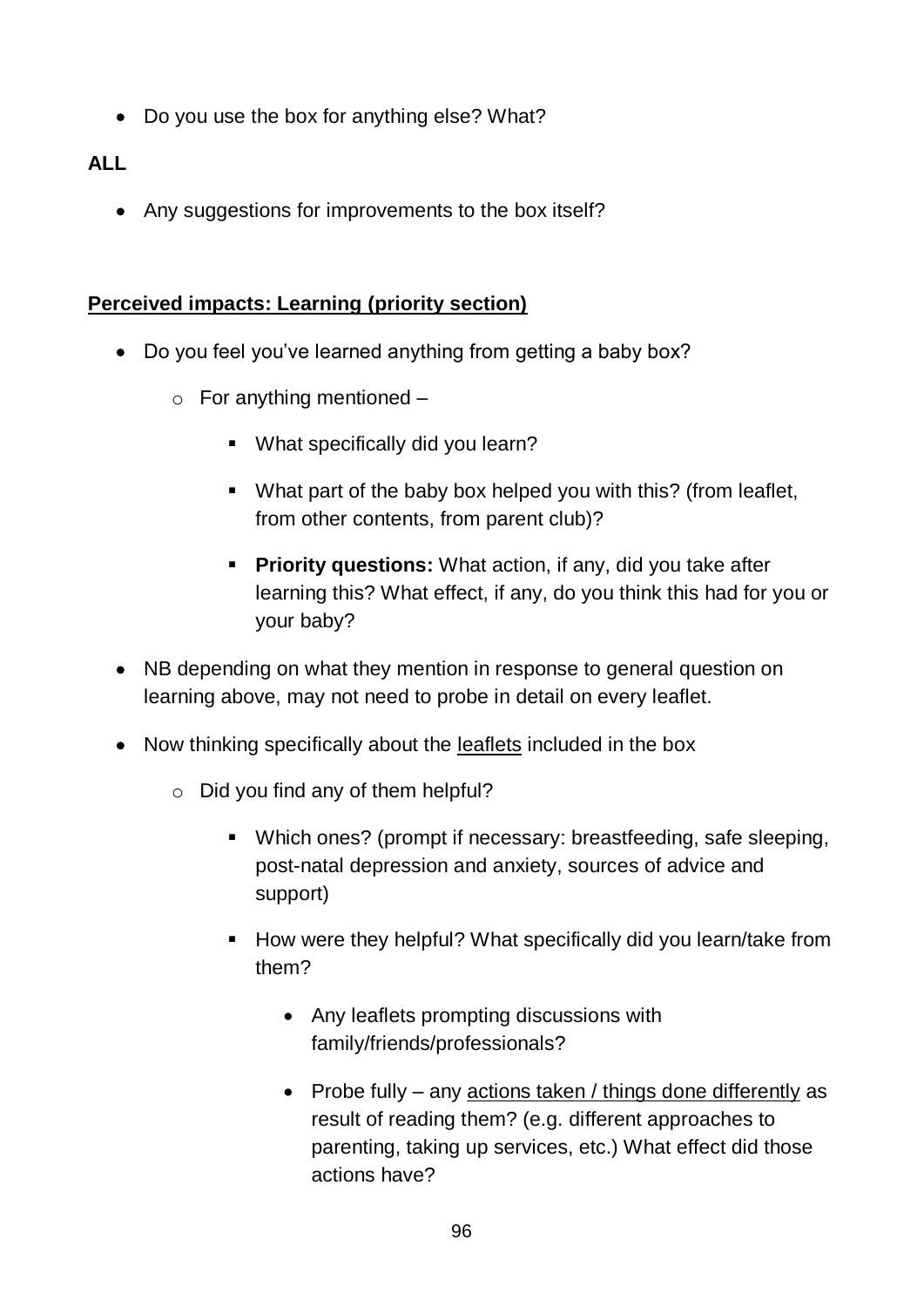- Do you use the box for anything else? What?

**ALL**

- Any suggestions for improvements to the box itself?

**<u>Perceived impacts: Learning (priority section)</u>**

- Do you feel you've learned anything from getting a baby box?
  - For anything mentioned –
    - What specifically did you learn?
    - What part of the baby box helped you with this? (from leaflet, from other contents, from parent club)?
    - **Priority questions:** What action, if any, did you take after learning this? What effect, if any, do you think this had for you or your baby?
- NB depending on what they mention in response to general question on learning above, may not need to probe in detail on every leaflet.
- Now thinking specifically about the <u>leaflets</u> included in the box
  - Did you find any of them helpful?
    - Which ones? (prompt if necessary: breastfeeding, safe sleeping, post-natal depression and anxiety, sources of advice and support)
    - How were they helpful? What specifically did you learn/take from them?
      - Any leaflets prompting discussions with family/friends/professionals?
      - Probe fully – any <u>actions taken / things done differently</u> as result of reading them? (e.g. different approaches to parenting, taking up services, etc.) What effect did those actions have?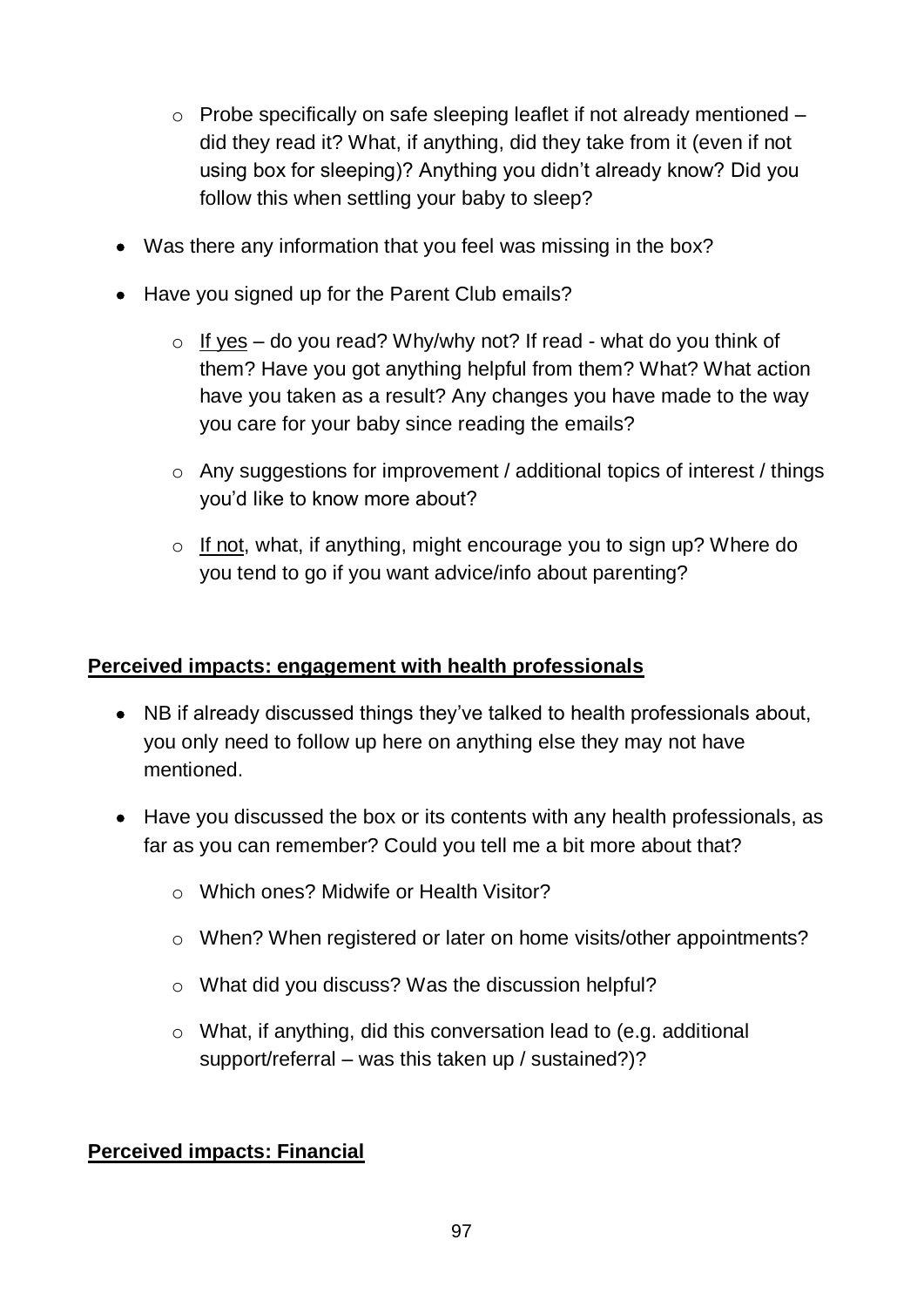- Probe specifically on safe sleeping leaflet if not already mentioned – did they read it? What, if anything, did they take from it (even if not using box for sleeping)? Anything you didn't already know? Did you follow this when settling your baby to sleep?

- Was there any information that you feel was missing in the box?
- Have you signed up for the Parent Club emails?
  - If yes – do you read? Why/why not? If read - what do you think of them? Have you got anything helpful from them? What? What action have you taken as a result? Any changes you have made to the way you care for your baby since reading the emails?
  - Any suggestions for improvement / additional topics of interest / things you'd like to know more about?
  - If not, what, if anything, might encourage you to sign up? Where do you tend to go if you want advice/info about parenting?

**Perceived impacts: engagement with health professionals**

- NB if already discussed things they've talked to health professionals about, you only need to follow up here on anything else they may not have mentioned.
- Have you discussed the box or its contents with any health professionals, as far as you can remember? Could you tell me a bit more about that?
  - Which ones? Midwife or Health Visitor?
  - When? When registered or later on home visits/other appointments?
  - What did you discuss? Was the discussion helpful?
  - What, if anything, did this conversation lead to (e.g. additional support/referral – was this taken up / sustained?)?

**Perceived impacts: Financial**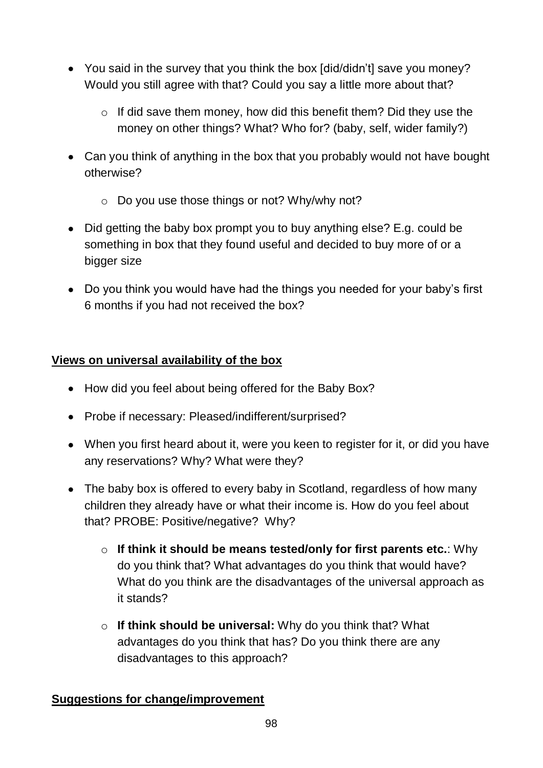- You said in the survey that you think the box [did/didn't] save you money? Would you still agree with that? Could you say a little more about that?
    - If did save them money, how did this benefit them? Did they use the money on other things? What? Who for? (baby, self, wider family?)
- Can you think of anything in the box that you probably would not have bought otherwise?
    - Do you use those things or not? Why/why not?
- Did getting the baby box prompt you to buy anything else? E.g. could be something in box that they found useful and decided to buy more of or a bigger size
- Do you think you would have had the things you needed for your baby's first 6 months if you had not received the box?

**Views on universal availability of the box**

- How did you feel about being offered for the Baby Box?
- Probe if necessary: Pleased/indifferent/surprised?
- When you first heard about it, were you keen to register for it, or did you have any reservations? Why? What were they?
- The baby box is offered to every baby in Scotland, regardless of how many children they already have or what their income is. How do you feel about that? PROBE: Positive/negative? Why?
    - **If think it should be means tested/only for first parents etc.**: Why do you think that? What advantages do you think that would have? What do you think are the disadvantages of the universal approach as it stands?
    - **If think should be universal:** Why do you think that? What advantages do you think that has? Do you think there are any disadvantages to this approach?

**Suggestions for change/improvement**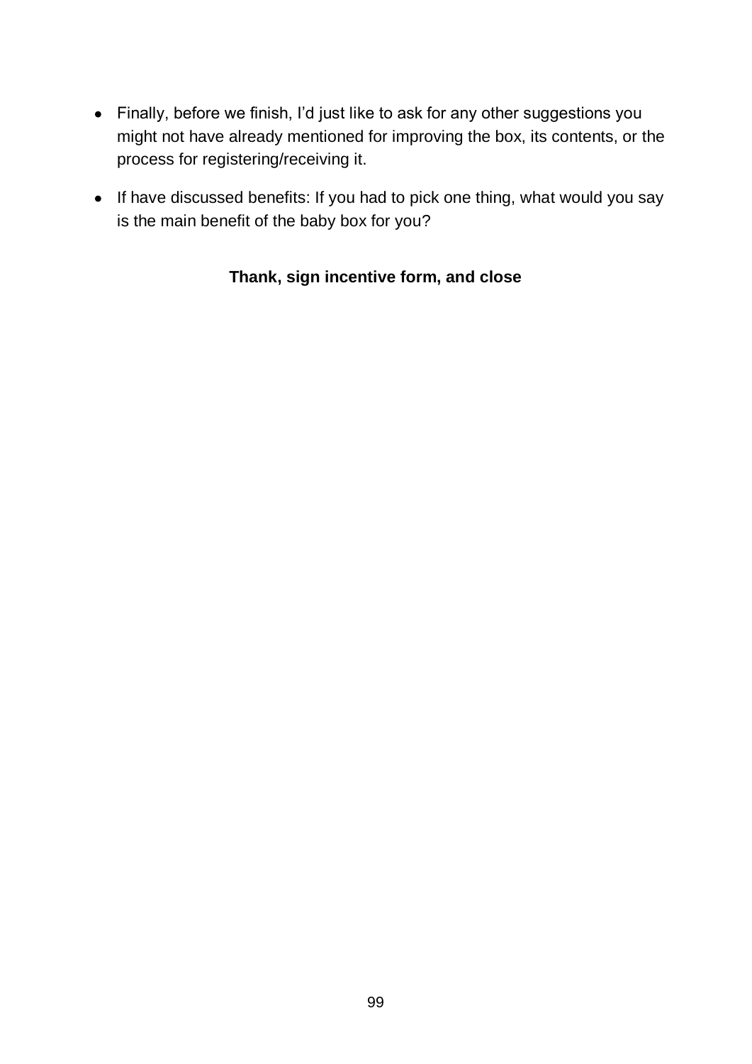- Finally, before we finish, I'd just like to ask for any other suggestions you might not have already mentioned for improving the box, its contents, or the process for registering/receiving it.
- If have discussed benefits: If you had to pick one thing, what would you say is the main benefit of the baby box for you?

**Thank, sign incentive form, and close**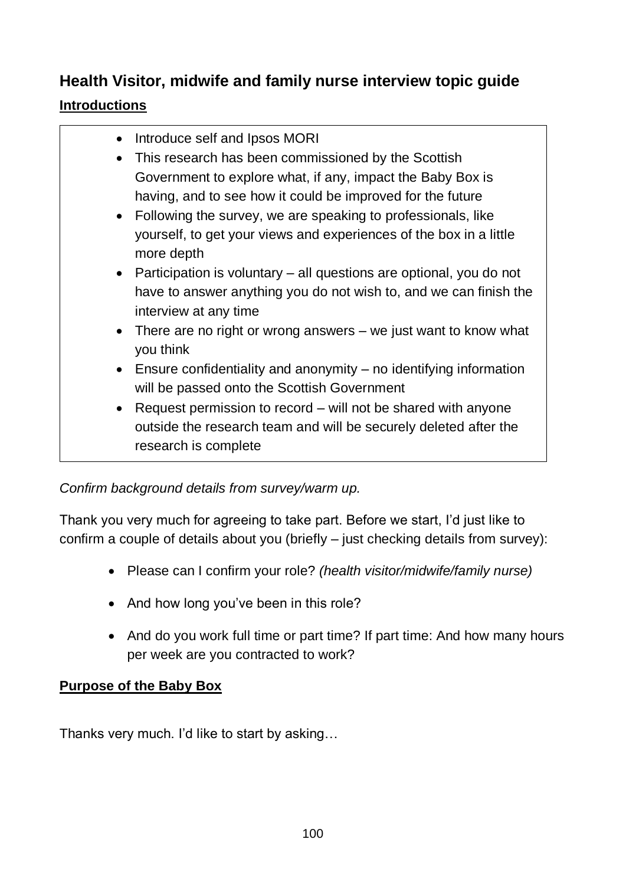## Health Visitor, midwife and family nurse interview topic guide

### Introductions

- Introduce self and Ipsos MORI
- This research has been commissioned by the Scottish Government to explore what, if any, impact the Baby Box is having, and to see how it could be improved for the future
- Following the survey, we are speaking to professionals, like yourself, to get your views and experiences of the box in a little more depth
- Participation is voluntary – all questions are optional, you do not have to answer anything you do not wish to, and we can finish the interview at any time
- There are no right or wrong answers – we just want to know what you think
- Ensure confidentiality and anonymity – no identifying information will be passed onto the Scottish Government
- Request permission to record – will not be shared with anyone outside the research team and will be securely deleted after the research is complete

*Confirm background details from survey/warm up.*

Thank you very much for agreeing to take part. Before we start, I'd just like to confirm a couple of details about you (briefly – just checking details from survey):

- Please can I confirm your role? *(health visitor/midwife/family nurse)*
- And how long you've been in this role?
- And do you work full time or part time? If part time: And how many hours per week are you contracted to work?

### Purpose of the Baby Box

Thanks very much. I'd like to start by asking…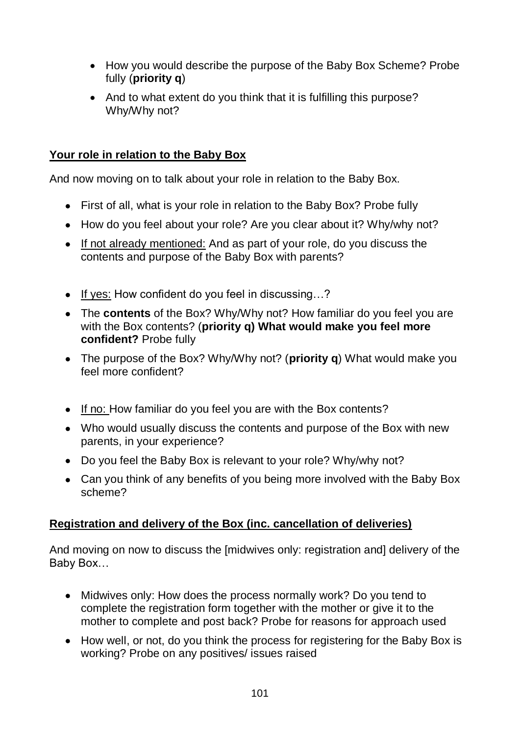- How you would describe the purpose of the Baby Box Scheme? Probe fully (**priority q**)
- And to what extent do you think that it is fulfilling this purpose? Why/Why not?

**<u>Your role in relation to the Baby Box</u>**

And now moving on to talk about your role in relation to the Baby Box.

- First of all, what is your role in relation to the Baby Box? Probe fully
- How do you feel about your role? Are you clear about it? Why/why not?
- <u>If not already mentioned:</u> And as part of your role, do you discuss the contents and purpose of the Baby Box with parents?

- <u>If yes:</u> How confident do you feel in discussing…?
- The **contents** of the Box? Why/Why not? How familiar do you feel you are with the Box contents? (**priority q) What would make you feel more confident?** Probe fully
- The purpose of the Box? Why/Why not? (**priority q**) What would make you feel more confident?

- <u>If no:</u> How familiar do you feel you are with the Box contents?
- Who would usually discuss the contents and purpose of the Box with new parents, in your experience?
- Do you feel the Baby Box is relevant to your role? Why/why not?
- Can you think of any benefits of you being more involved with the Baby Box scheme?

**<u>Registration and delivery of the Box (inc. cancellation of deliveries)</u>**

And moving on now to discuss the [midwives only: registration and] delivery of the Baby Box…

- Midwives only: How does the process normally work? Do you tend to complete the registration form together with the mother or give it to the mother to complete and post back? Probe for reasons for approach used
- How well, or not, do you think the process for registering for the Baby Box is working? Probe on any positives/ issues raised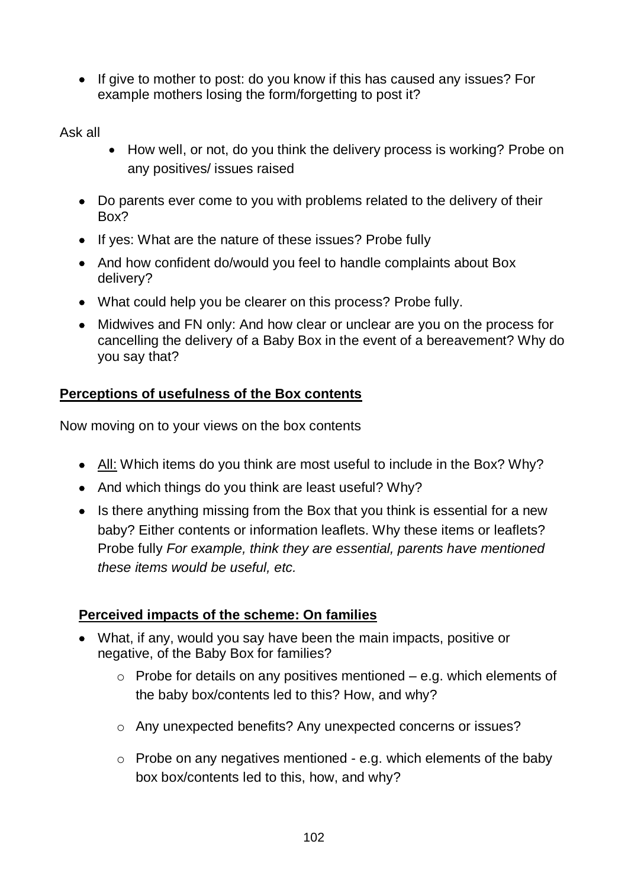- If give to mother to post: do you know if this has caused any issues? For example mothers losing the form/forgetting to post it?

Ask all

- How well, or not, do you think the delivery process is working? Probe on any positives/ issues raised
- Do parents ever come to you with problems related to the delivery of their Box?
- If yes: What are the nature of these issues? Probe fully
- And how confident do/would you feel to handle complaints about Box delivery?
- What could help you be clearer on this process? Probe fully.
- Midwives and FN only: And how clear or unclear are you on the process for cancelling the delivery of a Baby Box in the event of a bereavement? Why do you say that?

**Perceptions of usefulness of the Box contents**

Now moving on to your views on the box contents

- All: Which items do you think are most useful to include in the Box? Why?
- And which things do you think are least useful? Why?
- Is there anything missing from the Box that you think is essential for a new baby? Either contents or information leaflets. Why these items or leaflets? Probe fully *For example, think they are essential, parents have mentioned these items would be useful, etc.*

**Perceived impacts of the scheme: On families**

- What, if any, would you say have been the main impacts, positive or negative, of the Baby Box for families?
  - Probe for details on any positives mentioned – e.g. which elements of the baby box/contents led to this? How, and why?
  - Any unexpected benefits? Any unexpected concerns or issues?
  - Probe on any negatives mentioned - e.g. which elements of the baby box box/contents led to this, how, and why?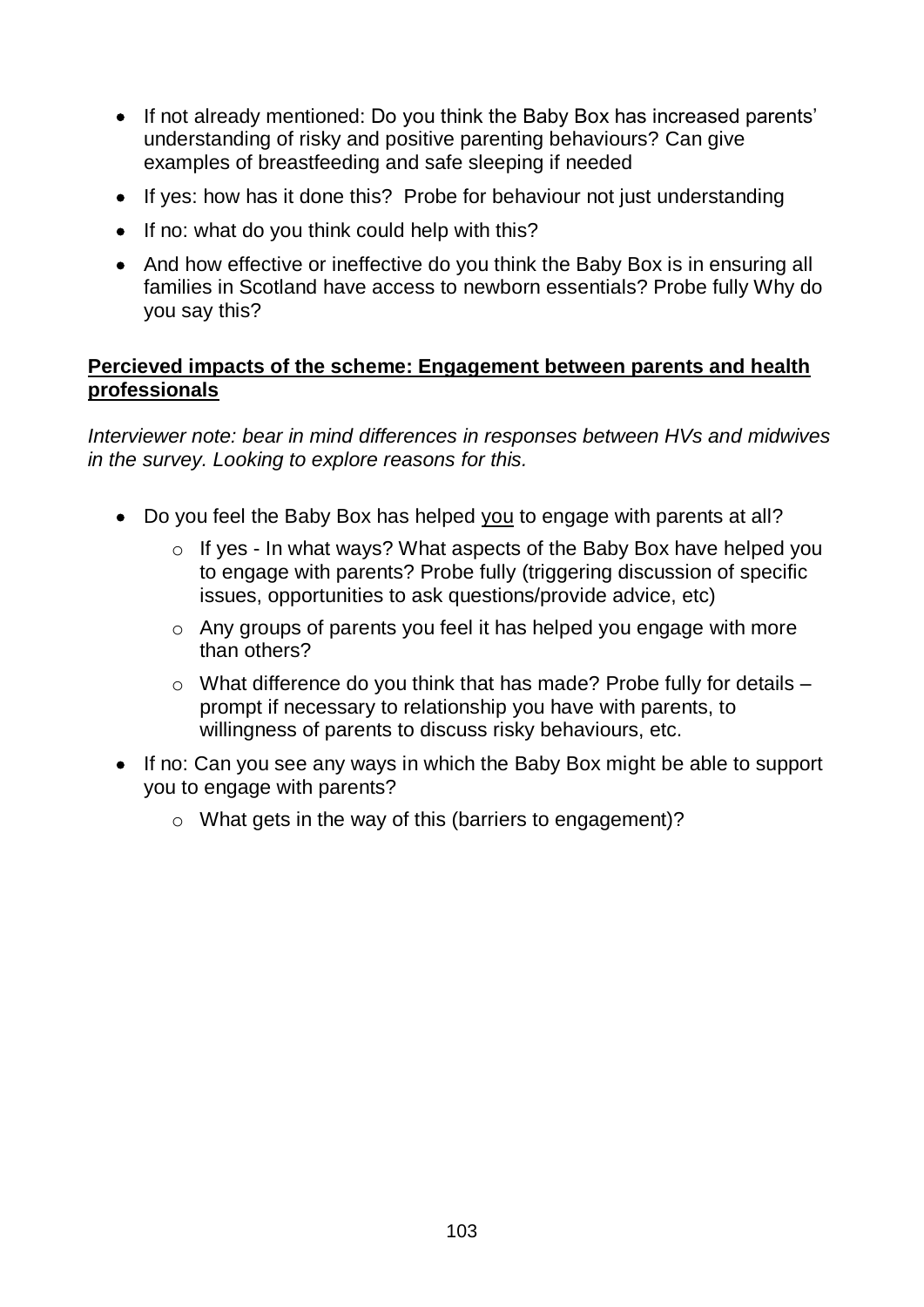- If not already mentioned: Do you think the Baby Box has increased parents' understanding of risky and positive parenting behaviours? Can give examples of breastfeeding and safe sleeping if needed
- If yes: how has it done this? Probe for behaviour not just understanding
- If no: what do you think could help with this?
- And how effective or ineffective do you think the Baby Box is in ensuring all families in Scotland have access to newborn essentials? Probe fully Why do you say this?

**<u>Percieved impacts of the scheme: Engagement between parents and health professionals</u>**

*Interviewer note: bear in mind differences in responses between HVs and midwives in the survey. Looking to explore reasons for this.*

- Do you feel the Baby Box has helped <u>you</u> to engage with parents at all?
    - If yes - In what ways? What aspects of the Baby Box have helped you to engage with parents? Probe fully (triggering discussion of specific issues, opportunities to ask questions/provide advice, etc)
    - Any groups of parents you feel it has helped you engage with more than others?
    - What difference do you think that has made? Probe fully for details – prompt if necessary to relationship you have with parents, to willingness of parents to discuss risky behaviours, etc.
- If no: Can you see any ways in which the Baby Box might be able to support you to engage with parents?
    - What gets in the way of this (barriers to engagement)?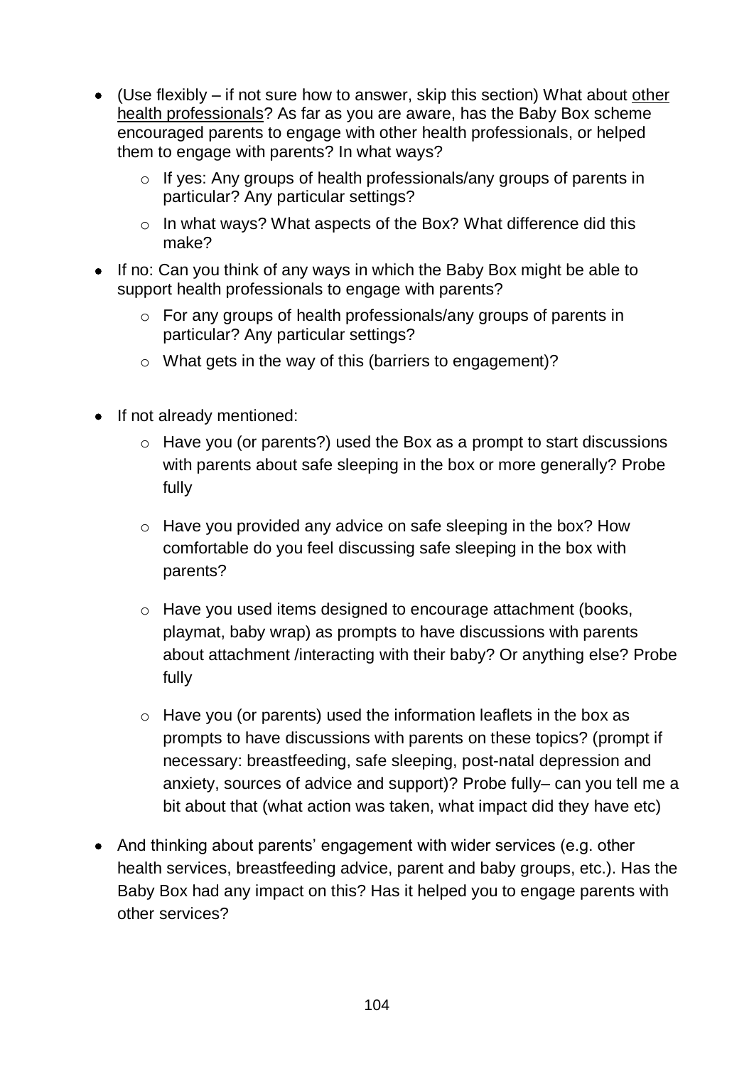- (Use flexibly – if not sure how to answer, skip this section) What about <u>other health professionals</u>? As far as you are aware, has the Baby Box scheme encouraged parents to engage with other health professionals, or helped them to engage with parents? In what ways?
  - If yes: Any groups of health professionals/any groups of parents in particular? Any particular settings?
  - In what ways? What aspects of the Box? What difference did this make?
- If no: Can you think of any ways in which the Baby Box might be able to support health professionals to engage with parents?
  - For any groups of health professionals/any groups of parents in particular? Any particular settings?
  - What gets in the way of this (barriers to engagement)?
- If not already mentioned:
  - Have you (or parents?) used the Box as a prompt to start discussions with parents about safe sleeping in the box or more generally? Probe fully
  - Have you provided any advice on safe sleeping in the box? How comfortable do you feel discussing safe sleeping in the box with parents?
  - Have you used items designed to encourage attachment (books, playmat, baby wrap) as prompts to have discussions with parents about attachment /interacting with their baby? Or anything else? Probe fully
  - Have you (or parents) used the information leaflets in the box as prompts to have discussions with parents on these topics? (prompt if necessary: breastfeeding, safe sleeping, post-natal depression and anxiety, sources of advice and support)? Probe fully– can you tell me a bit about that (what action was taken, what impact did they have etc)
- And thinking about parents' engagement with wider services (e.g. other health services, breastfeeding advice, parent and baby groups, etc.). Has the Baby Box had any impact on this? Has it helped you to engage parents with other services?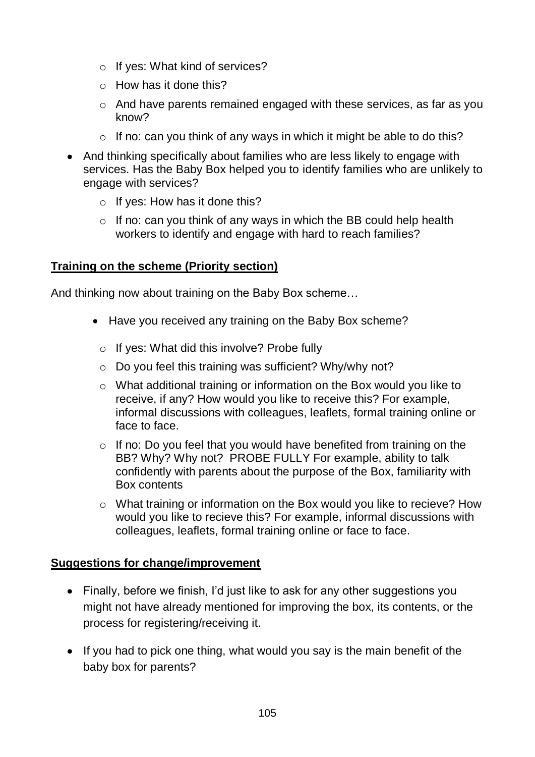- If yes: What kind of services?
  - How has it done this?
  - And have parents remained engaged with these services, as far as you know?
  - If no: can you think of any ways in which it might be able to do this?
- And thinking specifically about families who are less likely to engage with services. Has the Baby Box helped you to identify families who are unlikely to engage with services?
  - If yes: How has it done this?
  - If no: can you think of any ways in which the BB could help health workers to identify and engage with hard to reach families?

**Training on the scheme (Priority section)**

And thinking now about training on the Baby Box scheme…

- Have you received any training on the Baby Box scheme?
  - If yes: What did this involve? Probe fully
  - Do you feel this training was sufficient? Why/why not?
  - What additional training or information on the Box would you like to receive, if any? How would you like to receive this? For example, informal discussions with colleagues, leaflets, formal training online or face to face.
  - If no: Do you feel that you would have benefited from training on the BB? Why? Why not? PROBE FULLY For example, ability to talk confidently with parents about the purpose of the Box, familiarity with Box contents
  - What training or information on the Box would you like to recieve? How would you like to recieve this? For example, informal discussions with colleagues, leaflets, formal training online or face to face.

**Suggestions for change/improvement**

- Finally, before we finish, I'd just like to ask for any other suggestions you might not have already mentioned for improving the box, its contents, or the process for registering/receiving it.
- If you had to pick one thing, what would you say is the main benefit of the baby box for parents?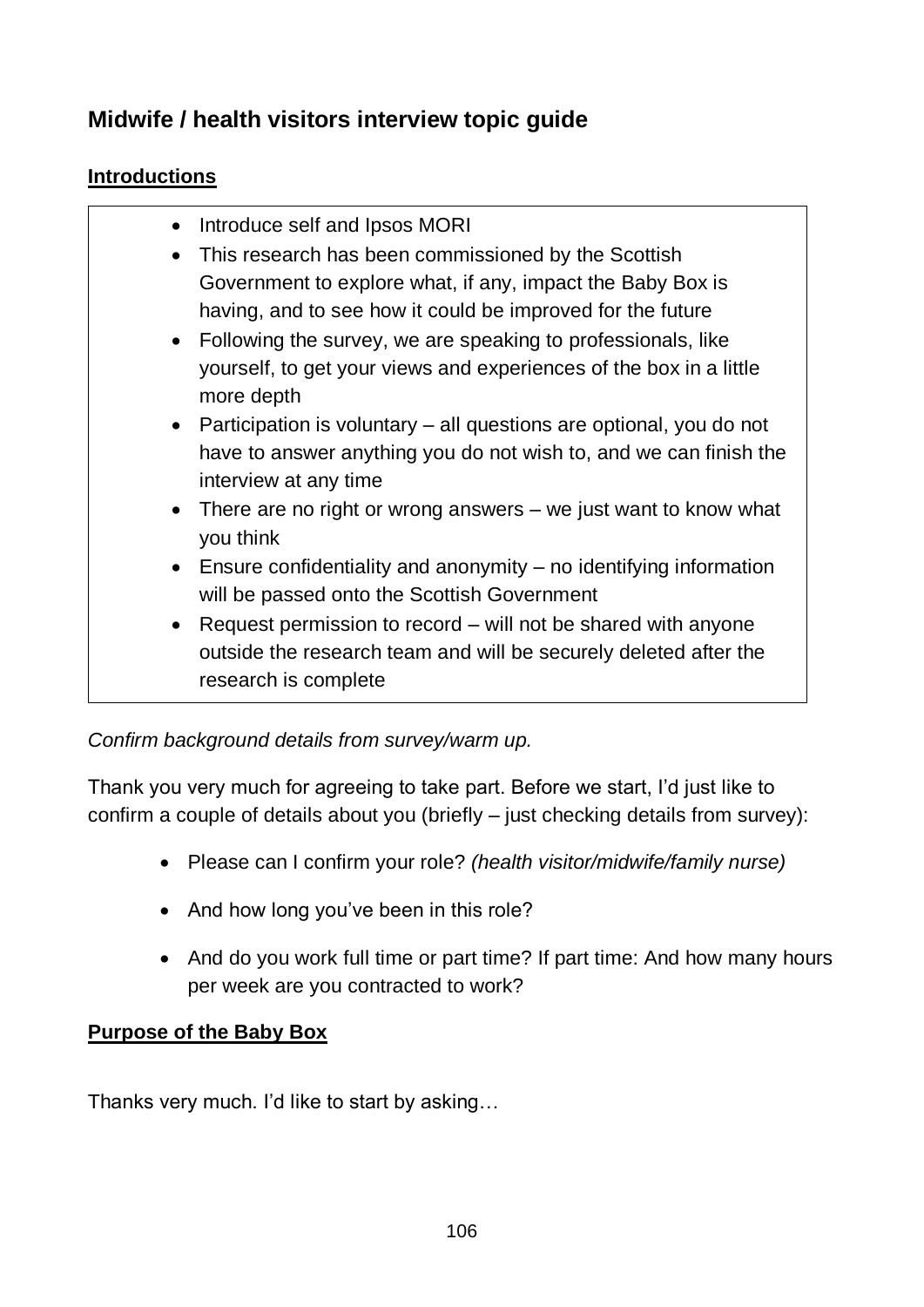## Midwife / health visitors interview topic guide

### Introductions

- Introduce self and Ipsos MORI
- This research has been commissioned by the Scottish Government to explore what, if any, impact the Baby Box is having, and to see how it could be improved for the future
- Following the survey, we are speaking to professionals, like yourself, to get your views and experiences of the box in a little more depth
- Participation is voluntary – all questions are optional, you do not have to answer anything you do not wish to, and we can finish the interview at any time
- There are no right or wrong answers – we just want to know what you think
- Ensure confidentiality and anonymity – no identifying information will be passed onto the Scottish Government
- Request permission to record – will not be shared with anyone outside the research team and will be securely deleted after the research is complete

*Confirm background details from survey/warm up.*

Thank you very much for agreeing to take part. Before we start, I'd just like to confirm a couple of details about you (briefly – just checking details from survey):

- Please can I confirm your role? *(health visitor/midwife/family nurse)*
- And how long you've been in this role?
- And do you work full time or part time? If part time: And how many hours per week are you contracted to work?

### Purpose of the Baby Box

Thanks very much. I'd like to start by asking…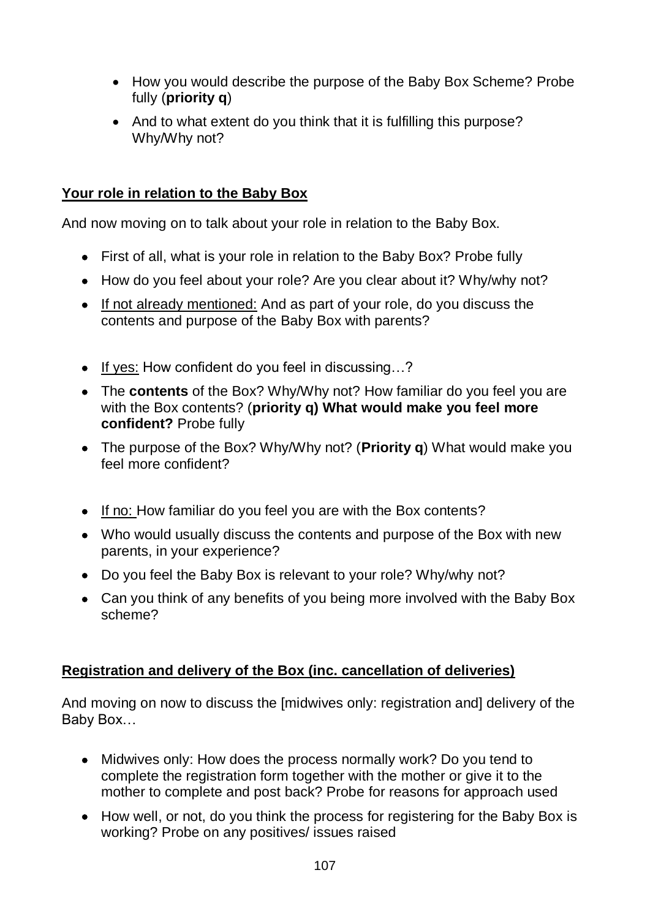- How you would describe the purpose of the Baby Box Scheme? Probe fully (**priority q**)
- And to what extent do you think that it is fulfilling this purpose? Why/Why not?

## Your role in relation to the Baby Box

And now moving on to talk about your role in relation to the Baby Box.

- First of all, what is your role in relation to the Baby Box? Probe fully
- How do you feel about your role? Are you clear about it? Why/why not?
- If not already mentioned: And as part of your role, do you discuss the contents and purpose of the Baby Box with parents?

- If yes: How confident do you feel in discussing…?
- The **contents** of the Box? Why/Why not? How familiar do you feel you are with the Box contents? (**priority q) What would make you feel more confident?** Probe fully
- The purpose of the Box? Why/Why not? (**Priority q**) What would make you feel more confident?

- If no: How familiar do you feel you are with the Box contents?
- Who would usually discuss the contents and purpose of the Box with new parents, in your experience?
- Do you feel the Baby Box is relevant to your role? Why/why not?
- Can you think of any benefits of you being more involved with the Baby Box scheme?

## Registration and delivery of the Box (inc. cancellation of deliveries)

And moving on now to discuss the [midwives only: registration and] delivery of the Baby Box…

- Midwives only: How does the process normally work? Do you tend to complete the registration form together with the mother or give it to the mother to complete and post back? Probe for reasons for approach used
- How well, or not, do you think the process for registering for the Baby Box is working? Probe on any positives/ issues raised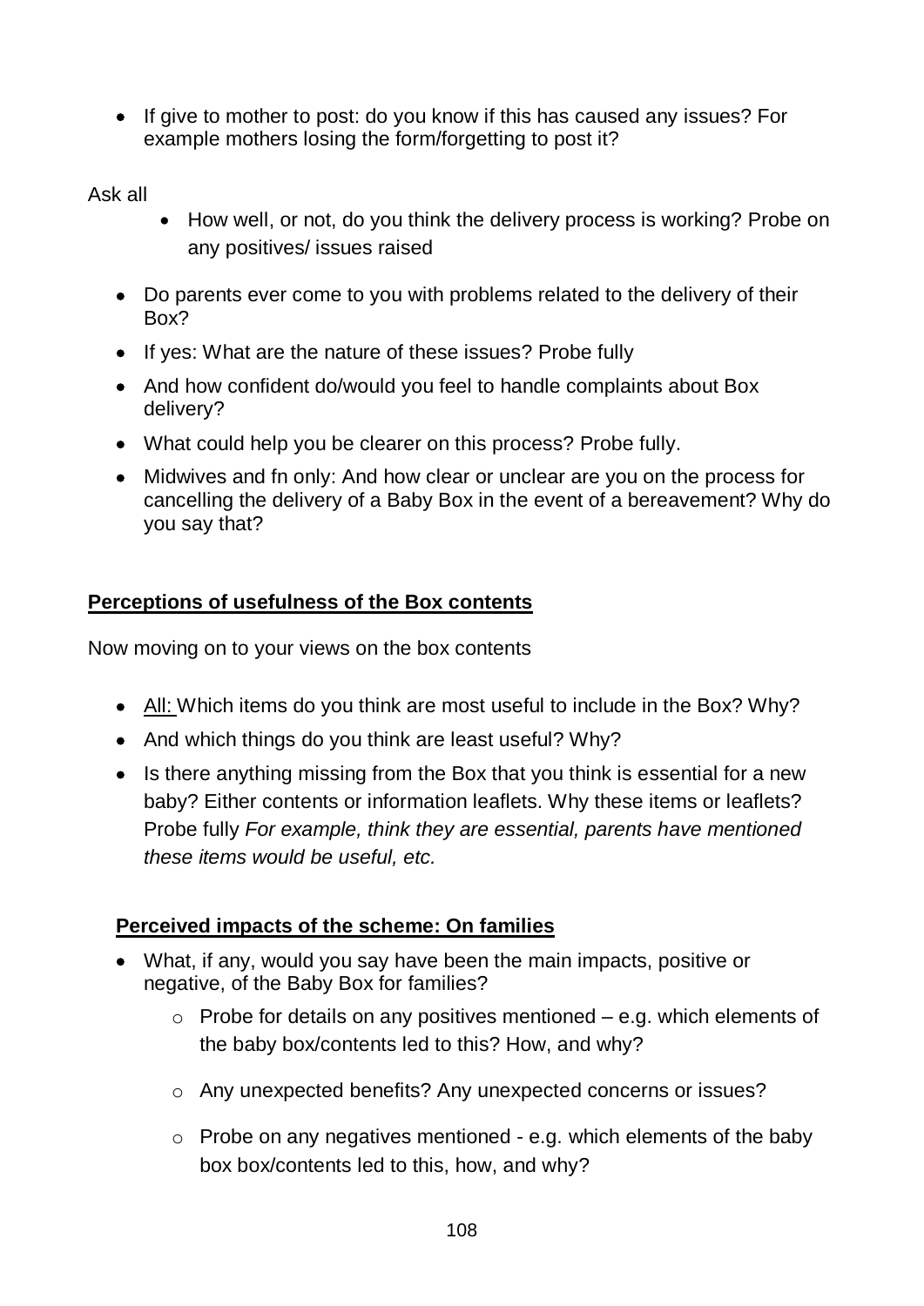- If give to mother to post: do you know if this has caused any issues? For example mothers losing the form/forgetting to post it?

Ask all

- How well, or not, do you think the delivery process is working? Probe on any positives/ issues raised
- Do parents ever come to you with problems related to the delivery of their Box?
- If yes: What are the nature of these issues? Probe fully
- And how confident do/would you feel to handle complaints about Box delivery?
- What could help you be clearer on this process? Probe fully.
- Midwives and fn only: And how clear or unclear are you on the process for cancelling the delivery of a Baby Box in the event of a bereavement? Why do you say that?

**Perceptions of usefulness of the Box contents**

Now moving on to your views on the box contents

- All: Which items do you think are most useful to include in the Box? Why?
- And which things do you think are least useful? Why?
- Is there anything missing from the Box that you think is essential for a new baby? Either contents or information leaflets. Why these items or leaflets? Probe fully *For example, think they are essential, parents have mentioned these items would be useful, etc.*

**Perceived impacts of the scheme: On families**

- What, if any, would you say have been the main impacts, positive or negative, of the Baby Box for families?
  - Probe for details on any positives mentioned – e.g. which elements of the baby box/contents led to this? How, and why?
  - Any unexpected benefits? Any unexpected concerns or issues?
  - Probe on any negatives mentioned - e.g. which elements of the baby box box/contents led to this, how, and why?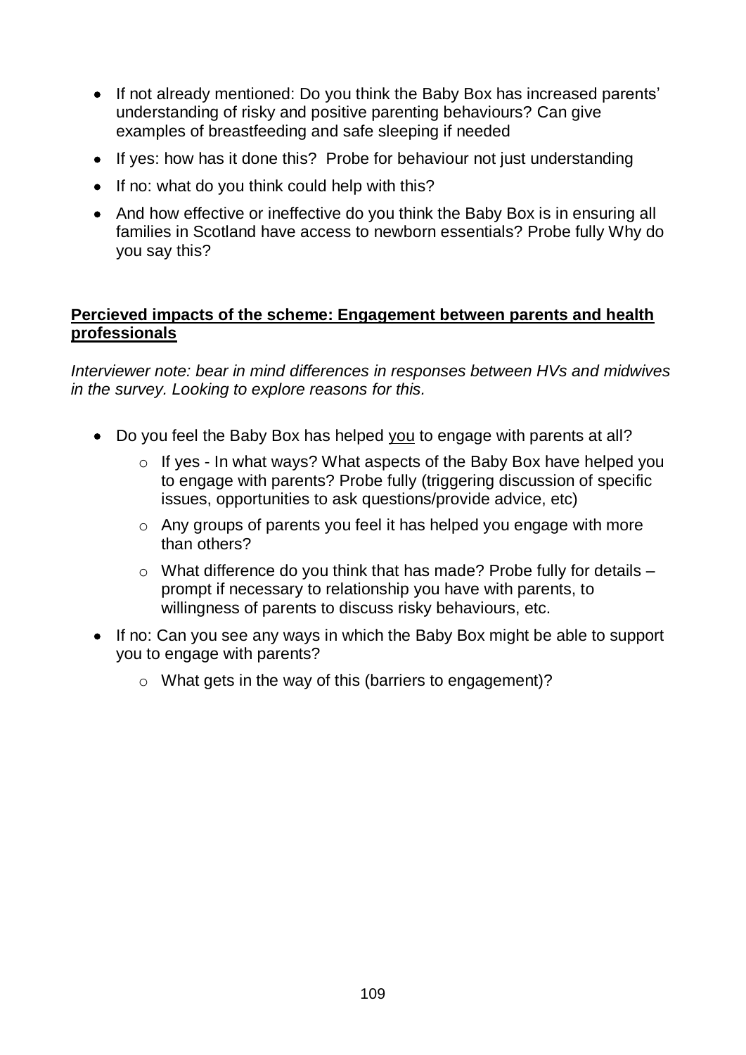- If not already mentioned: Do you think the Baby Box has increased parents' understanding of risky and positive parenting behaviours? Can give examples of breastfeeding and safe sleeping if needed
- If yes: how has it done this? Probe for behaviour not just understanding
- If no: what do you think could help with this?
- And how effective or ineffective do you think the Baby Box is in ensuring all families in Scotland have access to newborn essentials? Probe fully Why do you say this?

**<u>Percieved impacts of the scheme: Engagement between parents and health professionals</u>**

*Interviewer note: bear in mind differences in responses between HVs and midwives in the survey. Looking to explore reasons for this.*

- Do you feel the Baby Box has helped <u>you</u> to engage with parents at all?
  - If yes - In what ways? What aspects of the Baby Box have helped you to engage with parents? Probe fully (triggering discussion of specific issues, opportunities to ask questions/provide advice, etc)
  - Any groups of parents you feel it has helped you engage with more than others?
  - What difference do you think that has made? Probe fully for details – prompt if necessary to relationship you have with parents, to willingness of parents to discuss risky behaviours, etc.
- If no: Can you see any ways in which the Baby Box might be able to support you to engage with parents?
  - What gets in the way of this (barriers to engagement)?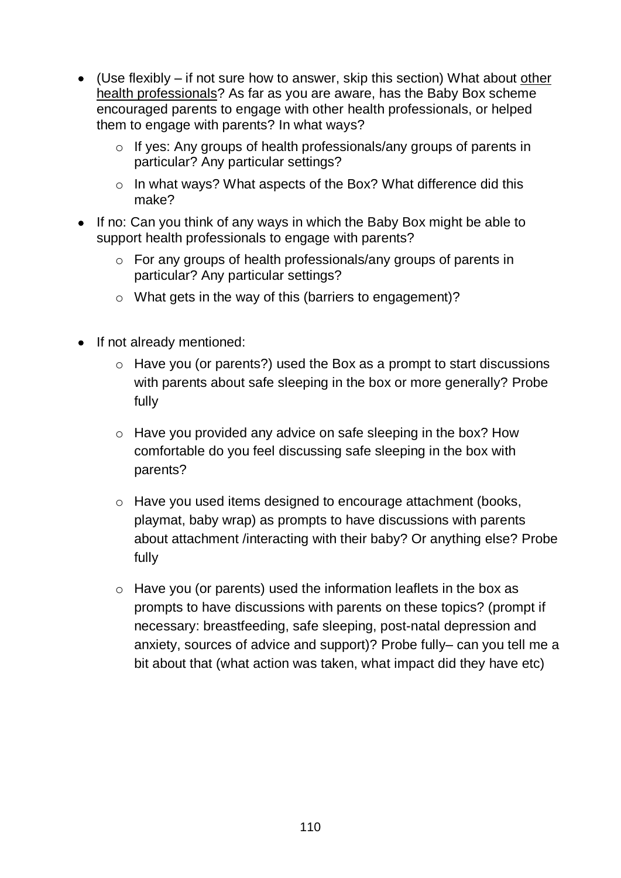- (Use flexibly – if not sure how to answer, skip this section) What about <u>other health professionals</u>? As far as you are aware, has the Baby Box scheme encouraged parents to engage with other health professionals, or helped them to engage with parents? In what ways?
    - If yes: Any groups of health professionals/any groups of parents in particular? Any particular settings?
    - In what ways? What aspects of the Box? What difference did this make?
- If no: Can you think of any ways in which the Baby Box might be able to support health professionals to engage with parents?
    - For any groups of health professionals/any groups of parents in particular? Any particular settings?
    - What gets in the way of this (barriers to engagement)?

- If not already mentioned:
    - Have you (or parents?) used the Box as a prompt to start discussions with parents about safe sleeping in the box or more generally? Probe fully
    - Have you provided any advice on safe sleeping in the box? How comfortable do you feel discussing safe sleeping in the box with parents?
    - Have you used items designed to encourage attachment (books, playmat, baby wrap) as prompts to have discussions with parents about attachment /interacting with their baby? Or anything else? Probe fully
    - Have you (or parents) used the information leaflets in the box as prompts to have discussions with parents on these topics? (prompt if necessary: breastfeeding, safe sleeping, post-natal depression and anxiety, sources of advice and support)? Probe fully– can you tell me a bit about that (what action was taken, what impact did they have etc)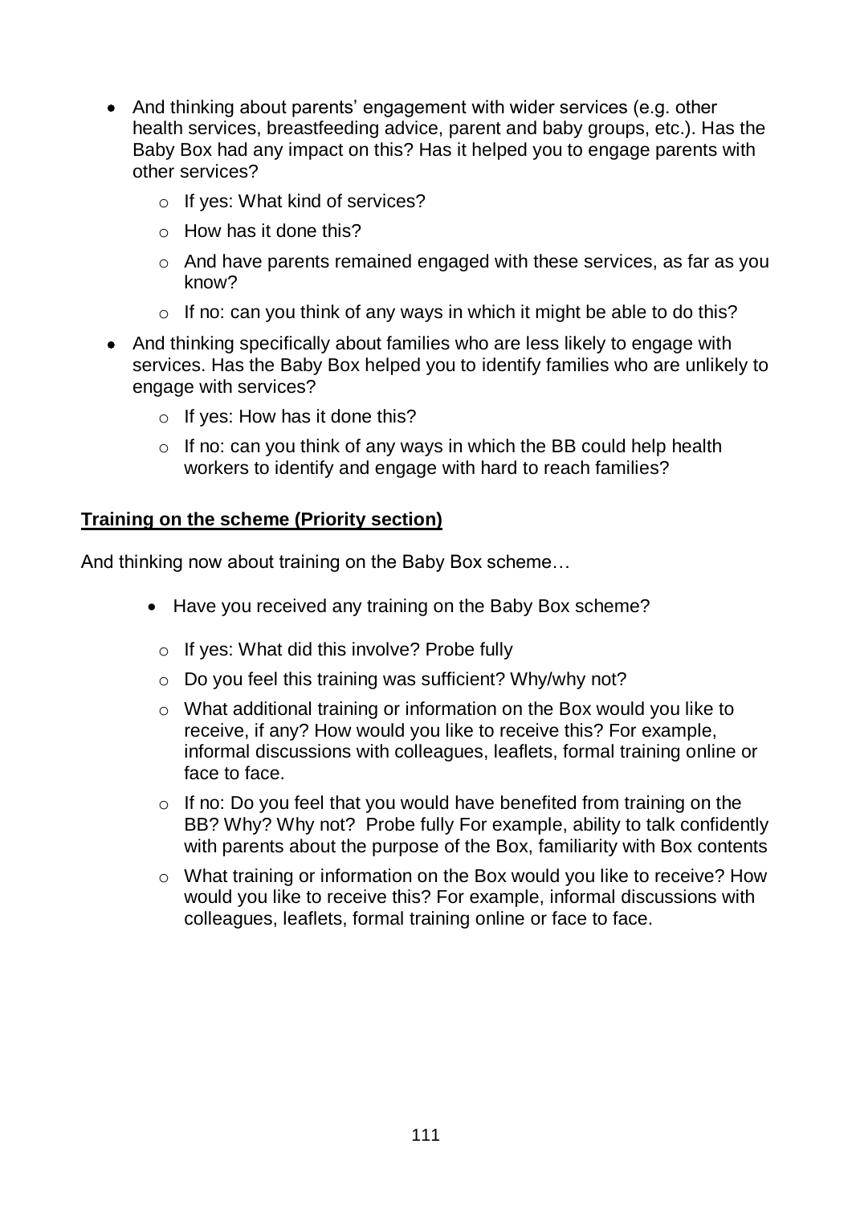- And thinking about parents' engagement with wider services (e.g. other health services, breastfeeding advice, parent and baby groups, etc.). Has the Baby Box had any impact on this? Has it helped you to engage parents with other services?
  - If yes: What kind of services?
  - How has it done this?
  - And have parents remained engaged with these services, as far as you know?
  - If no: can you think of any ways in which it might be able to do this?
- And thinking specifically about families who are less likely to engage with services. Has the Baby Box helped you to identify families who are unlikely to engage with services?
  - If yes: How has it done this?
  - If no: can you think of any ways in which the BB could help health workers to identify and engage with hard to reach families?

**Training on the scheme (Priority section)**

And thinking now about training on the Baby Box scheme…

- Have you received any training on the Baby Box scheme?
  - If yes: What did this involve? Probe fully
  - Do you feel this training was sufficient? Why/why not?
  - What additional training or information on the Box would you like to receive, if any? How would you like to receive this? For example, informal discussions with colleagues, leaflets, formal training online or face to face.
  - If no: Do you feel that you would have benefited from training on the BB? Why? Why not? Probe fully For example, ability to talk confidently with parents about the purpose of the Box, familiarity with Box contents
  - What training or information on the Box would you like to receive? How would you like to receive this? For example, informal discussions with colleagues, leaflets, formal training online or face to face.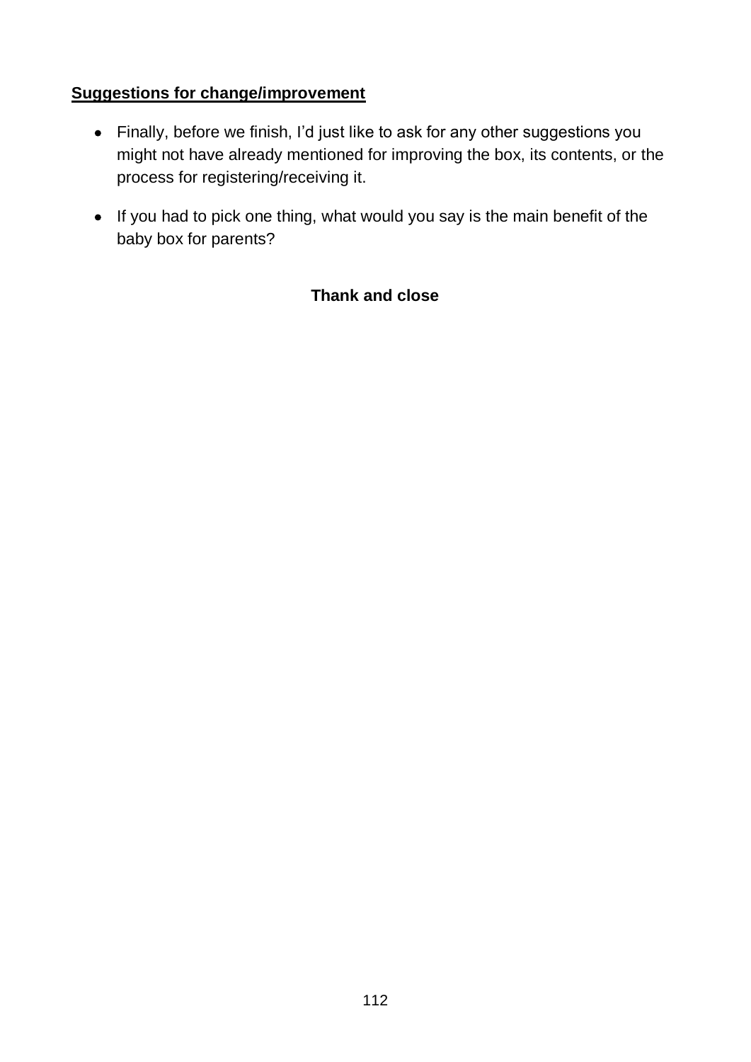**Suggestions for change/improvement**

- Finally, before we finish, I'd just like to ask for any other suggestions you might not have already mentioned for improving the box, its contents, or the process for registering/receiving it.
- If you had to pick one thing, what would you say is the main benefit of the baby box for parents?

**Thank and close**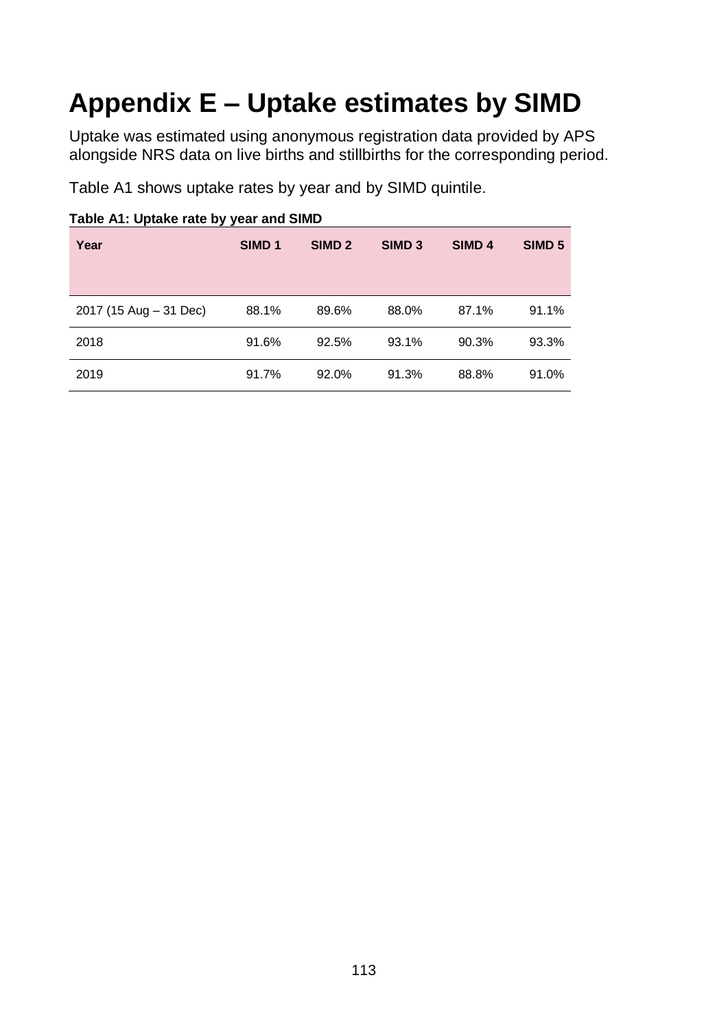# Appendix E – Uptake estimates by SIMD

Uptake was estimated using anonymous registration data provided by APS alongside NRS data on live births and stillbirths for the corresponding period.

Table A1 shows uptake rates by year and by SIMD quintile.

**Table A1: Uptake rate by year and SIMD**

| Year | SIMD 1 | SIMD 2 | SIMD 3 | SIMD 4 | SIMD 5 |
|---|---|---|---|---|---|
| 2017 (15 Aug – 31 Dec) | 88.1% | 89.6% | 88.0% | 87.1% | 91.1% |
| 2018 | 91.6% | 92.5% | 93.1% | 90.3% | 93.3% |
| 2019 | 91.7% | 92.0% | 91.3% | 88.8% | 91.0% |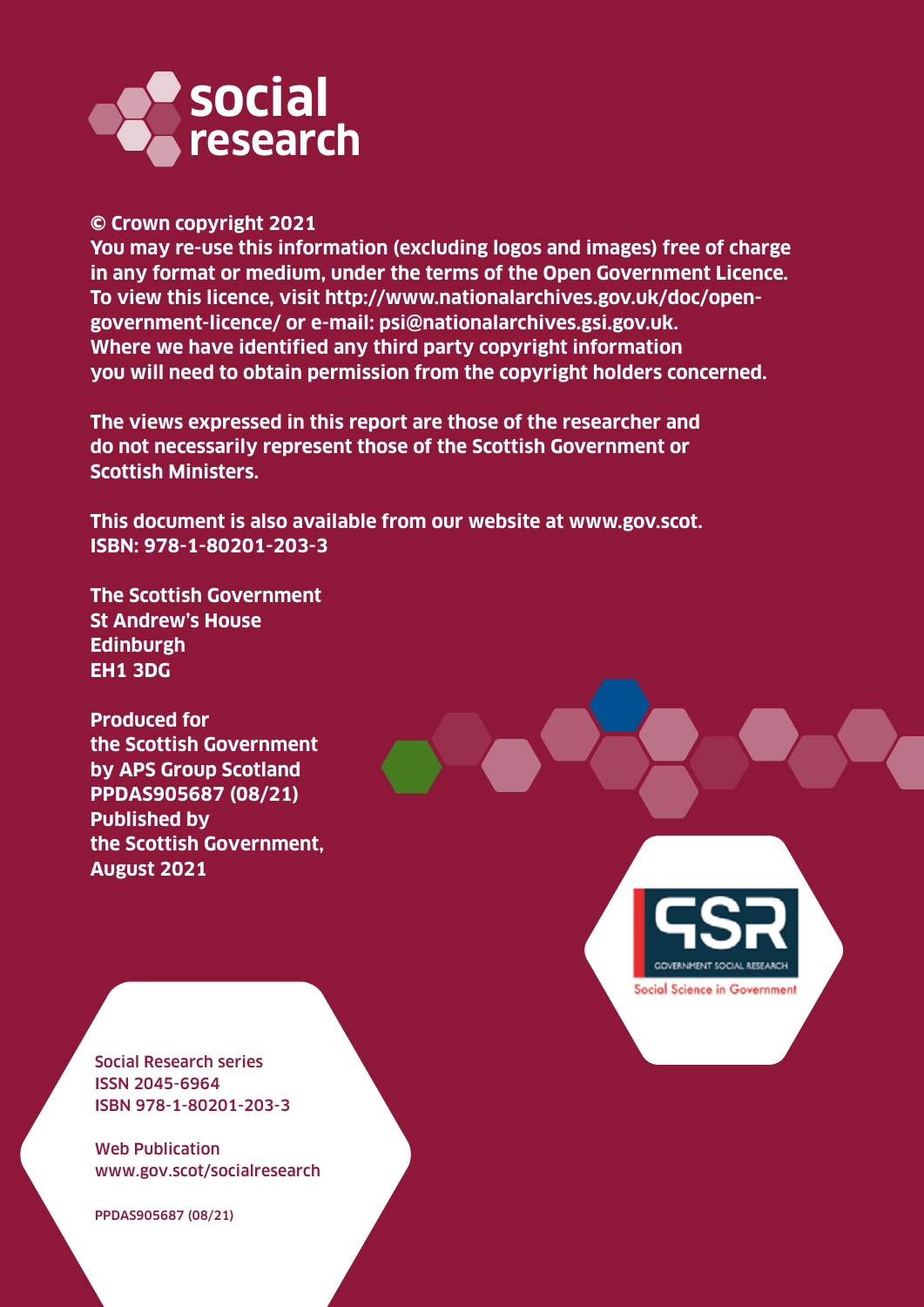social research

**© Crown copyright 2021**
**You may re-use this information (excluding logos and images) free of charge in any format or medium, under the terms of the Open Government Licence. To view this licence, visit http://www.nationalarchives.gov.uk/doc/open-government-licence/ or e-mail: psi@nationalarchives.gsi.gov.uk. Where we have identified any third party copyright information you will need to obtain permission from the copyright holders concerned.**

**The views expressed in this report are those of the researcher and do not necessarily represent those of the Scottish Government or Scottish Ministers.**

**This document is also available from our website at www.gov.scot.**
**ISBN: 978-1-80201-203-3**

**The Scottish Government**
**St Andrew's House**
**Edinburgh**
**EH1 3DG**

**Produced for the Scottish Government by APS Group Scotland**
**PPDAS905687 (08/21)**
**Published by the Scottish Government, August 2021**

GSR
GOVERNMENT SOCIAL RESEARCH
Social Science in Government

Social Research series
ISSN 2045-6964
ISBN 978-1-80201-203-3

Web Publication
www.gov.scot/socialresearch

PPDAS905687 (08/21)